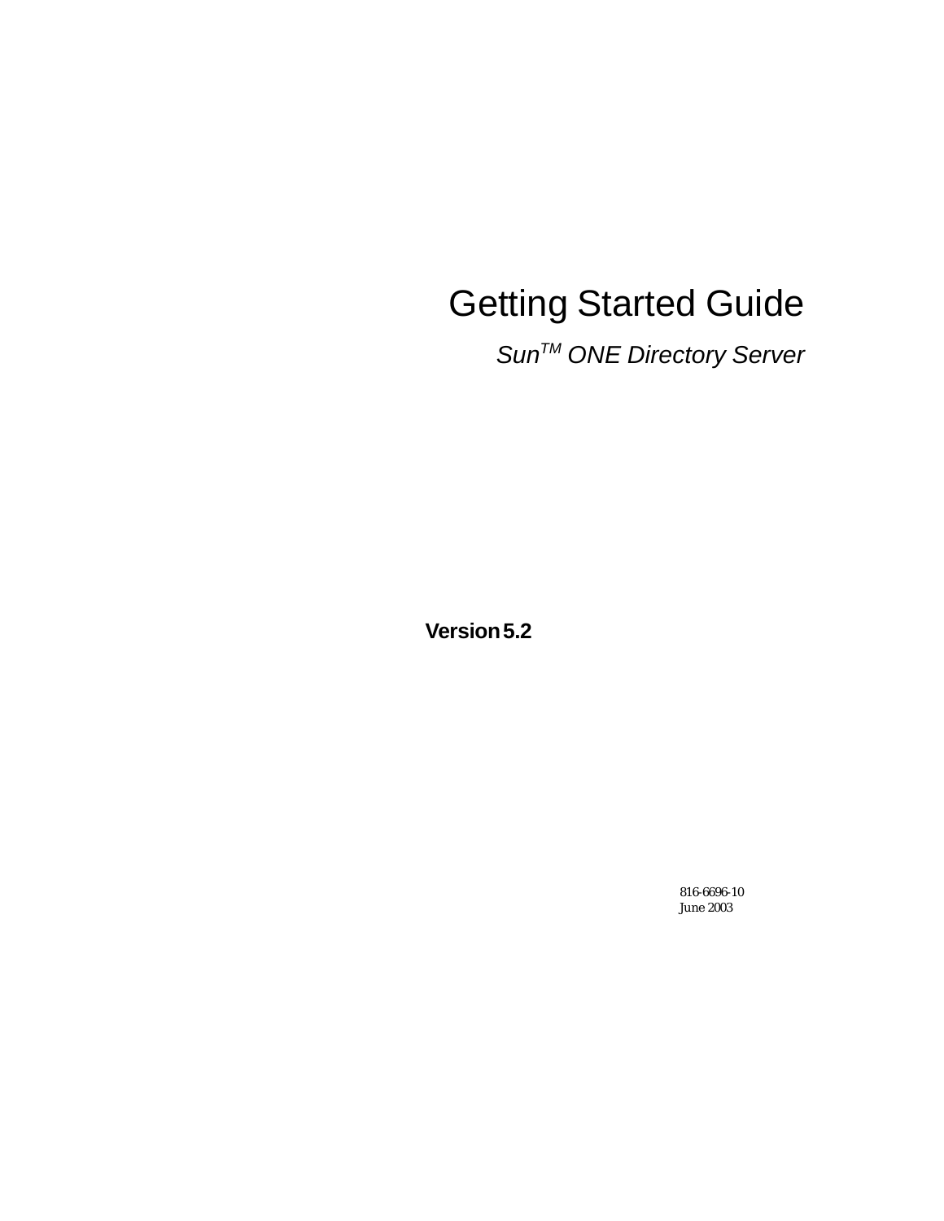# Getting Started Guide

*Sun[TM] ONE Directory Server*

**Version 5.2**

816-6696-10
June 2003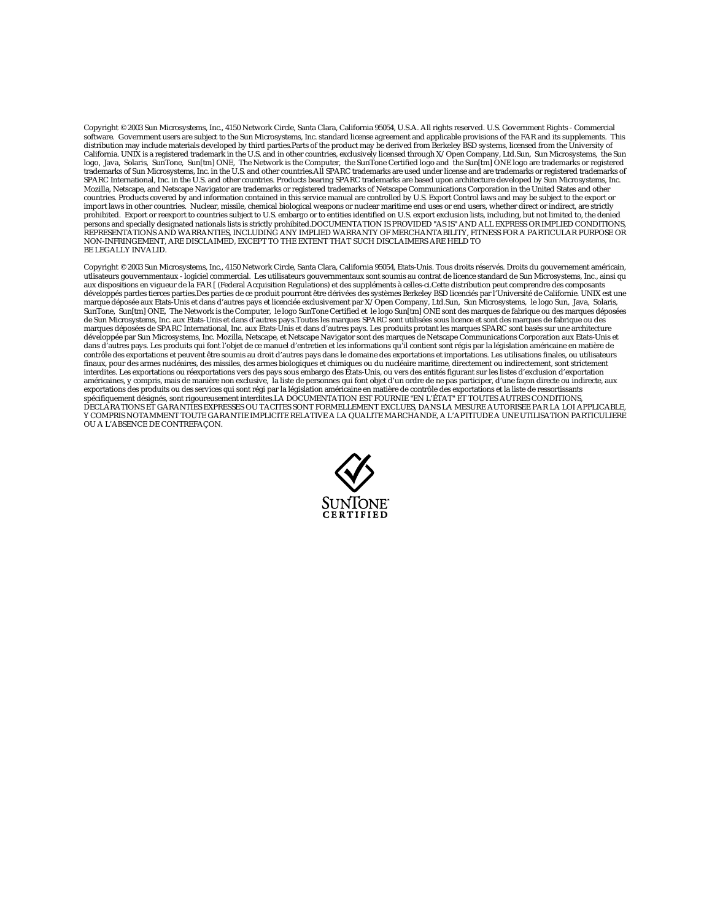Copyright © 2003 Sun Microsystems, Inc., 4150 Network Circle, Santa Clara, California 95054, U.S.A. All rights reserved. U.S. Government Rights - Commercial software. Government users are subject to the Sun Microsystems, Inc. standard license agreement and applicable provisions of the FAR and its supplements. This distribution may include materials developed by third parties.Parts of the product may be derived from Berkeley BSD systems, licensed from the University of California. UNIX is a registered trademark in the U.S. and in other countries, exclusively licensed through X/Open Company, Ltd.Sun, Sun Microsystems, the Sun logo, Java, Solaris, SunTone, Sun[tm] ONE, The Network is the Computer, the SunTone Certified logo and the Sun[tm] ONE logo are trademarks or registered trademarks of Sun Microsystems, Inc. in the U.S. and other countries.All SPARC trademarks are used under license and are trademarks or registered trademarks of SPARC International, Inc. in the U.S. and other countries. Products bearing SPARC trademarks are based upon architecture developed by Sun Microsystems, Inc. Mozilla, Netscape, and Netscape Navigator are trademarks or registered trademarks of Netscape Communications Corporation in the United States and other countries. Products covered by and information contained in this service manual are controlled by U.S. Export Control laws and may be subject to the export or import laws in other countries. Nuclear, missile, chemical biological weapons or nuclear maritime end uses or end users, whether direct or indirect, are strictly prohibited. Export or reexport to countries subject to U.S. embargo or to entities identified on U.S. export exclusion lists, including, but not limited to, the denied persons and specially designated nationals lists is strictly prohibited.DOCUMENTATION IS PROVIDED "AS IS" AND ALL EXPRESS OR IMPLIED CONDITIONS, REPRESENTATIONS AND WARRANTIES, INCLUDING ANY IMPLIED WARRANTY OF MERCHANTABILITY, FITNESS FOR A PARTICULAR PURPOSE OR NON-INFRINGEMENT, ARE DISCLAIMED, EXCEPT TO THE EXTENT THAT SUCH DISCLAIMERS ARE HELD TO BE LEGALLY INVALID.

Copyright © 2003 Sun Microsystems, Inc., 4150 Network Circle, Santa Clara, California 95054, Etats-Unis. Tous droits réservés. Droits du gouvernement américain, utlisateurs gouvernmentaux - logiciel commercial. Les utilisateurs gouvernmentaux sont soumis au contrat de licence standard de Sun Microsystems, Inc., ainsi qu aux dispositions en vigueur de la FAR [ (Federal Acquisition Regulations) et des suppléments à celles-ci.Cette distribution peut comprendre des composants développés pardes tierces parties.Des parties de ce produit pourront être dérivées des systèmes Berkeley BSD licenciés par l'Université de Californie. UNIX est une marque déposée aux Etats-Unis et dans d'autres pays et licenciée exclusivement par X/Open Company, Ltd.Sun, Sun Microsystems, le logo Sun, Java, Solaris, SunTone, Sun[tm] ONE, The Network is the Computer, le logo SunTone Certified et le logo Sun[tm] ONE sont des marques de fabrique ou des marques déposées de Sun Microsystems, Inc. aux Etats-Unis et dans d'autres pays.Toutes les marques SPARC sont utilisées sous licence et sont des marques de fabrique ou des marques déposées de SPARC International, Inc. aux Etats-Unis et dans d'autres pays. Les produits protant les marques SPARC sont basés sur une architecture développée par Sun Microsystems, Inc. Mozilla, Netscape, et Netscape Navigator sont des marques de Netscape Communications Corporation aux Etats-Unis et dans d'autres pays. Les produits qui font l'objet de ce manuel d'entretien et les informations qu'il contient sont régis par la législation américaine en matière de contrôle des exportations et peuvent être soumis au droit d'autres pays dans le domaine des exportations et importations. Les utilisations finales, ou utilisateurs finaux, pour des armes nucléaires, des missiles, des armes biologiques et chimiques ou du nucléaire maritime, directement ou indirectement, sont strictement interdites. Les exportations ou réexportations vers des pays sous embargo des États-Unis, ou vers des entités figurant sur les listes d'exclusion d'exportation américaines, y compris, mais de manière non exclusive, la liste de personnes qui font objet d'un ordre de ne pas participer, d'une façon directe ou indirecte, aux exportations des produits ou des services qui sont régi par la législation américaine en matière de contrôle des exportations et la liste de ressortissants spécifiquement désignés, sont rigoureusement interdites.LA DOCUMENTATION EST FOURNIE "EN L'ÉTAT" ET TOUTES AUTRES CONDITIONS, DECLARATIONS ET GARANTIES EXPRESSES OU TACITES SONT FORMELLEMENT EXCLUES, DANS LA MESURE AUTORISEE PAR LA LOI APPLICABLE, Y COMPRIS NOTAMMENT TOUTE GARANTIE IMPLICITE RELATIVE A LA QUALITE MARCHANDE, A L'APTITUDE A UNE UTILISATION PARTICULIERE OU A L'ABSENCE DE CONTREFAÇON.

SUNTONE™
CERTIFIED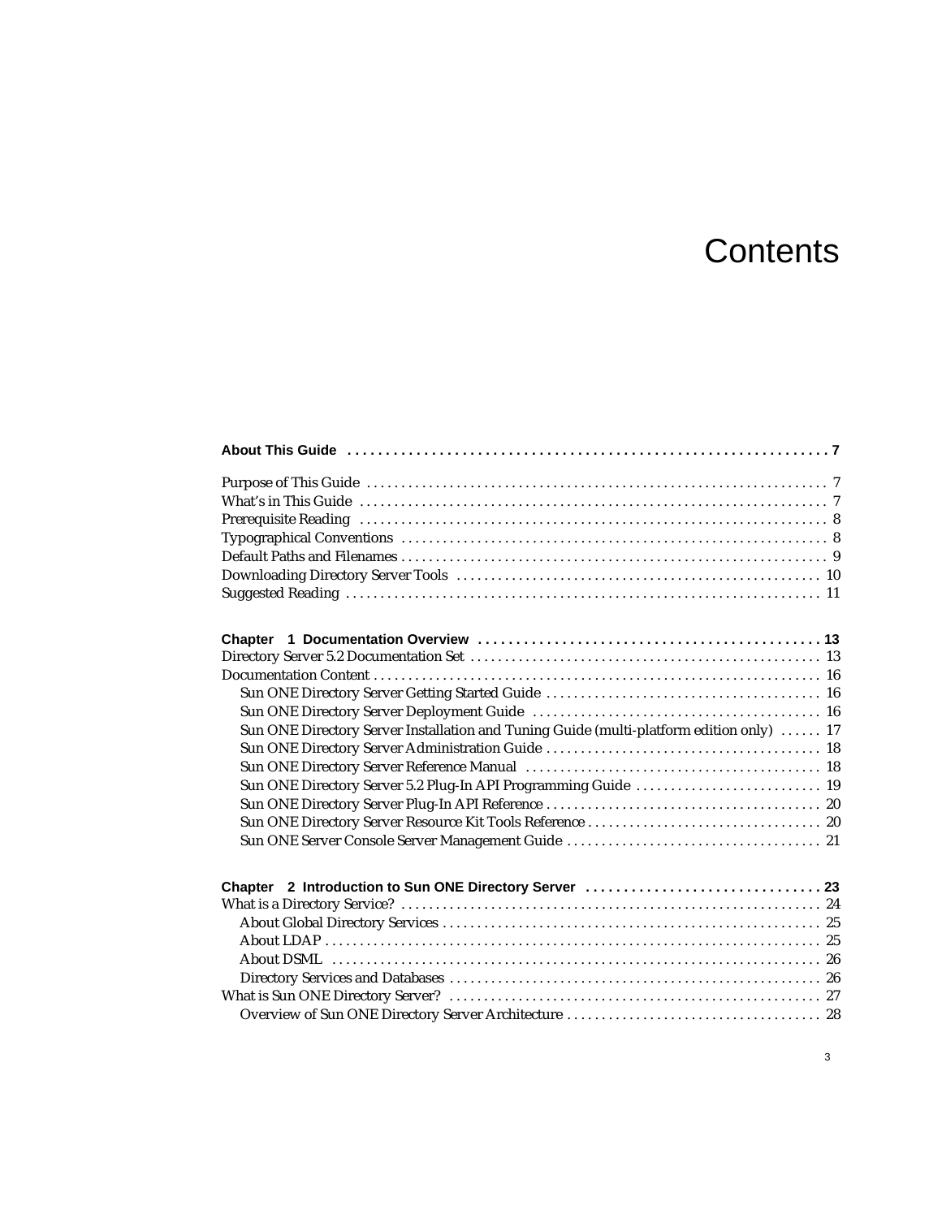# Contents

**About This Guide ... 7**

Purpose of This Guide ... 7
What's in This Guide ... 7
Prerequisite Reading ... 8
Typographical Conventions ... 8
Default Paths and Filenames ... 9
Downloading Directory Server Tools ... 10
Suggested Reading ... 11

**Chapter 1 Documentation Overview ... 13**

Directory Server 5.2 Documentation Set ... 13
Documentation Content ... 16
- Sun ONE Directory Server Getting Started Guide ... 16
- Sun ONE Directory Server Deployment Guide ... 16
- Sun ONE Directory Server Installation and Tuning Guide (multi-platform edition only) ... 17
- Sun ONE Directory Server Administration Guide ... 18
- Sun ONE Directory Server Reference Manual ... 18
- Sun ONE Directory Server 5.2 Plug-In API Programming Guide ... 19
- Sun ONE Directory Server Plug-In API Reference ... 20
- Sun ONE Directory Server Resource Kit Tools Reference ... 20
- Sun ONE Server Console Server Management Guide ... 21

**Chapter 2 Introduction to Sun ONE Directory Server ... 23**

What is a Directory Service? ... 24
- About Global Directory Services ... 25
- About LDAP ... 25
- About DSML ... 26
- Directory Services and Databases ... 26

What is Sun ONE Directory Server? ... 27
- Overview of Sun ONE Directory Server Architecture ... 28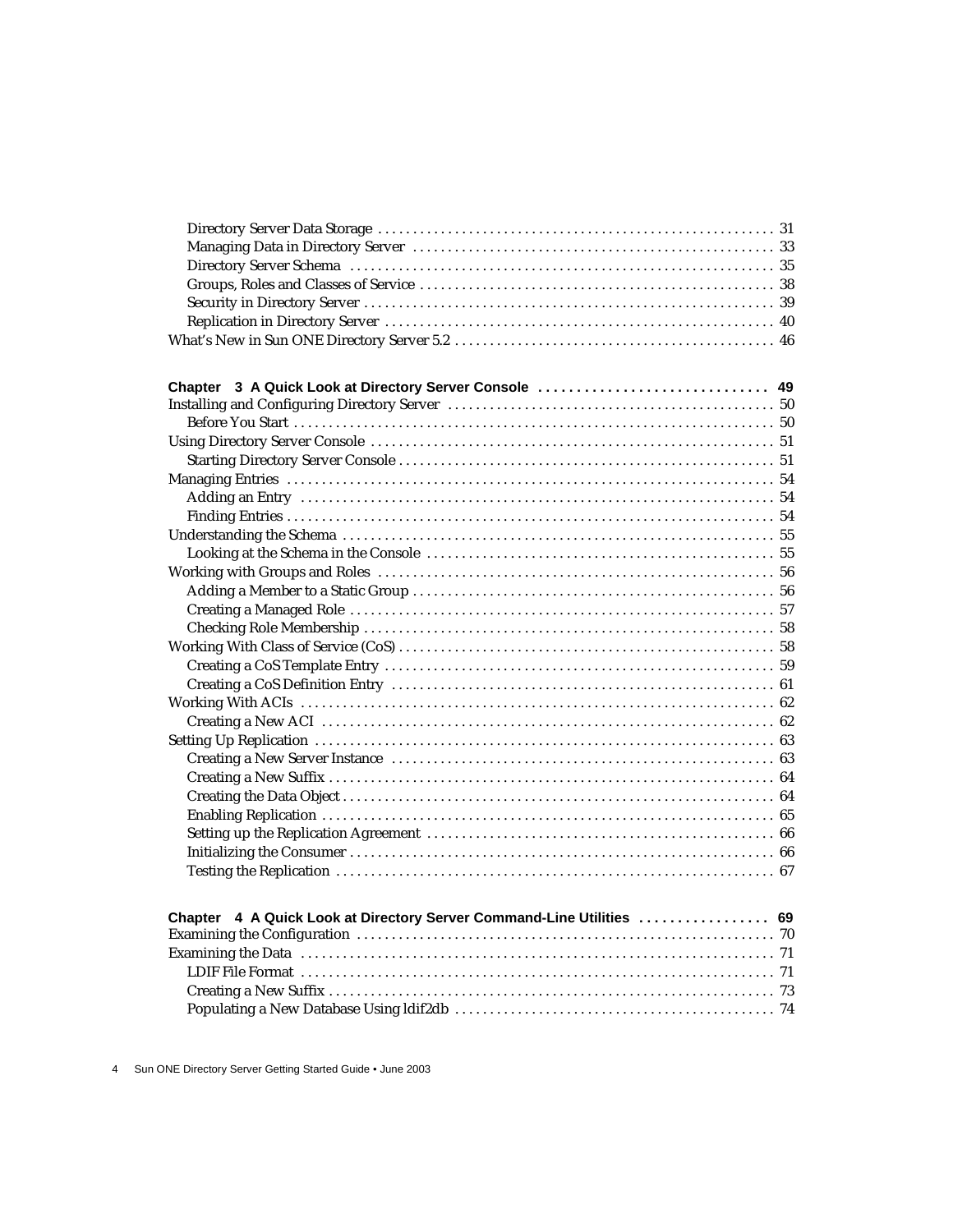- Directory Server Data Storage ........ 31
- Managing Data in Directory Server ........ 33
- Directory Server Schema ........ 35
- Groups, Roles and Classes of Service ........ 38
- Security in Directory Server ........ 39
- Replication in Directory Server ........ 40

What's New in Sun ONE Directory Server 5.2 ........ 46

**Chapter 3 A Quick Look at Directory Server Console ........ 49**

Installing and Configuring Directory Server ........ 50
- Before You Start ........ 50

Using Directory Server Console ........ 51
- Starting Directory Server Console ........ 51

Managing Entries ........ 54
- Adding an Entry ........ 54
- Finding Entries ........ 54

Understanding the Schema ........ 55
- Looking at the Schema in the Console ........ 55

Working with Groups and Roles ........ 56
- Adding a Member to a Static Group ........ 56
- Creating a Managed Role ........ 57
- Checking Role Membership ........ 58

Working With Class of Service (CoS) ........ 58
- Creating a CoS Template Entry ........ 59
- Creating a CoS Definition Entry ........ 61

Working With ACIs ........ 62
- Creating a New ACI ........ 62

Setting Up Replication ........ 63
- Creating a New Server Instance ........ 63
- Creating a New Suffix ........ 64
- Creating the Data Object ........ 64
- Enabling Replication ........ 65
- Setting up the Replication Agreement ........ 66
- Initializing the Consumer ........ 66
- Testing the Replication ........ 67

**Chapter 4 A Quick Look at Directory Server Command-Line Utilities ........ 69**

Examining the Configuration ........ 70

Examining the Data ........ 71
- LDIF File Format ........ 71
- Creating a New Suffix ........ 73
- Populating a New Database Using ldif2db ........ 74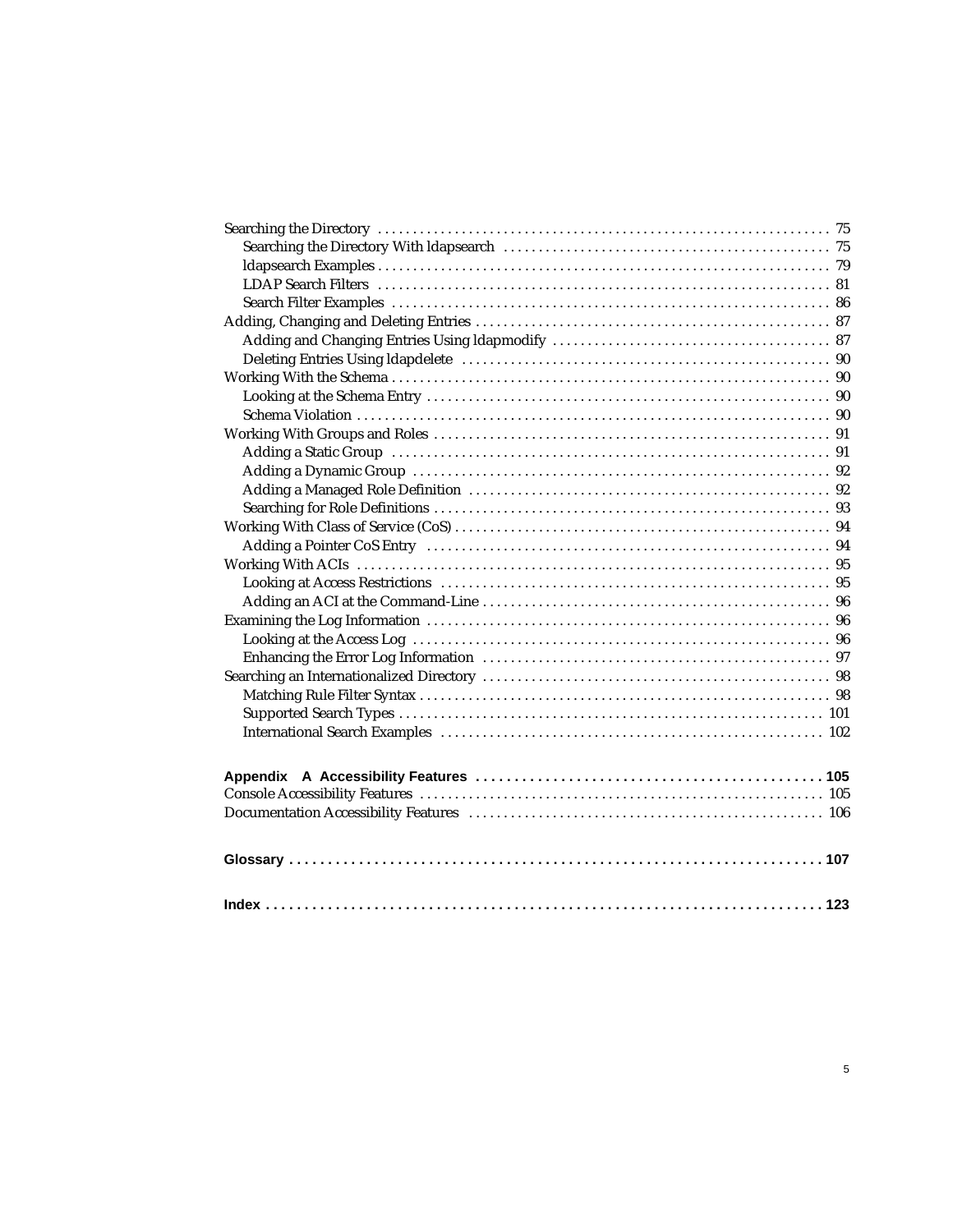Searching the Directory 75
  - Searching the Directory With ldapsearch 75
  - ldapsearch Examples 79
  - LDAP Search Filters 81
  - Search Filter Examples 86

Adding, Changing and Deleting Entries 87
  - Adding and Changing Entries Using ldapmodify 87
  - Deleting Entries Using ldapdelete 90

Working With the Schema 90
  - Looking at the Schema Entry 90
  - Schema Violation 90

Working With Groups and Roles 91
  - Adding a Static Group 91
  - Adding a Dynamic Group 92
  - Adding a Managed Role Definition 92
  - Searching for Role Definitions 93

Working With Class of Service (CoS) 94
  - Adding a Pointer CoS Entry 94

Working With ACIs 95
  - Looking at Access Restrictions 95
  - Adding an ACI at the Command-Line 96

Examining the Log Information 96
  - Looking at the Access Log 96
  - Enhancing the Error Log Information 97

Searching an Internationalized Directory 98
  - Matching Rule Filter Syntax 98
  - Supported Search Types 101
  - International Search Examples 102

**Appendix A Accessibility Features 105**

Console Accessibility Features 105

Documentation Accessibility Features 106

**Glossary 107**

**Index 123**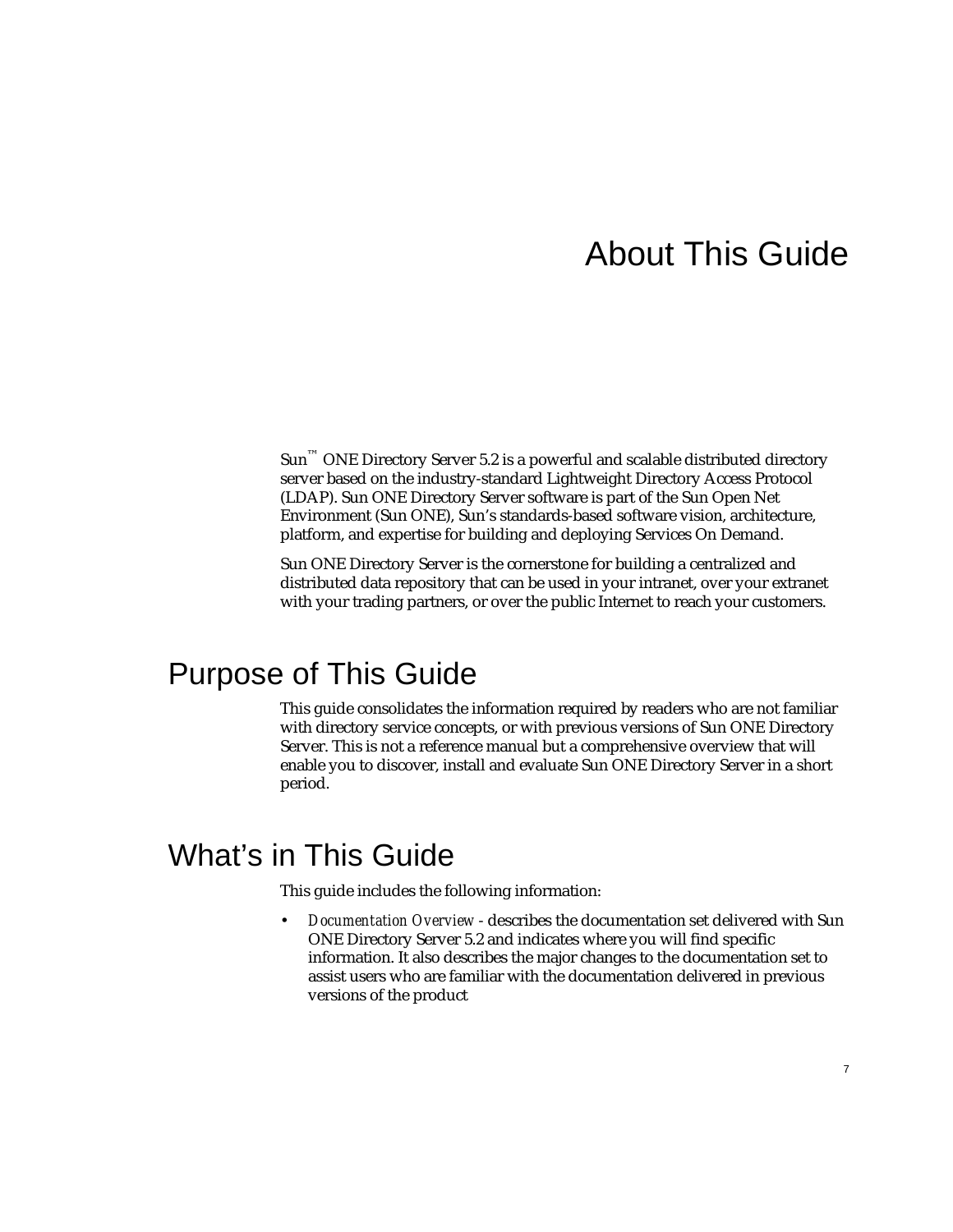# About This Guide

Sun™ ONE Directory Server 5.2 is a powerful and scalable distributed directory server based on the industry-standard Lightweight Directory Access Protocol (LDAP). Sun ONE Directory Server software is part of the Sun Open Net Environment (Sun ONE), Sun's standards-based software vision, architecture, platform, and expertise for building and deploying Services On Demand.

Sun ONE Directory Server is the cornerstone for building a centralized and distributed data repository that can be used in your intranet, over your extranet with your trading partners, or over the public Internet to reach your customers.

## Purpose of This Guide

This guide consolidates the information required by readers who are not familiar with directory service concepts, or with previous versions of Sun ONE Directory Server. This is not a reference manual but a comprehensive overview that will enable you to discover, install and evaluate Sun ONE Directory Server in a short period.

## What's in This Guide

This guide includes the following information:

- *Documentation Overview* - describes the documentation set delivered with Sun ONE Directory Server 5.2 and indicates where you will find specific information. It also describes the major changes to the documentation set to assist users who are familiar with the documentation delivered in previous versions of the product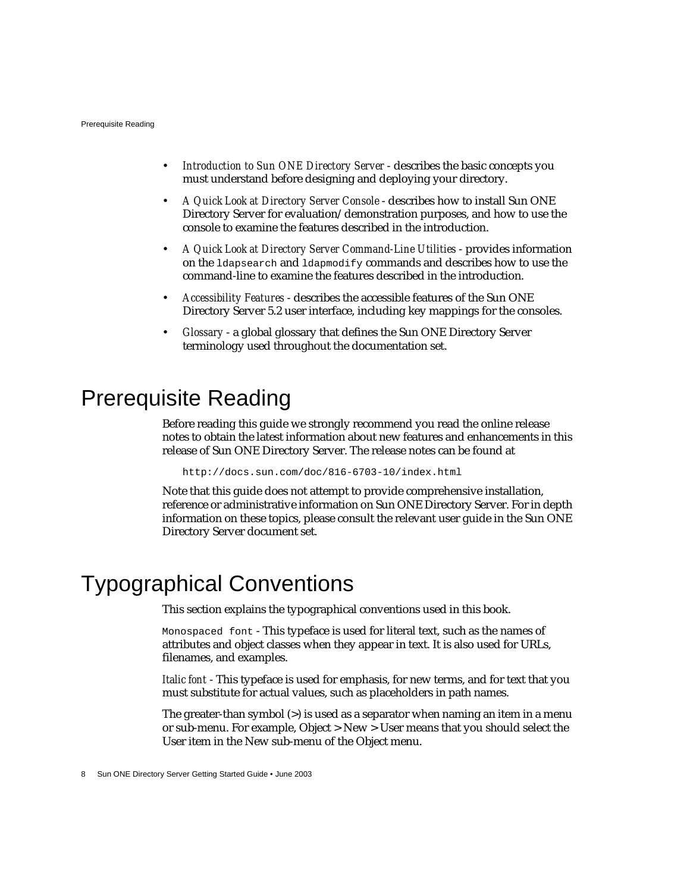- *Introduction to Sun ONE Directory Server* - describes the basic concepts you must understand before designing and deploying your directory.
- *A Quick Look at Directory Server Console* - describes how to install Sun ONE Directory Server for evaluation/demonstration purposes, and how to use the console to examine the features described in the introduction.
- *A Quick Look at Directory Server Command-Line Utilities* - provides information on the `ldapsearch` and `ldapmodify` commands and describes how to use the command-line to examine the features described in the introduction.
- *Accessibility Features* - describes the accessible features of the Sun ONE Directory Server 5.2 user interface, including key mappings for the consoles.
- *Glossary* - a global glossary that defines the Sun ONE Directory Server terminology used throughout the documentation set.

# Prerequisite Reading

Before reading this guide we strongly recommend you read the online release notes to obtain the latest information about new features and enhancements in this release of Sun ONE Directory Server. The release notes can be found at

```
http://docs.sun.com/doc/816-6703-10/index.html
```

Note that this guide does not attempt to provide comprehensive installation, reference or administrative information on Sun ONE Directory Server. For in depth information on these topics, please consult the relevant user guide in the Sun ONE Directory Server document set.

# Typographical Conventions

This section explains the typographical conventions used in this book.

`Monospaced font` - This typeface is used for literal text, such as the names of attributes and object classes when they appear in text. It is also used for URLs, filenames, and examples.

*Italic font* - This typeface is used for emphasis, for new terms, and for text that you must substitute for actual values, such as placeholders in path names.

The greater-than symbol (>) is used as a separator when naming an item in a menu or sub-menu. For example, Object > New > User means that you should select the User item in the New sub-menu of the Object menu.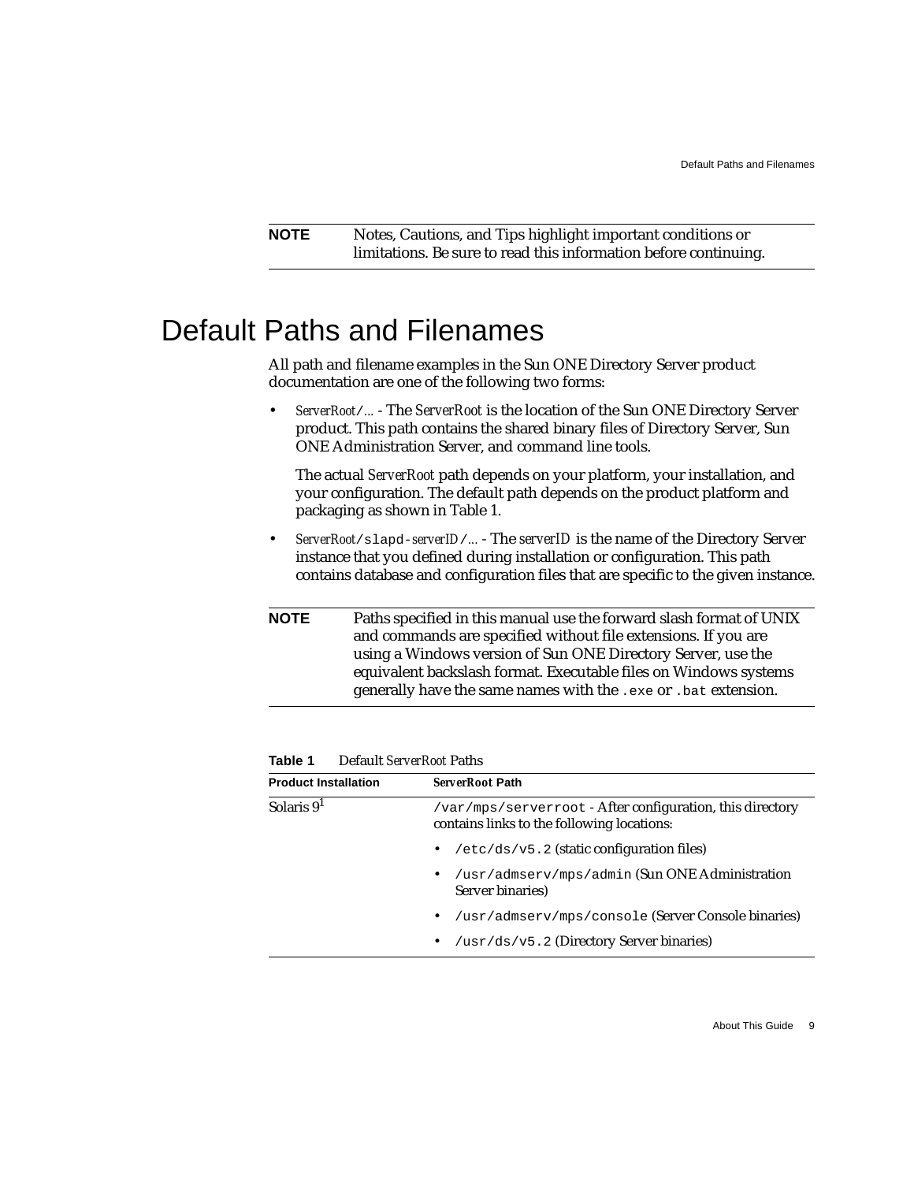| **NOTE** | Notes, Cautions, and Tips highlight important conditions or limitations. Be sure to read this information before continuing. |
|---|---|

# Default Paths and Filenames

All path and filename examples in the Sun ONE Directory Server product documentation are one of the following two forms:

- *ServerRoot*`/`*...* - The *ServerRoot* is the location of the Sun ONE Directory Server product. This path contains the shared binary files of Directory Server, Sun ONE Administration Server, and command line tools.

  The actual *ServerRoot* path depends on your platform, your installation, and your configuration. The default path depends on the product platform and packaging as shown in Table 1.

- *ServerRoot*`/slapd-`*serverID*`/`*...* - The *serverID* is the name of the Directory Server instance that you defined during installation or configuration. This path contains database and configuration files that are specific to the given instance.

| **NOTE** | Paths specified in this manual use the forward slash format of UNIX and commands are specified without file extensions. If you are using a Windows version of Sun ONE Directory Server, use the equivalent backslash format. Executable files on Windows systems generally have the same names with the `.exe` or `.bat` extension. |
|---|---|

**Table 1** Default *ServerRoot* Paths

| Product Installation | *ServerRoot* Path |
|---|---|
| Solaris 9[1] | `/var/mps/serverroot` - After configuration, this directory contains links to the following locations:<br>• `/etc/ds/v5.2` (static configuration files)<br>• `/usr/admserv/mps/admin` (Sun ONE Administration Server binaries)<br>• `/usr/admserv/mps/console` (Server Console binaries)<br>• `/usr/ds/v5.2` (Directory Server binaries) |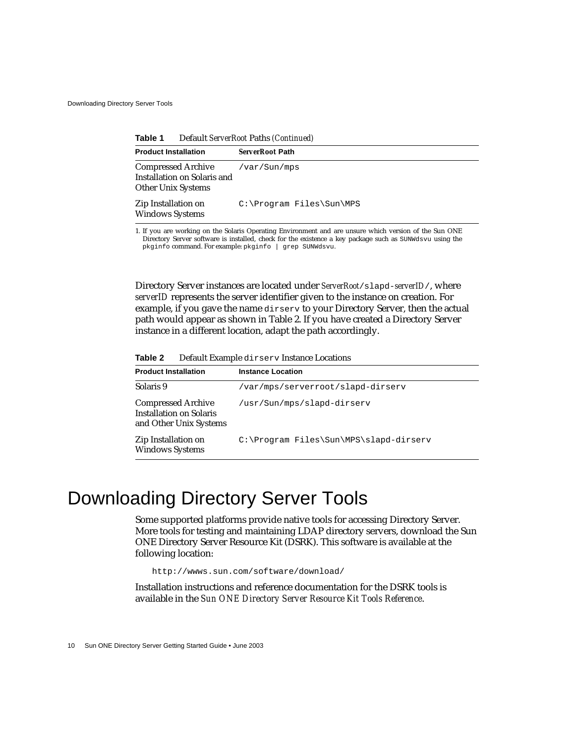**Table 1** Default *ServerRoot* Paths *(Continued)*

| Product Installation | *ServerRoot* Path |
|---|---|
| Compressed Archive Installation on Solaris and Other Unix Systems | `/var/Sun/mps` |
| Zip Installation on Windows Systems | `C:\Program Files\Sun\MPS` |

1. If you are working on the Solaris Operating Environment and are unsure which version of the Sun ONE Directory Server software is installed, check for the existence a key package such as `SUNWdsvu` using the `pkginfo` command. For example: `pkginfo | grep SUNWdsvu`.

Directory Server instances are located under *ServerRoot*`/slapd-`*serverID*`/`, where *serverID* represents the server identifier given to the instance on creation. For example, if you gave the name `dirserv` to your Directory Server, then the actual path would appear as shown in Table 2. If you have created a Directory Server instance in a different location, adapt the path accordingly.

**Table 2** Default Example `dirserv` Instance Locations

| Product Installation | Instance Location |
|---|---|
| Solaris 9 | `/var/mps/serverroot/slapd-dirserv` |
| Compressed Archive Installation on Solaris and Other Unix Systems | `/usr/Sun/mps/slapd-dirserv` |
| Zip Installation on Windows Systems | `C:\Program Files\Sun\MPS\slapd-dirserv` |

# Downloading Directory Server Tools

Some supported platforms provide native tools for accessing Directory Server. More tools for testing and maintaining LDAP directory servers, download the Sun ONE Directory Server Resource Kit (DSRK). This software is available at the following location:

```
http://wwws.sun.com/software/download/
```

Installation instructions and reference documentation for the DSRK tools is available in the *Sun ONE Directory Server Resource Kit Tools Reference*.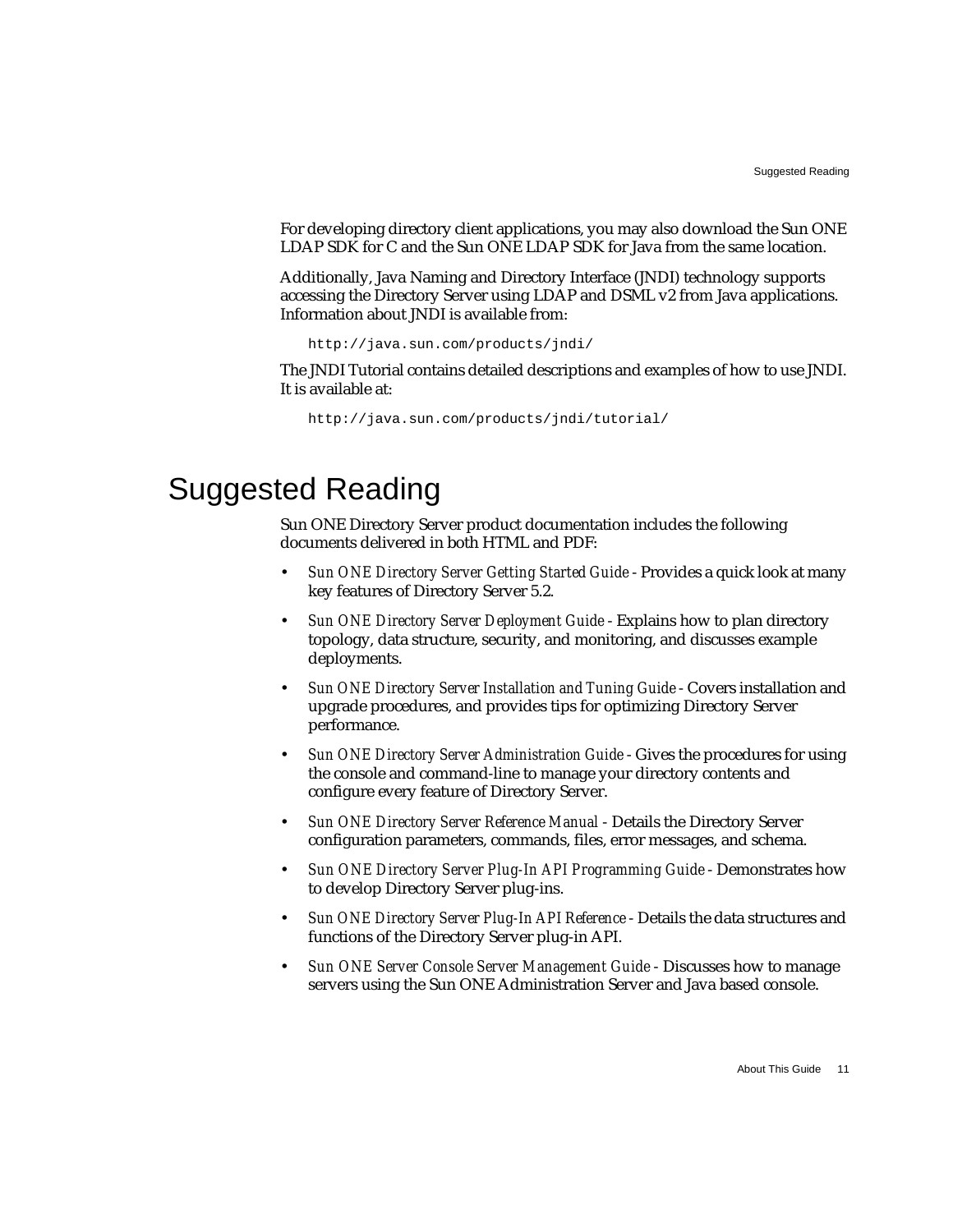For developing directory client applications, you may also download the Sun ONE LDAP SDK for C and the Sun ONE LDAP SDK for Java from the same location.

Additionally, Java Naming and Directory Interface (JNDI) technology supports accessing the Directory Server using LDAP and DSML v2 from Java applications. Information about JNDI is available from:

```
http://java.sun.com/products/jndi/
```

The JNDI Tutorial contains detailed descriptions and examples of how to use JNDI. It is available at:

```
http://java.sun.com/products/jndi/tutorial/
```

# Suggested Reading

Sun ONE Directory Server product documentation includes the following documents delivered in both HTML and PDF:

- *Sun ONE Directory Server Getting Started Guide* - Provides a quick look at many key features of Directory Server 5.2.
- *Sun ONE Directory Server Deployment Guide* - Explains how to plan directory topology, data structure, security, and monitoring, and discusses example deployments.
- *Sun ONE Directory Server Installation and Tuning Guide* - Covers installation and upgrade procedures, and provides tips for optimizing Directory Server performance.
- *Sun ONE Directory Server Administration Guide* - Gives the procedures for using the console and command-line to manage your directory contents and configure every feature of Directory Server.
- *Sun ONE Directory Server Reference Manual* - Details the Directory Server configuration parameters, commands, files, error messages, and schema.
- *Sun ONE Directory Server Plug-In API Programming Guide* - Demonstrates how to develop Directory Server plug-ins.
- *Sun ONE Directory Server Plug-In API Reference* - Details the data structures and functions of the Directory Server plug-in API.
- *Sun ONE Server Console Server Management Guide* - Discusses how to manage servers using the Sun ONE Administration Server and Java based console.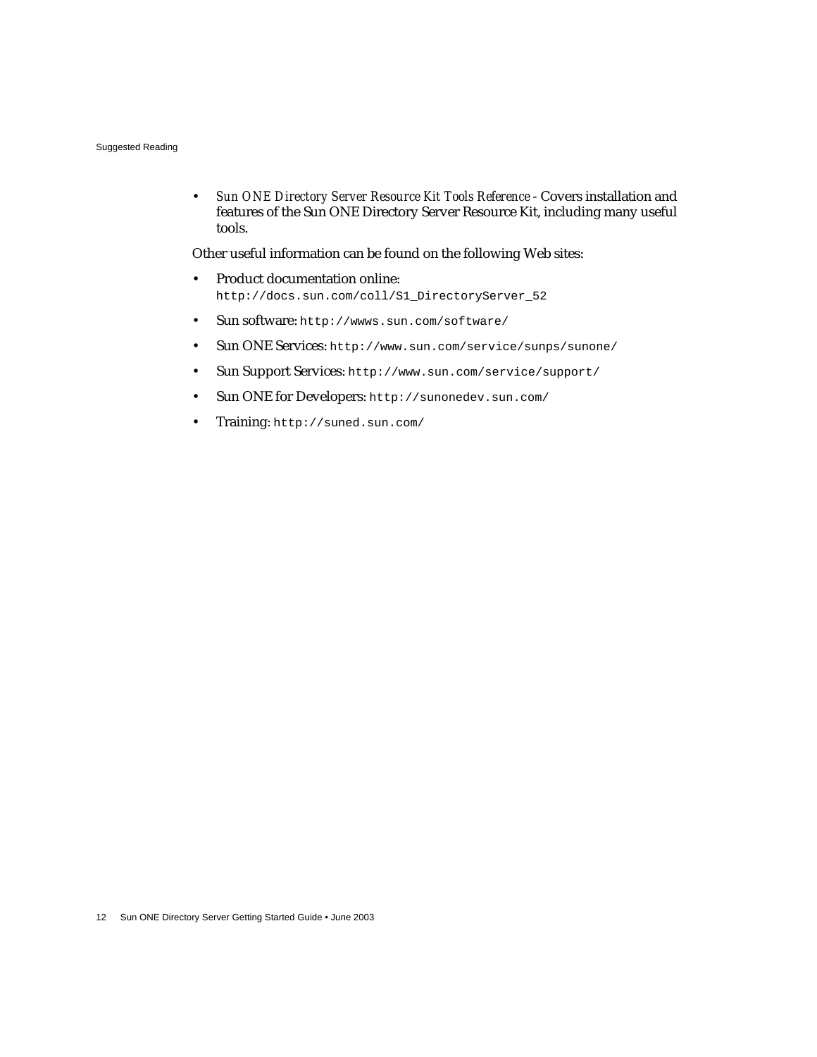- *Sun ONE Directory Server Resource Kit Tools Reference* - Covers installation and features of the Sun ONE Directory Server Resource Kit, including many useful tools.

Other useful information can be found on the following Web sites:

- Product documentation online: `http://docs.sun.com/coll/S1_DirectoryServer_52`
- Sun software: `http://wwws.sun.com/software/`
- Sun ONE Services: `http://www.sun.com/service/sunps/sunone/`
- Sun Support Services: `http://www.sun.com/service/support/`
- Sun ONE for Developers: `http://sunonedev.sun.com/`
- Training: `http://suned.sun.com/`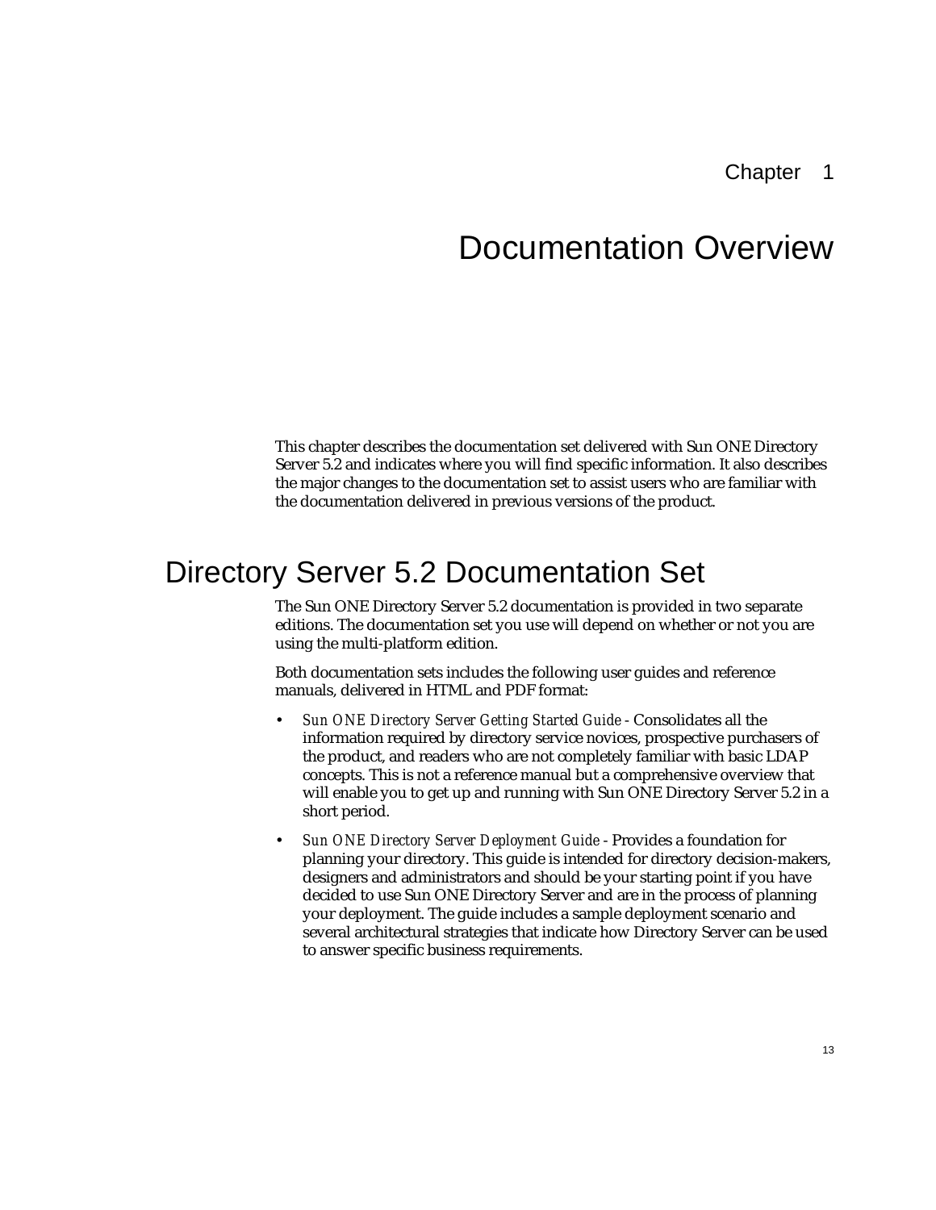Chapter 1

# Documentation Overview

This chapter describes the documentation set delivered with Sun ONE Directory Server 5.2 and indicates where you will find specific information. It also describes the major changes to the documentation set to assist users who are familiar with the documentation delivered in previous versions of the product.

## Directory Server 5.2 Documentation Set

The Sun ONE Directory Server 5.2 documentation is provided in two separate editions. The documentation set you use will depend on whether or not you are using the multi-platform edition.

Both documentation sets includes the following user guides and reference manuals, delivered in HTML and PDF format:

- *Sun ONE Directory Server Getting Started Guide* - Consolidates all the information required by directory service novices, prospective purchasers of the product, and readers who are not completely familiar with basic LDAP concepts. This is not a reference manual but a comprehensive overview that will enable you to get up and running with Sun ONE Directory Server 5.2 in a short period.
- *Sun ONE Directory Server Deployment Guide* - Provides a foundation for planning your directory. This guide is intended for directory decision-makers, designers and administrators and should be your starting point if you have decided to use Sun ONE Directory Server and are in the process of planning your deployment. The guide includes a sample deployment scenario and several architectural strategies that indicate how Directory Server can be used to answer specific business requirements.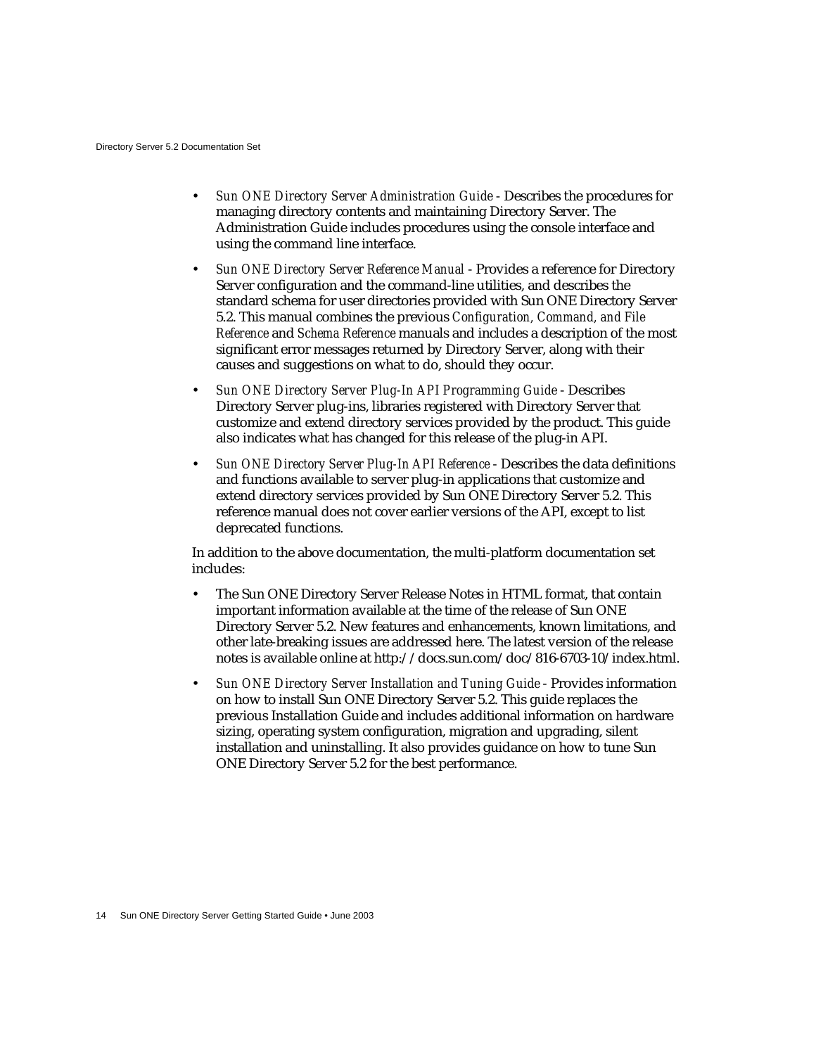- *Sun ONE Directory Server Administration Guide* - Describes the procedures for managing directory contents and maintaining Directory Server. The Administration Guide includes procedures using the console interface and using the command line interface.
- *Sun ONE Directory Server Reference Manual* - Provides a reference for Directory Server configuration and the command-line utilities, and describes the standard schema for user directories provided with Sun ONE Directory Server 5.2. This manual combines the previous *Configuration, Command, and File Reference* and *Schema Reference* manuals and includes a description of the most significant error messages returned by Directory Server, along with their causes and suggestions on what to do, should they occur.
- *Sun ONE Directory Server Plug-In API Programming Guide* - Describes Directory Server plug-ins, libraries registered with Directory Server that customize and extend directory services provided by the product. This guide also indicates what has changed for this release of the plug-in API.
- *Sun ONE Directory Server Plug-In API Reference* - Describes the data definitions and functions available to server plug-in applications that customize and extend directory services provided by Sun ONE Directory Server 5.2. This reference manual does not cover earlier versions of the API, except to list deprecated functions.

In addition to the above documentation, the multi-platform documentation set includes:

- The Sun ONE Directory Server Release Notes in HTML format, that contain important information available at the time of the release of Sun ONE Directory Server 5.2. New features and enhancements, known limitations, and other late-breaking issues are addressed here. The latest version of the release notes is available online at http://docs.sun.com/doc/816-6703-10/index.html.
- *Sun ONE Directory Server Installation and Tuning Guide* - Provides information on how to install Sun ONE Directory Server 5.2. This guide replaces the previous Installation Guide and includes additional information on hardware sizing, operating system configuration, migration and upgrading, silent installation and uninstalling. It also provides guidance on how to tune Sun ONE Directory Server 5.2 for the best performance.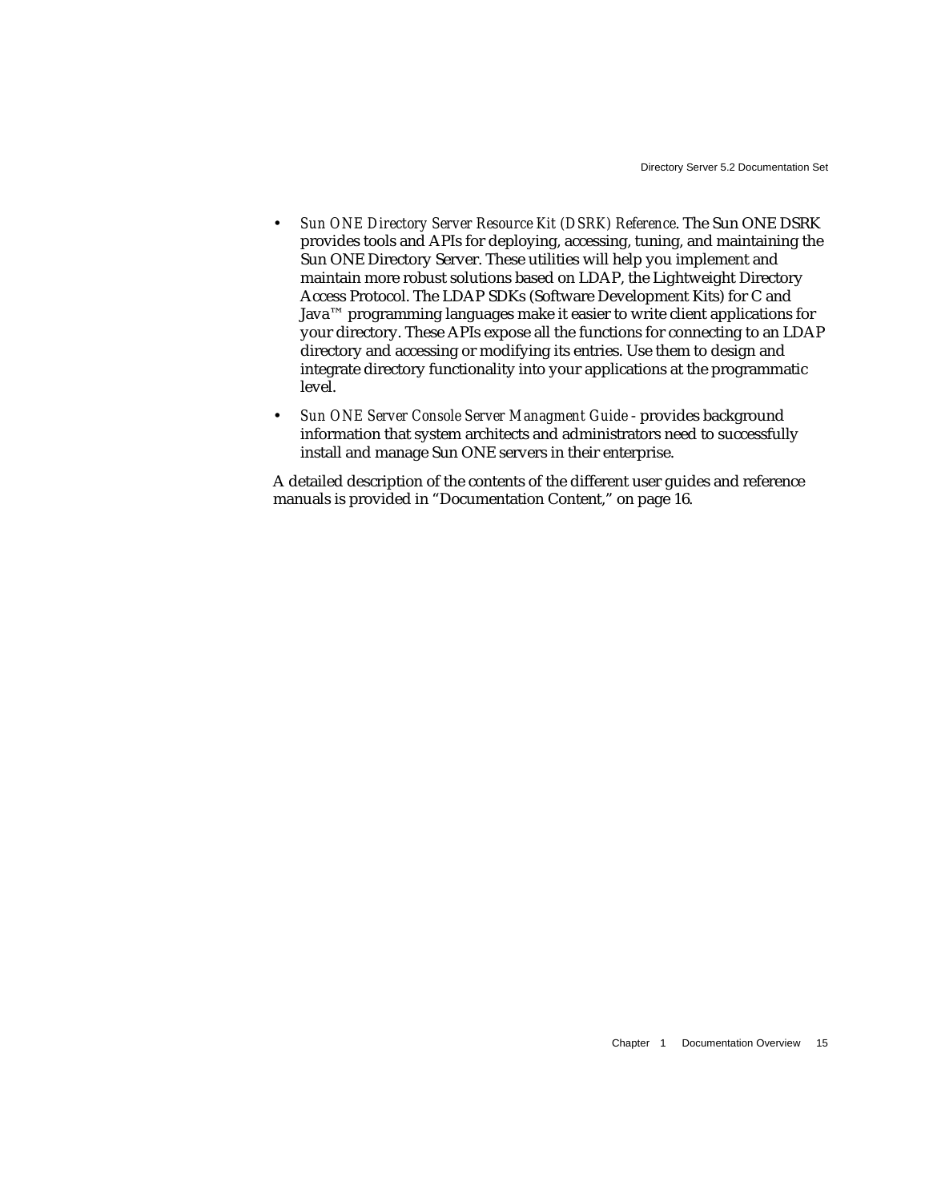- *Sun ONE Directory Server Resource Kit (DSRK) Reference*. The Sun ONE DSRK provides tools and APIs for deploying, accessing, tuning, and maintaining the Sun ONE Directory Server. These utilities will help you implement and maintain more robust solutions based on LDAP, the Lightweight Directory Access Protocol. The LDAP SDKs (Software Development Kits) for C and Java™ programming languages make it easier to write client applications for your directory. These APIs expose all the functions for connecting to an LDAP directory and accessing or modifying its entries. Use them to design and integrate directory functionality into your applications at the programmatic level.
- *Sun ONE Server Console Server Managment Guide* - provides background information that system architects and administrators need to successfully install and manage Sun ONE servers in their enterprise.

A detailed description of the contents of the different user guides and reference manuals is provided in "Documentation Content," on page 16.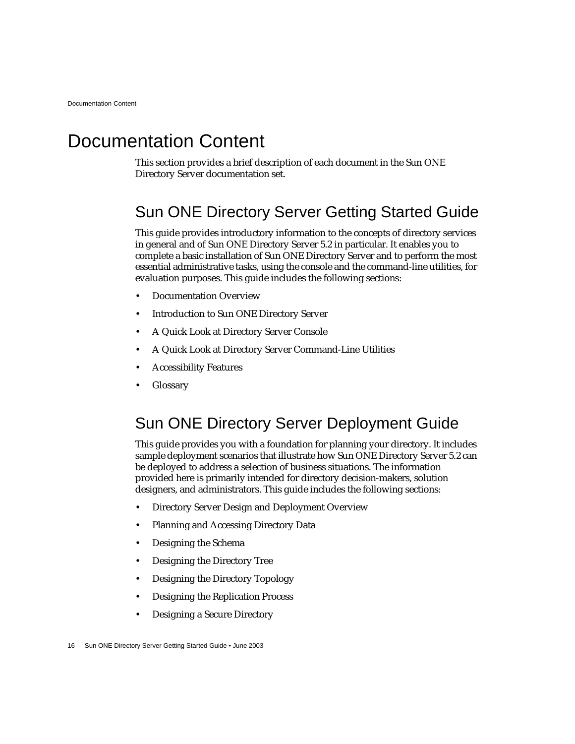# Documentation Content

This section provides a brief description of each document in the Sun ONE Directory Server documentation set.

## Sun ONE Directory Server Getting Started Guide

This guide provides introductory information to the concepts of directory services in general and of Sun ONE Directory Server 5.2 in particular. It enables you to complete a basic installation of Sun ONE Directory Server and to perform the most essential administrative tasks, using the console and the command-line utilities, for evaluation purposes. This guide includes the following sections:

- Documentation Overview
- Introduction to Sun ONE Directory Server
- A Quick Look at Directory Server Console
- A Quick Look at Directory Server Command-Line Utilities
- Accessibility Features
- Glossary

## Sun ONE Directory Server Deployment Guide

This guide provides you with a foundation for planning your directory. It includes sample deployment scenarios that illustrate how Sun ONE Directory Server 5.2 can be deployed to address a selection of business situations. The information provided here is primarily intended for directory decision-makers, solution designers, and administrators. This guide includes the following sections:

- Directory Server Design and Deployment Overview
- Planning and Accessing Directory Data
- Designing the Schema
- Designing the Directory Tree
- Designing the Directory Topology
- Designing the Replication Process
- Designing a Secure Directory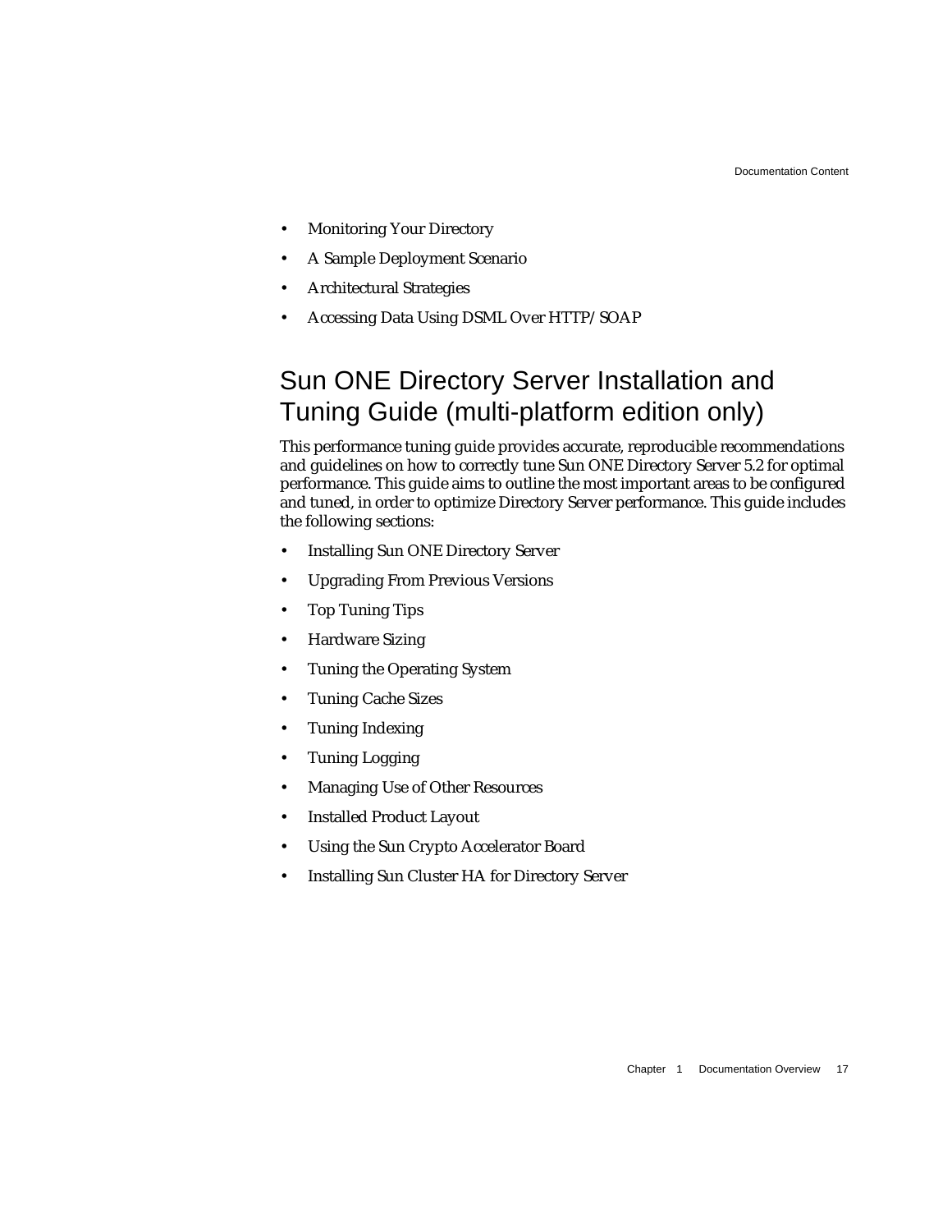- Monitoring Your Directory
- A Sample Deployment Scenario
- Architectural Strategies
- Accessing Data Using DSML Over HTTP/SOAP

## Sun ONE Directory Server Installation and Tuning Guide (multi-platform edition only)

This performance tuning guide provides accurate, reproducible recommendations and guidelines on how to correctly tune Sun ONE Directory Server 5.2 for optimal performance. This guide aims to outline the most important areas to be configured and tuned, in order to optimize Directory Server performance. This guide includes the following sections:

- Installing Sun ONE Directory Server
- Upgrading From Previous Versions
- Top Tuning Tips
- Hardware Sizing
- Tuning the Operating System
- Tuning Cache Sizes
- Tuning Indexing
- Tuning Logging
- Managing Use of Other Resources
- Installed Product Layout
- Using the Sun Crypto Accelerator Board
- Installing Sun Cluster HA for Directory Server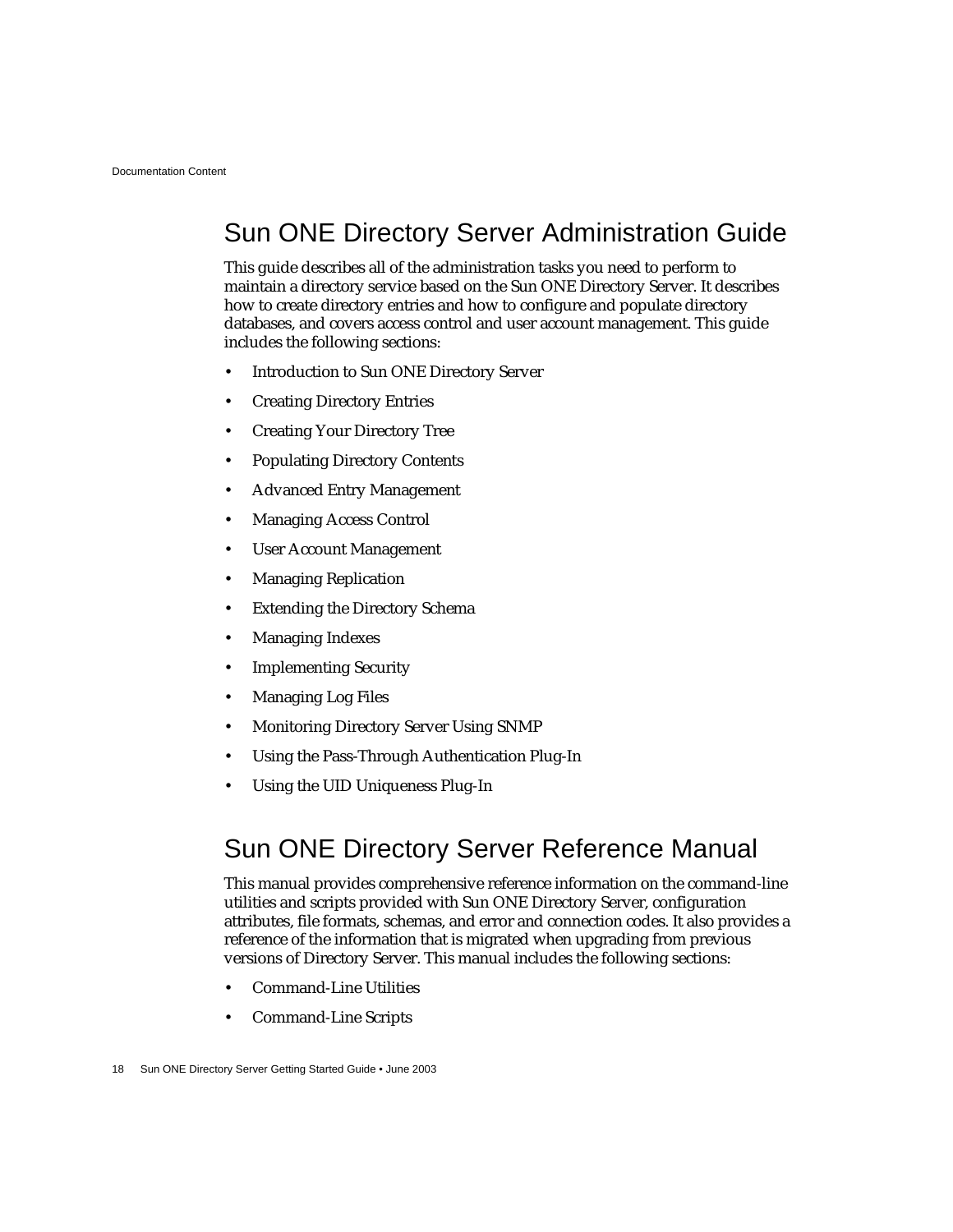## Sun ONE Directory Server Administration Guide

This guide describes all of the administration tasks you need to perform to maintain a directory service based on the Sun ONE Directory Server. It describes how to create directory entries and how to configure and populate directory databases, and covers access control and user account management. This guide includes the following sections:

- Introduction to Sun ONE Directory Server
- Creating Directory Entries
- Creating Your Directory Tree
- Populating Directory Contents
- Advanced Entry Management
- Managing Access Control
- User Account Management
- Managing Replication
- Extending the Directory Schema
- Managing Indexes
- Implementing Security
- Managing Log Files
- Monitoring Directory Server Using SNMP
- Using the Pass-Through Authentication Plug-In
- Using the UID Uniqueness Plug-In

## Sun ONE Directory Server Reference Manual

This manual provides comprehensive reference information on the command-line utilities and scripts provided with Sun ONE Directory Server, configuration attributes, file formats, schemas, and error and connection codes. It also provides a reference of the information that is migrated when upgrading from previous versions of Directory Server. This manual includes the following sections:

- Command-Line Utilities
- Command-Line Scripts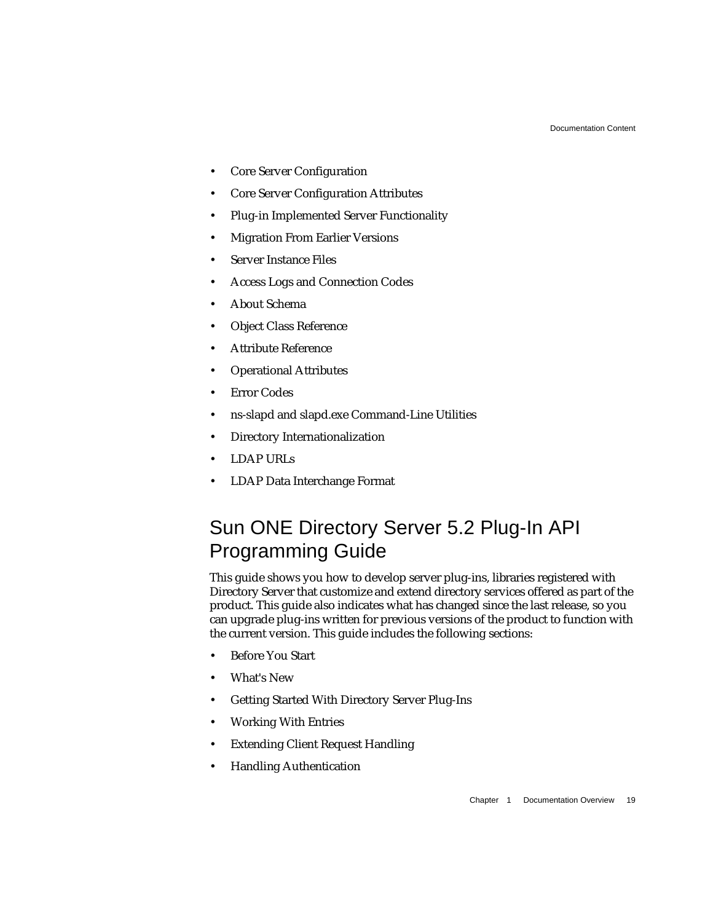- Core Server Configuration
- Core Server Configuration Attributes
- Plug-in Implemented Server Functionality
- Migration From Earlier Versions
- Server Instance Files
- Access Logs and Connection Codes
- About Schema
- Object Class Reference
- Attribute Reference
- Operational Attributes
- Error Codes
- ns-slapd and slapd.exe Command-Line Utilities
- Directory Internationalization
- LDAP URLs
- LDAP Data Interchange Format

## Sun ONE Directory Server 5.2 Plug-In API Programming Guide

This guide shows you how to develop server plug-ins, libraries registered with Directory Server that customize and extend directory services offered as part of the product. This guide also indicates what has changed since the last release, so you can upgrade plug-ins written for previous versions of the product to function with the current version. This guide includes the following sections:

- Before You Start
- What's New
- Getting Started With Directory Server Plug-Ins
- Working With Entries
- Extending Client Request Handling
- Handling Authentication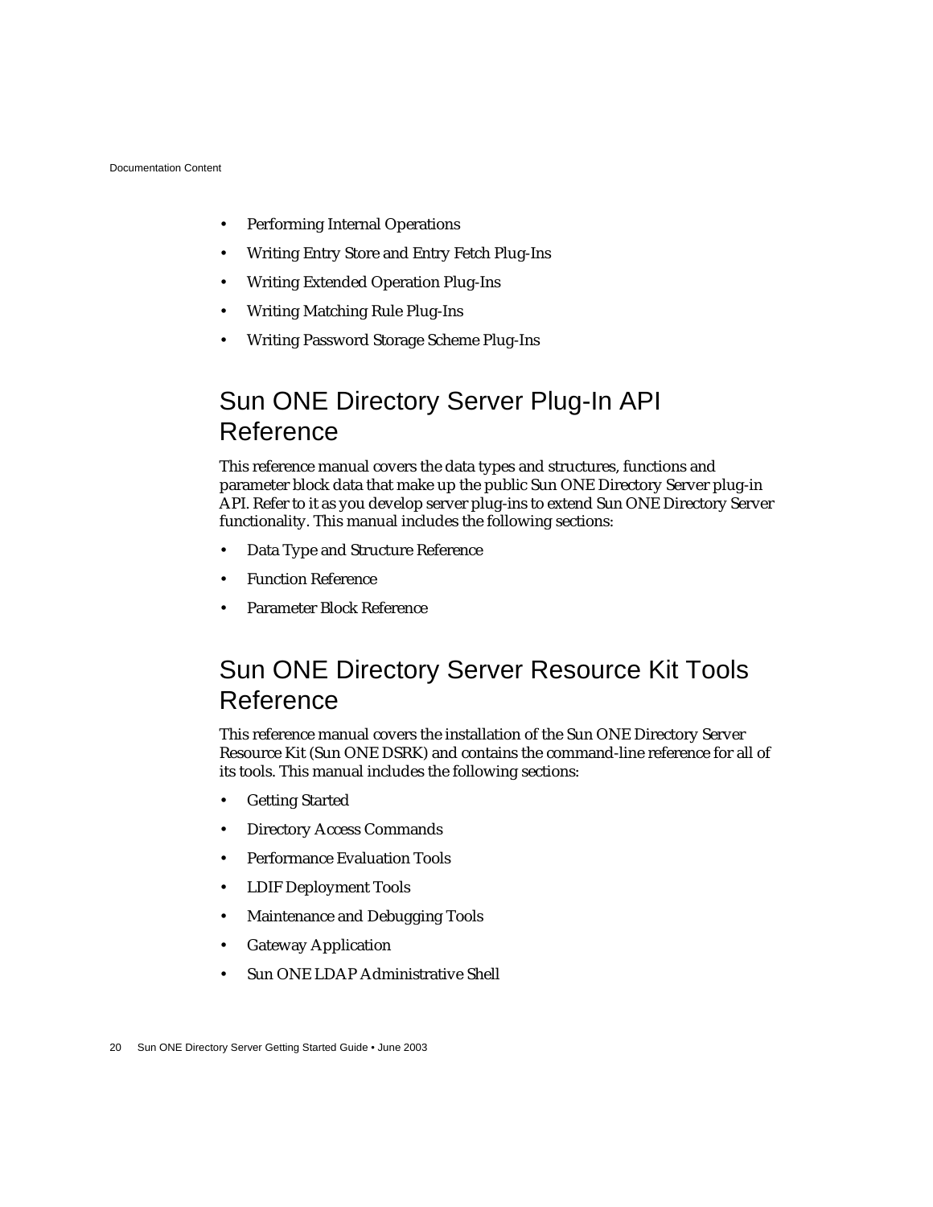- Performing Internal Operations
- Writing Entry Store and Entry Fetch Plug-Ins
- Writing Extended Operation Plug-Ins
- Writing Matching Rule Plug-Ins
- Writing Password Storage Scheme Plug-Ins

## Sun ONE Directory Server Plug-In API Reference

This reference manual covers the data types and structures, functions and parameter block data that make up the public Sun ONE Directory Server plug-in API. Refer to it as you develop server plug-ins to extend Sun ONE Directory Server functionality. This manual includes the following sections:

- Data Type and Structure Reference
- Function Reference
- Parameter Block Reference

## Sun ONE Directory Server Resource Kit Tools Reference

This reference manual covers the installation of the Sun ONE Directory Server Resource Kit (Sun ONE DSRK) and contains the command-line reference for all of its tools. This manual includes the following sections:

- Getting Started
- Directory Access Commands
- Performance Evaluation Tools
- LDIF Deployment Tools
- Maintenance and Debugging Tools
- Gateway Application
- Sun ONE LDAP Administrative Shell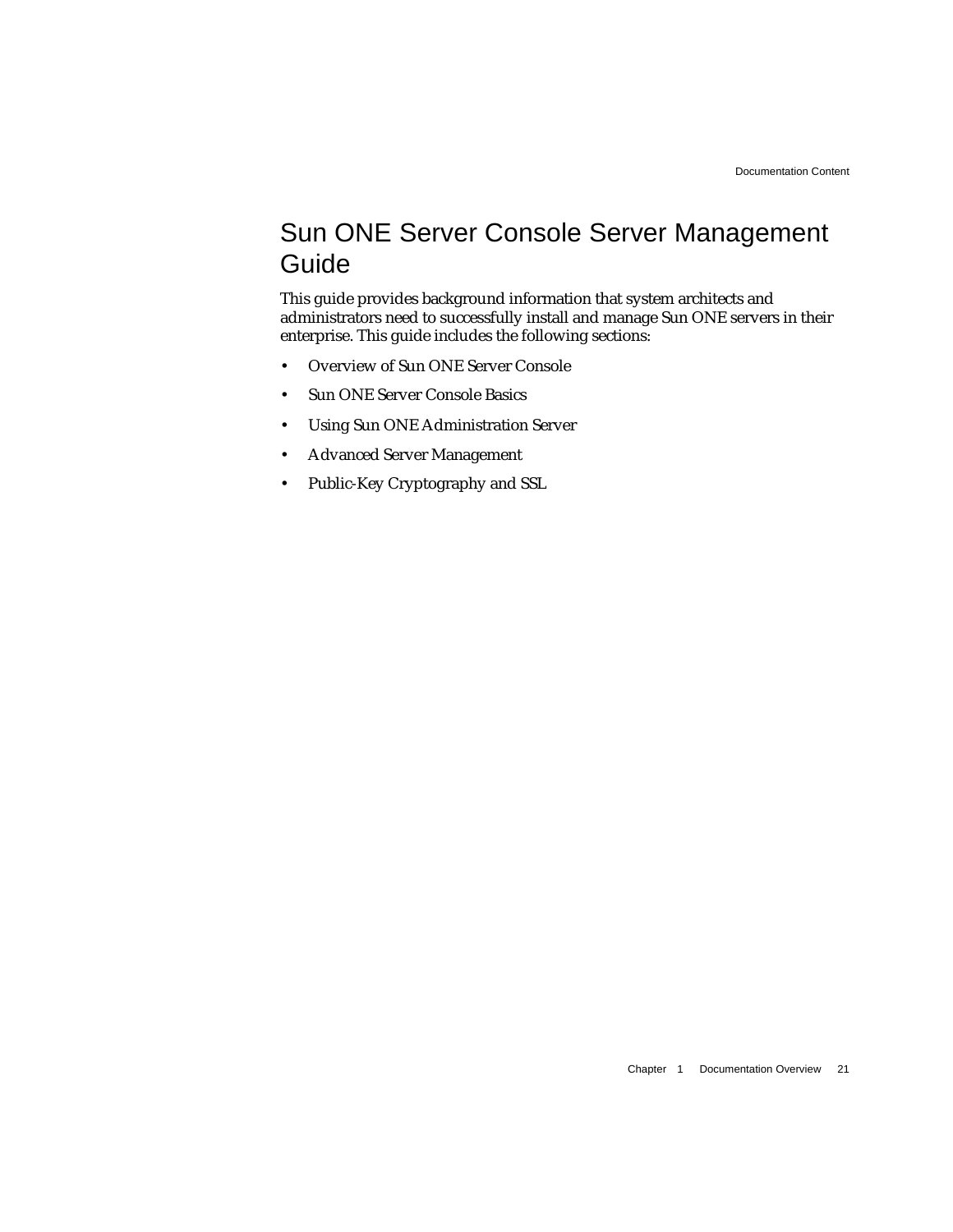## Sun ONE Server Console Server Management Guide

This guide provides background information that system architects and administrators need to successfully install and manage Sun ONE servers in their enterprise. This guide includes the following sections:

- Overview of Sun ONE Server Console
- Sun ONE Server Console Basics
- Using Sun ONE Administration Server
- Advanced Server Management
- Public-Key Cryptography and SSL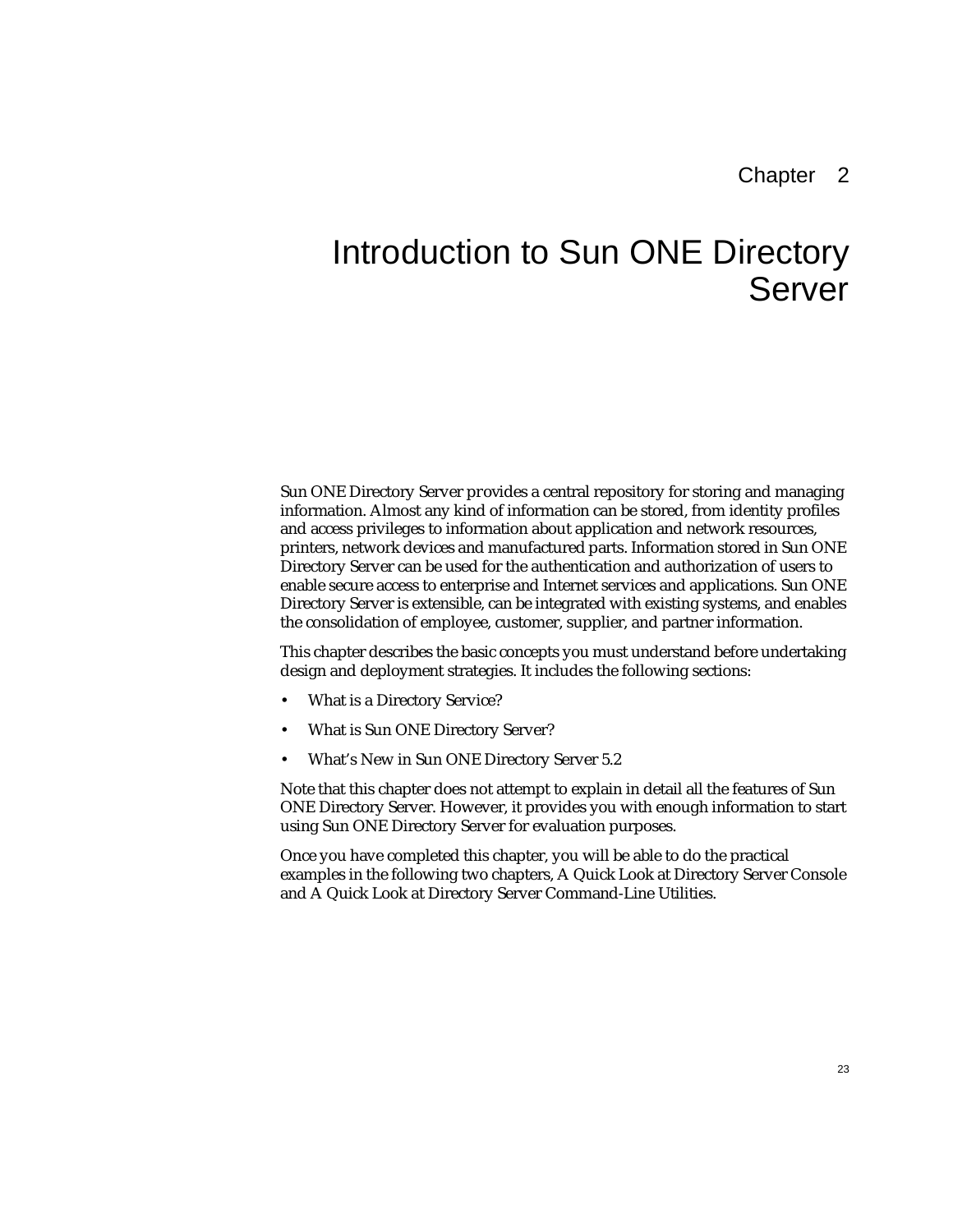Chapter 2

# Introduction to Sun ONE Directory Server

Sun ONE Directory Server provides a central repository for storing and managing information. Almost any kind of information can be stored, from identity profiles and access privileges to information about application and network resources, printers, network devices and manufactured parts. Information stored in Sun ONE Directory Server can be used for the authentication and authorization of users to enable secure access to enterprise and Internet services and applications. Sun ONE Directory Server is extensible, can be integrated with existing systems, and enables the consolidation of employee, customer, supplier, and partner information.

This chapter describes the basic concepts you must understand before undertaking design and deployment strategies. It includes the following sections:

- What is a Directory Service?
- What is Sun ONE Directory Server?
- What's New in Sun ONE Directory Server 5.2

Note that this chapter does not attempt to explain in detail all the features of Sun ONE Directory Server. However, it provides you with enough information to start using Sun ONE Directory Server for evaluation purposes.

Once you have completed this chapter, you will be able to do the practical examples in the following two chapters, A Quick Look at Directory Server Console and A Quick Look at Directory Server Command-Line Utilities.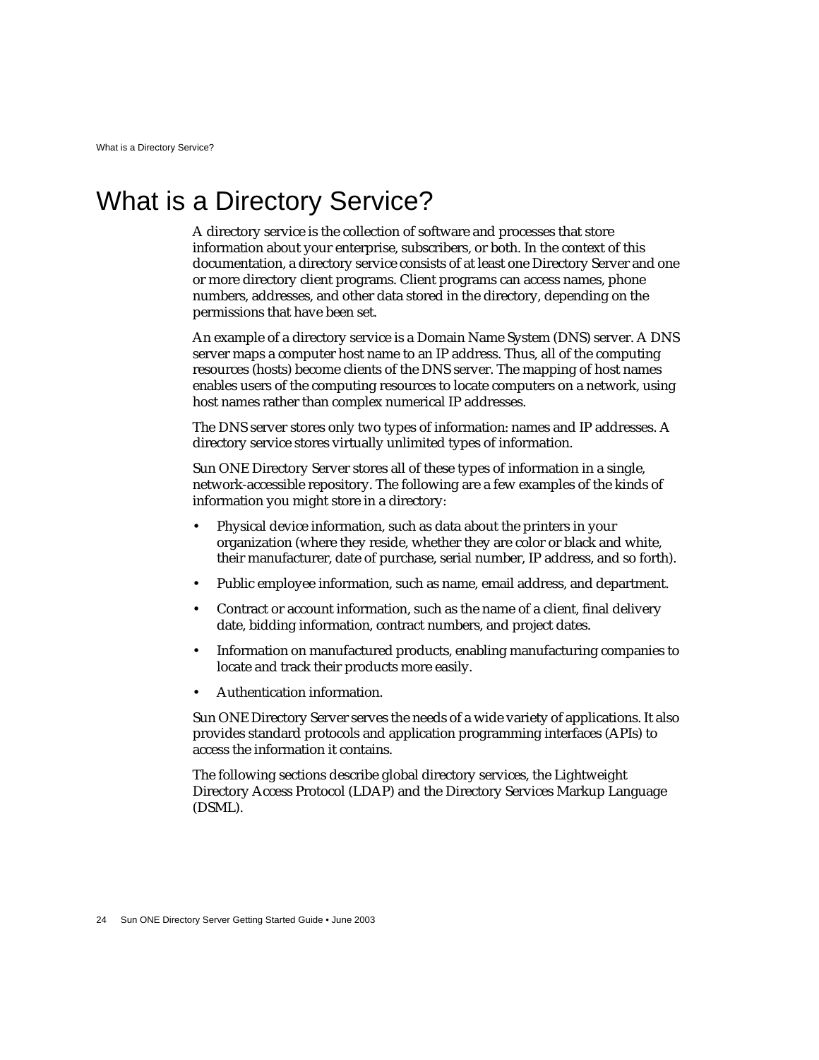# What is a Directory Service?

A directory service is the collection of software and processes that store information about your enterprise, subscribers, or both. In the context of this documentation, a directory service consists of at least one Directory Server and one or more directory client programs. Client programs can access names, phone numbers, addresses, and other data stored in the directory, depending on the permissions that have been set.

An example of a directory service is a Domain Name System (DNS) server. A DNS server maps a computer host name to an IP address. Thus, all of the computing resources (hosts) become clients of the DNS server. The mapping of host names enables users of the computing resources to locate computers on a network, using host names rather than complex numerical IP addresses.

The DNS server stores only two types of information: names and IP addresses. A directory service stores virtually unlimited types of information.

Sun ONE Directory Server stores all of these types of information in a single, network-accessible repository. The following are a few examples of the kinds of information you might store in a directory:

- Physical device information, such as data about the printers in your organization (where they reside, whether they are color or black and white, their manufacturer, date of purchase, serial number, IP address, and so forth).
- Public employee information, such as name, email address, and department.
- Contract or account information, such as the name of a client, final delivery date, bidding information, contract numbers, and project dates.
- Information on manufactured products, enabling manufacturing companies to locate and track their products more easily.
- Authentication information.

Sun ONE Directory Server serves the needs of a wide variety of applications. It also provides standard protocols and application programming interfaces (APIs) to access the information it contains.

The following sections describe global directory services, the Lightweight Directory Access Protocol (LDAP) and the Directory Services Markup Language (DSML).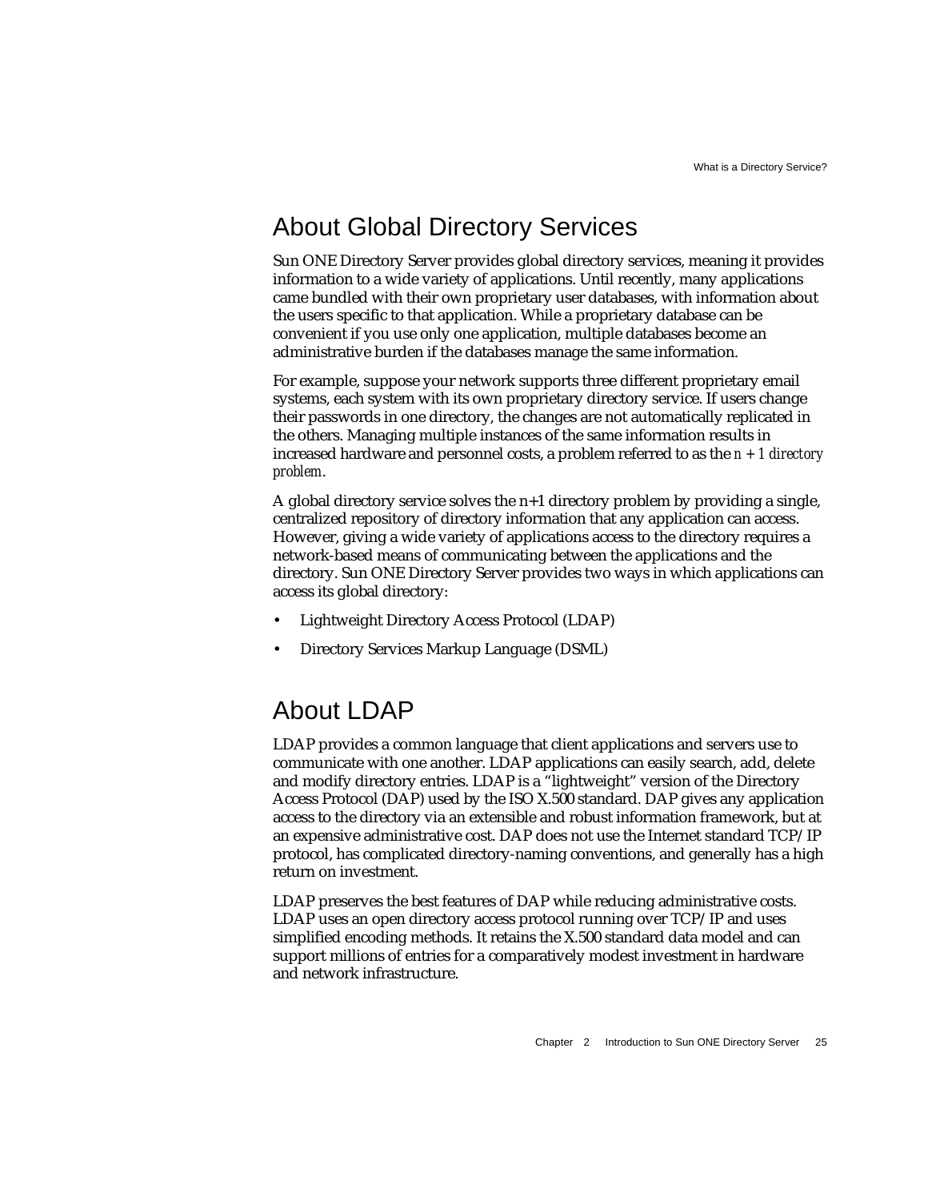## About Global Directory Services

Sun ONE Directory Server provides global directory services, meaning it provides information to a wide variety of applications. Until recently, many applications came bundled with their own proprietary user databases, with information about the users specific to that application. While a proprietary database can be convenient if you use only one application, multiple databases become an administrative burden if the databases manage the same information.

For example, suppose your network supports three different proprietary email systems, each system with its own proprietary directory service. If users change their passwords in one directory, the changes are not automatically replicated in the others. Managing multiple instances of the same information results in increased hardware and personnel costs, a problem referred to as the *n + 1 directory problem*.

A global directory service solves the n+1 directory problem by providing a single, centralized repository of directory information that any application can access. However, giving a wide variety of applications access to the directory requires a network-based means of communicating between the applications and the directory. Sun ONE Directory Server provides two ways in which applications can access its global directory:

- Lightweight Directory Access Protocol (LDAP)
- Directory Services Markup Language (DSML)

## About LDAP

LDAP provides a common language that client applications and servers use to communicate with one another. LDAP applications can easily search, add, delete and modify directory entries. LDAP is a "lightweight" version of the Directory Access Protocol (DAP) used by the ISO X.500 standard. DAP gives any application access to the directory via an extensible and robust information framework, but at an expensive administrative cost. DAP does not use the Internet standard TCP/IP protocol, has complicated directory-naming conventions, and generally has a high return on investment.

LDAP preserves the best features of DAP while reducing administrative costs. LDAP uses an open directory access protocol running over TCP/IP and uses simplified encoding methods. It retains the X.500 standard data model and can support millions of entries for a comparatively modest investment in hardware and network infrastructure.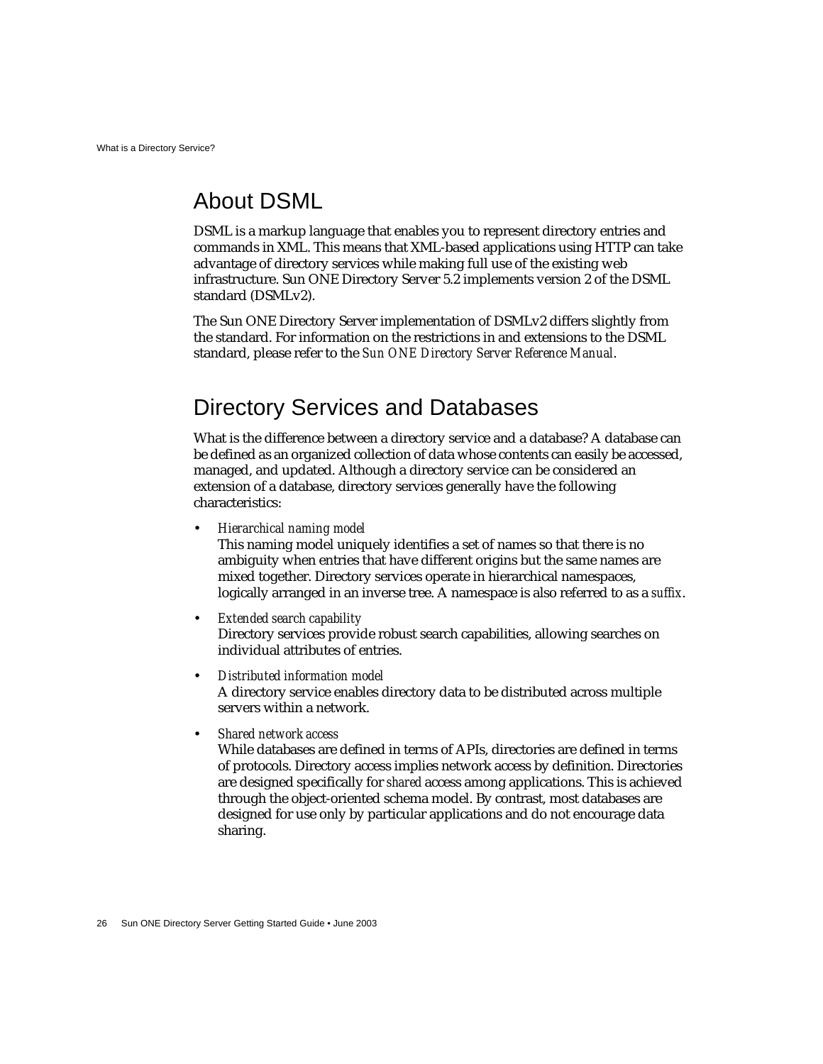## About DSML

DSML is a markup language that enables you to represent directory entries and commands in XML. This means that XML-based applications using HTTP can take advantage of directory services while making full use of the existing web infrastructure. Sun ONE Directory Server 5.2 implements version 2 of the DSML standard (DSMLv2).

The Sun ONE Directory Server implementation of DSMLv2 differs slightly from the standard. For information on the restrictions in and extensions to the DSML standard, please refer to the *Sun ONE Directory Server Reference Manual*.

## Directory Services and Databases

What is the difference between a directory service and a database? A database can be defined as an organized collection of data whose contents can easily be accessed, managed, and updated. Although a directory service can be considered an extension of a database, directory services generally have the following characteristics:

- *Hierarchical naming model*
  This naming model uniquely identifies a set of names so that there is no ambiguity when entries that have different origins but the same names are mixed together. Directory services operate in hierarchical namespaces, logically arranged in an inverse tree. A namespace is also referred to as a *suffix*.

- *Extended search capability*
  Directory services provide robust search capabilities, allowing searches on individual attributes of entries.

- *Distributed information model*
  A directory service enables directory data to be distributed across multiple servers within a network.

- *Shared network access*
  While databases are defined in terms of APIs, directories are defined in terms of protocols. Directory access implies network access by definition. Directories are designed specifically for *shared* access among applications. This is achieved through the object-oriented schema model. By contrast, most databases are designed for use only by particular applications and do not encourage data sharing.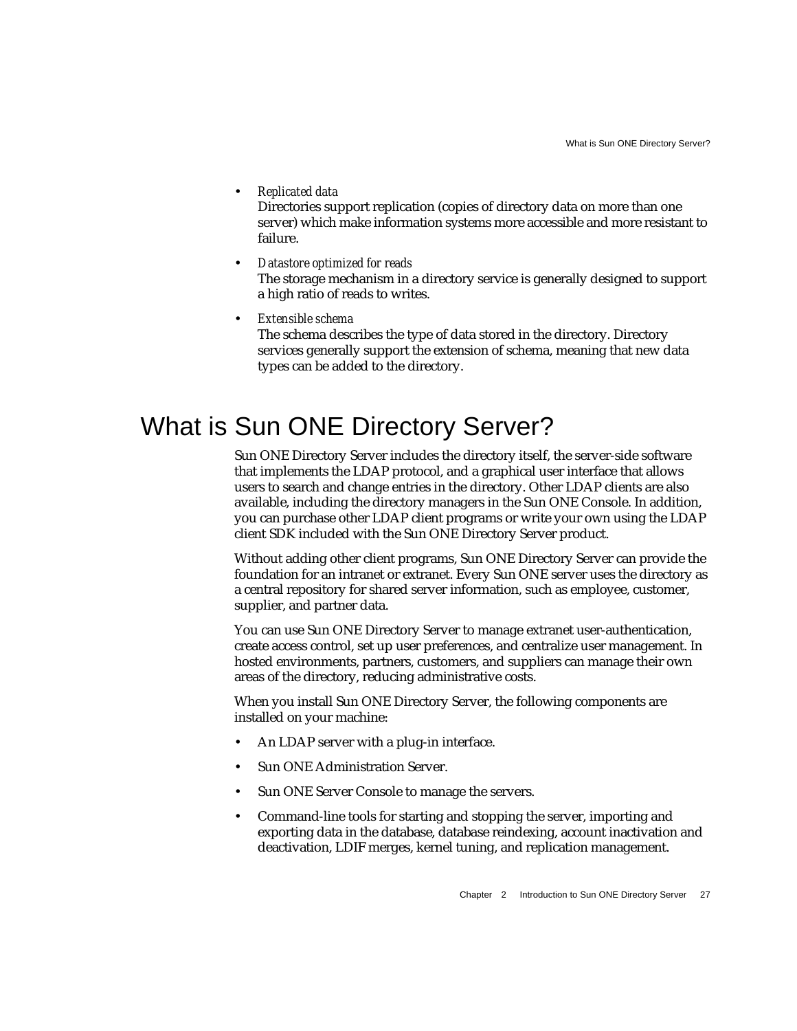- *Replicated data*
  Directories support replication (copies of directory data on more than one server) which make information systems more accessible and more resistant to failure.

- *Datastore optimized for reads*
  The storage mechanism in a directory service is generally designed to support a high ratio of reads to writes.

- *Extensible schema*
  The schema describes the type of data stored in the directory. Directory services generally support the extension of schema, meaning that new data types can be added to the directory.

# What is Sun ONE Directory Server?

Sun ONE Directory Server includes the directory itself, the server-side software that implements the LDAP protocol, and a graphical user interface that allows users to search and change entries in the directory. Other LDAP clients are also available, including the directory managers in the Sun ONE Console. In addition, you can purchase other LDAP client programs or write your own using the LDAP client SDK included with the Sun ONE Directory Server product.

Without adding other client programs, Sun ONE Directory Server can provide the foundation for an intranet or extranet. Every Sun ONE server uses the directory as a central repository for shared server information, such as employee, customer, supplier, and partner data.

You can use Sun ONE Directory Server to manage extranet user-authentication, create access control, set up user preferences, and centralize user management. In hosted environments, partners, customers, and suppliers can manage their own areas of the directory, reducing administrative costs.

When you install Sun ONE Directory Server, the following components are installed on your machine:

- An LDAP server with a plug-in interface.
- Sun ONE Administration Server.
- Sun ONE Server Console to manage the servers.
- Command-line tools for starting and stopping the server, importing and exporting data in the database, database reindexing, account inactivation and deactivation, LDIF merges, kernel tuning, and replication management.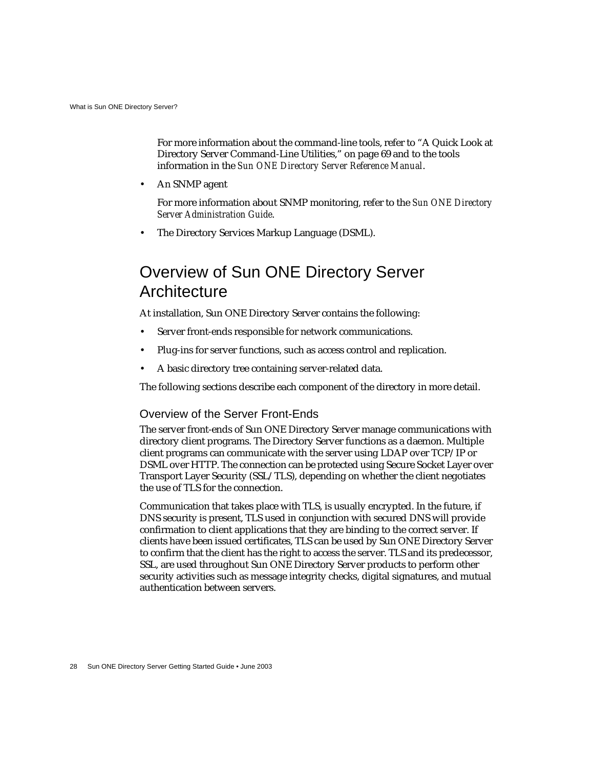For more information about the command-line tools, refer to “A Quick Look at Directory Server Command-Line Utilities,” on page 69 and to the tools information in the *Sun ONE Directory Server Reference Manual*.

- An SNMP agent

  For more information about SNMP monitoring, refer to the *Sun ONE Directory Server Administration Guide*.

- The Directory Services Markup Language (DSML).

## Overview of Sun ONE Directory Server Architecture

At installation, Sun ONE Directory Server contains the following:

- Server front-ends responsible for network communications.
- Plug-ins for server functions, such as access control and replication.
- A basic directory tree containing server-related data.

The following sections describe each component of the directory in more detail.

### Overview of the Server Front-Ends

The server front-ends of Sun ONE Directory Server manage communications with directory client programs. The Directory Server functions as a daemon. Multiple client programs can communicate with the server using LDAP over TCP/IP or DSML over HTTP. The connection can be protected using Secure Socket Layer over Transport Layer Security (SSL/TLS), depending on whether the client negotiates the use of TLS for the connection.

Communication that takes place with TLS, is usually encrypted. In the future, if DNS security is present, TLS used in conjunction with secured DNS will provide confirmation to client applications that they are binding to the correct server. If clients have been issued certificates, TLS can be used by Sun ONE Directory Server to confirm that the client has the right to access the server. TLS and its predecessor, SSL, are used throughout Sun ONE Directory Server products to perform other security activities such as message integrity checks, digital signatures, and mutual authentication between servers.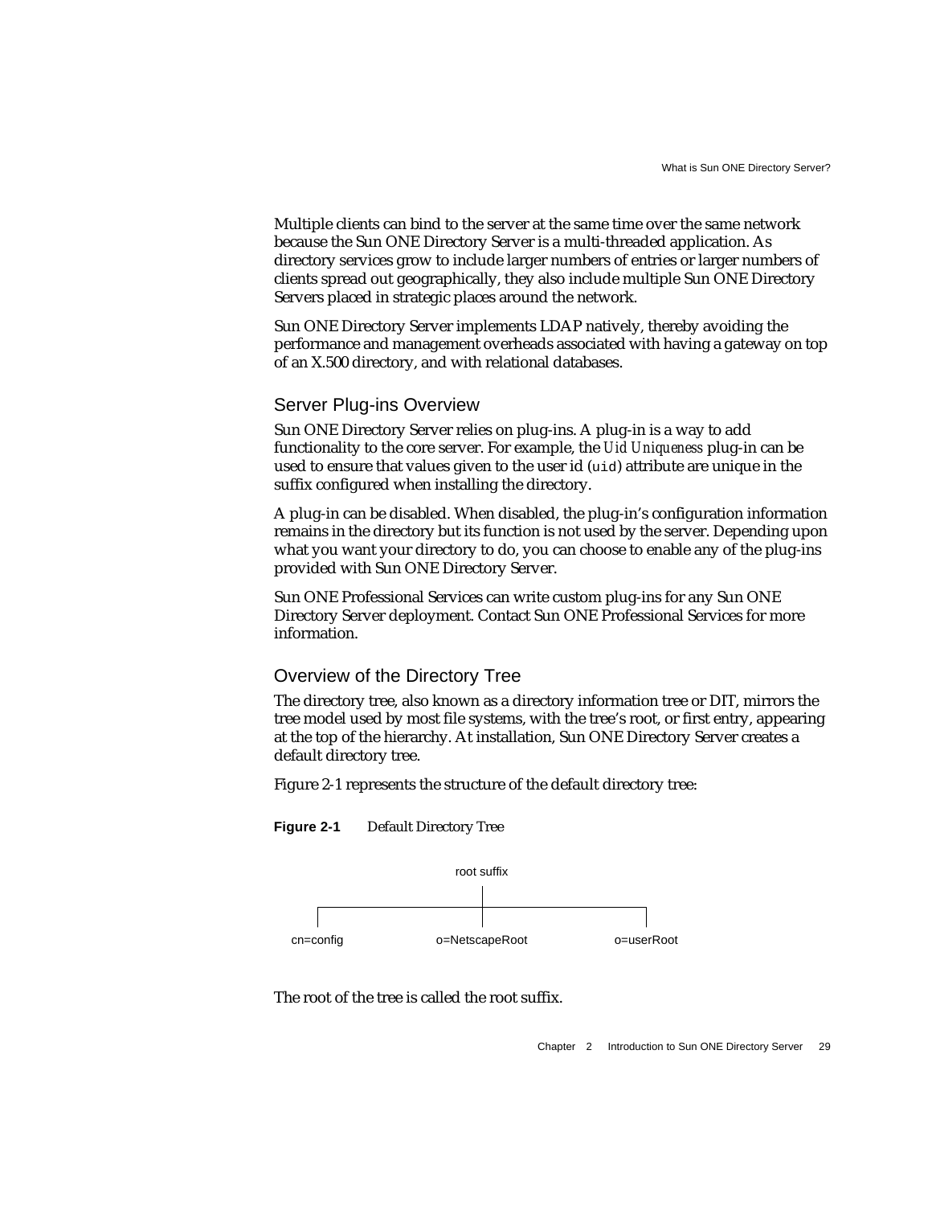Multiple clients can bind to the server at the same time over the same network because the Sun ONE Directory Server is a multi-threaded application. As directory services grow to include larger numbers of entries or larger numbers of clients spread out geographically, they also include multiple Sun ONE Directory Servers placed in strategic places around the network.

Sun ONE Directory Server implements LDAP natively, thereby avoiding the performance and management overheads associated with having a gateway on top of an X.500 directory, and with relational databases.

## Server Plug-ins Overview

Sun ONE Directory Server relies on plug-ins. A plug-in is a way to add functionality to the core server. For example, the *Uid Uniqueness* plug-in can be used to ensure that values given to the user id (`uid`) attribute are unique in the suffix configured when installing the directory.

A plug-in can be disabled. When disabled, the plug-in's configuration information remains in the directory but its function is not used by the server. Depending upon what you want your directory to do, you can choose to enable any of the plug-ins provided with Sun ONE Directory Server.

Sun ONE Professional Services can write custom plug-ins for any Sun ONE Directory Server deployment. Contact Sun ONE Professional Services for more information.

## Overview of the Directory Tree

The directory tree, also known as a directory information tree or DIT, mirrors the tree model used by most file systems, with the tree's root, or first entry, appearing at the top of the hierarchy. At installation, Sun ONE Directory Server creates a default directory tree.

Figure 2-1 represents the structure of the default directory tree:

**Figure 2-1** Default Directory Tree

```
                         root suffix
                              |
        +---------------------+---------------------+
        |                     |                     |
    cn=config          o=NetscapeRoot          o=userRoot
```

The root of the tree is called the root suffix.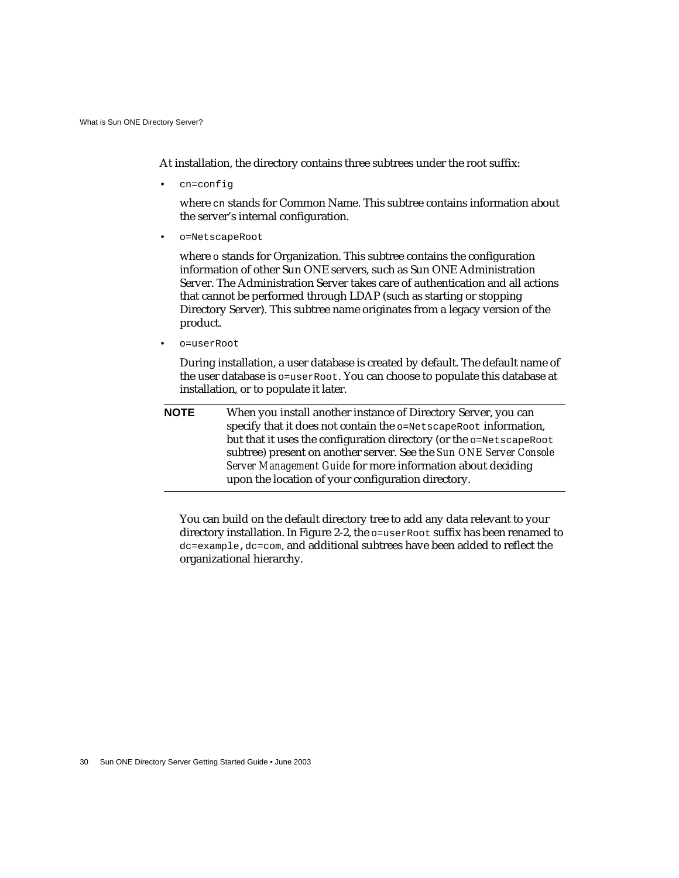At installation, the directory contains three subtrees under the root suffix:

- `cn=config`

  where `cn` stands for Common Name. This subtree contains information about the server's internal configuration.

- `o=NetscapeRoot`

  where `o` stands for Organization. This subtree contains the configuration information of other Sun ONE servers, such as Sun ONE Administration Server. The Administration Server takes care of authentication and all actions that cannot be performed through LDAP (such as starting or stopping Directory Server). This subtree name originates from a legacy version of the product.

- `o=userRoot`

  During installation, a user database is created by default. The default name of the user database is `o=userRoot`. You can choose to populate this database at installation, or to populate it later.

| | |
|---|---|
| **NOTE** | When you install another instance of Directory Server, you can specify that it does not contain the `o=NetscapeRoot` information, but that it uses the configuration directory (or the `o=NetscapeRoot` subtree) present on another server. See the *Sun ONE Server Console Server Management Guide* for more information about deciding upon the location of your configuration directory. |

You can build on the default directory tree to add any data relevant to your directory installation. In Figure 2-2, the `o=userRoot` suffix has been renamed to `dc=example,dc=com`, and additional subtrees have been added to reflect the organizational hierarchy.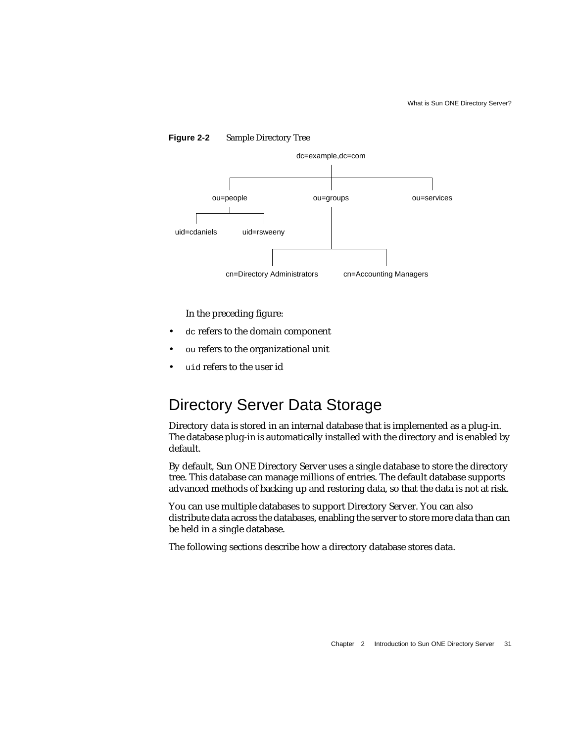**Figure 2-2** Sample Directory Tree

dc=example,dc=com

ou=people

ou=groups

ou=services

uid=cdaniels

uid=rsweeny

cn=Directory Administrators

cn=Accounting Managers

In the preceding figure:

- `dc` refers to the domain component
- `ou` refers to the organizational unit
- `uid` refers to the user id

# Directory Server Data Storage

Directory data is stored in an internal database that is implemented as a plug-in. The database plug-in is automatically installed with the directory and is enabled by default.

By default, Sun ONE Directory Server uses a single database to store the directory tree. This database can manage millions of entries. The default database supports advanced methods of backing up and restoring data, so that the data is not at risk.

You can use multiple databases to support Directory Server. You can also distribute data across the databases, enabling the server to store more data than can be held in a single database.

The following sections describe how a directory database stores data.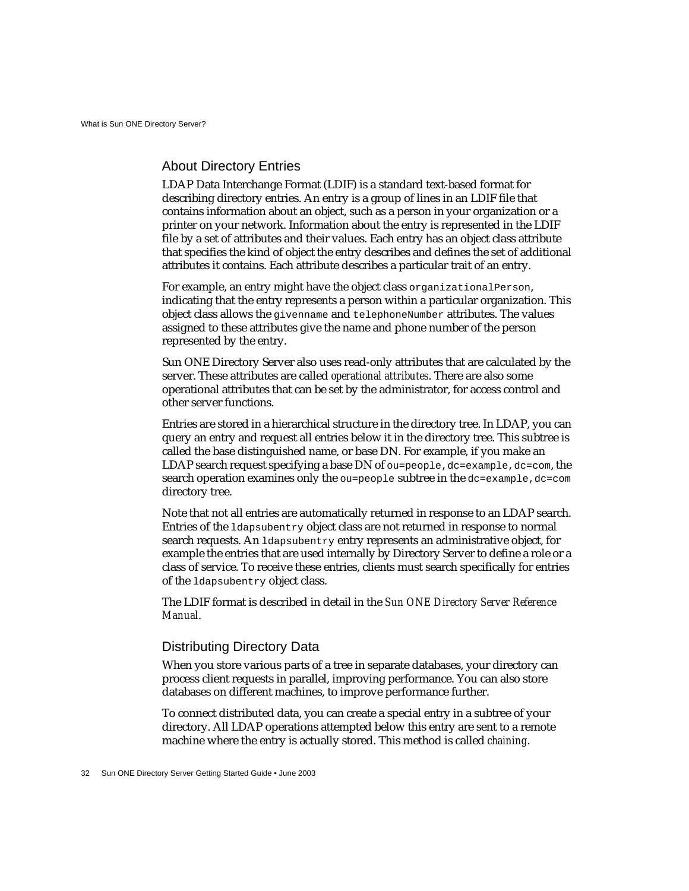## About Directory Entries

LDAP Data Interchange Format (LDIF) is a standard text-based format for describing directory entries. An entry is a group of lines in an LDIF file that contains information about an object, such as a person in your organization or a printer on your network. Information about the entry is represented in the LDIF file by a set of attributes and their values. Each entry has an object class attribute that specifies the kind of object the entry describes and defines the set of additional attributes it contains. Each attribute describes a particular trait of an entry.

For example, an entry might have the object class `organizationalPerson`, indicating that the entry represents a person within a particular organization. This object class allows the `givenname` and `telephoneNumber` attributes. The values assigned to these attributes give the name and phone number of the person represented by the entry.

Sun ONE Directory Server also uses read-only attributes that are calculated by the server. These attributes are called *operational attributes*. There are also some operational attributes that can be set by the administrator, for access control and other server functions.

Entries are stored in a hierarchical structure in the directory tree. In LDAP, you can query an entry and request all entries below it in the directory tree. This subtree is called the base distinguished name, or base DN. For example, if you make an LDAP search request specifying a base DN of `ou=people,dc=example,dc=com`, the search operation examines only the `ou=people` subtree in the `dc=example,dc=com` directory tree.

Note that not all entries are automatically returned in response to an LDAP search. Entries of the `ldapsubentry` object class are not returned in response to normal search requests. An `ldapsubentry` entry represents an administrative object, for example the entries that are used internally by Directory Server to define a role or a class of service. To receive these entries, clients must search specifically for entries of the `ldapsubentry` object class.

The LDIF format is described in detail in the *Sun ONE Directory Server Reference Manual*.

## Distributing Directory Data

When you store various parts of a tree in separate databases, your directory can process client requests in parallel, improving performance. You can also store databases on different machines, to improve performance further.

To connect distributed data, you can create a special entry in a subtree of your directory. All LDAP operations attempted below this entry are sent to a remote machine where the entry is actually stored. This method is called *chaining*.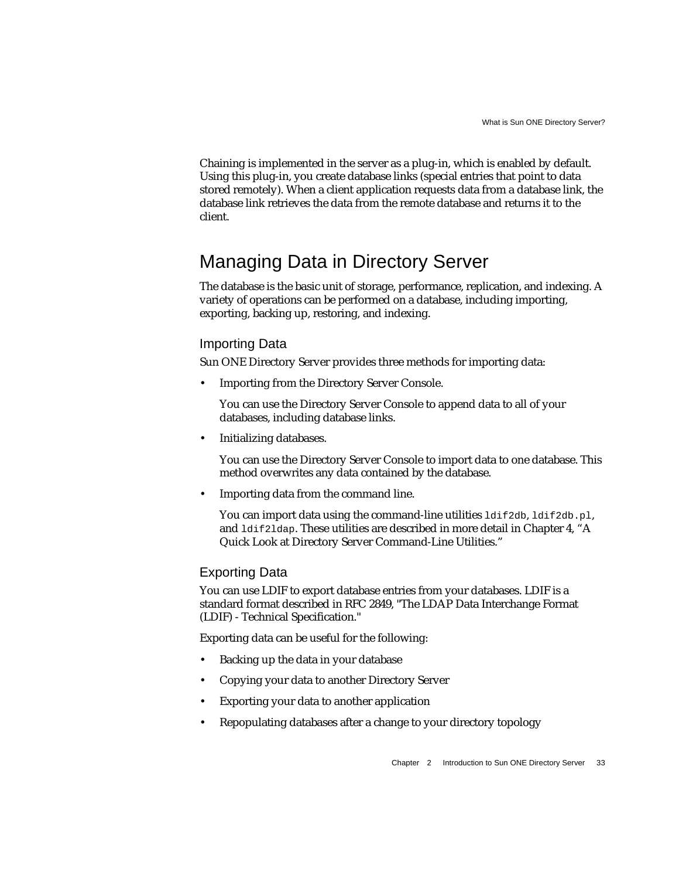Chaining is implemented in the server as a plug-in, which is enabled by default. Using this plug-in, you create database links (special entries that point to data stored remotely). When a client application requests data from a database link, the database link retrieves the data from the remote database and returns it to the client.

## Managing Data in Directory Server

The database is the basic unit of storage, performance, replication, and indexing. A variety of operations can be performed on a database, including importing, exporting, backing up, restoring, and indexing.

### Importing Data

Sun ONE Directory Server provides three methods for importing data:

- Importing from the Directory Server Console.

  You can use the Directory Server Console to append data to all of your databases, including database links.

- Initializing databases.

  You can use the Directory Server Console to import data to one database. This method overwrites any data contained by the database.

- Importing data from the command line.

  You can import data using the command-line utilities `ldif2db`, `ldif2db.pl`, and `ldif2ldap`. These utilities are described in more detail in Chapter 4, "A Quick Look at Directory Server Command-Line Utilities."

### Exporting Data

You can use LDIF to export database entries from your databases. LDIF is a standard format described in RFC 2849, "The LDAP Data Interchange Format (LDIF) - Technical Specification."

Exporting data can be useful for the following:

- Backing up the data in your database
- Copying your data to another Directory Server
- Exporting your data to another application
- Repopulating databases after a change to your directory topology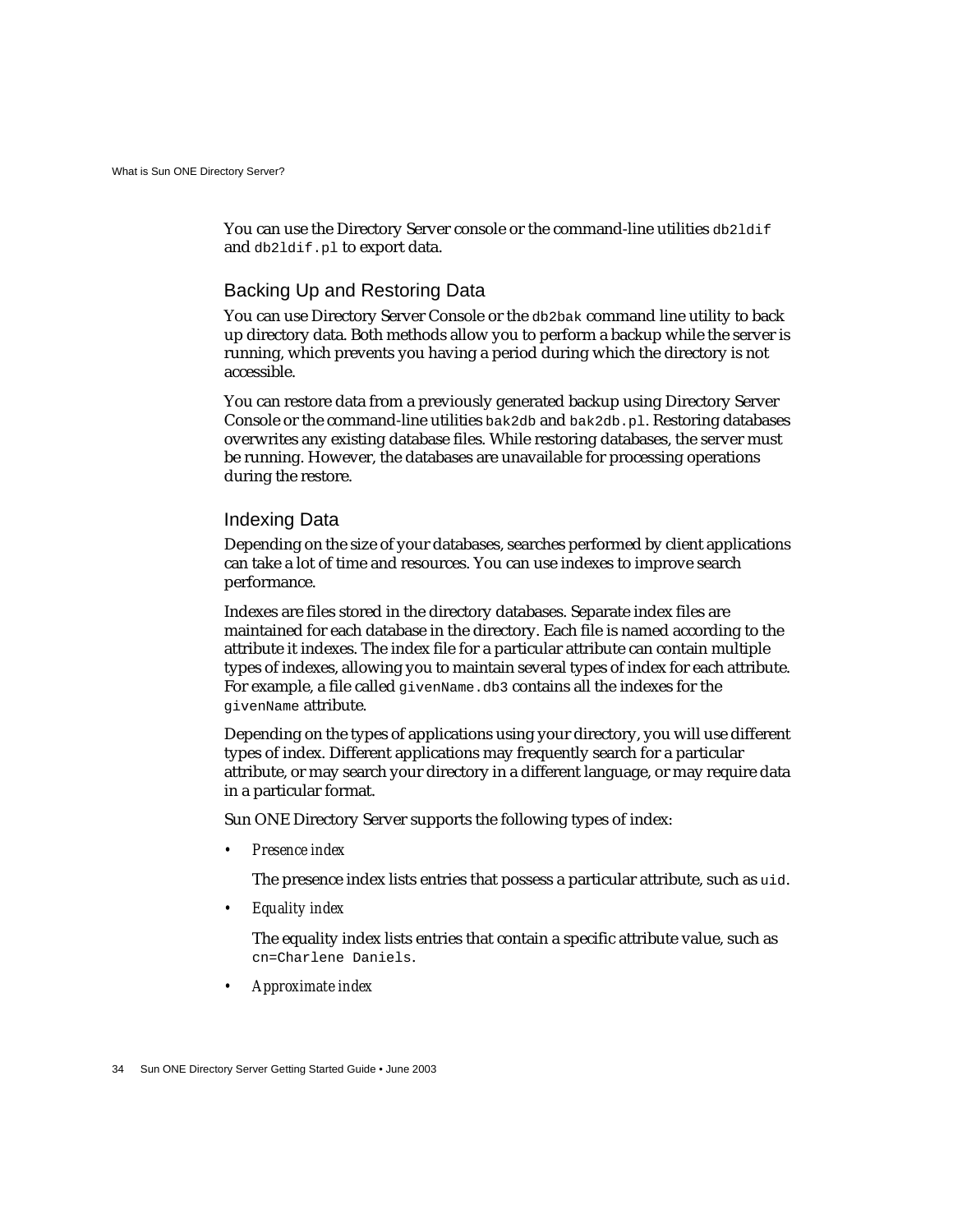You can use the Directory Server console or the command-line utilities `db2ldif` and `db2ldif.pl` to export data.

### Backing Up and Restoring Data

You can use Directory Server Console or the `db2bak` command line utility to back up directory data. Both methods allow you to perform a backup while the server is running, which prevents you having a period during which the directory is not accessible.

You can restore data from a previously generated backup using Directory Server Console or the command-line utilities `bak2db` and `bak2db.pl`. Restoring databases overwrites any existing database files. While restoring databases, the server must be running. However, the databases are unavailable for processing operations during the restore.

### Indexing Data

Depending on the size of your databases, searches performed by client applications can take a lot of time and resources. You can use indexes to improve search performance.

Indexes are files stored in the directory databases. Separate index files are maintained for each database in the directory. Each file is named according to the attribute it indexes. The index file for a particular attribute can contain multiple types of indexes, allowing you to maintain several types of index for each attribute. For example, a file called `givenName.db3` contains all the indexes for the `givenName` attribute.

Depending on the types of applications using your directory, you will use different types of index. Different applications may frequently search for a particular attribute, or may search your directory in a different language, or may require data in a particular format.

Sun ONE Directory Server supports the following types of index:

- *Presence index*

  The presence index lists entries that possess a particular attribute, such as `uid`.

- *Equality index*

  The equality index lists entries that contain a specific attribute value, such as `cn=Charlene Daniels`.

- *Approximate index*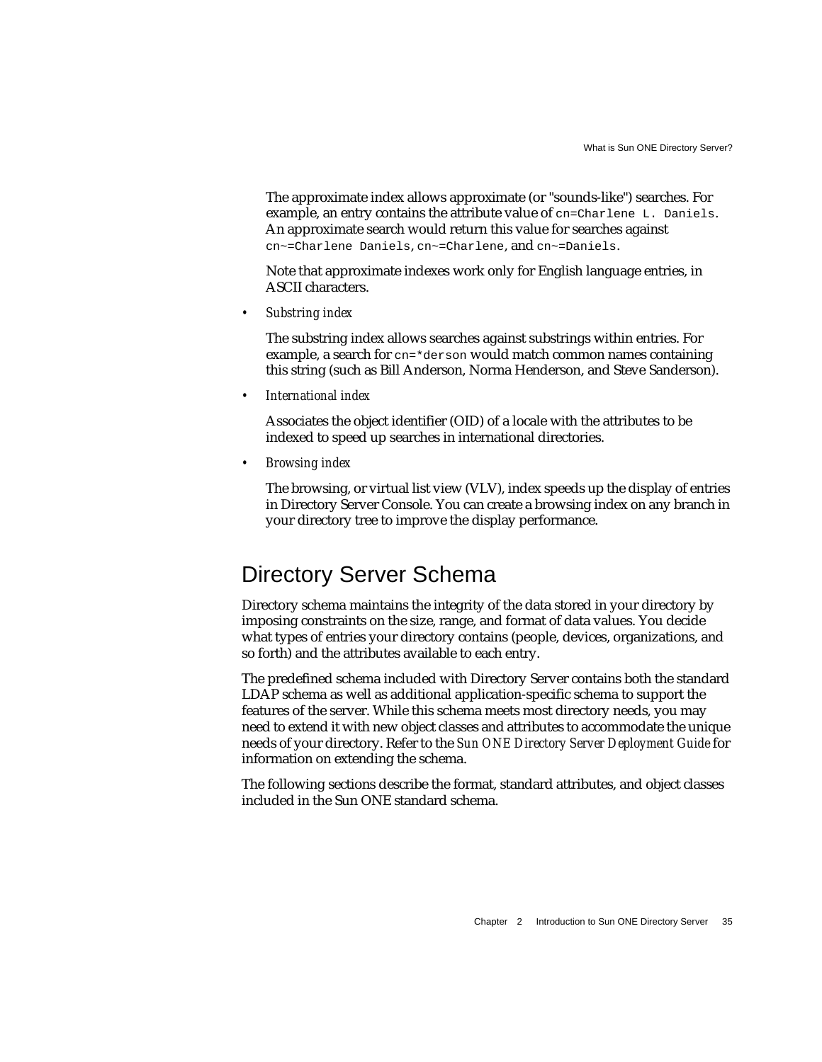The approximate index allows approximate (or "sounds-like") searches. For example, an entry contains the attribute value of `cn=Charlene L. Daniels`. An approximate search would return this value for searches against `cn~=Charlene Daniels`, `cn~=Charlene`, and `cn~=Daniels`.

Note that approximate indexes work only for English language entries, in ASCII characters.

- *Substring index*

  The substring index allows searches against substrings within entries. For example, a search for `cn=*derson` would match common names containing this string (such as Bill Anderson, Norma Henderson, and Steve Sanderson).

- *International index*

  Associates the object identifier (OID) of a locale with the attributes to be indexed to speed up searches in international directories.

- *Browsing index*

  The browsing, or virtual list view (VLV), index speeds up the display of entries in Directory Server Console. You can create a browsing index on any branch in your directory tree to improve the display performance.

## Directory Server Schema

Directory schema maintains the integrity of the data stored in your directory by imposing constraints on the size, range, and format of data values. You decide what types of entries your directory contains (people, devices, organizations, and so forth) and the attributes available to each entry.

The predefined schema included with Directory Server contains both the standard LDAP schema as well as additional application-specific schema to support the features of the server. While this schema meets most directory needs, you may need to extend it with new object classes and attributes to accommodate the unique needs of your directory. Refer to the *Sun ONE Directory Server Deployment Guide* for information on extending the schema.

The following sections describe the format, standard attributes, and object classes included in the Sun ONE standard schema.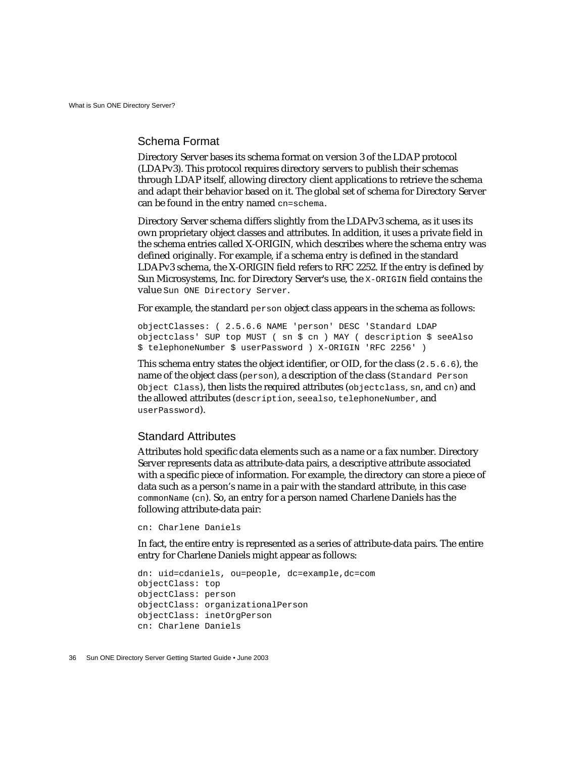## Schema Format

Directory Server bases its schema format on version 3 of the LDAP protocol (LDAPv3). This protocol requires directory servers to publish their schemas through LDAP itself, allowing directory client applications to retrieve the schema and adapt their behavior based on it. The global set of schema for Directory Server can be found in the entry named `cn=schema`.

Directory Server schema differs slightly from the LDAPv3 schema, as it uses its own proprietary object classes and attributes. In addition, it uses a private field in the schema entries called X-ORIGIN, which describes where the schema entry was defined originally. For example, if a schema entry is defined in the standard LDAPv3 schema, the X-ORIGIN field refers to RFC 2252. If the entry is defined by Sun Microsystems, Inc. for Directory Server's use, the `X-ORIGIN` field contains the value `Sun ONE Directory Server`.

For example, the standard `person` object class appears in the schema as follows:

```
objectClasses: ( 2.5.6.6 NAME 'person' DESC 'Standard LDAP
objectclass' SUP top MUST ( sn $ cn ) MAY ( description $ seeAlso
$ telephoneNumber $ userPassword ) X-ORIGIN 'RFC 2256' )
```

This schema entry states the object identifier, or OID, for the class (`2.5.6.6`), the name of the object class (`person`), a description of the class (`Standard Person Object Class`), then lists the required attributes (`objectclass`, `sn`, and `cn`) and the allowed attributes (`description`, `seealso`, `telephoneNumber`, and `userPassword`).

## Standard Attributes

Attributes hold specific data elements such as a name or a fax number. Directory Server represents data as attribute-data pairs, a descriptive attribute associated with a specific piece of information. For example, the directory can store a piece of data such as a person's name in a pair with the standard attribute, in this case `commonName` (`cn`). So, an entry for a person named Charlene Daniels has the following attribute-data pair:

```
cn: Charlene Daniels
```

In fact, the entire entry is represented as a series of attribute-data pairs. The entire entry for Charlene Daniels might appear as follows:

```
dn: uid=cdaniels, ou=people, dc=example,dc=com
objectClass: top
objectClass: person
objectClass: organizationalPerson
objectClass: inetOrgPerson
cn: Charlene Daniels
```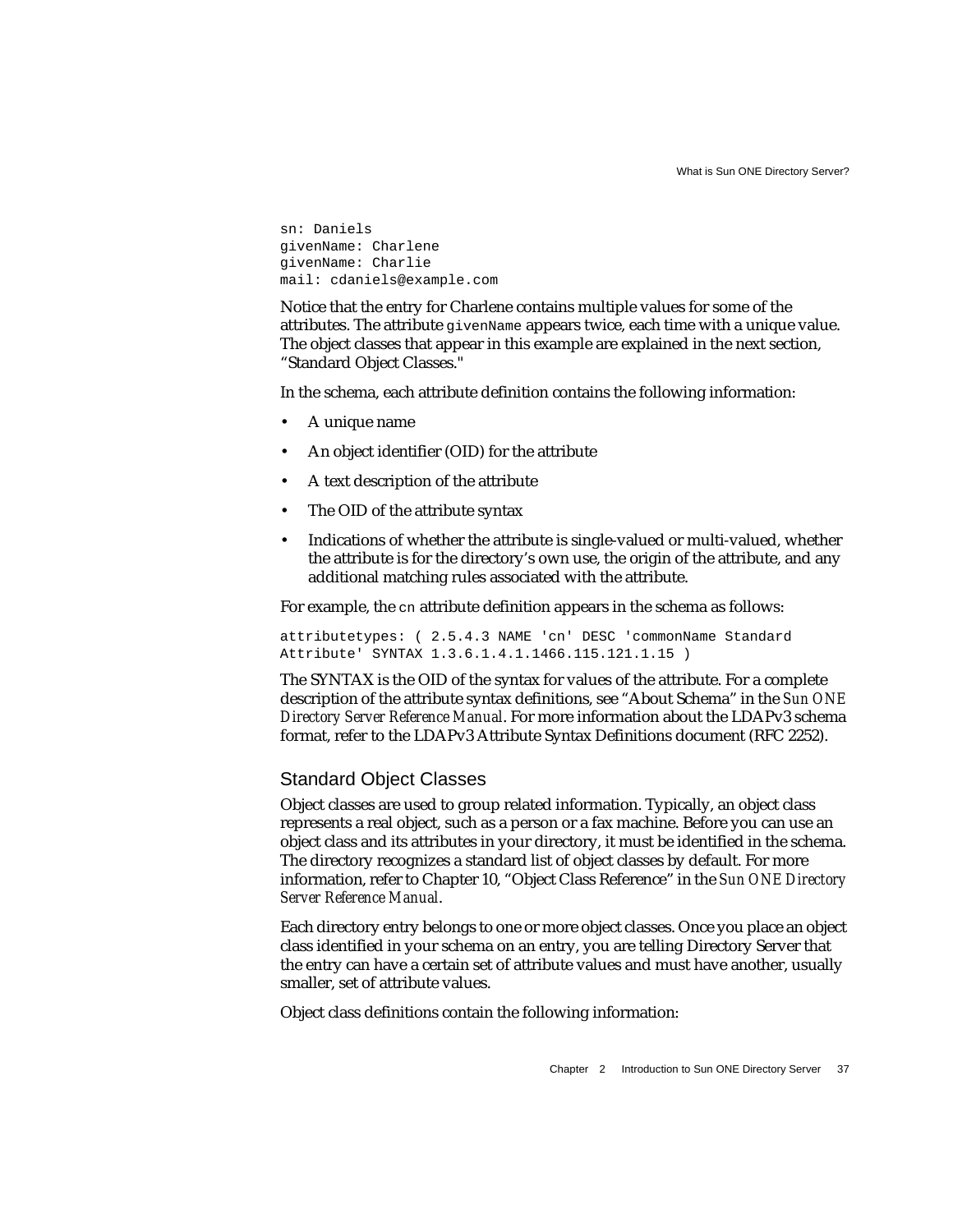```
sn: Daniels
givenName: Charlene
givenName: Charlie
mail: cdaniels@example.com
```

Notice that the entry for Charlene contains multiple values for some of the attributes. The attribute `givenName` appears twice, each time with a unique value. The object classes that appear in this example are explained in the next section, "Standard Object Classes."

In the schema, each attribute definition contains the following information:

- A unique name
- An object identifier (OID) for the attribute
- A text description of the attribute
- The OID of the attribute syntax
- Indications of whether the attribute is single-valued or multi-valued, whether the attribute is for the directory's own use, the origin of the attribute, and any additional matching rules associated with the attribute.

For example, the `cn` attribute definition appears in the schema as follows:

```
attributetypes: ( 2.5.4.3 NAME 'cn' DESC 'commonName Standard
Attribute' SYNTAX 1.3.6.1.4.1.1466.115.121.1.15 )
```

The SYNTAX is the OID of the syntax for values of the attribute. For a complete description of the attribute syntax definitions, see "About Schema" in the *Sun ONE Directory Server Reference Manual*. For more information about the LDAPv3 schema format, refer to the LDAPv3 Attribute Syntax Definitions document (RFC 2252).

## Standard Object Classes

Object classes are used to group related information. Typically, an object class represents a real object, such as a person or a fax machine. Before you can use an object class and its attributes in your directory, it must be identified in the schema. The directory recognizes a standard list of object classes by default. For more information, refer to Chapter 10, "Object Class Reference" in the *Sun ONE Directory Server Reference Manual*.

Each directory entry belongs to one or more object classes. Once you place an object class identified in your schema on an entry, you are telling Directory Server that the entry can have a certain set of attribute values and must have another, usually smaller, set of attribute values.

Object class definitions contain the following information: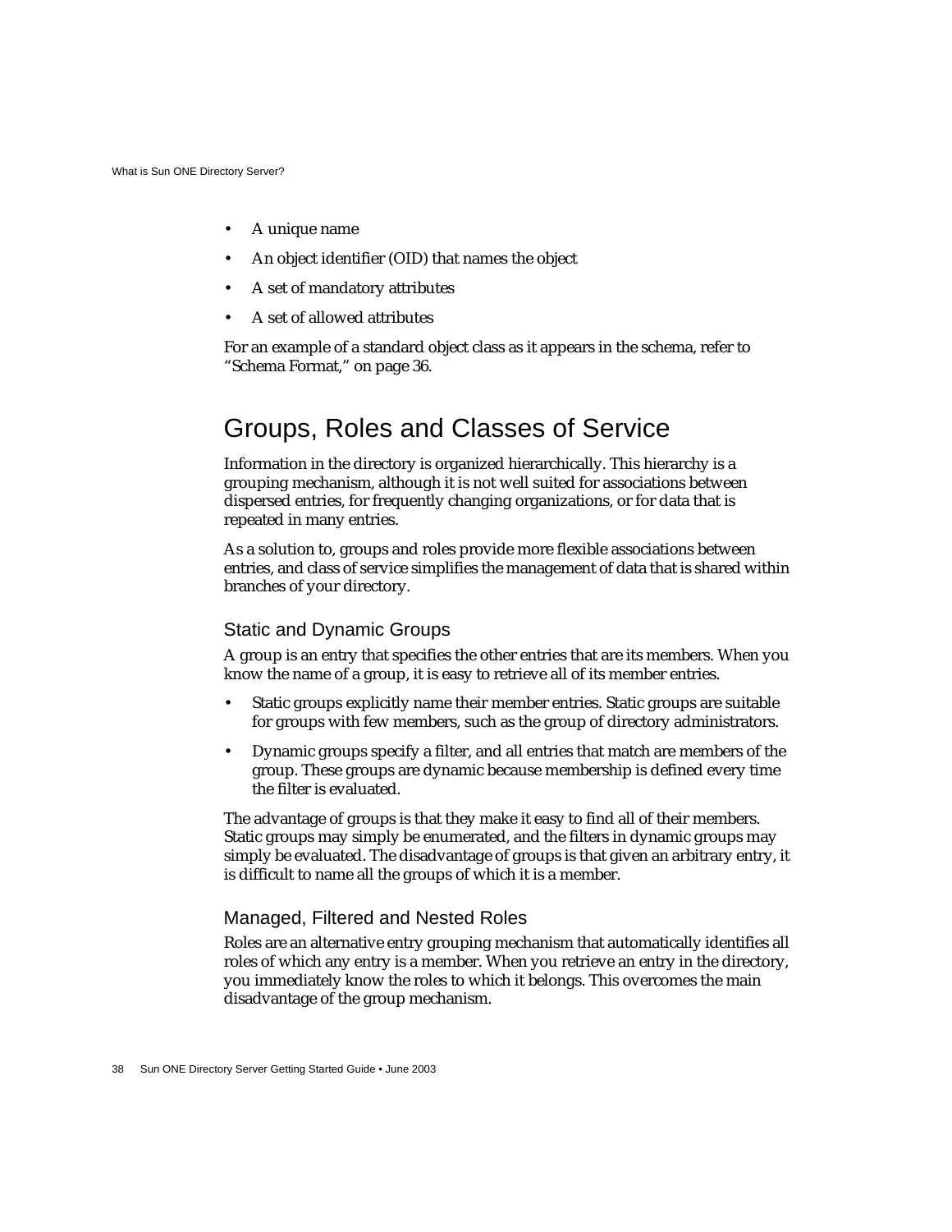- A unique name
- An object identifier (OID) that names the object
- A set of mandatory attributes
- A set of allowed attributes

For an example of a standard object class as it appears in the schema, refer to "Schema Format," on page 36.

## Groups, Roles and Classes of Service

Information in the directory is organized hierarchically. This hierarchy is a grouping mechanism, although it is not well suited for associations between dispersed entries, for frequently changing organizations, or for data that is repeated in many entries.

As a solution to, groups and roles provide more flexible associations between entries, and class of service simplifies the management of data that is shared within branches of your directory.

### Static and Dynamic Groups

A group is an entry that specifies the other entries that are its members. When you know the name of a group, it is easy to retrieve all of its member entries.

- Static groups explicitly name their member entries. Static groups are suitable for groups with few members, such as the group of directory administrators.
- Dynamic groups specify a filter, and all entries that match are members of the group. These groups are dynamic because membership is defined every time the filter is evaluated.

The advantage of groups is that they make it easy to find all of their members. Static groups may simply be enumerated, and the filters in dynamic groups may simply be evaluated. The disadvantage of groups is that given an arbitrary entry, it is difficult to name all the groups of which it is a member.

### Managed, Filtered and Nested Roles

Roles are an alternative entry grouping mechanism that automatically identifies all roles of which any entry is a member. When you retrieve an entry in the directory, you immediately know the roles to which it belongs. This overcomes the main disadvantage of the group mechanism.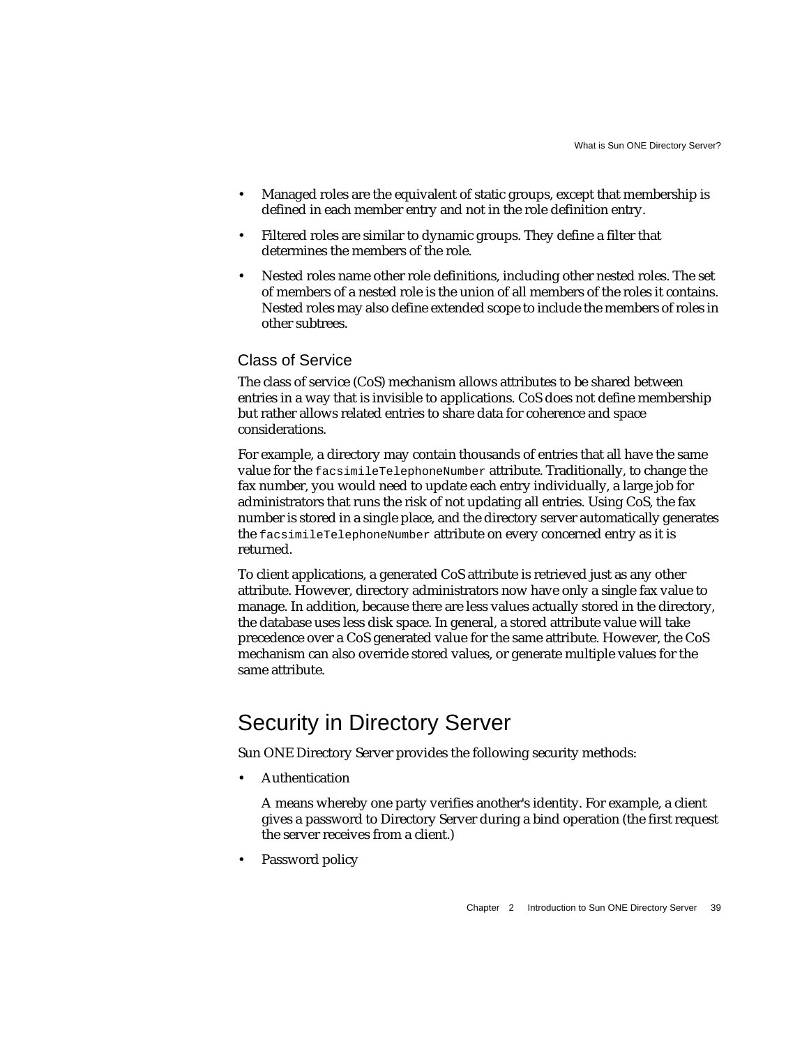- Managed roles are the equivalent of static groups, except that membership is defined in each member entry and not in the role definition entry.
- Filtered roles are similar to dynamic groups. They define a filter that determines the members of the role.
- Nested roles name other role definitions, including other nested roles. The set of members of a nested role is the union of all members of the roles it contains. Nested roles may also define extended scope to include the members of roles in other subtrees.

### Class of Service

The class of service (CoS) mechanism allows attributes to be shared between entries in a way that is invisible to applications. CoS does not define membership but rather allows related entries to share data for coherence and space considerations.

For example, a directory may contain thousands of entries that all have the same value for the `facsimileTelephoneNumber` attribute. Traditionally, to change the fax number, you would need to update each entry individually, a large job for administrators that runs the risk of not updating all entries. Using CoS, the fax number is stored in a single place, and the directory server automatically generates the `facsimileTelephoneNumber` attribute on every concerned entry as it is returned.

To client applications, a generated CoS attribute is retrieved just as any other attribute. However, directory administrators now have only a single fax value to manage. In addition, because there are less values actually stored in the directory, the database uses less disk space. In general, a stored attribute value will take precedence over a CoS generated value for the same attribute. However, the CoS mechanism can also override stored values, or generate multiple values for the same attribute.

## Security in Directory Server

Sun ONE Directory Server provides the following security methods:

- Authentication

  A means whereby one party verifies another's identity. For example, a client gives a password to Directory Server during a bind operation (the first request the server receives from a client.)

- Password policy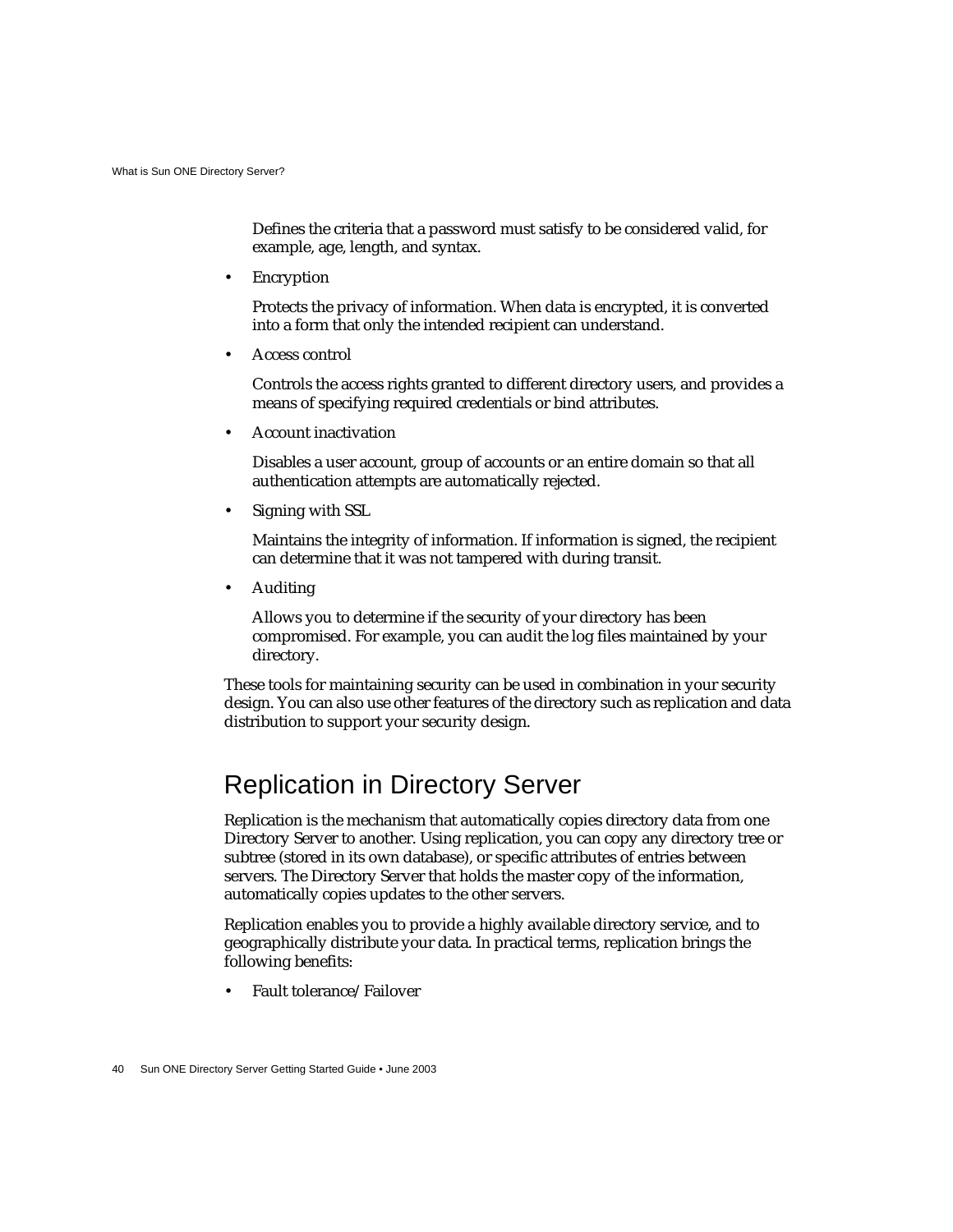Defines the criteria that a password must satisfy to be considered valid, for example, age, length, and syntax.

- Encryption

  Protects the privacy of information. When data is encrypted, it is converted into a form that only the intended recipient can understand.

- Access control

  Controls the access rights granted to different directory users, and provides a means of specifying required credentials or bind attributes.

- Account inactivation

  Disables a user account, group of accounts or an entire domain so that all authentication attempts are automatically rejected.

- Signing with SSL

  Maintains the integrity of information. If information is signed, the recipient can determine that it was not tampered with during transit.

- Auditing

  Allows you to determine if the security of your directory has been compromised. For example, you can audit the log files maintained by your directory.

These tools for maintaining security can be used in combination in your security design. You can also use other features of the directory such as replication and data distribution to support your security design.

## Replication in Directory Server

Replication is the mechanism that automatically copies directory data from one Directory Server to another. Using replication, you can copy any directory tree or subtree (stored in its own database), or specific attributes of entries between servers. The Directory Server that holds the master copy of the information, automatically copies updates to the other servers.

Replication enables you to provide a highly available directory service, and to geographically distribute your data. In practical terms, replication brings the following benefits:

- Fault tolerance/Failover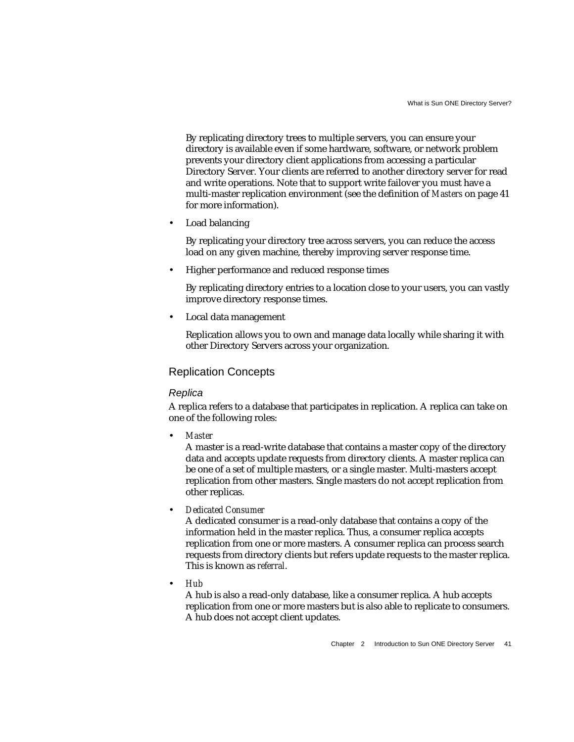By replicating directory trees to multiple servers, you can ensure your directory is available even if some hardware, software, or network problem prevents your directory client applications from accessing a particular Directory Server. Your clients are referred to another directory server for read and write operations. Note that to support write failover you must have a multi-master replication environment (see the definition of *Masters* on page 41 for more information).

- Load balancing

  By replicating your directory tree across servers, you can reduce the access load on any given machine, thereby improving server response time.

- Higher performance and reduced response times

  By replicating directory entries to a location close to your users, you can vastly improve directory response times.

- Local data management

  Replication allows you to own and manage data locally while sharing it with other Directory Servers across your organization.

## Replication Concepts

### *Replica*

A replica refers to a database that participates in replication. A replica can take on one of the following roles:

- *Master*
  A master is a read-write database that contains a master copy of the directory data and accepts update requests from directory clients. A master replica can be one of a set of multiple masters, or a single master. Multi-masters accept replication from other masters. Single masters do not accept replication from other replicas.

- *Dedicated Consumer*
  A dedicated consumer is a read-only database that contains a copy of the information held in the master replica. Thus, a consumer replica accepts replication from one or more masters. A consumer replica can process search requests from directory clients but refers update requests to the master replica. This is known as *referral*.

- *Hub*
  A hub is also a read-only database, like a consumer replica. A hub accepts replication from one or more masters but is also able to replicate to consumers. A hub does not accept client updates.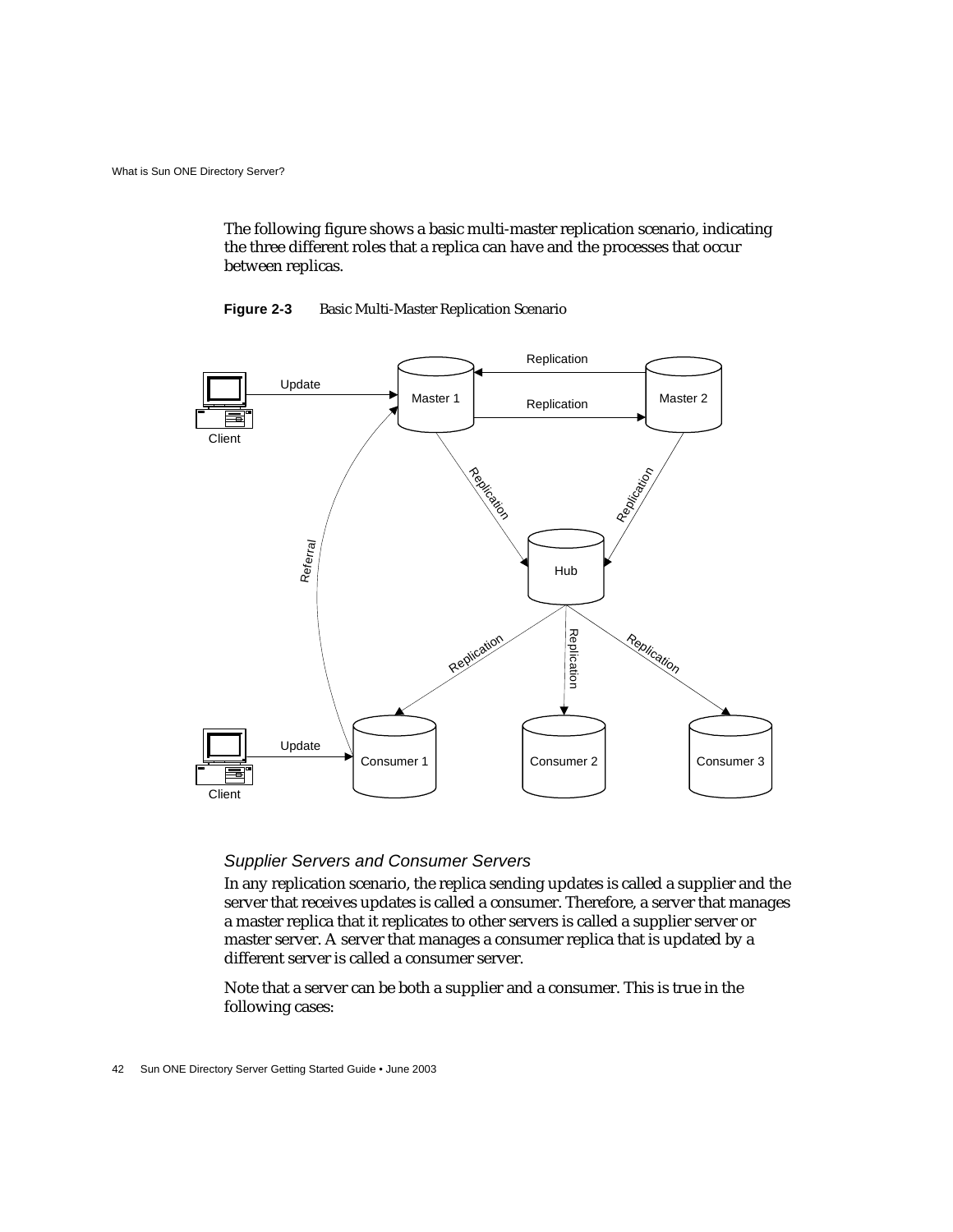The following figure shows a basic multi-master replication scenario, indicating the three different roles that a replica can have and the processes that occur between replicas.

**Figure 2-3** Basic Multi-Master Replication Scenario

### *Supplier Servers and Consumer Servers*

In any replication scenario, the replica sending updates is called a supplier and the server that receives updates is called a consumer. Therefore, a server that manages a master replica that it replicates to other servers is called a supplier server or master server. A server that manages a consumer replica that is updated by a different server is called a consumer server.

Note that a server can be both a supplier and a consumer. This is true in the following cases: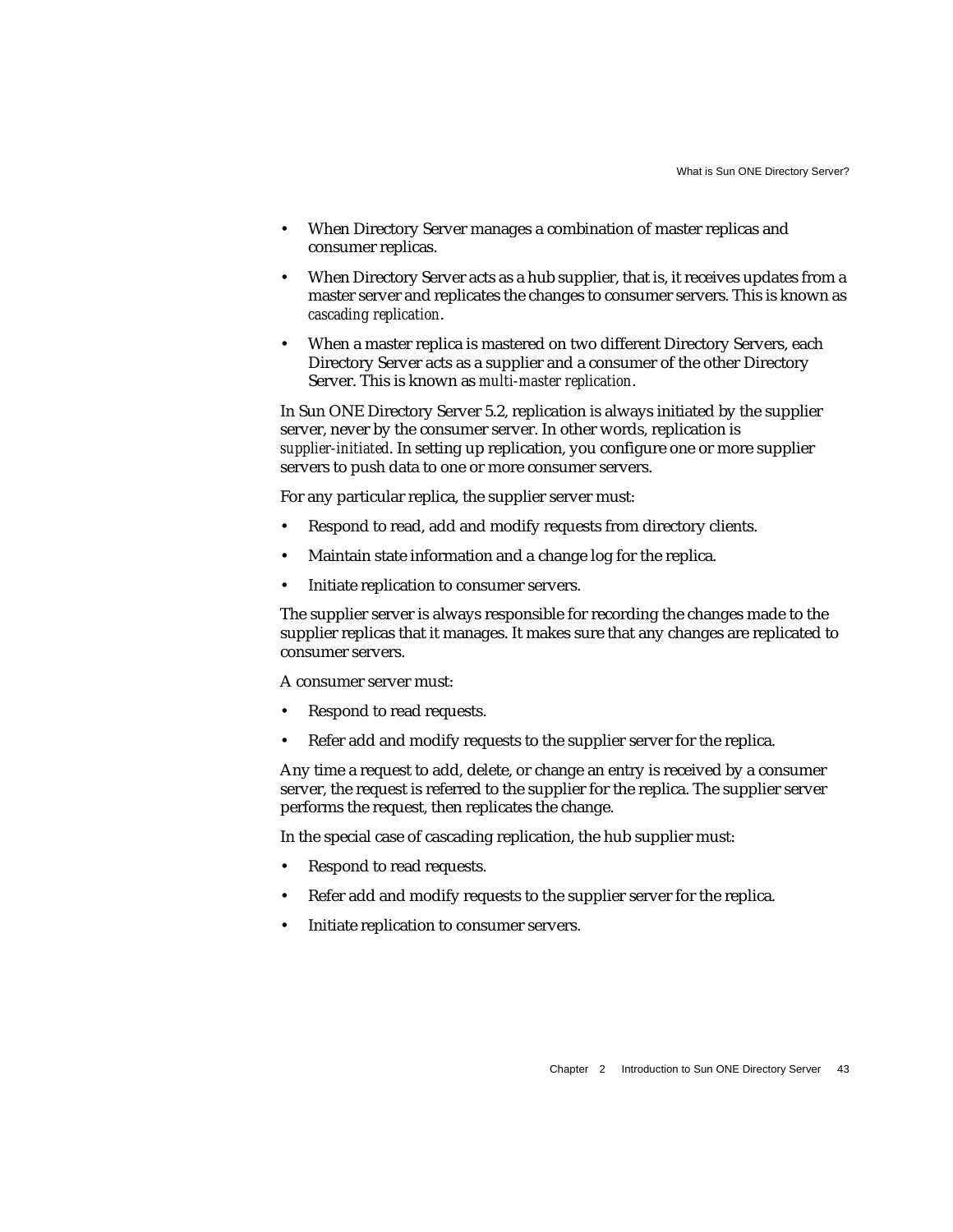- When Directory Server manages a combination of master replicas and consumer replicas.
- When Directory Server acts as a hub supplier, that is, it receives updates from a master server and replicates the changes to consumer servers. This is known as *cascading replication*.
- When a master replica is mastered on two different Directory Servers, each Directory Server acts as a supplier and a consumer of the other Directory Server. This is known as *multi-master replication*.

In Sun ONE Directory Server 5.2, replication is always initiated by the supplier server, never by the consumer server. In other words, replication is *supplier-initiated*. In setting up replication, you configure one or more supplier servers to push data to one or more consumer servers.

For any particular replica, the supplier server must:

- Respond to read, add and modify requests from directory clients.
- Maintain state information and a change log for the replica.
- Initiate replication to consumer servers.

The supplier server is always responsible for recording the changes made to the supplier replicas that it manages. It makes sure that any changes are replicated to consumer servers.

A consumer server must:

- Respond to read requests.
- Refer add and modify requests to the supplier server for the replica.

Any time a request to add, delete, or change an entry is received by a consumer server, the request is referred to the supplier for the replica. The supplier server performs the request, then replicates the change.

In the special case of cascading replication, the hub supplier must:

- Respond to read requests.
- Refer add and modify requests to the supplier server for the replica.
- Initiate replication to consumer servers.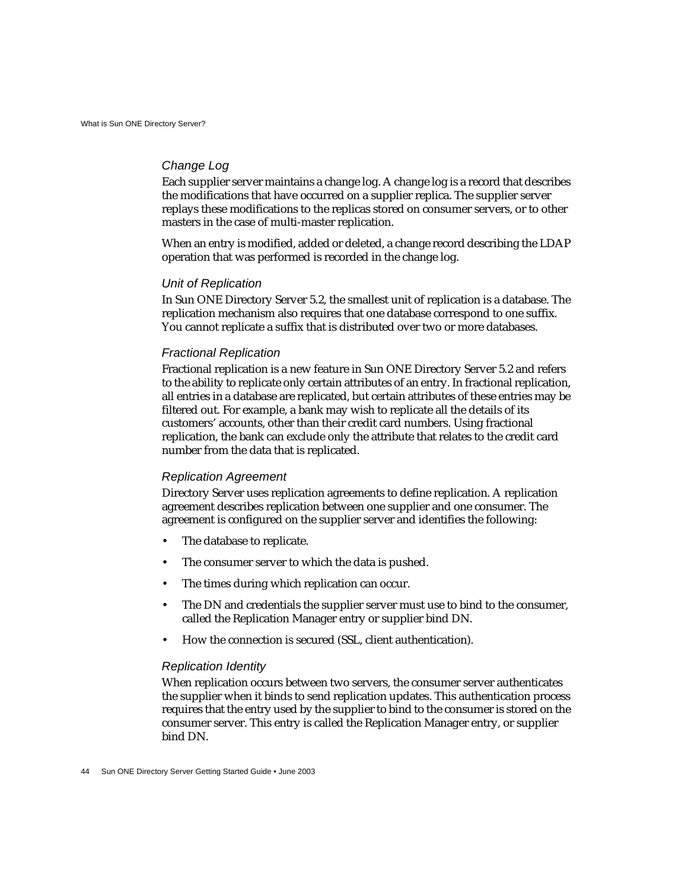### Change Log

Each supplier server maintains a change log. A change log is a record that describes the modifications that have occurred on a supplier replica. The supplier server replays these modifications to the replicas stored on consumer servers, or to other masters in the case of multi-master replication.

When an entry is modified, added or deleted, a change record describing the LDAP operation that was performed is recorded in the change log.

### Unit of Replication

In Sun ONE Directory Server 5.2, the smallest unit of replication is a database. The replication mechanism also requires that one database correspond to one suffix. You cannot replicate a suffix that is distributed over two or more databases.

### Fractional Replication

Fractional replication is a new feature in Sun ONE Directory Server 5.2 and refers to the ability to replicate only certain attributes of an entry. In fractional replication, all entries in a database are replicated, but certain attributes of these entries may be filtered out. For example, a bank may wish to replicate all the details of its customers' accounts, other than their credit card numbers. Using fractional replication, the bank can exclude only the attribute that relates to the credit card number from the data that is replicated.

### Replication Agreement

Directory Server uses replication agreements to define replication. A replication agreement describes replication between one supplier and one consumer. The agreement is configured on the supplier server and identifies the following:

- The database to replicate.
- The consumer server to which the data is pushed.
- The times during which replication can occur.
- The DN and credentials the supplier server must use to bind to the consumer, called the Replication Manager entry or supplier bind DN.
- How the connection is secured (SSL, client authentication).

### Replication Identity

When replication occurs between two servers, the consumer server authenticates the supplier when it binds to send replication updates. This authentication process requires that the entry used by the supplier to bind to the consumer is stored on the consumer server. This entry is called the Replication Manager entry, or supplier bind DN.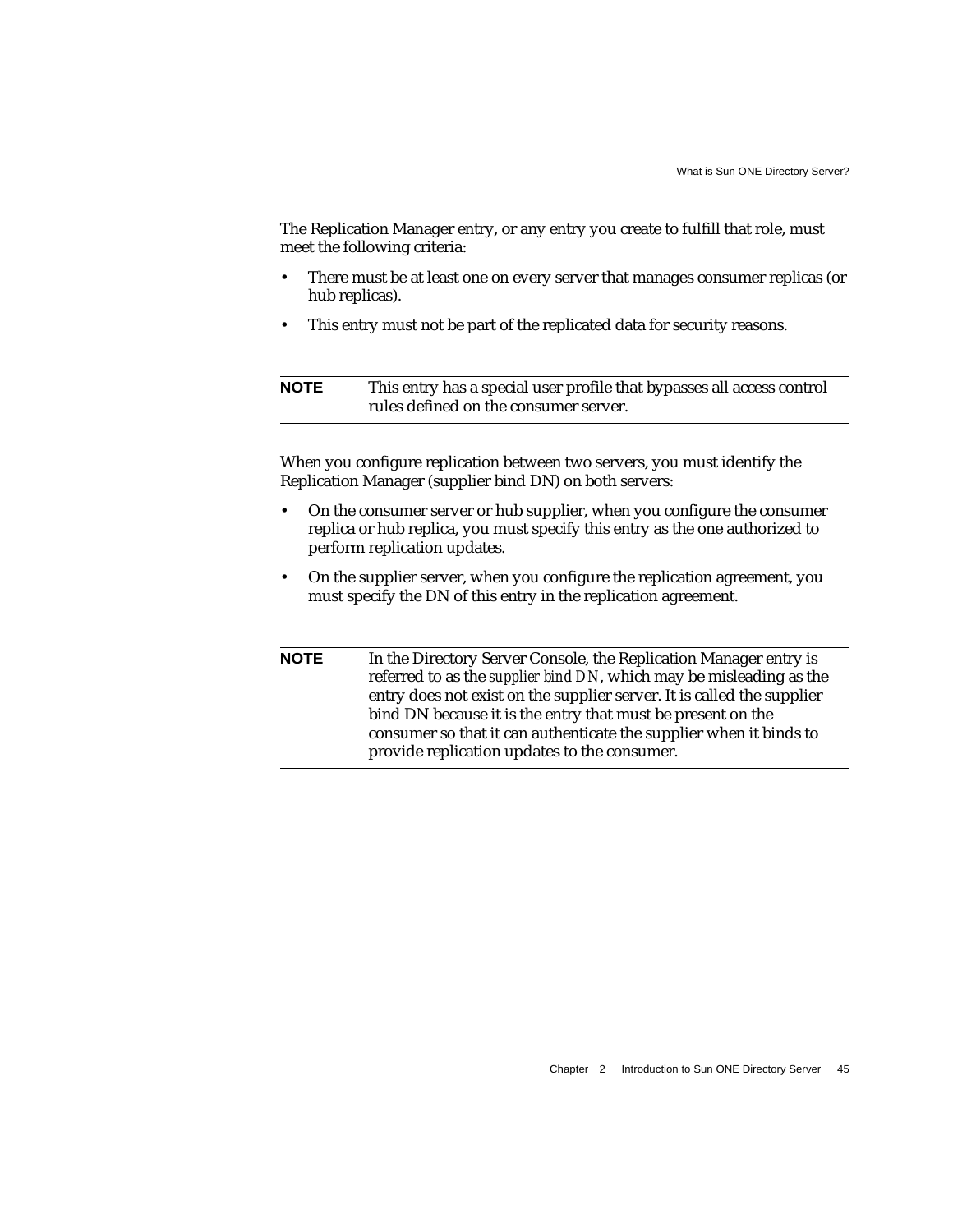The Replication Manager entry, or any entry you create to fulfill that role, must meet the following criteria:

- There must be at least one on every server that manages consumer replicas (or hub replicas).
- This entry must not be part of the replicated data for security reasons.

---

**NOTE** This entry has a special user profile that bypasses all access control rules defined on the consumer server.

---

When you configure replication between two servers, you must identify the Replication Manager (supplier bind DN) on both servers:

- On the consumer server or hub supplier, when you configure the consumer replica or hub replica, you must specify this entry as the one authorized to perform replication updates.
- On the supplier server, when you configure the replication agreement, you must specify the DN of this entry in the replication agreement.

---

**NOTE** In the Directory Server Console, the Replication Manager entry is referred to as the *supplier bind DN*, which may be misleading as the entry does not exist on the supplier server. It is called the supplier bind DN because it is the entry that must be present on the consumer so that it can authenticate the supplier when it binds to provide replication updates to the consumer.

---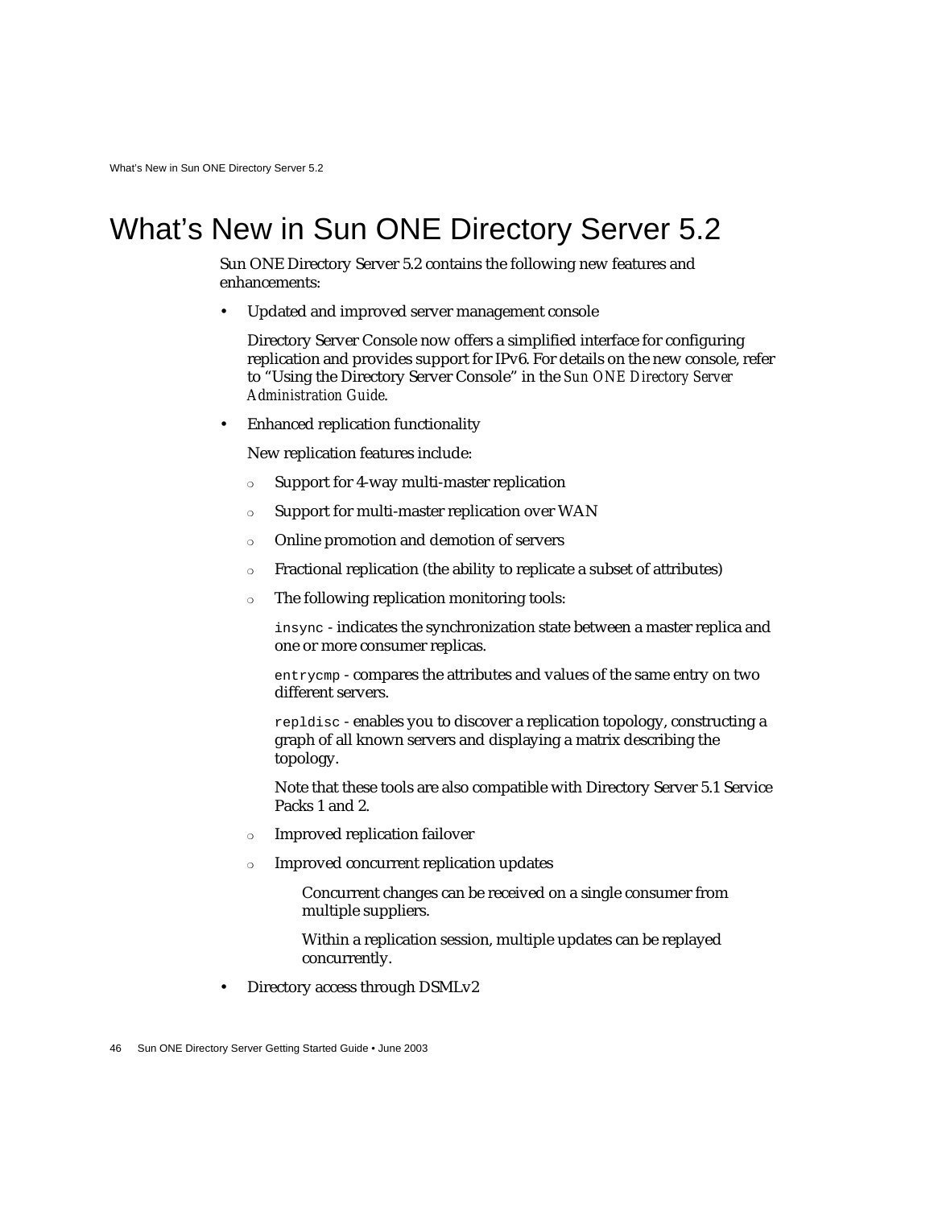# What's New in Sun ONE Directory Server 5.2

Sun ONE Directory Server 5.2 contains the following new features and enhancements:

- Updated and improved server management console

  Directory Server Console now offers a simplified interface for configuring replication and provides support for IPv6. For details on the new console, refer to "Using the Directory Server Console" in the *Sun ONE Directory Server Administration Guide*.

- Enhanced replication functionality

  New replication features include:

  - Support for 4-way multi-master replication
  - Support for multi-master replication over WAN
  - Online promotion and demotion of servers
  - Fractional replication (the ability to replicate a subset of attributes)
  - The following replication monitoring tools:

    `insync` - indicates the synchronization state between a master replica and one or more consumer replicas.

    `entrycmp` - compares the attributes and values of the same entry on two different servers.

    `repldisc` - enables you to discover a replication topology, constructing a graph of all known servers and displaying a matrix describing the topology.

    Note that these tools are also compatible with Directory Server 5.1 Service Packs 1 and 2.

  - Improved replication failover
  - Improved concurrent replication updates

    Concurrent changes can be received on a single consumer from multiple suppliers.

    Within a replication session, multiple updates can be replayed concurrently.

- Directory access through DSMLv2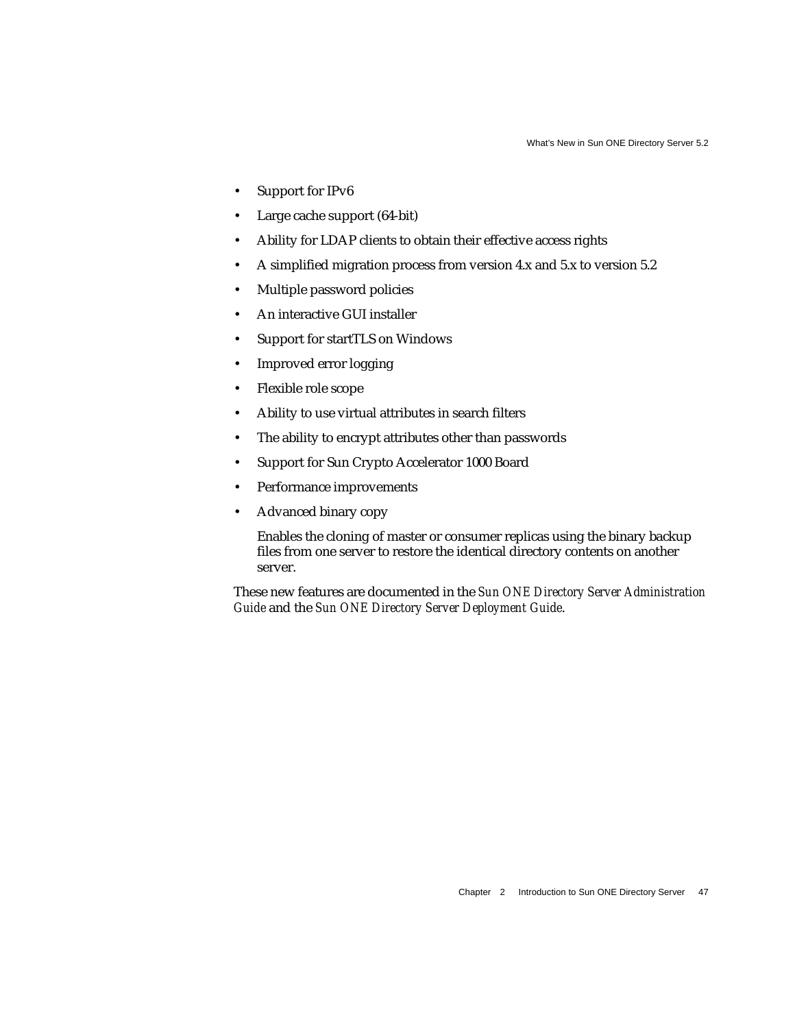- Support for IPv6
- Large cache support (64-bit)
- Ability for LDAP clients to obtain their effective access rights
- A simplified migration process from version 4.x and 5.x to version 5.2
- Multiple password policies
- An interactive GUI installer
- Support for startTLS on Windows
- Improved error logging
- Flexible role scope
- Ability to use virtual attributes in search filters
- The ability to encrypt attributes other than passwords
- Support for Sun Crypto Accelerator 1000 Board
- Performance improvements
- Advanced binary copy

  Enables the cloning of master or consumer replicas using the binary backup files from one server to restore the identical directory contents on another server.

These new features are documented in the *Sun ONE Directory Server Administration Guide* and the *Sun ONE Directory Server Deployment Guide*.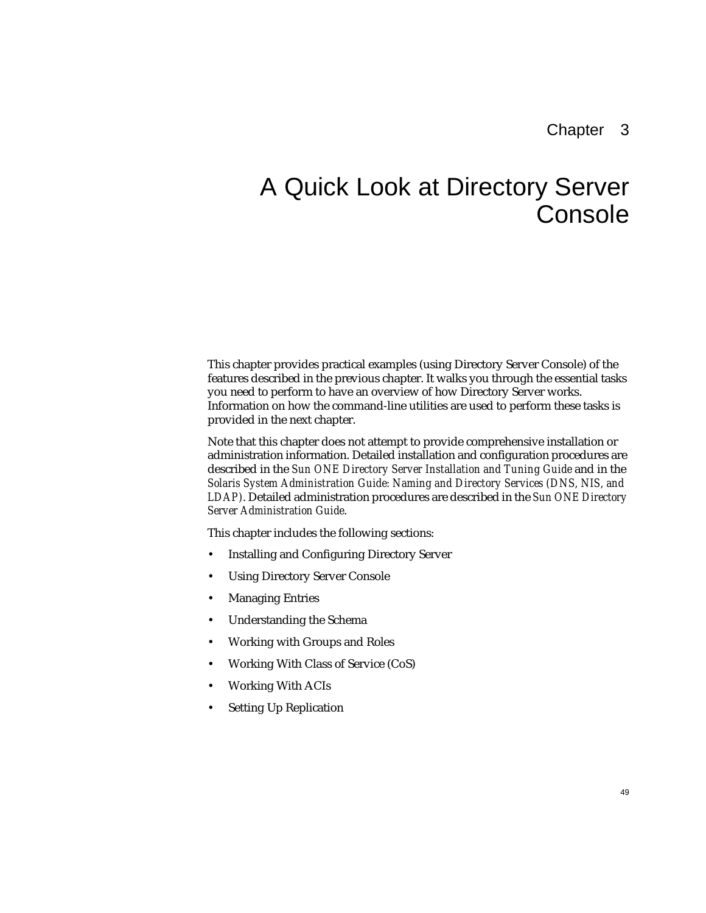# Chapter 3

# A Quick Look at Directory Server Console

This chapter provides practical examples (using Directory Server Console) of the features described in the previous chapter. It walks you through the essential tasks you need to perform to have an overview of how Directory Server works. Information on how the command-line utilities are used to perform these tasks is provided in the next chapter.

Note that this chapter does not attempt to provide comprehensive installation or administration information. Detailed installation and configuration procedures are described in the *Sun ONE Directory Server Installation and Tuning Guide* and in the *Solaris System Administration Guide: Naming and Directory Services (DNS, NIS, and LDAP)*. Detailed administration procedures are described in the *Sun ONE Directory Server Administration Guide*.

This chapter includes the following sections:

- Installing and Configuring Directory Server
- Using Directory Server Console
- Managing Entries
- Understanding the Schema
- Working with Groups and Roles
- Working With Class of Service (CoS)
- Working With ACIs
- Setting Up Replication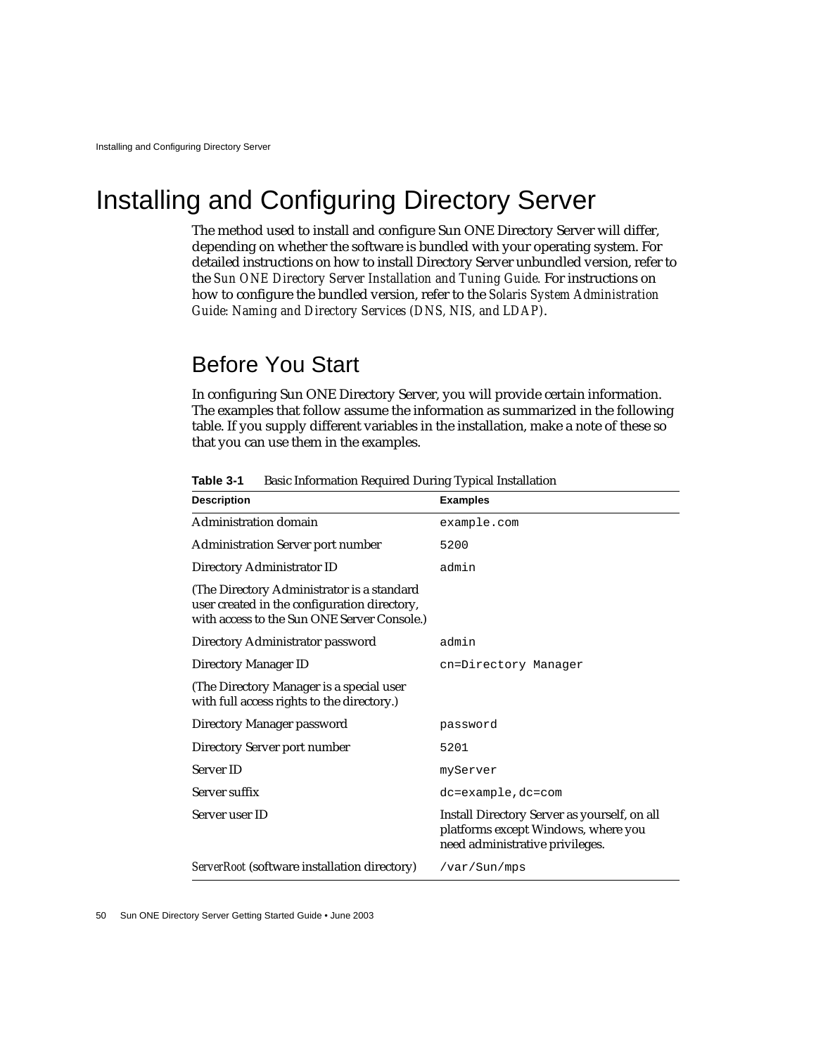# Installing and Configuring Directory Server

The method used to install and configure Sun ONE Directory Server will differ, depending on whether the software is bundled with your operating system. For detailed instructions on how to install Directory Server unbundled version, refer to the *Sun ONE Directory Server Installation and Tuning Guide*. For instructions on how to configure the bundled version, refer to the *Solaris System Administration Guide: Naming and Directory Services (DNS, NIS, and LDAP)*.

## Before You Start

In configuring Sun ONE Directory Server, you will provide certain information. The examples that follow assume the information as summarized in the following table. If you supply different variables in the installation, make a note of these so that you can use them in the examples.

**Table 3-1** Basic Information Required During Typical Installation

| Description | Examples |
| --- | --- |
| Administration domain | `example.com` |
| Administration Server port number | `5200` |
| Directory Administrator ID | `admin` |
| (The Directory Administrator is a standard user created in the configuration directory, with access to the Sun ONE Server Console.) | |
| Directory Administrator password | `admin` |
| Directory Manager ID | `cn=Directory Manager` |
| (The Directory Manager is a special user with full access rights to the directory.) | |
| Directory Manager password | `password` |
| Directory Server port number | `5201` |
| Server ID | `myServer` |
| Server suffix | `dc=example,dc=com` |
| Server user ID | Install Directory Server as yourself, on all platforms except Windows, where you need administrative privileges. |
| *ServerRoot* (software installation directory) | `/var/Sun/mps` |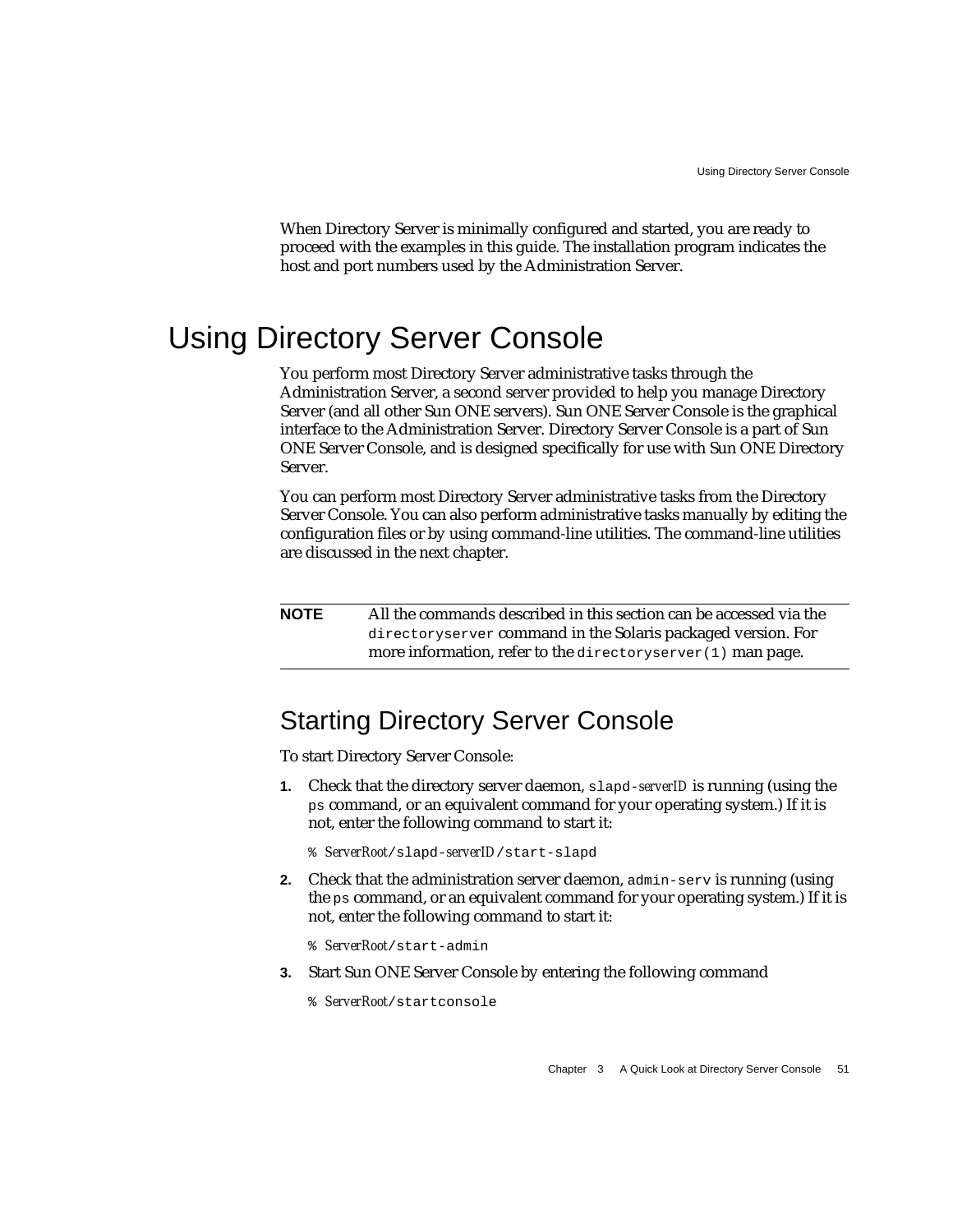When Directory Server is minimally configured and started, you are ready to proceed with the examples in this guide. The installation program indicates the host and port numbers used by the Administration Server.

# Using Directory Server Console

You perform most Directory Server administrative tasks through the Administration Server, a second server provided to help you manage Directory Server (and all other Sun ONE servers). Sun ONE Server Console is the graphical interface to the Administration Server. Directory Server Console is a part of Sun ONE Server Console, and is designed specifically for use with Sun ONE Directory Server.

You can perform most Directory Server administrative tasks from the Directory Server Console. You can also perform administrative tasks manually by editing the configuration files or by using command-line utilities. The command-line utilities are discussed in the next chapter.

| **NOTE** | All the commands described in this section can be accessed via the `directoryserver` command in the Solaris packaged version. For more information, refer to the `directoryserver(1)` man page. |
|---|---|

## Starting Directory Server Console

To start Directory Server Console:

1. Check that the directory server daemon, `slapd-`*serverID* is running (using the `ps` command, or an equivalent command for your operating system.) If it is not, enter the following command to start it:

   `%` *ServerRoot*`/slapd-`*serverID*`/start-slapd`

2. Check that the administration server daemon, `admin-serv` is running (using the `ps` command, or an equivalent command for your operating system.) If it is not, enter the following command to start it:

   `%` *ServerRoot*`/start-admin`

3. Start Sun ONE Server Console by entering the following command

   `%` *ServerRoot*`/startconsole`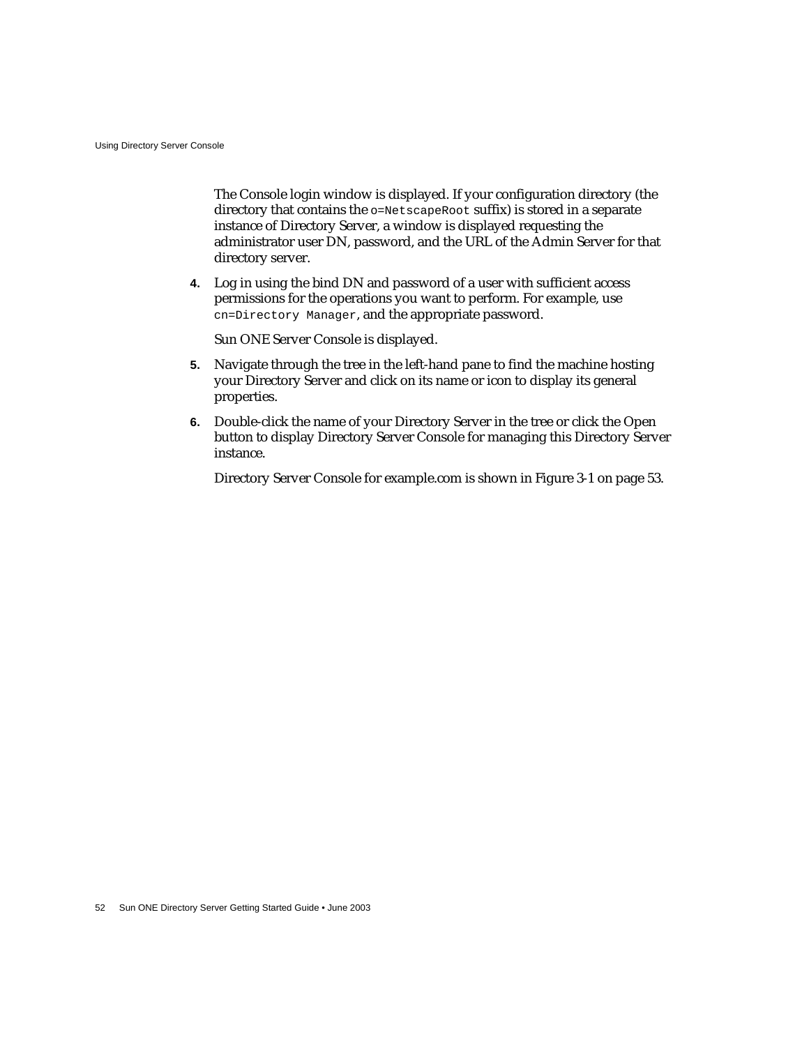The Console login window is displayed. If your configuration directory (the directory that contains the `o=NetscapeRoot` suffix) is stored in a separate instance of Directory Server, a window is displayed requesting the administrator user DN, password, and the URL of the Admin Server for that directory server.

4. Log in using the bind DN and password of a user with sufficient access permissions for the operations you want to perform. For example, use `cn=Directory Manager`, and the appropriate password.

   Sun ONE Server Console is displayed.

5. Navigate through the tree in the left-hand pane to find the machine hosting your Directory Server and click on its name or icon to display its general properties.

6. Double-click the name of your Directory Server in the tree or click the Open button to display Directory Server Console for managing this Directory Server instance.

   Directory Server Console for example.com is shown in Figure 3-1 on page 53.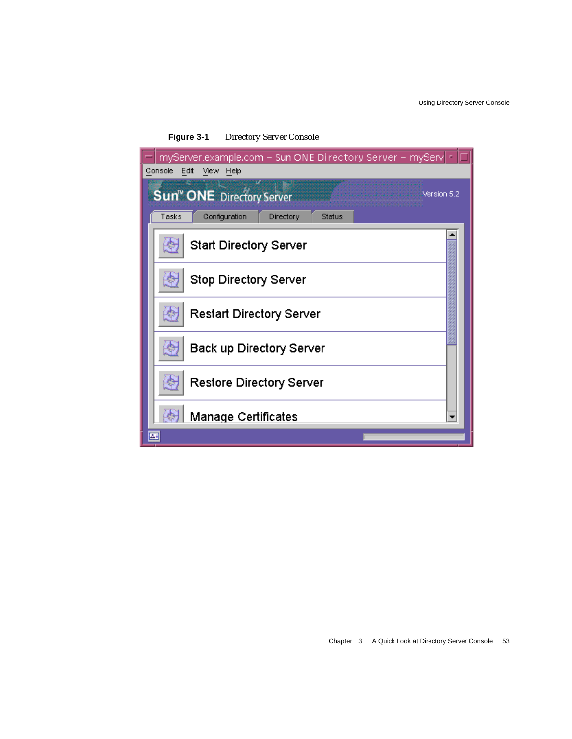**Figure 3-1** Directory Server Console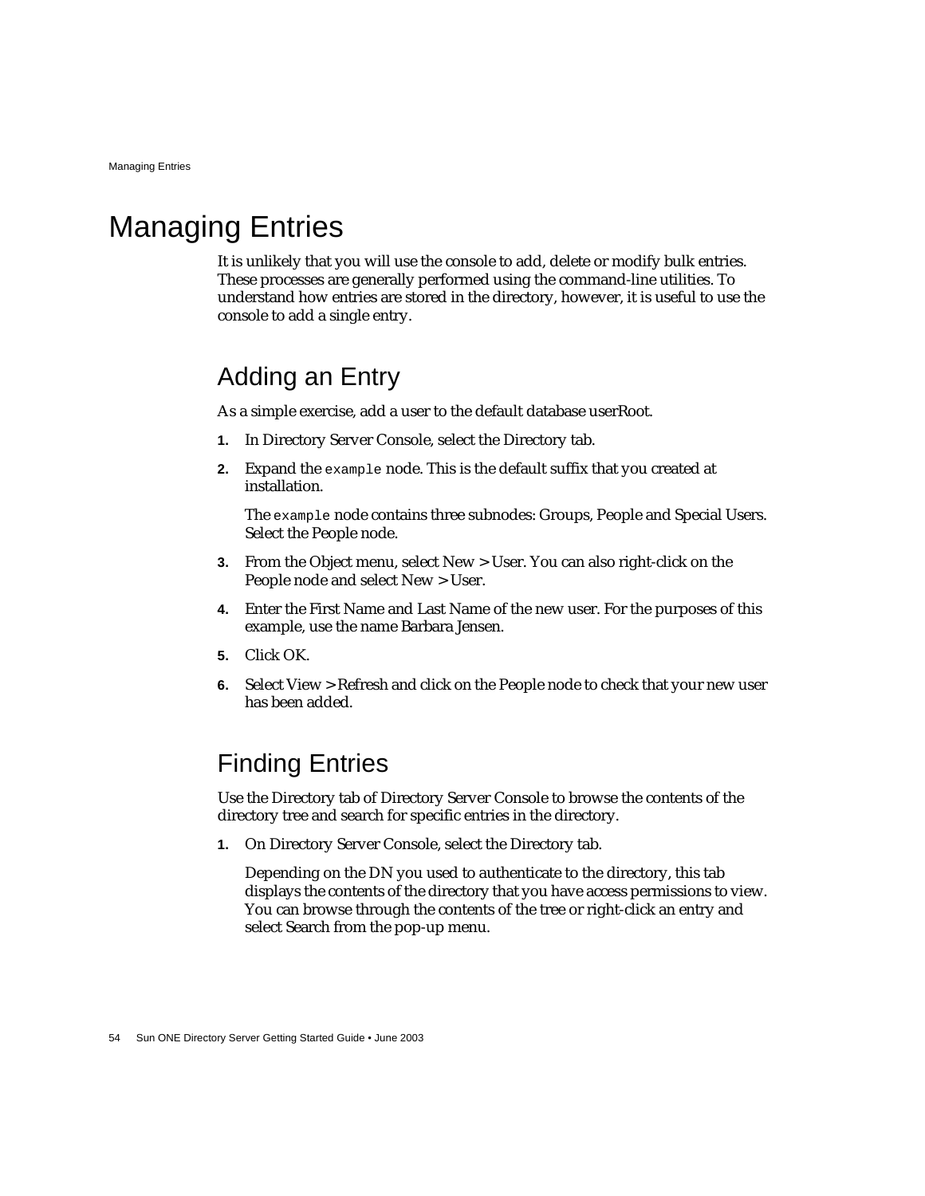# Managing Entries

It is unlikely that you will use the console to add, delete or modify bulk entries. These processes are generally performed using the command-line utilities. To understand how entries are stored in the directory, however, it is useful to use the console to add a single entry.

## Adding an Entry

As a simple exercise, add a user to the default database userRoot.

1. In Directory Server Console, select the Directory tab.
2. Expand the `example` node. This is the default suffix that you created at installation.

   The `example` node contains three subnodes: Groups, People and Special Users. Select the People node.
3. From the Object menu, select New > User. You can also right-click on the People node and select New > User.
4. Enter the First Name and Last Name of the new user. For the purposes of this example, use the name Barbara Jensen.
5. Click OK.
6. Select View > Refresh and click on the People node to check that your new user has been added.

## Finding Entries

Use the Directory tab of Directory Server Console to browse the contents of the directory tree and search for specific entries in the directory.

1. On Directory Server Console, select the Directory tab.

   Depending on the DN you used to authenticate to the directory, this tab displays the contents of the directory that you have access permissions to view. You can browse through the contents of the tree or right-click an entry and select Search from the pop-up menu.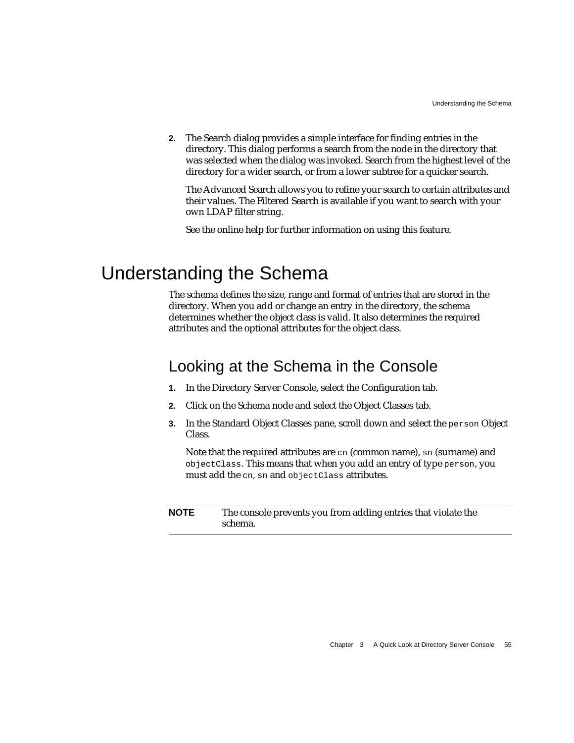2. The Search dialog provides a simple interface for finding entries in the directory. This dialog performs a search from the node in the directory that was selected when the dialog was invoked. Search from the highest level of the directory for a wider search, or from a lower subtree for a quicker search.

   The Advanced Search allows you to refine your search to certain attributes and their values. The Filtered Search is available if you want to search with your own LDAP filter string.

   See the online help for further information on using this feature.

# Understanding the Schema

The schema defines the size, range and format of entries that are stored in the directory. When you add or change an entry in the directory, the schema determines whether the object class is valid. It also determines the required attributes and the optional attributes for the object class.

## Looking at the Schema in the Console

1. In the Directory Server Console, select the Configuration tab.
2. Click on the Schema node and select the Object Classes tab.
3. In the Standard Object Classes pane, scroll down and select the `person` Object Class.

   Note that the required attributes are `cn` (common name), `sn` (surname) and `objectClass`. This means that when you add an entry of type `person`, you must add the `cn`, `sn` and `objectClass` attributes.

**NOTE** The console prevents you from adding entries that violate the schema.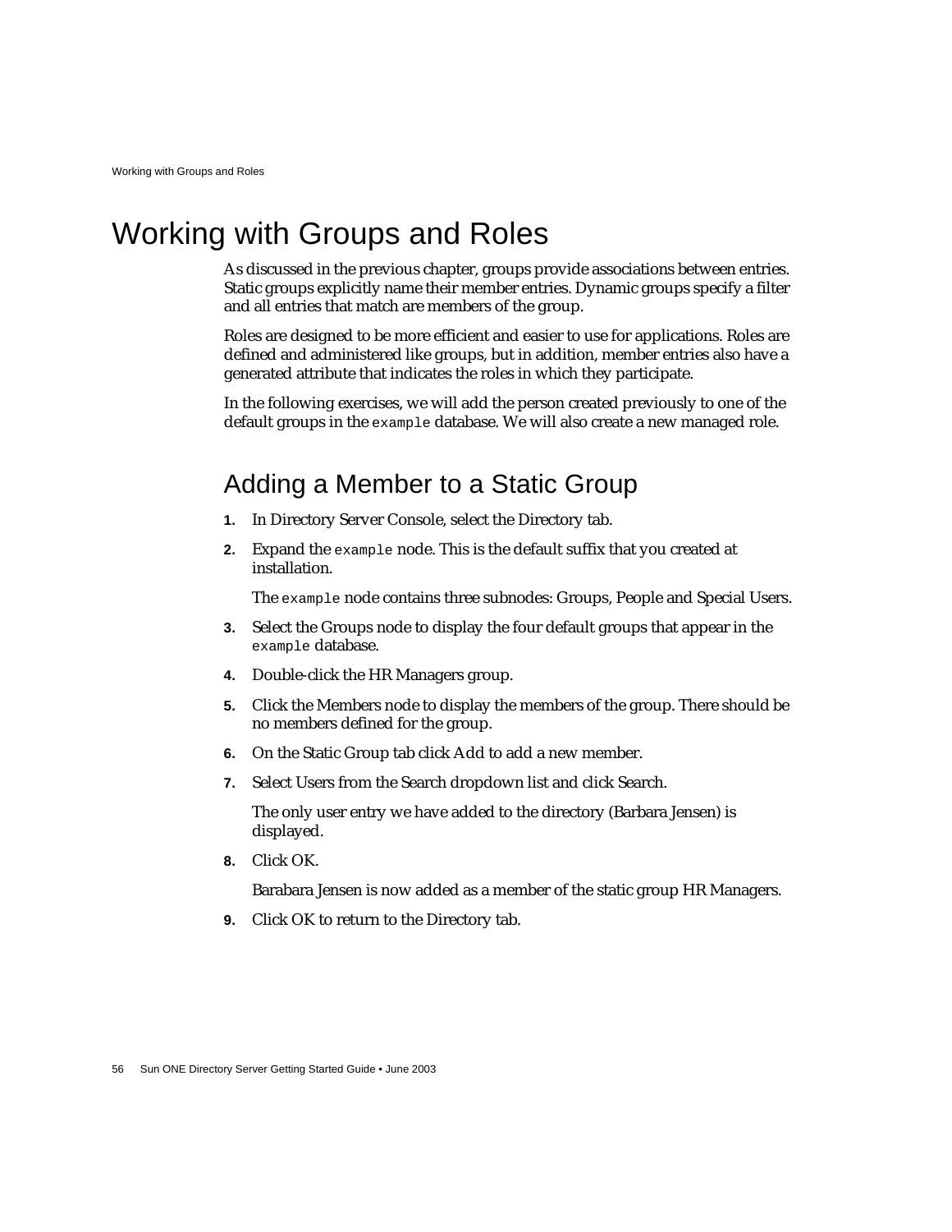# Working with Groups and Roles

As discussed in the previous chapter, groups provide associations between entries. Static groups explicitly name their member entries. Dynamic groups specify a filter and all entries that match are members of the group.

Roles are designed to be more efficient and easier to use for applications. Roles are defined and administered like groups, but in addition, member entries also have a generated attribute that indicates the roles in which they participate.

In the following exercises, we will add the person created previously to one of the default groups in the `example` database. We will also create a new managed role.

## Adding a Member to a Static Group

1. In Directory Server Console, select the Directory tab.
2. Expand the `example` node. This is the default suffix that you created at installation.

   The `example` node contains three subnodes: Groups, People and Special Users.
3. Select the Groups node to display the four default groups that appear in the `example` database.
4. Double-click the HR Managers group.
5. Click the Members node to display the members of the group. There should be no members defined for the group.
6. On the Static Group tab click Add to add a new member.
7. Select Users from the Search dropdown list and click Search.

   The only user entry we have added to the directory (Barbara Jensen) is displayed.
8. Click OK.

   Barabara Jensen is now added as a member of the static group HR Managers.
9. Click OK to return to the Directory tab.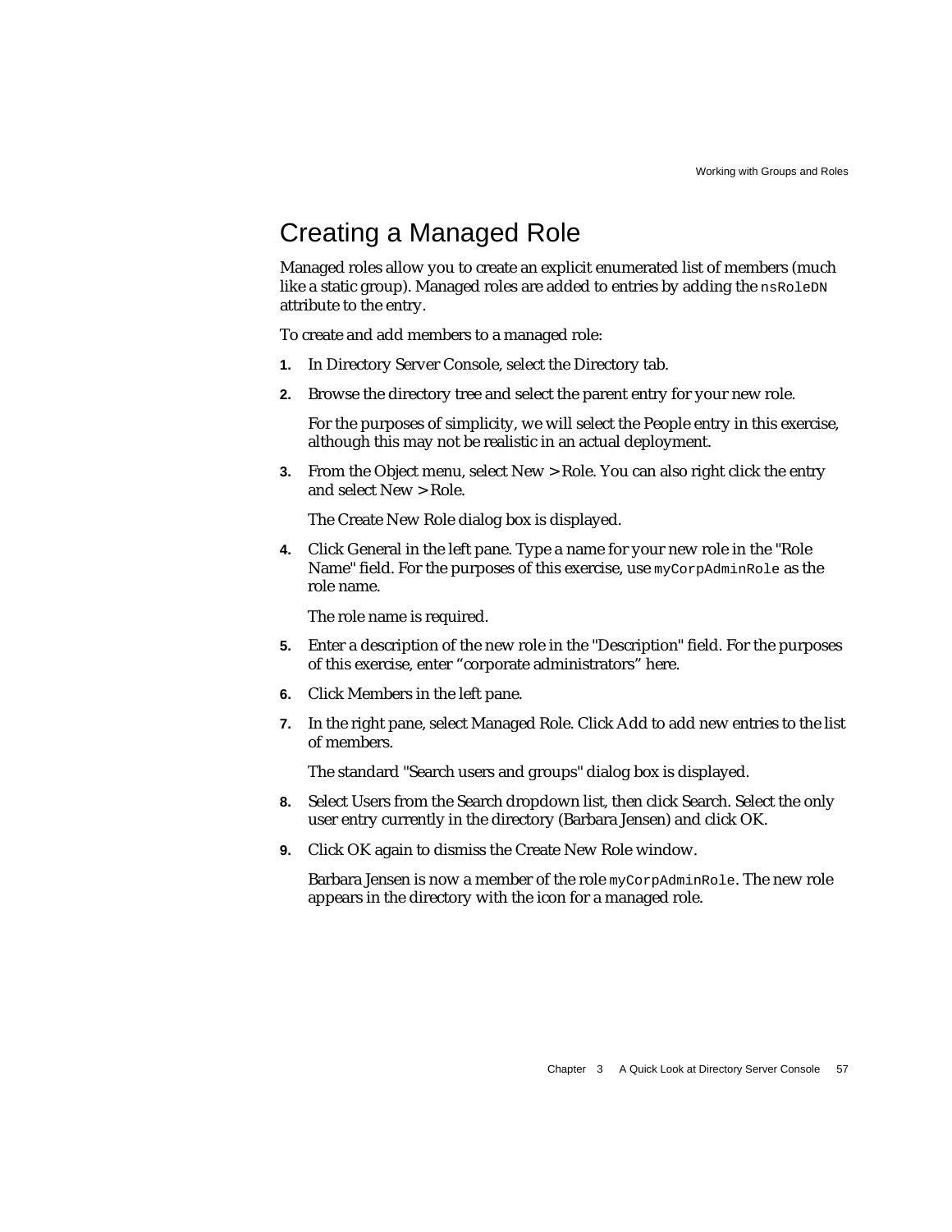## Creating a Managed Role

Managed roles allow you to create an explicit enumerated list of members (much like a static group). Managed roles are added to entries by adding the `nsRoleDN` attribute to the entry.

To create and add members to a managed role:

1. In Directory Server Console, select the Directory tab.
2. Browse the directory tree and select the parent entry for your new role.

   For the purposes of simplicity, we will select the People entry in this exercise, although this may not be realistic in an actual deployment.
3. From the Object menu, select New > Role. You can also right click the entry and select New > Role.

   The Create New Role dialog box is displayed.
4. Click General in the left pane. Type a name for your new role in the "Role Name" field. For the purposes of this exercise, use `myCorpAdminRole` as the role name.

   The role name is required.
5. Enter a description of the new role in the "Description" field. For the purposes of this exercise, enter "corporate administrators" here.
6. Click Members in the left pane.
7. In the right pane, select Managed Role. Click Add to add new entries to the list of members.

   The standard "Search users and groups" dialog box is displayed.
8. Select Users from the Search dropdown list, then click Search. Select the only user entry currently in the directory (Barbara Jensen) and click OK.
9. Click OK again to dismiss the Create New Role window.

   Barbara Jensen is now a member of the role `myCorpAdminRole`. The new role appears in the directory with the icon for a managed role.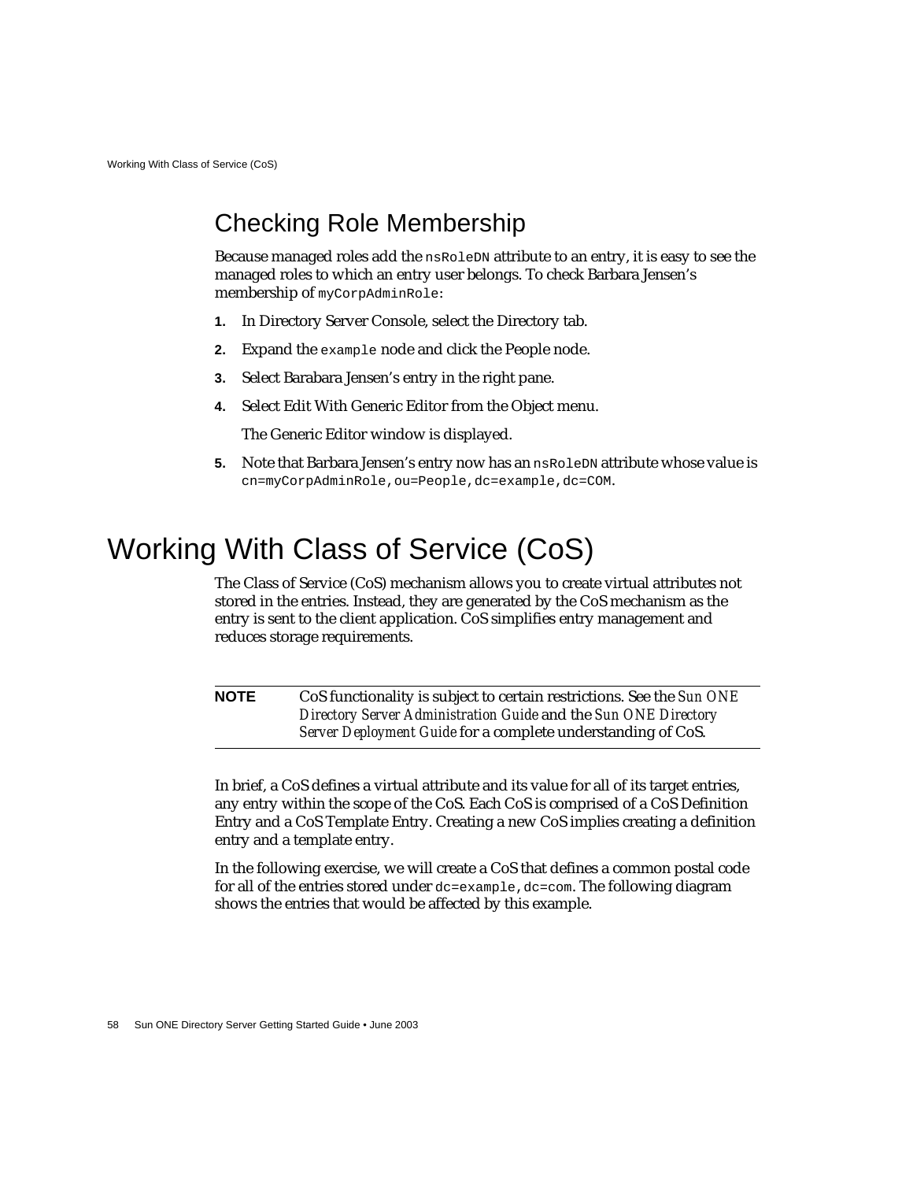## Checking Role Membership

Because managed roles add the `nsRoleDN` attribute to an entry, it is easy to see the managed roles to which an entry user belongs. To check Barbara Jensen's membership of `myCorpAdminRole`:

1. In Directory Server Console, select the Directory tab.
2. Expand the `example` node and click the People node.
3. Select Barabara Jensen's entry in the right pane.
4. Select Edit With Generic Editor from the Object menu.

   The Generic Editor window is displayed.
5. Note that Barbara Jensen's entry now has an `nsRoleDN` attribute whose value is `cn=myCorpAdminRole,ou=People,dc=example,dc=COM`.

# Working With Class of Service (CoS)

The Class of Service (CoS) mechanism allows you to create virtual attributes not stored in the entries. Instead, they are generated by the CoS mechanism as the entry is sent to the client application. CoS simplifies entry management and reduces storage requirements.

| **NOTE** | CoS functionality is subject to certain restrictions. See the *Sun ONE Directory Server Administration Guide* and the *Sun ONE Directory Server Deployment Guide* for a complete understanding of CoS. |
|---|---|

In brief, a CoS defines a virtual attribute and its value for all of its target entries, any entry within the scope of the CoS. Each CoS is comprised of a CoS Definition Entry and a CoS Template Entry. Creating a new CoS implies creating a definition entry and a template entry.

In the following exercise, we will create a CoS that defines a common postal code for all of the entries stored under `dc=example,dc=com`. The following diagram shows the entries that would be affected by this example.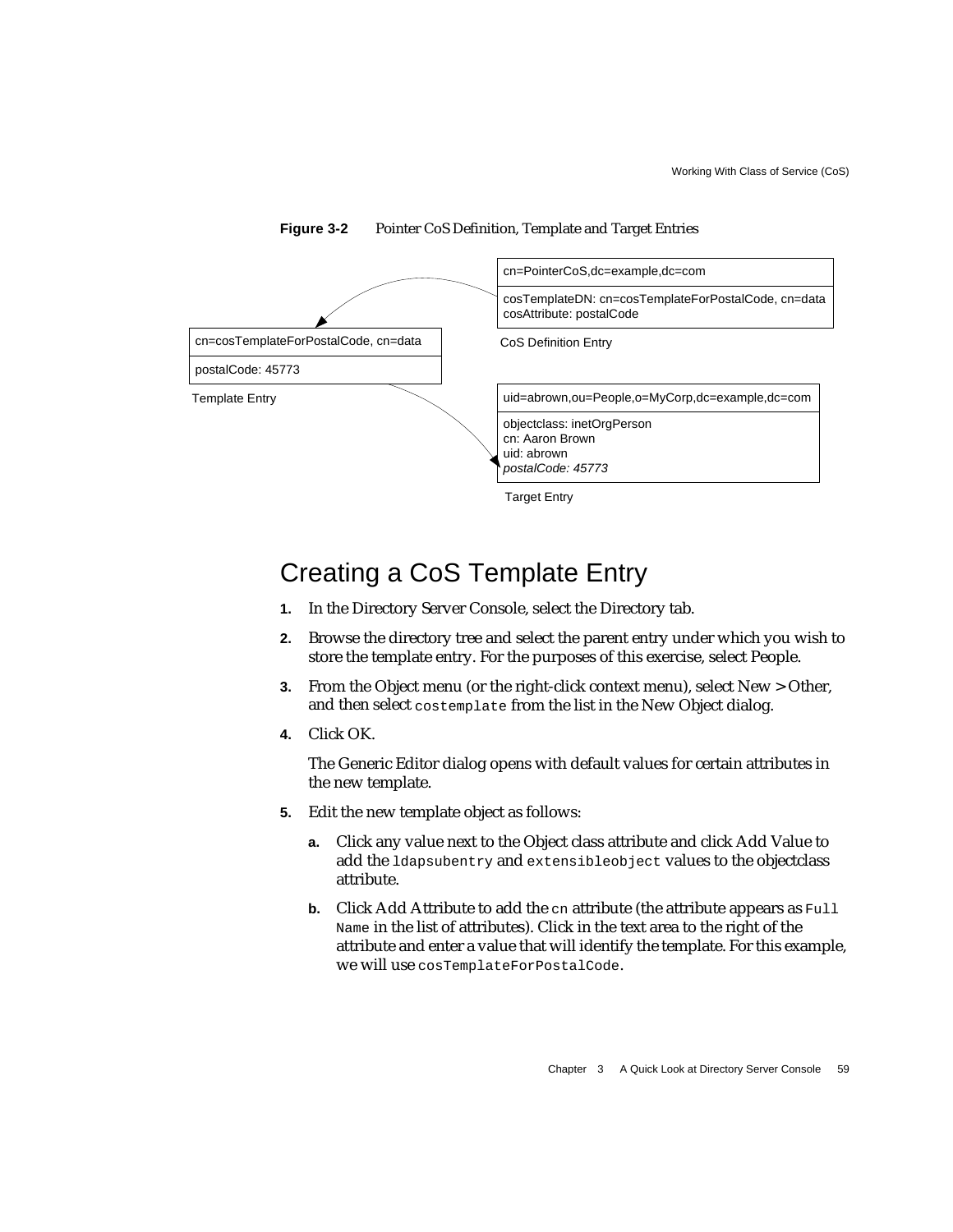**Figure 3-2** Pointer CoS Definition, Template and Target Entries

cn=PointerCoS,dc=example,dc=com

cosTemplateDN: cn=cosTemplateForPostalCode, cn=data
cosAttribute: postalCode

CoS Definition Entry

cn=cosTemplateForPostalCode, cn=data

postalCode: 45773

Template Entry

uid=abrown,ou=People,o=MyCorp,dc=example,dc=com

objectclass: inetOrgPerson
cn: Aaron Brown
uid: abrown
*postalCode: 45773*

Target Entry

## Creating a CoS Template Entry

1. In the Directory Server Console, select the Directory tab.
2. Browse the directory tree and select the parent entry under which you wish to store the template entry. For the purposes of this exercise, select People.
3. From the Object menu (or the right-click context menu), select New > Other, and then select `costemplate` from the list in the New Object dialog.
4. Click OK.

   The Generic Editor dialog opens with default values for certain attributes in the new template.

5. Edit the new template object as follows:

   a. Click any value next to the Object class attribute and click Add Value to add the `ldapsubentry` and `extensibleobject` values to the objectclass attribute.

   b. Click Add Attribute to add the `cn` attribute (the attribute appears as `Full Name` in the list of attributes). Click in the text area to the right of the attribute and enter a value that will identify the template. For this example, we will use `cosTemplateForPostalCode`.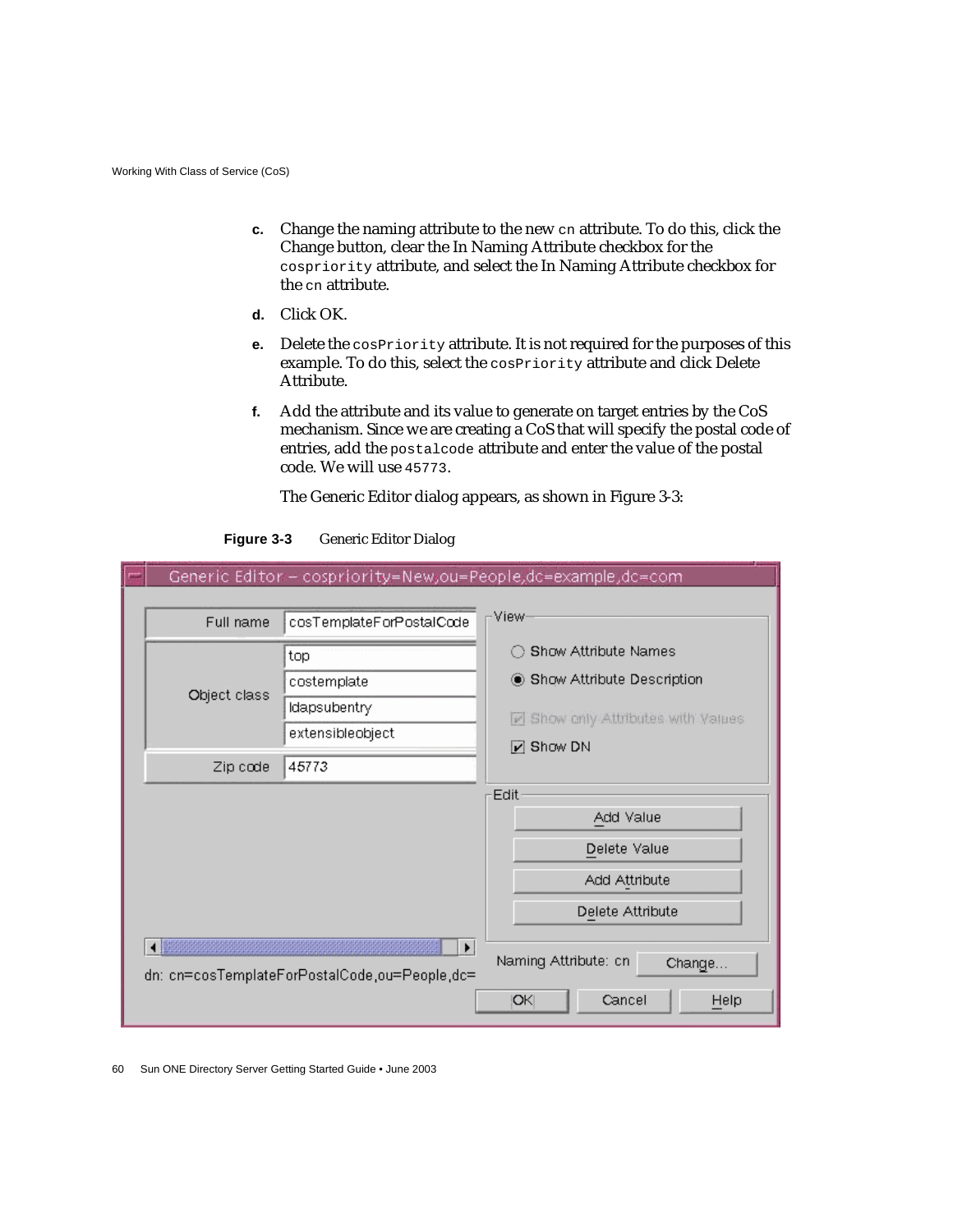c. Change the naming attribute to the new `cn` attribute. To do this, click the Change button, clear the In Naming Attribute checkbox for the `cospriority` attribute, and select the In Naming Attribute checkbox for the `cn` attribute.

d. Click OK.

e. Delete the `cosPriority` attribute. It is not required for the purposes of this example. To do this, select the `cosPriority` attribute and click Delete Attribute.

f. Add the attribute and its value to generate on target entries by the CoS mechanism. Since we are creating a CoS that will specify the postal code of entries, add the `postalcode` attribute and enter the value of the postal code. We will use `45773`.

The Generic Editor dialog appears, as shown in Figure 3-3:

**Figure 3-3** Generic Editor Dialog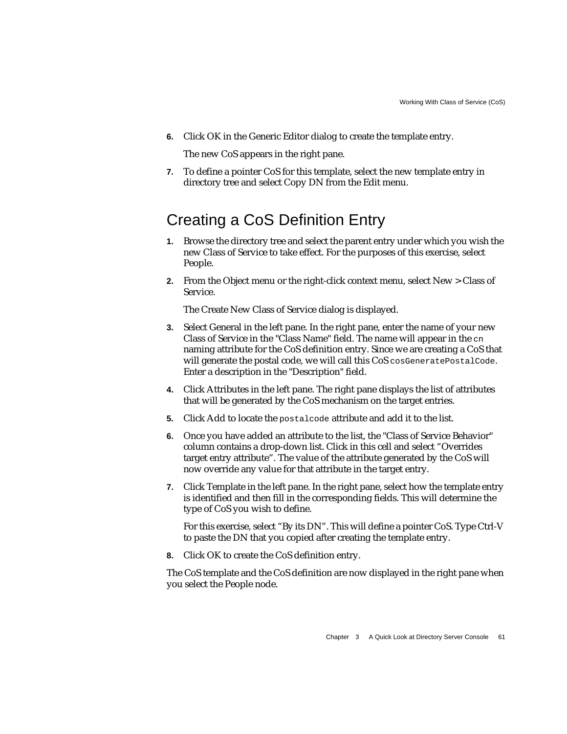6. Click OK in the Generic Editor dialog to create the template entry.

   The new CoS appears in the right pane.

7. To define a pointer CoS for this template, select the new template entry in directory tree and select Copy DN from the Edit menu.

## Creating a CoS Definition Entry

1. Browse the directory tree and select the parent entry under which you wish the new Class of Service to take effect. For the purposes of this exercise, select People.

2. From the Object menu or the right-click context menu, select New > Class of Service.

   The Create New Class of Service dialog is displayed.

3. Select General in the left pane. In the right pane, enter the name of your new Class of Service in the "Class Name" field. The name will appear in the `cn` naming attribute for the CoS definition entry. Since we are creating a CoS that will generate the postal code, we will call this CoS `cosGeneratePostalCode`. Enter a description in the "Description" field.

4. Click Attributes in the left pane. The right pane displays the list of attributes that will be generated by the CoS mechanism on the target entries.

5. Click Add to locate the `postalcode` attribute and add it to the list.

6. Once you have added an attribute to the list, the "Class of Service Behavior" column contains a drop-down list. Click in this cell and select "Overrides target entry attribute". The value of the attribute generated by the CoS will now override any value for that attribute in the target entry.

7. Click Template in the left pane. In the right pane, select how the template entry is identified and then fill in the corresponding fields. This will determine the type of CoS you wish to define.

   For this exercise, select "By its DN". This will define a pointer CoS. Type Ctrl-V to paste the DN that you copied after creating the template entry.

8. Click OK to create the CoS definition entry.

The CoS template and the CoS definition are now displayed in the right pane when you select the People node.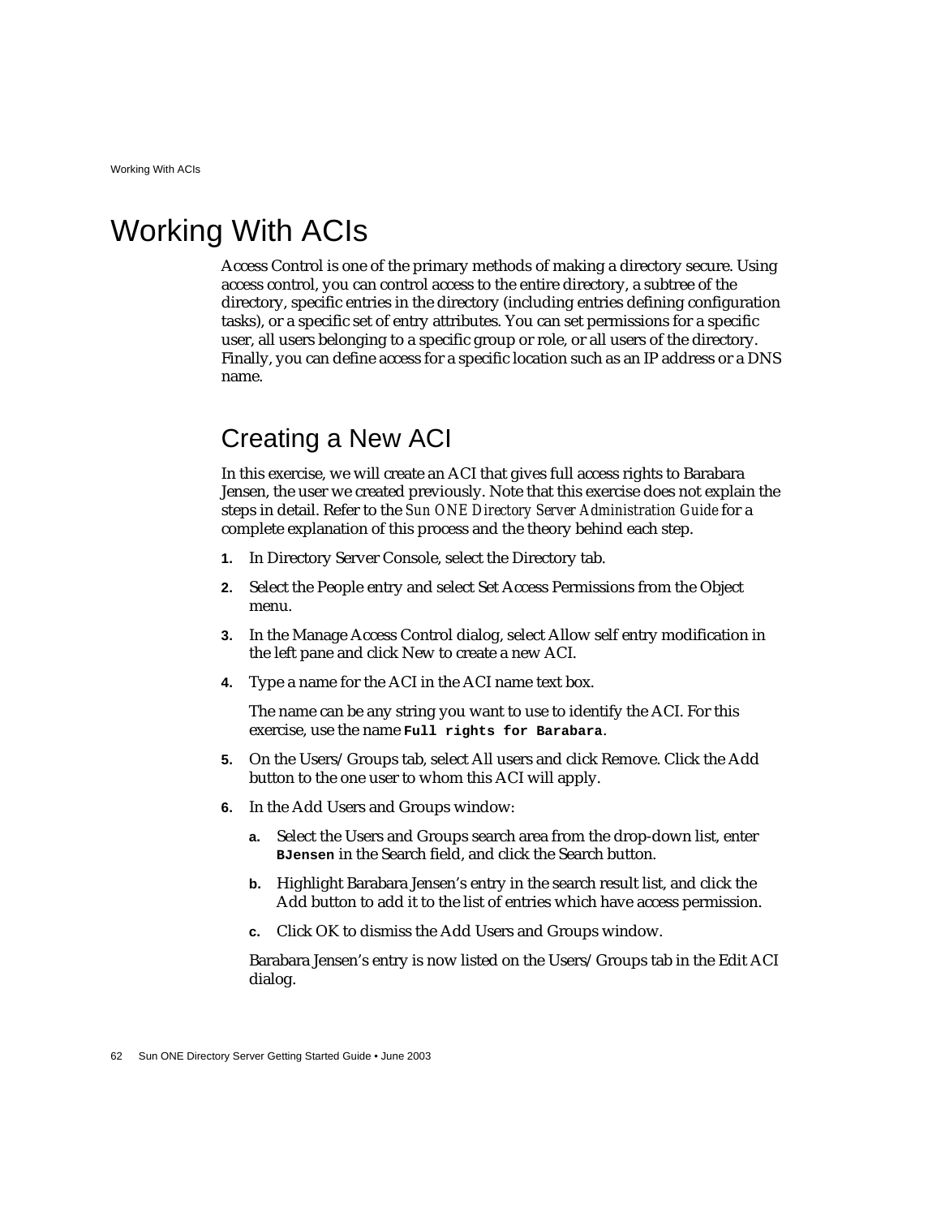# Working With ACIs

Access Control is one of the primary methods of making a directory secure. Using access control, you can control access to the entire directory, a subtree of the directory, specific entries in the directory (including entries defining configuration tasks), or a specific set of entry attributes. You can set permissions for a specific user, all users belonging to a specific group or role, or all users of the directory. Finally, you can define access for a specific location such as an IP address or a DNS name.

## Creating a New ACI

In this exercise, we will create an ACI that gives full access rights to Barabara Jensen, the user we created previously. Note that this exercise does not explain the steps in detail. Refer to the *Sun ONE Directory Server Administration Guide* for a complete explanation of this process and the theory behind each step.

1. In Directory Server Console, select the Directory tab.
2. Select the People entry and select Set Access Permissions from the Object menu.
3. In the Manage Access Control dialog, select Allow self entry modification in the left pane and click New to create a new ACI.
4. Type a name for the ACI in the ACI name text box.

   The name can be any string you want to use to identify the ACI. For this exercise, use the name **`Full rights for Barabara`**.
5. On the Users/Groups tab, select All users and click Remove. Click the Add button to the one user to whom this ACI will apply.
6. In the Add Users and Groups window:
   a. Select the Users and Groups search area from the drop-down list, enter **`BJensen`** in the Search field, and click the Search button.
   b. Highlight Barabara Jensen's entry in the search result list, and click the Add button to add it to the list of entries which have access permission.
   c. Click OK to dismiss the Add Users and Groups window.

   Barabara Jensen's entry is now listed on the Users/Groups tab in the Edit ACI dialog.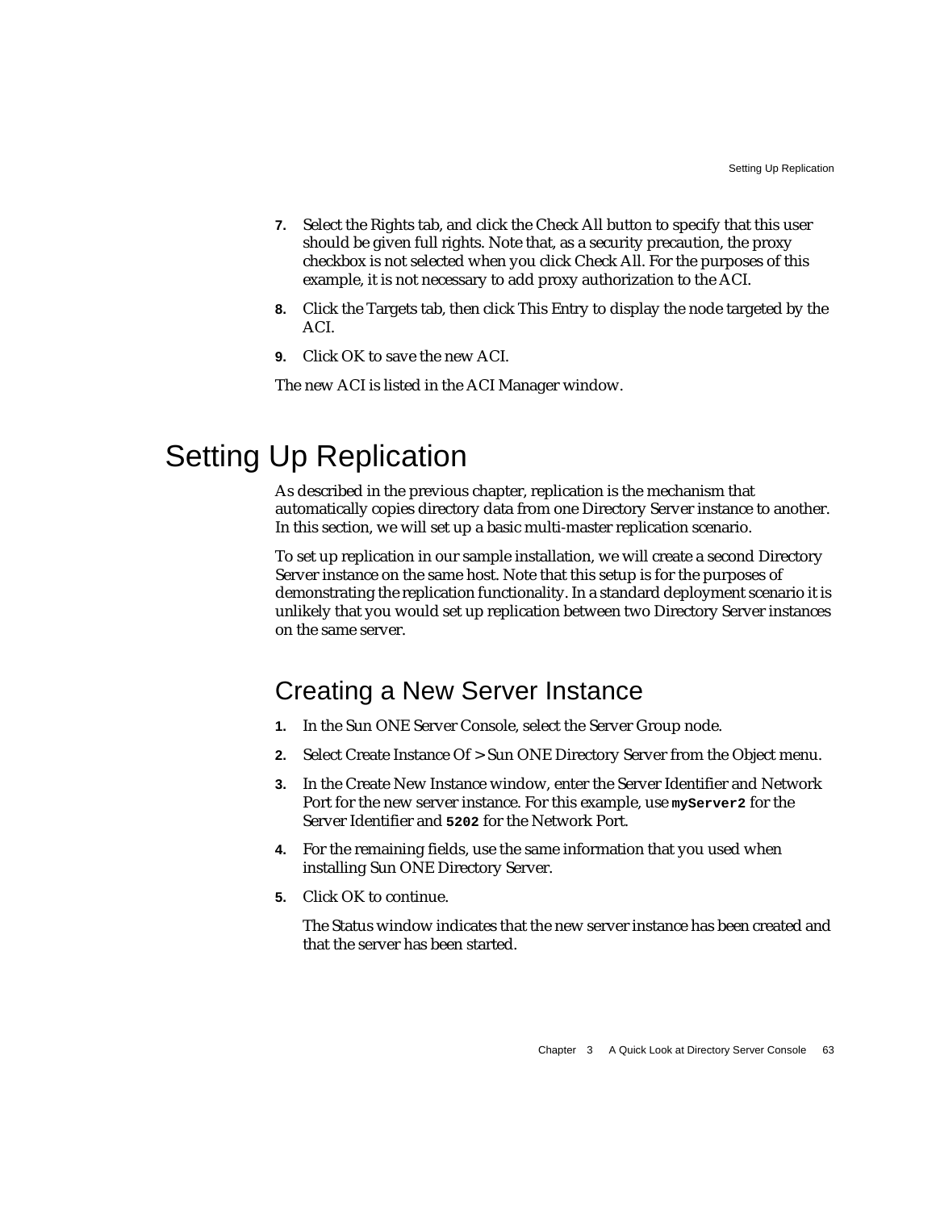7. Select the Rights tab, and click the Check All button to specify that this user should be given full rights. Note that, as a security precaution, the proxy checkbox is not selected when you click Check All. For the purposes of this example, it is not necessary to add proxy authorization to the ACI.
8. Click the Targets tab, then click This Entry to display the node targeted by the ACI.
9. Click OK to save the new ACI.

The new ACI is listed in the ACI Manager window.

# Setting Up Replication

As described in the previous chapter, replication is the mechanism that automatically copies directory data from one Directory Server instance to another. In this section, we will set up a basic multi-master replication scenario.

To set up replication in our sample installation, we will create a second Directory Server instance on the same host. Note that this setup is for the purposes of demonstrating the replication functionality. In a standard deployment scenario it is unlikely that you would set up replication between two Directory Server instances on the same server.

## Creating a New Server Instance

1. In the Sun ONE Server Console, select the Server Group node.
2. Select Create Instance Of > Sun ONE Directory Server from the Object menu.
3. In the Create New Instance window, enter the Server Identifier and Network Port for the new server instance. For this example, use **`myServer2`** for the Server Identifier and **`5202`** for the Network Port.
4. For the remaining fields, use the same information that you used when installing Sun ONE Directory Server.
5. Click OK to continue.

   The Status window indicates that the new server instance has been created and that the server has been started.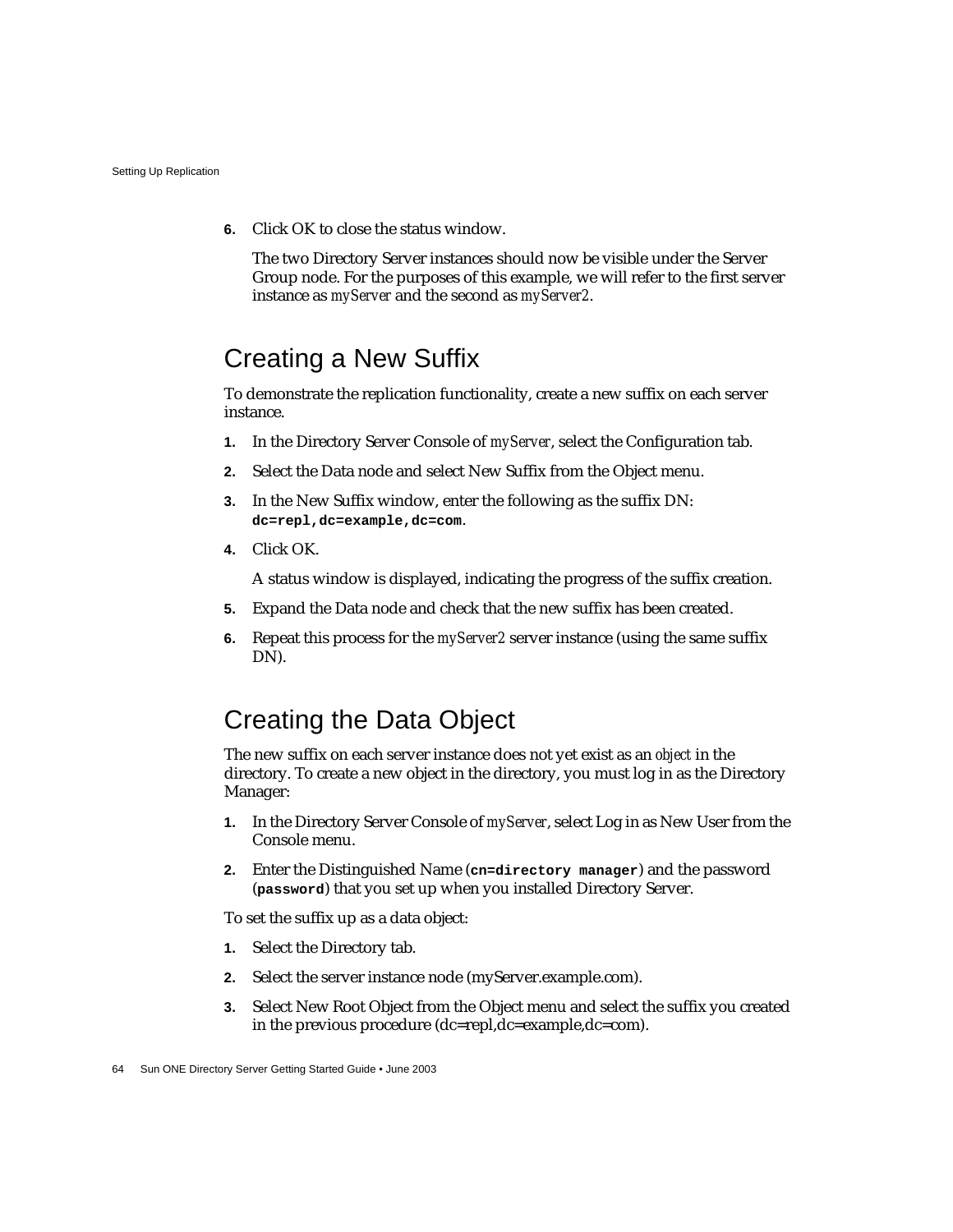6. Click OK to close the status window.

   The two Directory Server instances should now be visible under the Server Group node. For the purposes of this example, we will refer to the first server instance as *myServer* and the second as *myServer2*.

## Creating a New Suffix

To demonstrate the replication functionality, create a new suffix on each server instance.

1. In the Directory Server Console of *myServer*, select the Configuration tab.
2. Select the Data node and select New Suffix from the Object menu.
3. In the New Suffix window, enter the following as the suffix DN: **`dc=repl,dc=example,dc=com`**.
4. Click OK.

   A status window is displayed, indicating the progress of the suffix creation.

5. Expand the Data node and check that the new suffix has been created.
6. Repeat this process for the *myServer2* server instance (using the same suffix DN).

## Creating the Data Object

The new suffix on each server instance does not yet exist as an *object* in the directory. To create a new object in the directory, you must log in as the Directory Manager:

1. In the Directory Server Console of *myServer*, select Log in as New User from the Console menu.
2. Enter the Distinguished Name (**`cn=directory manager`**) and the password (**`password`**) that you set up when you installed Directory Server.

To set the suffix up as a data object:

1. Select the Directory tab.
2. Select the server instance node (myServer.example.com).
3. Select New Root Object from the Object menu and select the suffix you created in the previous procedure (dc=repl,dc=example,dc=com).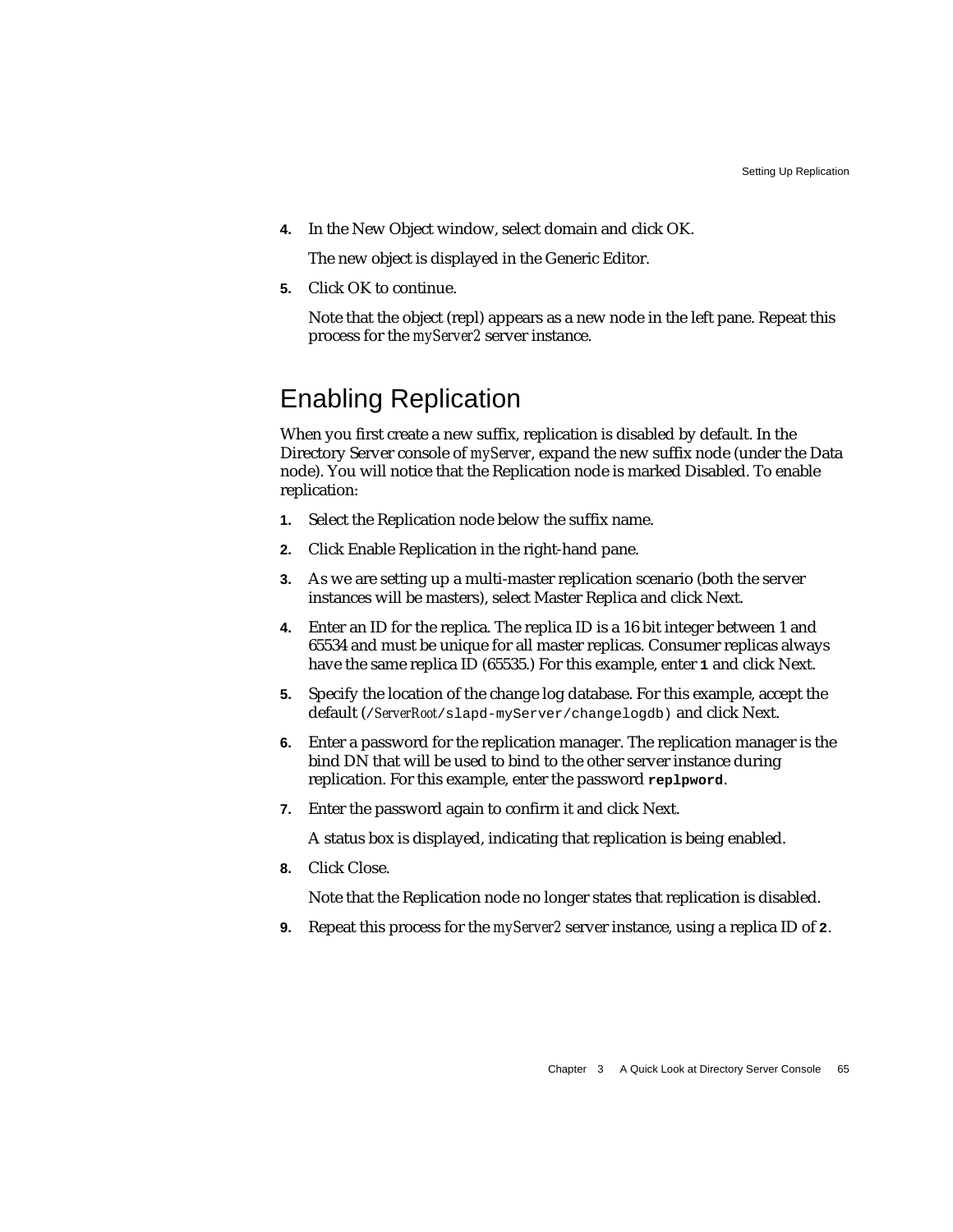4. In the New Object window, select domain and click OK.

   The new object is displayed in the Generic Editor.

5. Click OK to continue.

   Note that the object (repl) appears as a new node in the left pane. Repeat this process for the *myServer2* server instance.

## Enabling Replication

When you first create a new suffix, replication is disabled by default. In the Directory Server console of *myServer*, expand the new suffix node (under the Data node). You will notice that the Replication node is marked Disabled. To enable replication:

1. Select the Replication node below the suffix name.
2. Click Enable Replication in the right-hand pane.
3. As we are setting up a multi-master replication scenario (both the server instances will be masters), select Master Replica and click Next.
4. Enter an ID for the replica. The replica ID is a 16 bit integer between 1 and 65534 and must be unique for all master replicas. Consumer replicas always have the same replica ID (65535.) For this example, enter **`1`** and click Next.
5. Specify the location of the change log database. For this example, accept the default (`/`*ServerRoot*`/slapd-myServer/changelogdb`) and click Next.
6. Enter a password for the replication manager. The replication manager is the bind DN that will be used to bind to the other server instance during replication. For this example, enter the password **`replpword`**.
7. Enter the password again to confirm it and click Next.

   A status box is displayed, indicating that replication is being enabled.

8. Click Close.

   Note that the Replication node no longer states that replication is disabled.

9. Repeat this process for the *myServer2* server instance, using a replica ID of **`2`**.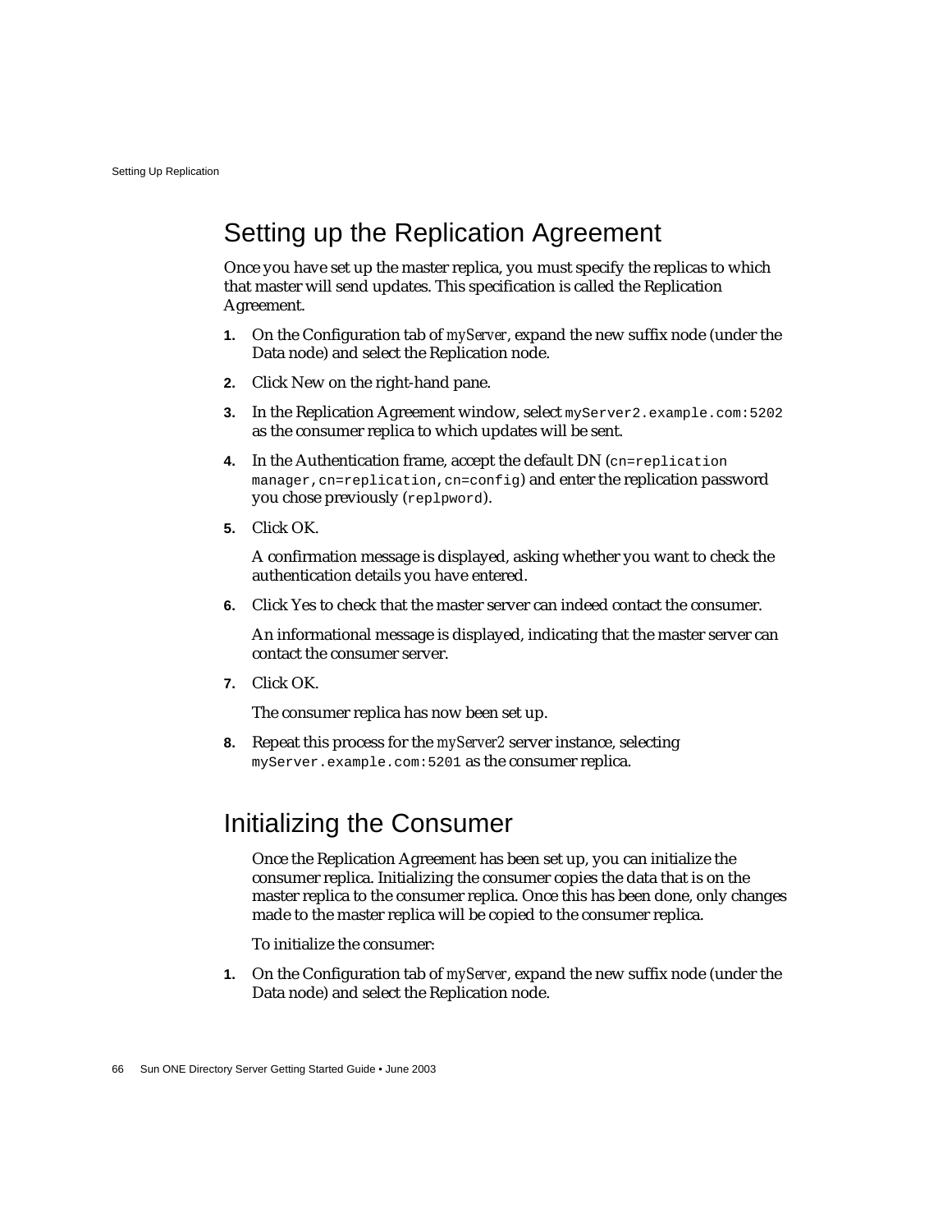## Setting up the Replication Agreement

Once you have set up the master replica, you must specify the replicas to which that master will send updates. This specification is called the Replication Agreement.

1. On the Configuration tab of *myServer*, expand the new suffix node (under the Data node) and select the Replication node.
2. Click New on the right-hand pane.
3. In the Replication Agreement window, select `myServer2.example.com:5202` as the consumer replica to which updates will be sent.
4. In the Authentication frame, accept the default DN (`cn=replication manager,cn=replication,cn=config`) and enter the replication password you chose previously (`replpword`).
5. Click OK.

   A confirmation message is displayed, asking whether you want to check the authentication details you have entered.

6. Click Yes to check that the master server can indeed contact the consumer.

   An informational message is displayed, indicating that the master server can contact the consumer server.

7. Click OK.

   The consumer replica has now been set up.

8. Repeat this process for the *myServer2* server instance, selecting `myServer.example.com:5201` as the consumer replica.

## Initializing the Consumer

Once the Replication Agreement has been set up, you can initialize the consumer replica. Initializing the consumer copies the data that is on the master replica to the consumer replica. Once this has been done, only changes made to the master replica will be copied to the consumer replica.

To initialize the consumer:

1. On the Configuration tab of *myServer*, expand the new suffix node (under the Data node) and select the Replication node.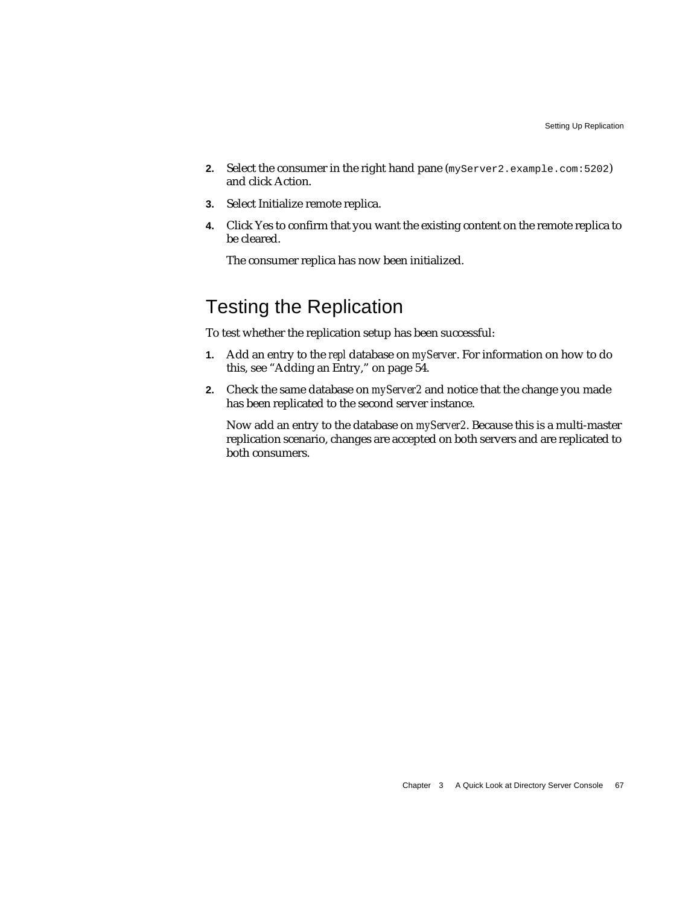2. Select the consumer in the right hand pane (`myServer2.example.com:5202`) and click Action.
3. Select Initialize remote replica.
4. Click Yes to confirm that you want the existing content on the remote replica to be cleared.

   The consumer replica has now been initialized.

## Testing the Replication

To test whether the replication setup has been successful:

1. Add an entry to the *repl* database on *myServer*. For information on how to do this, see "Adding an Entry," on page 54.
2. Check the same database on *myServer2* and notice that the change you made has been replicated to the second server instance.

   Now add an entry to the database on *myServer2*. Because this is a multi-master replication scenario, changes are accepted on both servers and are replicated to both consumers.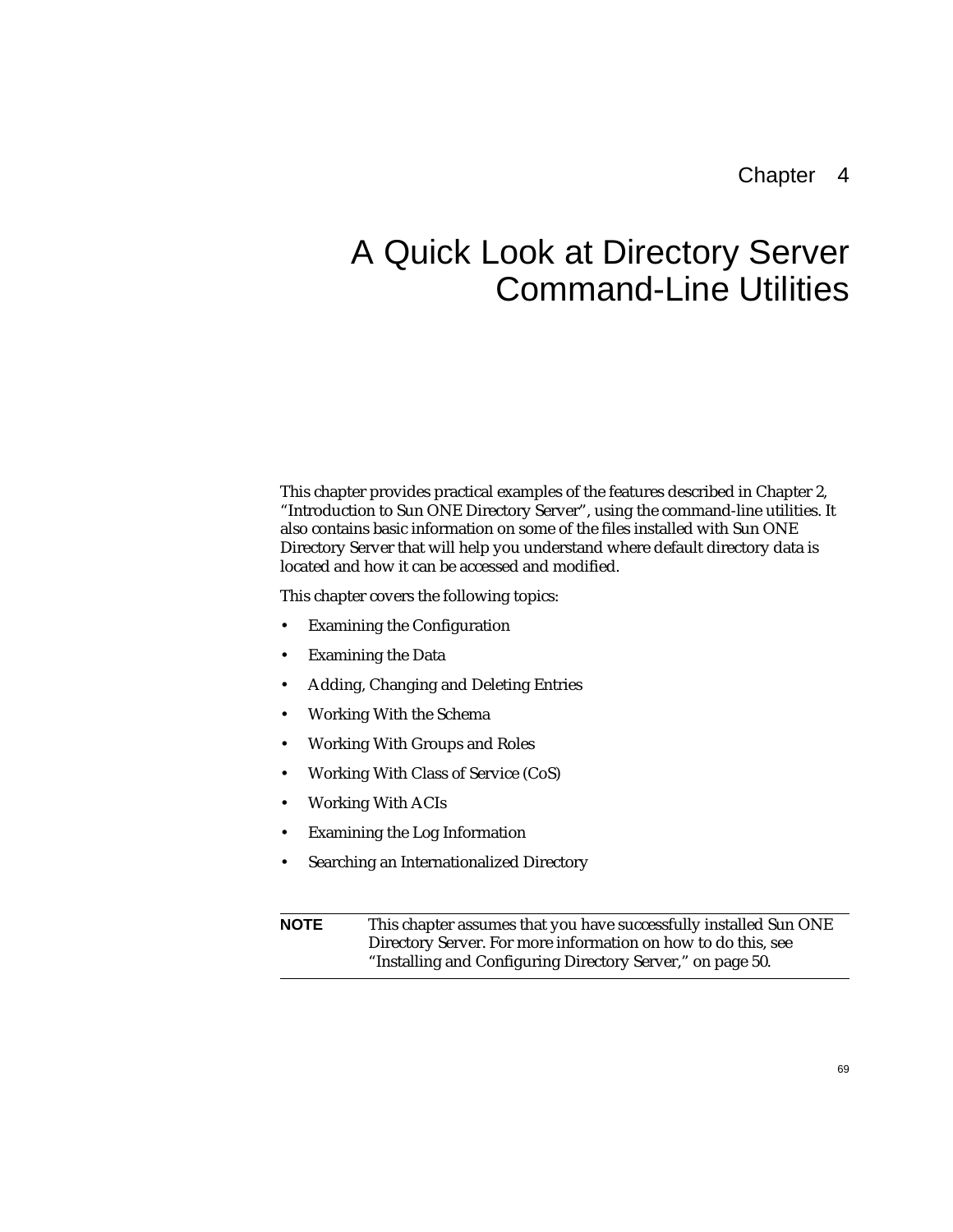Chapter 4

# A Quick Look at Directory Server Command-Line Utilities

This chapter provides practical examples of the features described in Chapter 2, "Introduction to Sun ONE Directory Server", using the command-line utilities. It also contains basic information on some of the files installed with Sun ONE Directory Server that will help you understand where default directory data is located and how it can be accessed and modified.

This chapter covers the following topics:

- Examining the Configuration
- Examining the Data
- Adding, Changing and Deleting Entries
- Working With the Schema
- Working With Groups and Roles
- Working With Class of Service (CoS)
- Working With ACIs
- Examining the Log Information
- Searching an Internationalized Directory

**NOTE** This chapter assumes that you have successfully installed Sun ONE Directory Server. For more information on how to do this, see "Installing and Configuring Directory Server," on page 50.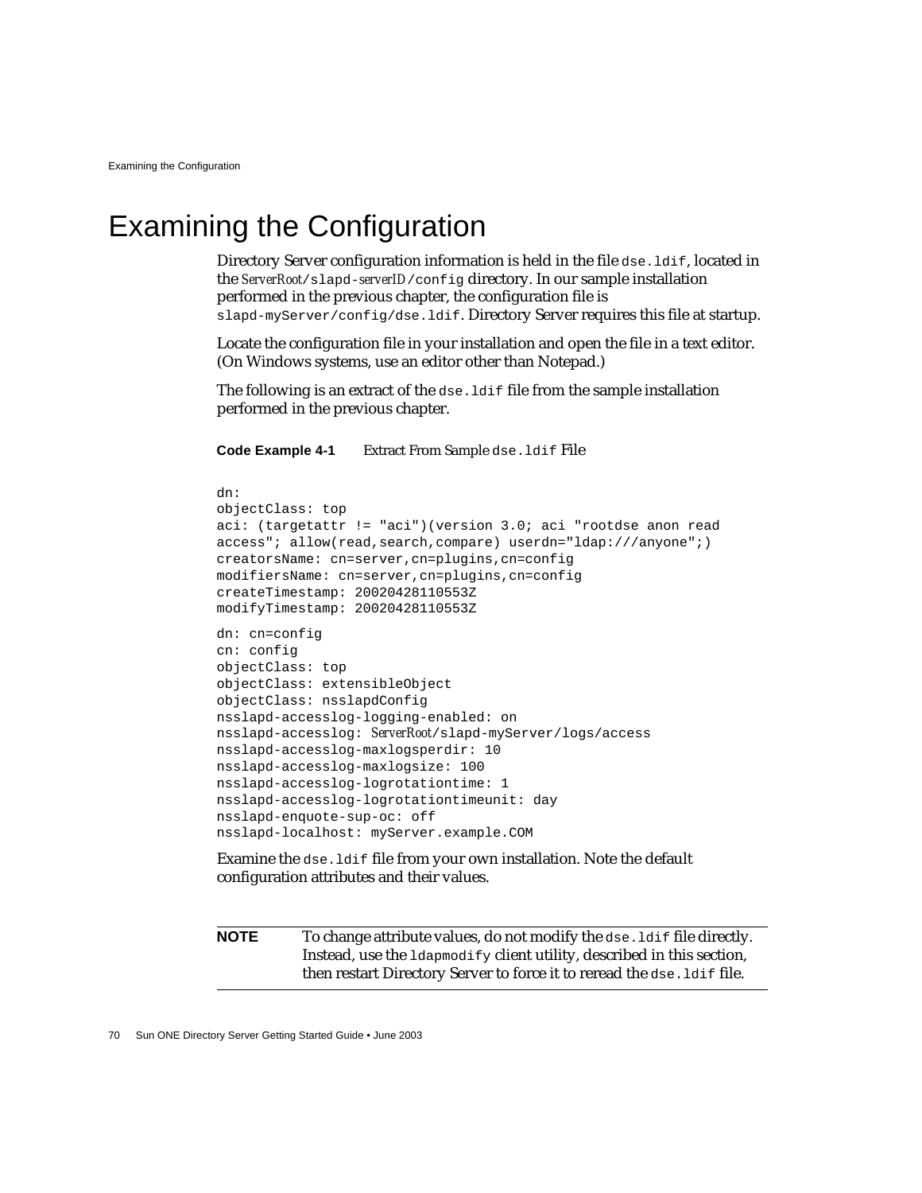# Examining the Configuration

Directory Server configuration information is held in the file `dse.ldif`, located in the *ServerRoot*`/slapd-`*serverID*`/config` directory. In our sample installation performed in the previous chapter, the configuration file is `slapd-myServer/config/dse.ldif`. Directory Server requires this file at startup.

Locate the configuration file in your installation and open the file in a text editor. (On Windows systems, use an editor other than Notepad.)

The following is an extract of the `dse.ldif` file from the sample installation performed in the previous chapter.

**Code Example 4-1** Extract From Sample `dse.ldif` File

```
dn:
objectClass: top
aci: (targetattr != "aci")(version 3.0; aci "rootdse anon read
access"; allow(read,search,compare) userdn="ldap:///anyone";)
creatorsName: cn=server,cn=plugins,cn=config
modifiersName: cn=server,cn=plugins,cn=config
createTimestamp: 20020428110553Z
modifyTimestamp: 20020428110553Z

dn: cn=config
cn: config
objectClass: top
objectClass: extensibleObject
objectClass: nsslapdConfig
nsslapd-accesslog-logging-enabled: on
nsslapd-accesslog: ServerRoot/slapd-myServer/logs/access
nsslapd-accesslog-maxlogsperdir: 10
nsslapd-accesslog-maxlogsize: 100
nsslapd-accesslog-logrotationtime: 1
nsslapd-accesslog-logrotationtimeunit: day
nsslapd-enquote-sup-oc: off
nsslapd-localhost: myServer.example.COM
```

Examine the `dse.ldif` file from your own installation. Note the default configuration attributes and their values.

**NOTE** To change attribute values, do not modify the `dse.ldif` file directly. Instead, use the `ldapmodify` client utility, described in this section, then restart Directory Server to force it to reread the `dse.ldif` file.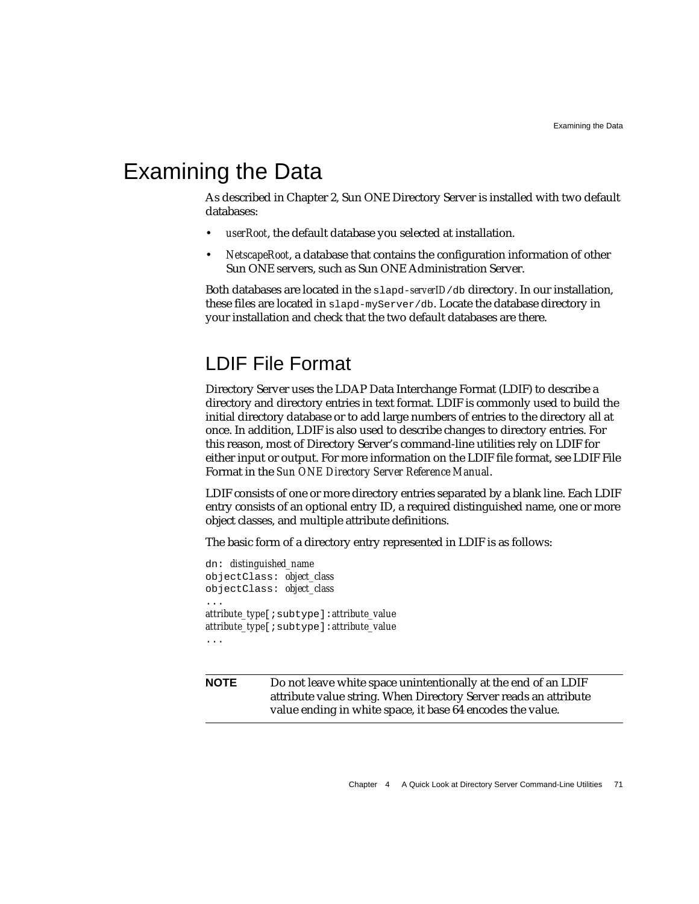# Examining the Data

As described in Chapter 2, Sun ONE Directory Server is installed with two default databases:

- *userRoot*, the default database you selected at installation.
- *NetscapeRoot*, a database that contains the configuration information of other Sun ONE servers, such as Sun ONE Administration Server.

Both databases are located in the `slapd-`*serverID*`/db` directory. In our installation, these files are located in `slapd-myServer/db`. Locate the database directory in your installation and check that the two default databases are there.

## LDIF File Format

Directory Server uses the LDAP Data Interchange Format (LDIF) to describe a directory and directory entries in text format. LDIF is commonly used to build the initial directory database or to add large numbers of entries to the directory all at once. In addition, LDIF is also used to describe changes to directory entries. For this reason, most of Directory Server's command-line utilities rely on LDIF for either input or output. For more information on the LDIF file format, see LDIF File Format in the *Sun ONE Directory Server Reference Manual*.

LDIF consists of one or more directory entries separated by a blank line. Each LDIF entry consists of an optional entry ID, a required distinguished name, one or more object classes, and multiple attribute definitions.

The basic form of a directory entry represented in LDIF is as follows:

```
dn: distinguished_name
objectClass: object_class
objectClass: object_class
...
attribute_type[;subtype]:attribute_value
attribute_type[;subtype]:attribute_value
...
```

| **NOTE** | Do not leave white space unintentionally at the end of an LDIF attribute value string. When Directory Server reads an attribute value ending in white space, it base 64 encodes the value. |
|---|---|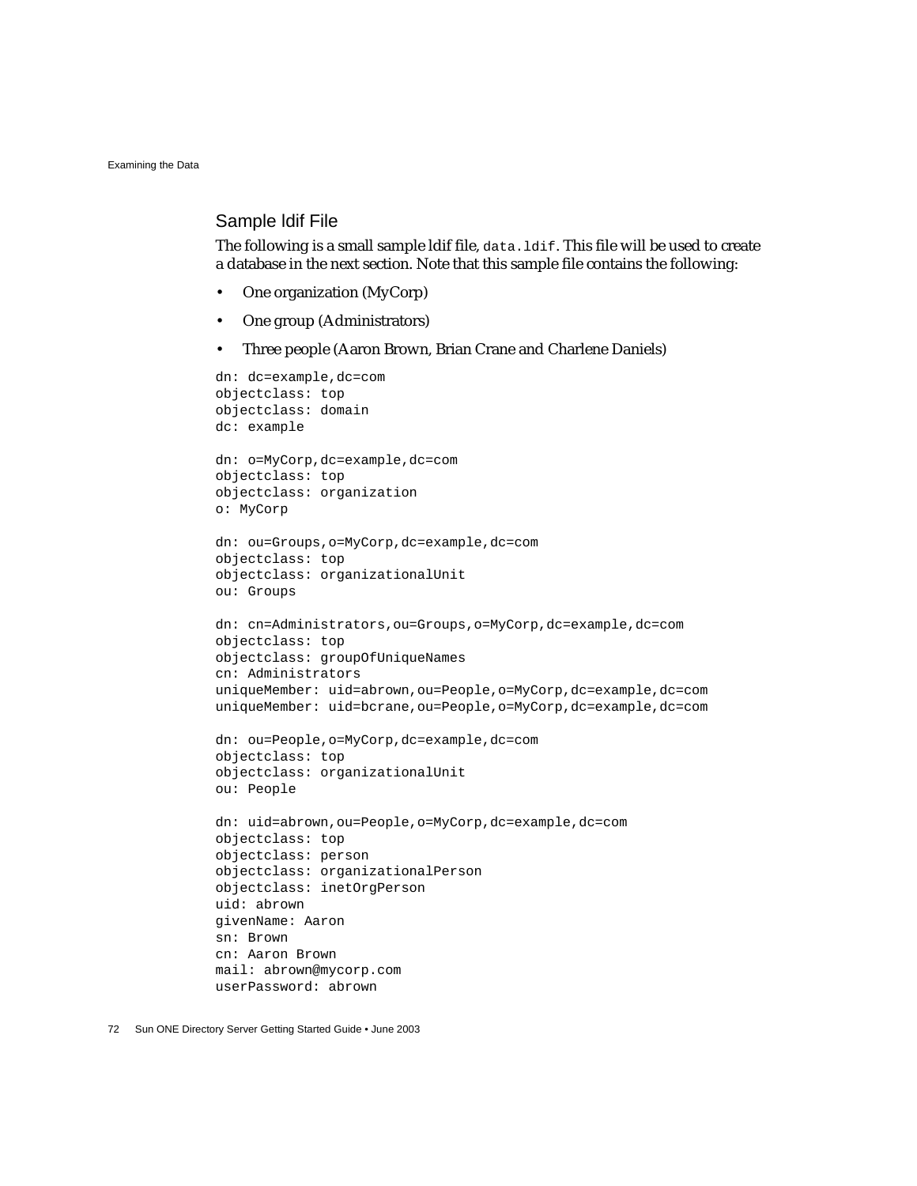### Sample ldif File

The following is a small sample ldif file, `data.ldif`. This file will be used to create a database in the next section. Note that this sample file contains the following:

- One organization (MyCorp)
- One group (Administrators)
- Three people (Aaron Brown, Brian Crane and Charlene Daniels)

```
dn: dc=example,dc=com
objectclass: top
objectclass: domain
dc: example

dn: o=MyCorp,dc=example,dc=com
objectclass: top
objectclass: organization
o: MyCorp

dn: ou=Groups,o=MyCorp,dc=example,dc=com
objectclass: top
objectclass: organizationalUnit
ou: Groups

dn: cn=Administrators,ou=Groups,o=MyCorp,dc=example,dc=com
objectclass: top
objectclass: groupOfUniqueNames
cn: Administrators
uniqueMember: uid=abrown,ou=People,o=MyCorp,dc=example,dc=com
uniqueMember: uid=bcrane,ou=People,o=MyCorp,dc=example,dc=com

dn: ou=People,o=MyCorp,dc=example,dc=com
objectclass: top
objectclass: organizationalUnit
ou: People

dn: uid=abrown,ou=People,o=MyCorp,dc=example,dc=com
objectclass: top
objectclass: person
objectclass: organizationalPerson
objectclass: inetOrgPerson
uid: abrown
givenName: Aaron
sn: Brown
cn: Aaron Brown
mail: abrown@mycorp.com
userPassword: abrown
```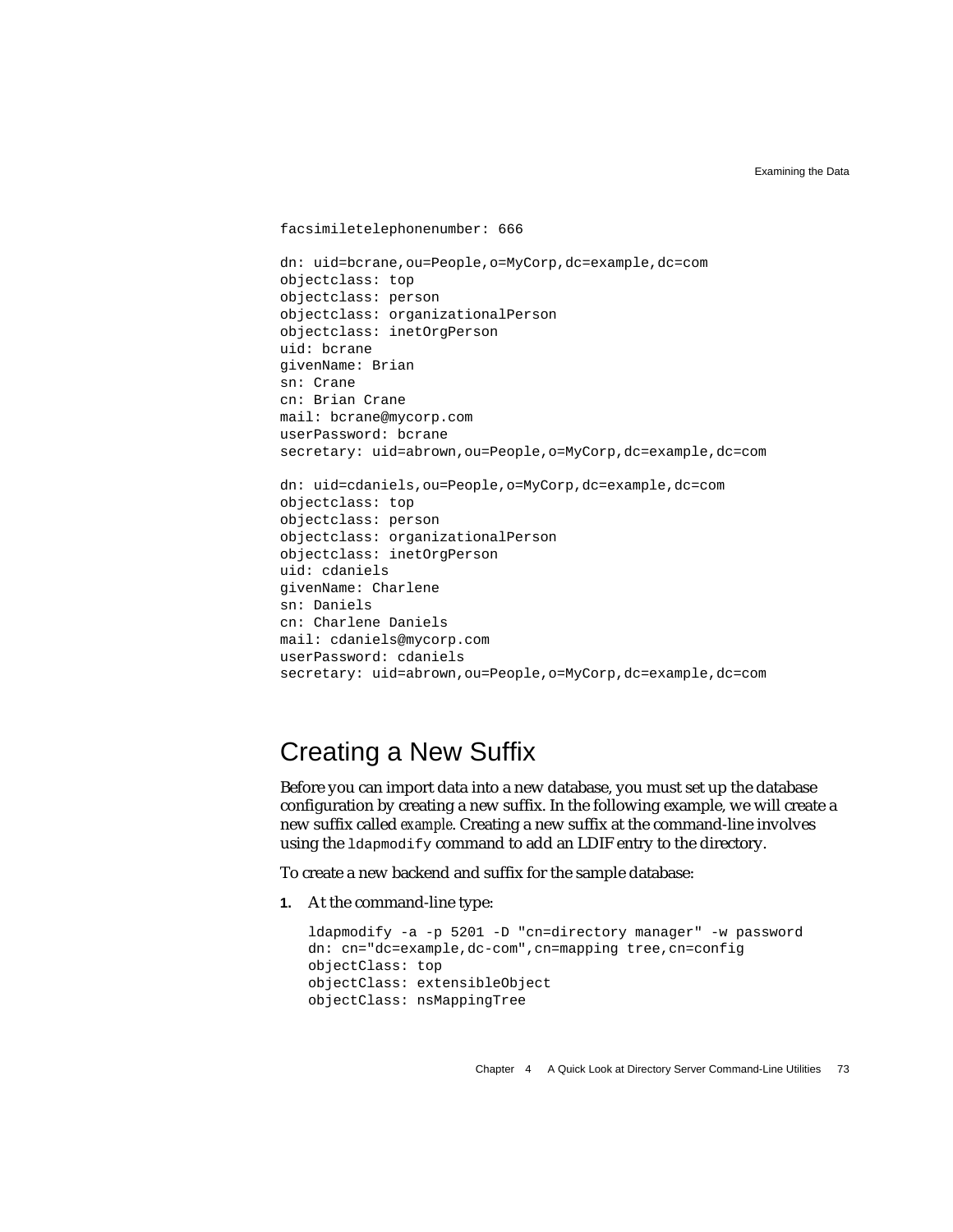```
facsimiletelephonenumber: 666

dn: uid=bcrane,ou=People,o=MyCorp,dc=example,dc=com
objectclass: top
objectclass: person
objectclass: organizationalPerson
objectclass: inetOrgPerson
uid: bcrane
givenName: Brian
sn: Crane
cn: Brian Crane
mail: bcrane@mycorp.com
userPassword: bcrane
secretary: uid=abrown,ou=People,o=MyCorp,dc=example,dc=com

dn: uid=cdaniels,ou=People,o=MyCorp,dc=example,dc=com
objectclass: top
objectclass: person
objectclass: organizationalPerson
objectclass: inetOrgPerson
uid: cdaniels
givenName: Charlene
sn: Daniels
cn: Charlene Daniels
mail: cdaniels@mycorp.com
userPassword: cdaniels
secretary: uid=abrown,ou=People,o=MyCorp,dc=example,dc=com
```

## Creating a New Suffix

Before you can import data into a new database, you must set up the database configuration by creating a new suffix. In the following example, we will create a new suffix called *example*. Creating a new suffix at the command-line involves using the `ldapmodify` command to add an LDIF entry to the directory.

To create a new backend and suffix for the sample database:

1. At the command-line type:

   ```
   ldapmodify -a -p 5201 -D "cn=directory manager" -w password
   dn: cn="dc=example,dc-com",cn=mapping tree,cn=config
   objectClass: top
   objectClass: extensibleObject
   objectClass: nsMappingTree
   ```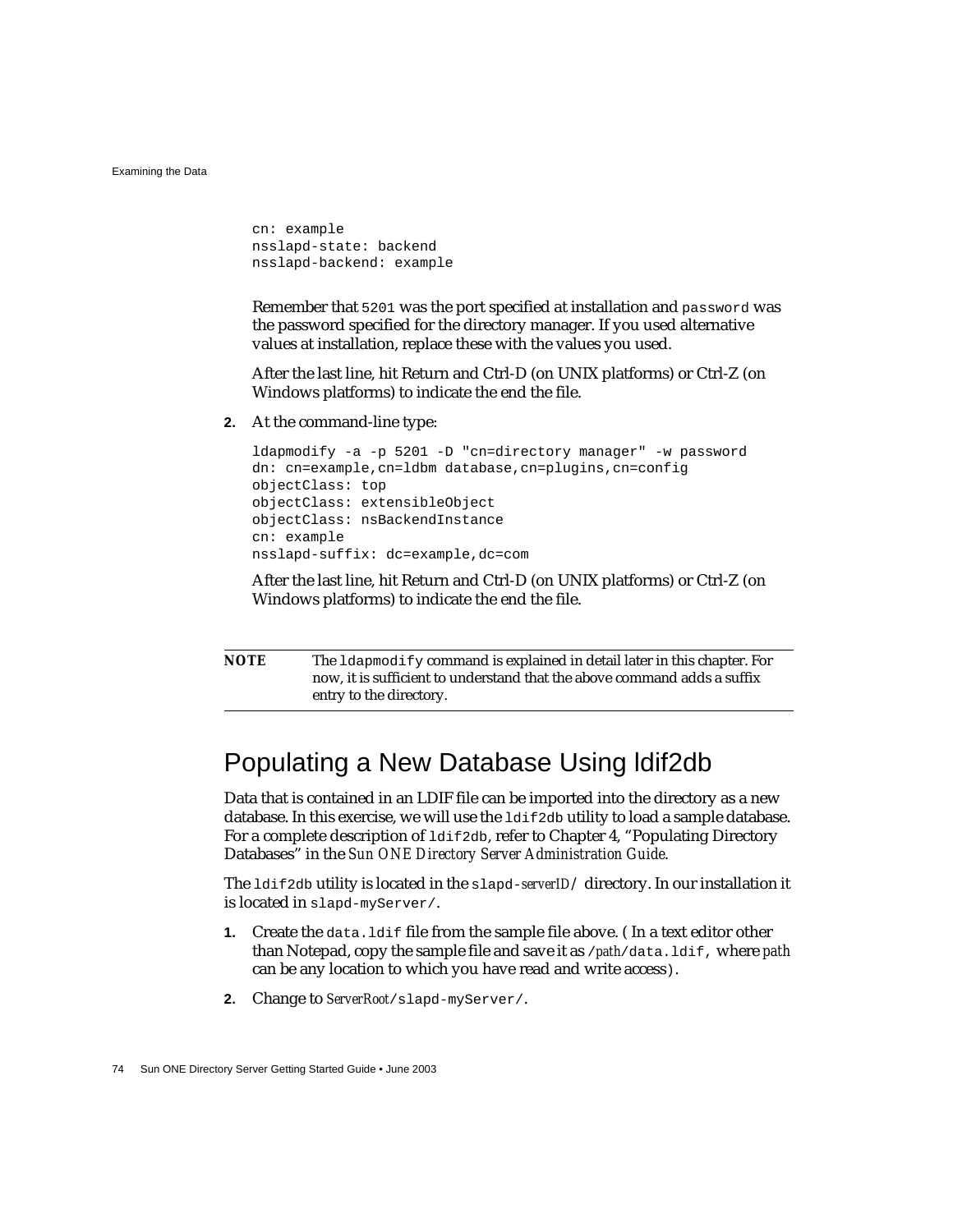```
cn: example
nsslapd-state: backend
nsslapd-backend: example
```

Remember that `5201` was the port specified at installation and `password` was the password specified for the directory manager. If you used alternative values at installation, replace these with the values you used.

After the last line, hit Return and Ctrl-D (on UNIX platforms) or Ctrl-Z (on Windows platforms) to indicate the end the file.

2. At the command-line type:

```
ldapmodify -a -p 5201 -D "cn=directory manager" -w password
dn: cn=example,cn=ldbm database,cn=plugins,cn=config
objectClass: top
objectClass: extensibleObject
objectClass: nsBackendInstance
cn: example
nsslapd-suffix: dc=example,dc=com
```

After the last line, hit Return and Ctrl-D (on UNIX platforms) or Ctrl-Z (on Windows platforms) to indicate the end the file.

**NOTE** The `ldapmodify` command is explained in detail later in this chapter. For now, it is sufficient to understand that the above command adds a suffix entry to the directory.

## Populating a New Database Using ldif2db

Data that is contained in an LDIF file can be imported into the directory as a new database. In this exercise, we will use the `ldif2db` utility to load a sample database. For a complete description of `ldif2db`, refer to Chapter 4, "Populating Directory Databases" in the *Sun ONE Directory Server Administration Guide*.

The `ldif2db` utility is located in the `slapd-`*serverID*`/` directory. In our installation it is located in `slapd-myServer/`.

1. Create the `data.ldif` file from the sample file above. ( In a text editor other than Notepad, copy the sample file and save it as `/`*path*`/data.ldif`, where *path* can be any location to which you have read and write access).
2. Change to *ServerRoot*`/slapd-myServer/`.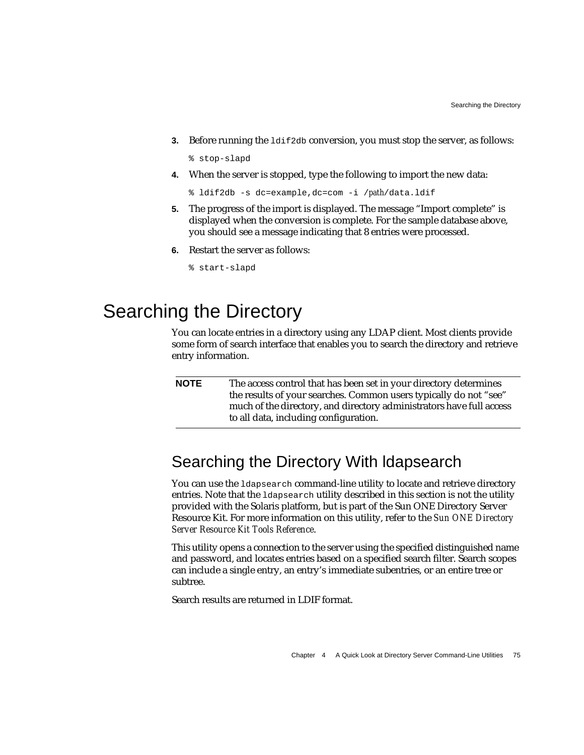3. Before running the `ldif2db` conversion, you must stop the server, as follows:

```
% stop-slapd
```

4. When the server is stopped, type the following to import the new data:

```
% ldif2db -s dc=example,dc=com -i /path/data.ldif
```

5. The progress of the import is displayed. The message "Import complete" is displayed when the conversion is complete. For the sample database above, you should see a message indicating that 8 entries were processed.

6. Restart the server as follows:

```
% start-slapd
```

# Searching the Directory

You can locate entries in a directory using any LDAP client. Most clients provide some form of search interface that enables you to search the directory and retrieve entry information.

| **NOTE** | The access control that has been set in your directory determines the results of your searches. Common users typically do not "see" much of the directory, and directory administrators have full access to all data, including configuration. |
|---|---|

## Searching the Directory With ldapsearch

You can use the `ldapsearch` command-line utility to locate and retrieve directory entries. Note that the `ldapsearch` utility described in this section is not the utility provided with the Solaris platform, but is part of the Sun ONE Directory Server Resource Kit. For more information on this utility, refer to the *Sun ONE Directory Server Resource Kit Tools Reference*.

This utility opens a connection to the server using the specified distinguished name and password, and locates entries based on a specified search filter. Search scopes can include a single entry, an entry's immediate subentries, or an entire tree or subtree.

Search results are returned in LDIF format.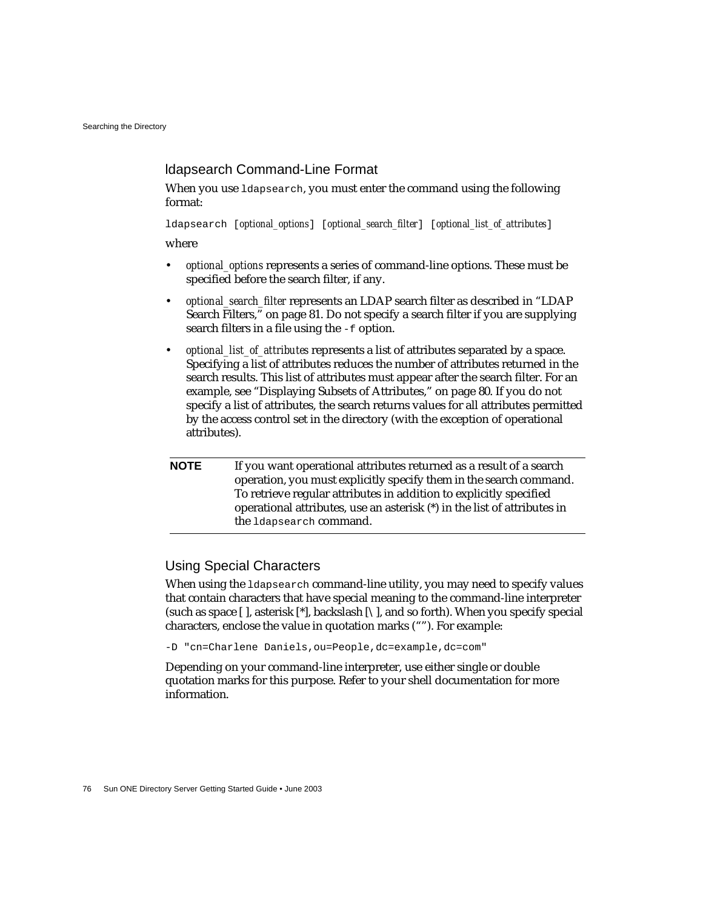### ldapsearch Command-Line Format

When you use `ldapsearch`, you must enter the command using the following format:

`ldapsearch [`*optional_options*`] [`*optional_search_filter*`] [`*optional_list_of_attributes*`]`

where

- *optional_options* represents a series of command-line options. These must be specified before the search filter, if any.
- *optional_search_filter* represents an LDAP search filter as described in "LDAP Search Filters," on page 81. Do not specify a search filter if you are supplying search filters in a file using the `-f` option.
- *optional_list_of_attributes* represents a list of attributes separated by a space. Specifying a list of attributes reduces the number of attributes returned in the search results. This list of attributes must appear after the search filter. For an example, see "Displaying Subsets of Attributes," on page 80. If you do not specify a list of attributes, the search returns values for all attributes permitted by the access control set in the directory (with the exception of operational attributes).

| **NOTE** | If you want operational attributes returned as a result of a search operation, you must explicitly specify them in the search command. To retrieve regular attributes in addition to explicitly specified operational attributes, use an asterisk (*) in the list of attributes in the `ldapsearch` command. |
|---|---|

### Using Special Characters

When using the `ldapsearch` command-line utility, you may need to specify values that contain characters that have special meaning to the command-line interpreter (such as space [ ], asterisk [*], backslash [\ ], and so forth). When you specify special characters, enclose the value in quotation marks (""). For example:

```
-D "cn=Charlene Daniels,ou=People,dc=example,dc=com"
```

Depending on your command-line interpreter, use either single or double quotation marks for this purpose. Refer to your shell documentation for more information.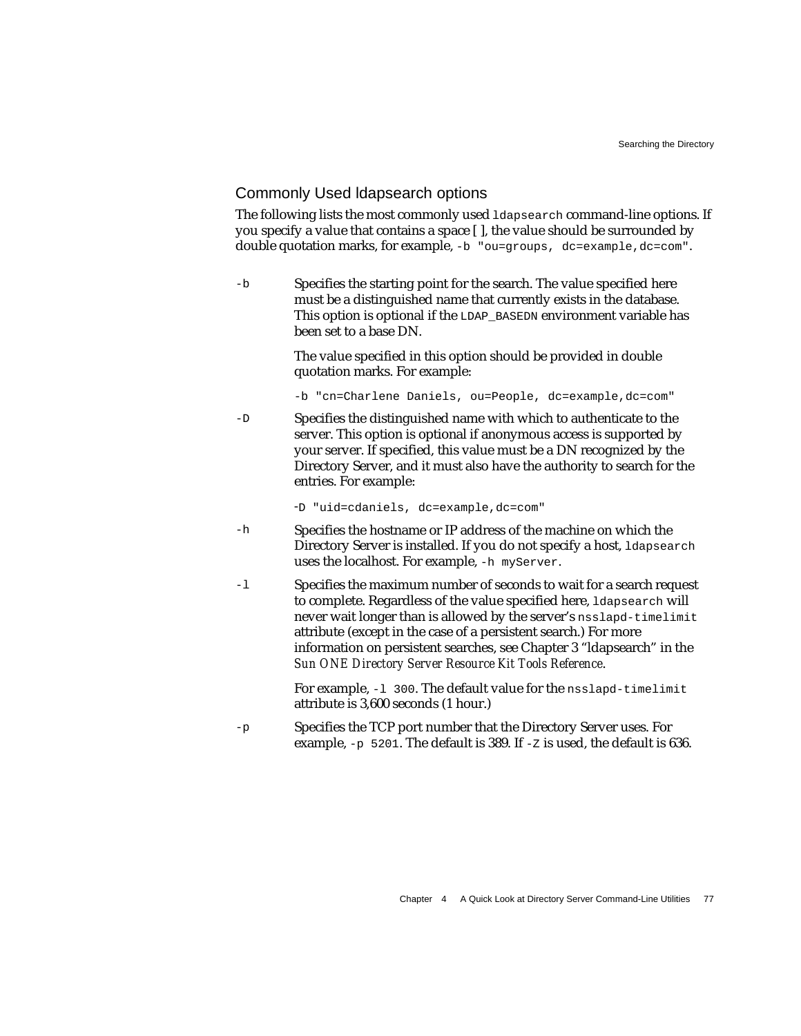## Commonly Used ldapsearch options

The following lists the most commonly used `ldapsearch` command-line options. If you specify a value that contains a space [ ], the value should be surrounded by double quotation marks, for example, `-b "ou=groups, dc=example,dc=com"`.

`-b` Specifies the starting point for the search. The value specified here must be a distinguished name that currently exists in the database. This option is optional if the `LDAP_BASEDN` environment variable has been set to a base DN.

The value specified in this option should be provided in double quotation marks. For example:

```
-b "cn=Charlene Daniels, ou=People, dc=example,dc=com"
```

`-D` Specifies the distinguished name with which to authenticate to the server. This option is optional if anonymous access is supported by your server. If specified, this value must be a DN recognized by the Directory Server, and it must also have the authority to search for the entries. For example:

```
-D "uid=cdaniels, dc=example,dc=com"
```

`-h` Specifies the hostname or IP address of the machine on which the Directory Server is installed. If you do not specify a host, `ldapsearch` uses the localhost. For example, `-h myServer`.

`-l` Specifies the maximum number of seconds to wait for a search request to complete. Regardless of the value specified here, `ldapsearch` will never wait longer than is allowed by the server's `nsslapd-timelimit` attribute (except in the case of a persistent search.) For more information on persistent searches, see Chapter 3 "ldapsearch" in the *Sun ONE Directory Server Resource Kit Tools Reference*.

For example, `-l 300`. The default value for the `nsslapd-timelimit` attribute is 3,600 seconds (1 hour.)

`-p` Specifies the TCP port number that the Directory Server uses. For example, `-p 5201`. The default is 389. If `-Z` is used, the default is 636.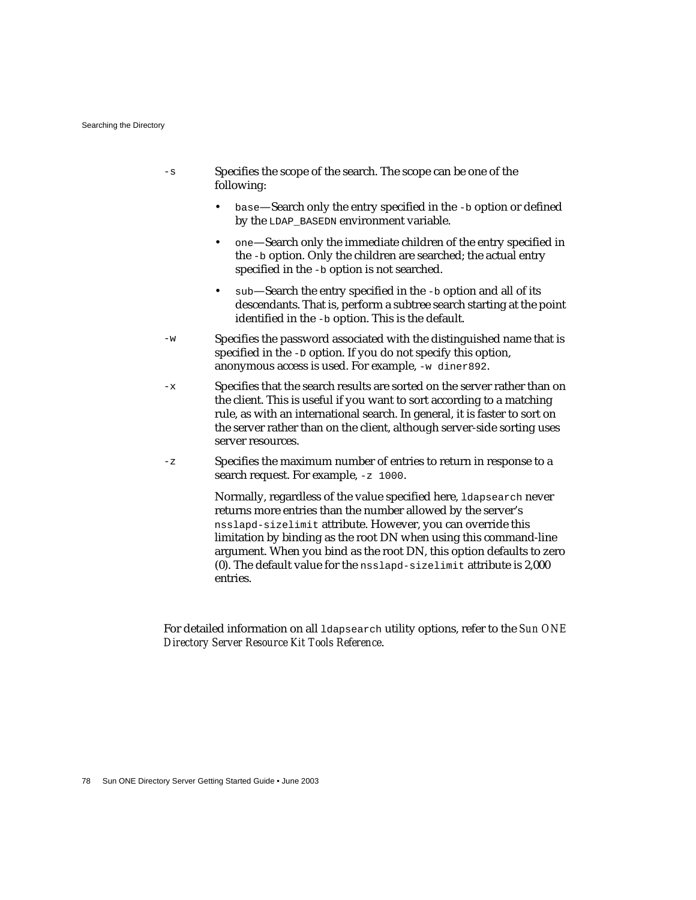`-s` Specifies the scope of the search. The scope can be one of the following:

- `base`—Search only the entry specified in the `-b` option or defined by the `LDAP_BASEDN` environment variable.
- `one`—Search only the immediate children of the entry specified in the `-b` option. Only the children are searched; the actual entry specified in the `-b` option is not searched.
- `sub`—Search the entry specified in the `-b` option and all of its descendants. That is, perform a subtree search starting at the point identified in the `-b` option. This is the default.

`-w` Specifies the password associated with the distinguished name that is specified in the `-D` option. If you do not specify this option, anonymous access is used. For example, `-w diner892`.

`-x` Specifies that the search results are sorted on the server rather than on the client. This is useful if you want to sort according to a matching rule, as with an international search. In general, it is faster to sort on the server rather than on the client, although server-side sorting uses server resources.

`-z` Specifies the maximum number of entries to return in response to a search request. For example, `-z 1000`.

Normally, regardless of the value specified here, `ldapsearch` never returns more entries than the number allowed by the server's `nsslapd-sizelimit` attribute. However, you can override this limitation by binding as the root DN when using this command-line argument. When you bind as the root DN, this option defaults to zero (0). The default value for the `nsslapd-sizelimit` attribute is 2,000 entries.

For detailed information on all `ldapsearch` utility options, refer to the *Sun ONE Directory Server Resource Kit Tools Reference*.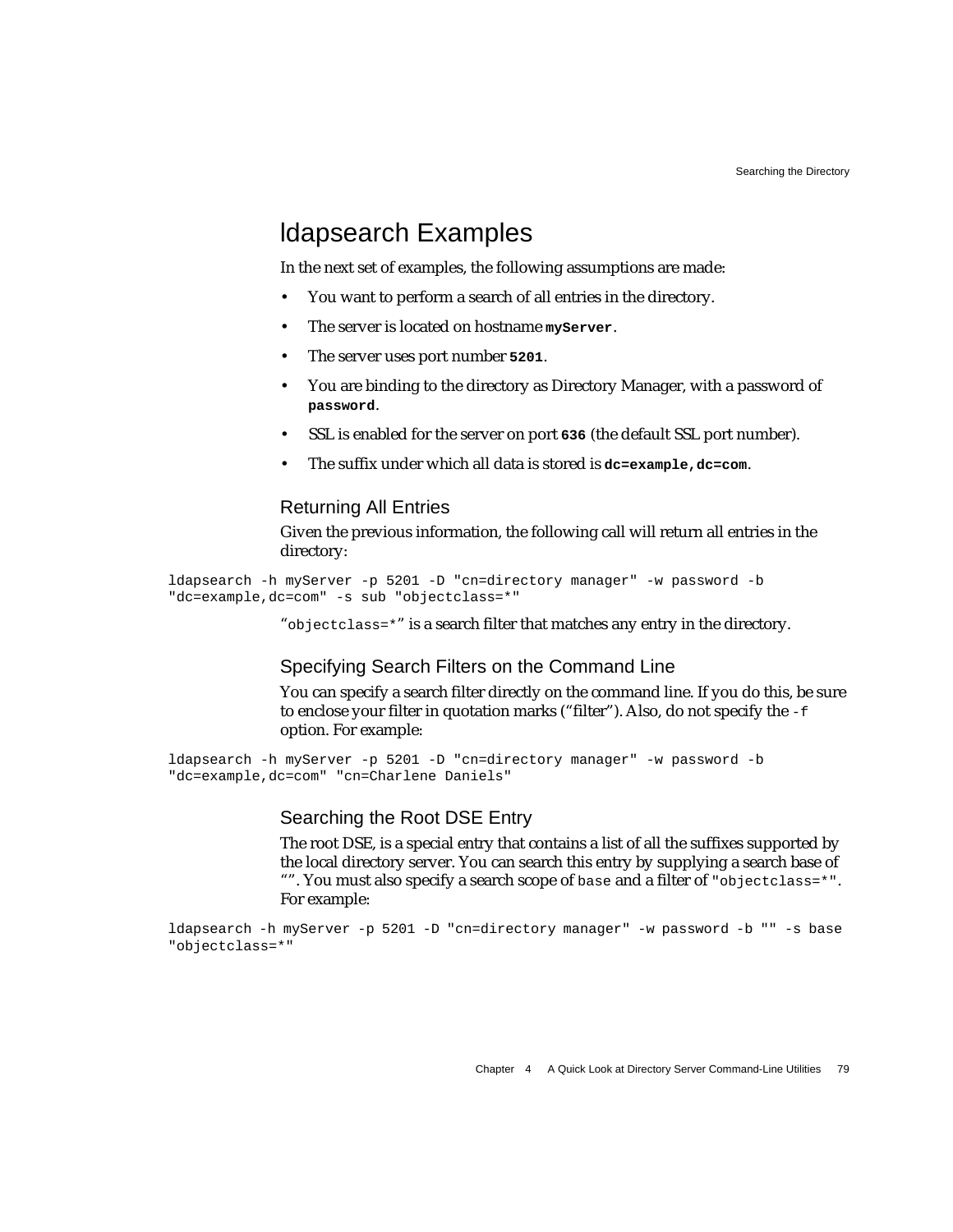## ldapsearch Examples

In the next set of examples, the following assumptions are made:

- You want to perform a search of all entries in the directory.
- The server is located on hostname **`myServer`**.
- The server uses port number **`5201`**.
- You are binding to the directory as Directory Manager, with a password of **`password`**.
- SSL is enabled for the server on port **`636`** (the default SSL port number).
- The suffix under which all data is stored is **`dc=example,dc=com`**.

### Returning All Entries

Given the previous information, the following call will return all entries in the directory:

```
ldapsearch -h myServer -p 5201 -D "cn=directory manager" -w password -b
"dc=example,dc=com" -s sub "objectclass=*"
```

"`objectclass=*`" is a search filter that matches any entry in the directory.

### Specifying Search Filters on the Command Line

You can specify a search filter directly on the command line. If you do this, be sure to enclose your filter in quotation marks ("filter"). Also, do not specify the `-f` option. For example:

```
ldapsearch -h myServer -p 5201 -D "cn=directory manager" -w password -b
"dc=example,dc=com" "cn=Charlene Daniels"
```

### Searching the Root DSE Entry

The root DSE, is a special entry that contains a list of all the suffixes supported by the local directory server. You can search this entry by supplying a search base of "". You must also specify a search scope of `base` and a filter of `"objectclass=*"`. For example:

```
ldapsearch -h myServer -p 5201 -D "cn=directory manager" -w password -b "" -s base
"objectclass=*"
```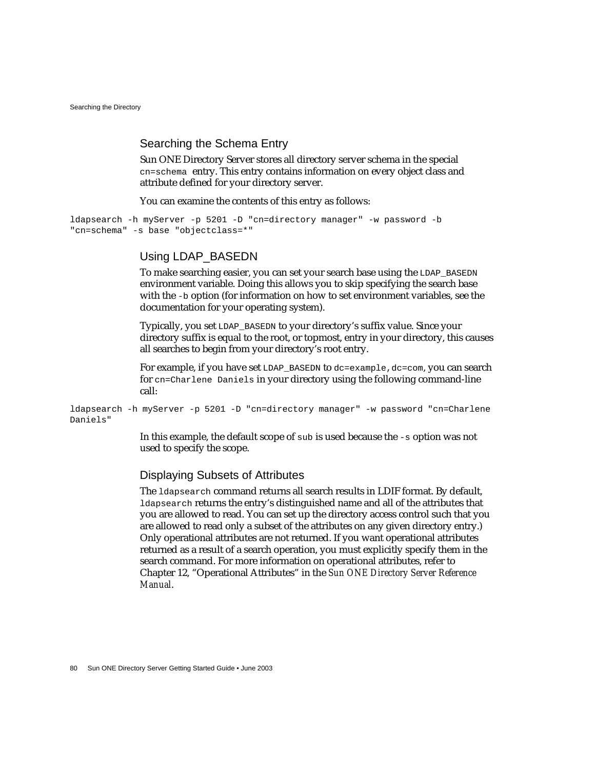### Searching the Schema Entry

Sun ONE Directory Server stores all directory server schema in the special `cn=schema` entry. This entry contains information on every object class and attribute defined for your directory server.

You can examine the contents of this entry as follows:

```
ldapsearch -h myServer -p 5201 -D "cn=directory manager" -w password -b
"cn=schema" -s base "objectclass=*"
```

### Using LDAP_BASEDN

To make searching easier, you can set your search base using the `LDAP_BASEDN` environment variable. Doing this allows you to skip specifying the search base with the `-b` option (for information on how to set environment variables, see the documentation for your operating system).

Typically, you set `LDAP_BASEDN` to your directory's suffix value. Since your directory suffix is equal to the root, or topmost, entry in your directory, this causes all searches to begin from your directory's root entry.

For example, if you have set `LDAP_BASEDN` to `dc=example,dc=com`, you can search for `cn=Charlene Daniels` in your directory using the following command-line call:

```
ldapsearch -h myServer -p 5201 -D "cn=directory manager" -w password "cn=Charlene
Daniels"
```

In this example, the default scope of `sub` is used because the `-s` option was not used to specify the scope.

### Displaying Subsets of Attributes

The `ldapsearch` command returns all search results in LDIF format. By default, `ldapsearch` returns the entry's distinguished name and all of the attributes that you are allowed to read. You can set up the directory access control such that you are allowed to read only a subset of the attributes on any given directory entry.) Only operational attributes are not returned. If you want operational attributes returned as a result of a search operation, you must explicitly specify them in the search command. For more information on operational attributes, refer to Chapter 12, "Operational Attributes" in the *Sun ONE Directory Server Reference Manual*.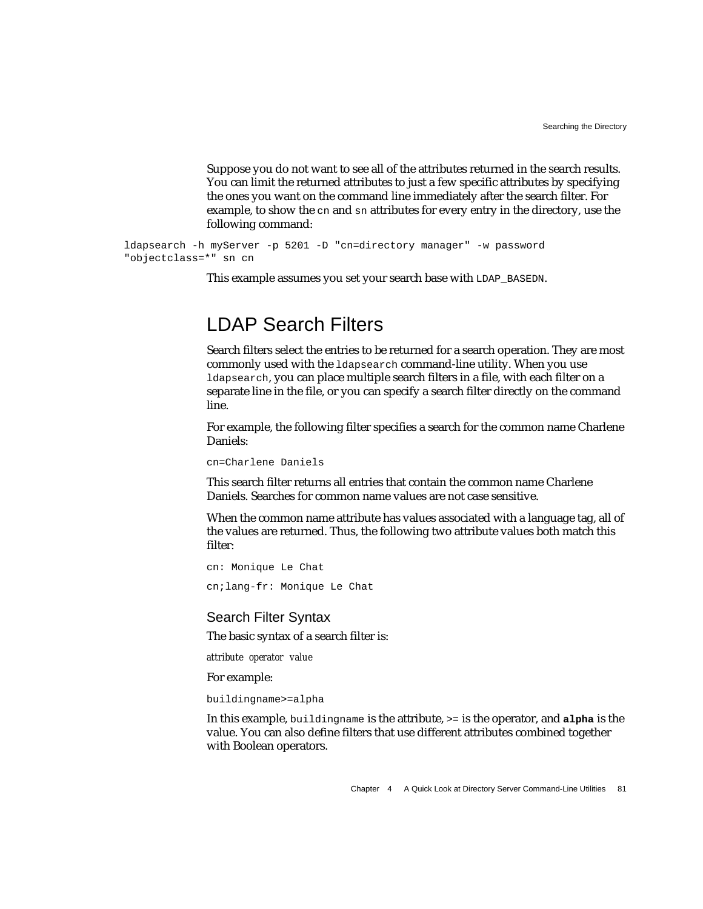Suppose you do not want to see all of the attributes returned in the search results. You can limit the returned attributes to just a few specific attributes by specifying the ones you want on the command line immediately after the search filter. For example, to show the `cn` and `sn` attributes for every entry in the directory, use the following command:

```
ldapsearch -h myServer -p 5201 -D "cn=directory manager" -w password
"objectclass=*" sn cn
```

This example assumes you set your search base with `LDAP_BASEDN`.

## LDAP Search Filters

Search filters select the entries to be returned for a search operation. They are most commonly used with the `ldapsearch` command-line utility. When you use `ldapsearch`, you can place multiple search filters in a file, with each filter on a separate line in the file, or you can specify a search filter directly on the command line.

For example, the following filter specifies a search for the common name Charlene Daniels:

```
cn=Charlene Daniels
```

This search filter returns all entries that contain the common name Charlene Daniels. Searches for common name values are not case sensitive.

When the common name attribute has values associated with a language tag, all of the values are returned. Thus, the following two attribute values both match this filter:

```
cn: Monique Le Chat
```

```
cn;lang-fr: Monique Le Chat
```

### Search Filter Syntax

The basic syntax of a search filter is:

*attribute operator value*

For example:

```
buildingname>=alpha
```

In this example, `buildingname` is the attribute, `>=` is the operator, and **`alpha`** is the value. You can also define filters that use different attributes combined together with Boolean operators.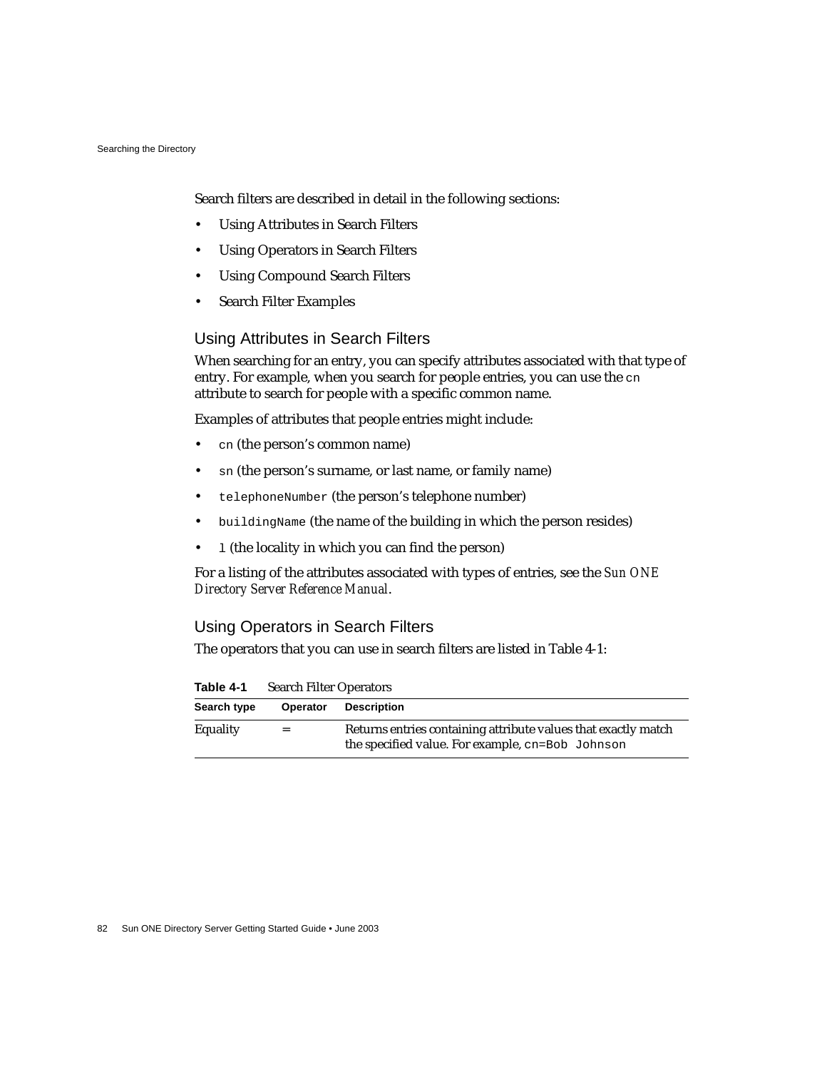Search filters are described in detail in the following sections:

- Using Attributes in Search Filters
- Using Operators in Search Filters
- Using Compound Search Filters
- Search Filter Examples

## Using Attributes in Search Filters

When searching for an entry, you can specify attributes associated with that type of entry. For example, when you search for people entries, you can use the `cn` attribute to search for people with a specific common name.

Examples of attributes that people entries might include:

- `cn` (the person's common name)
- `sn` (the person's surname, or last name, or family name)
- `telephoneNumber` (the person's telephone number)
- `buildingName` (the name of the building in which the person resides)
- `l` (the locality in which you can find the person)

For a listing of the attributes associated with types of entries, see the *Sun ONE Directory Server Reference Manual*.

## Using Operators in Search Filters

The operators that you can use in search filters are listed in Table 4-1:

**Table 4-1** Search Filter Operators

| Search type | Operator | Description |
|---|---|---|
| Equality | = | Returns entries containing attribute values that exactly match the specified value. For example, `cn=Bob Johnson` |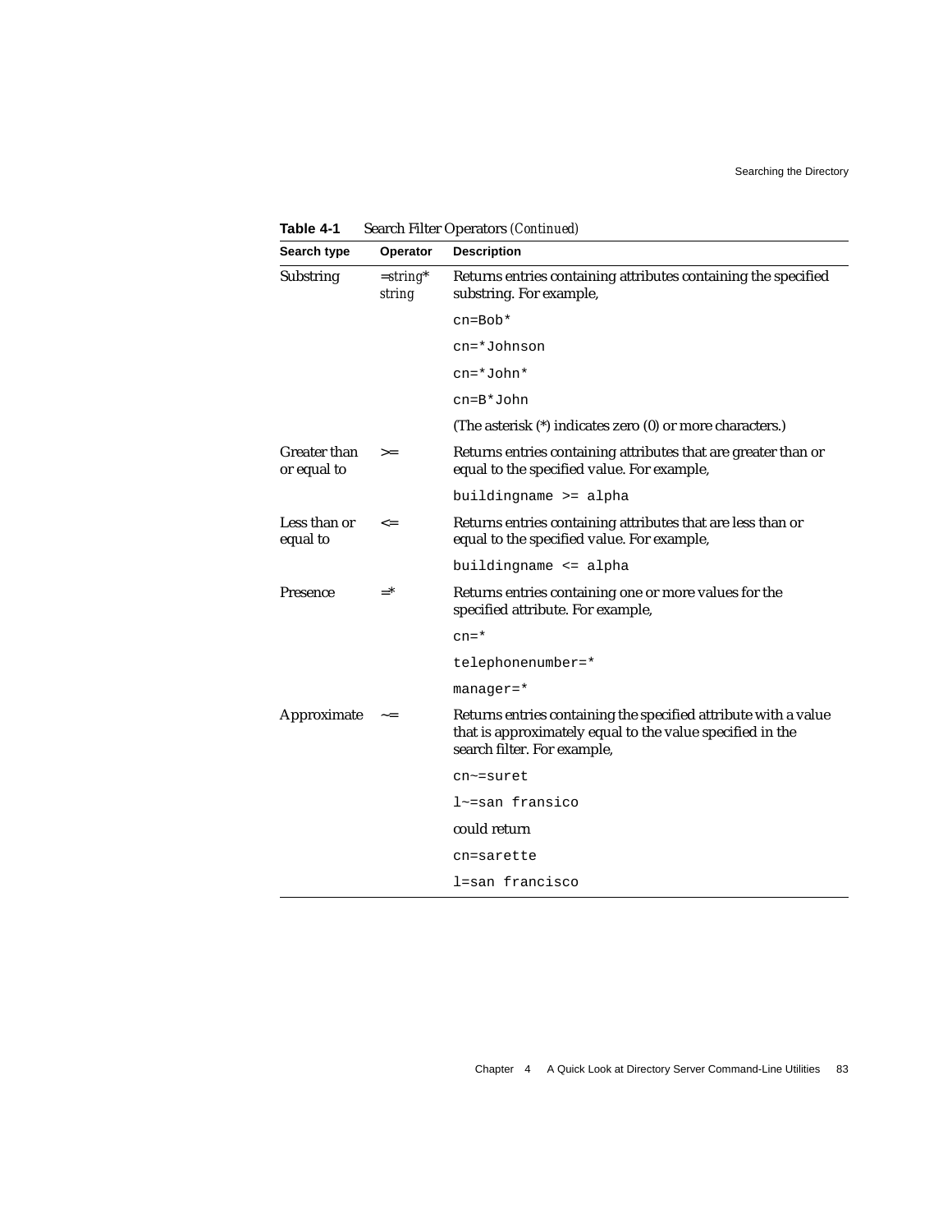**Table 4-1** Search Filter Operators *(Continued)*

| Search type | Operator | Description |
|---|---|---|
| Substring | =*string*\* *string* | Returns entries containing attributes containing the specified substring. For example, |
| | | `cn=Bob*` |
| | | `cn=*Johnson` |
| | | `cn=*John*` |
| | | `cn=B*John` |
| | | (The asterisk (*) indicates zero (0) or more characters.) |
| Greater than or equal to | >= | Returns entries containing attributes that are greater than or equal to the specified value. For example, |
| | | `buildingname >= alpha` |
| Less than or equal to | <= | Returns entries containing attributes that are less than or equal to the specified value. For example, |
| | | `buildingname <= alpha` |
| Presence | =* | Returns entries containing one or more values for the specified attribute. For example, |
| | | `cn=*` |
| | | `telephonenumber=*` |
| | | `manager=*` |
| Approximate | ~= | Returns entries containing the specified attribute with a value that is approximately equal to the value specified in the search filter. For example, |
| | | `cn~=suret` |
| | | `l~=san fransico` |
| | | could return |
| | | `cn=sarette` |
| | | `l=san francisco` |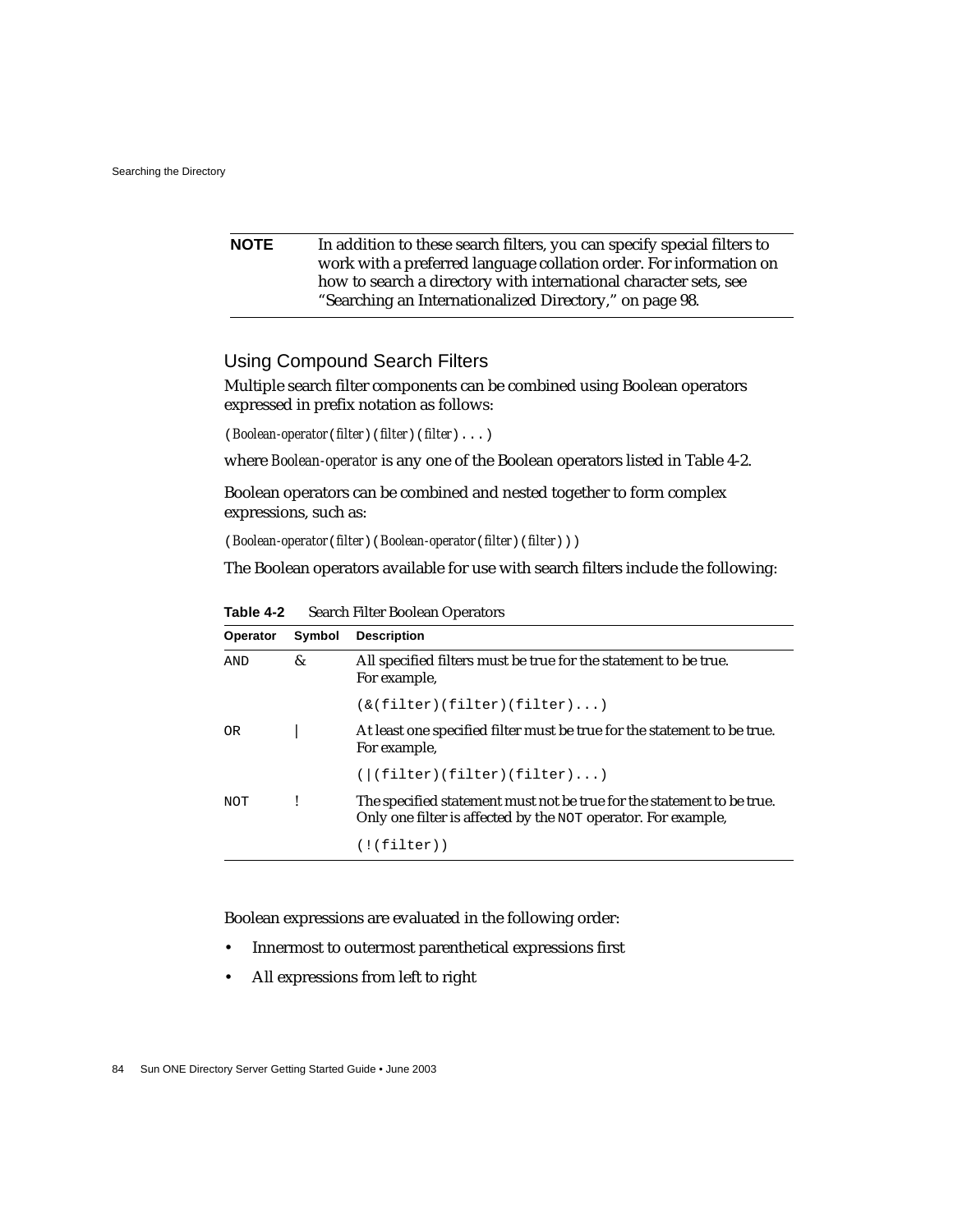**NOTE** In addition to these search filters, you can specify special filters to work with a preferred language collation order. For information on how to search a directory with international character sets, see "Searching an Internationalized Directory," on page 98.

## Using Compound Search Filters

Multiple search filter components can be combined using Boolean operators expressed in prefix notation as follows:

(*Boolean-operator*(*filter*)(*filter*)(*filter*)...)

where *Boolean-operator* is any one of the Boolean operators listed in Table 4-2.

Boolean operators can be combined and nested together to form complex expressions, such as:

(*Boolean-operator*(*filter*)(*Boolean-operator*(*filter*)(*filter*)))

The Boolean operators available for use with search filters include the following:

**Table 4-2** Search Filter Boolean Operators

| Operator | Symbol | Description |
|---|---|---|
| AND | & | All specified filters must be true for the statement to be true. For example, `(&(filter)(filter)(filter)...)` |
| OR | \| | At least one specified filter must be true for the statement to be true. For example, `(\|(filter)(filter)(filter)...)` |
| NOT | ! | The specified statement must not be true for the statement to be true. Only one filter is affected by the `NOT` operator. For example, `(!(filter))` |

Boolean expressions are evaluated in the following order:

- Innermost to outermost parenthetical expressions first
- All expressions from left to right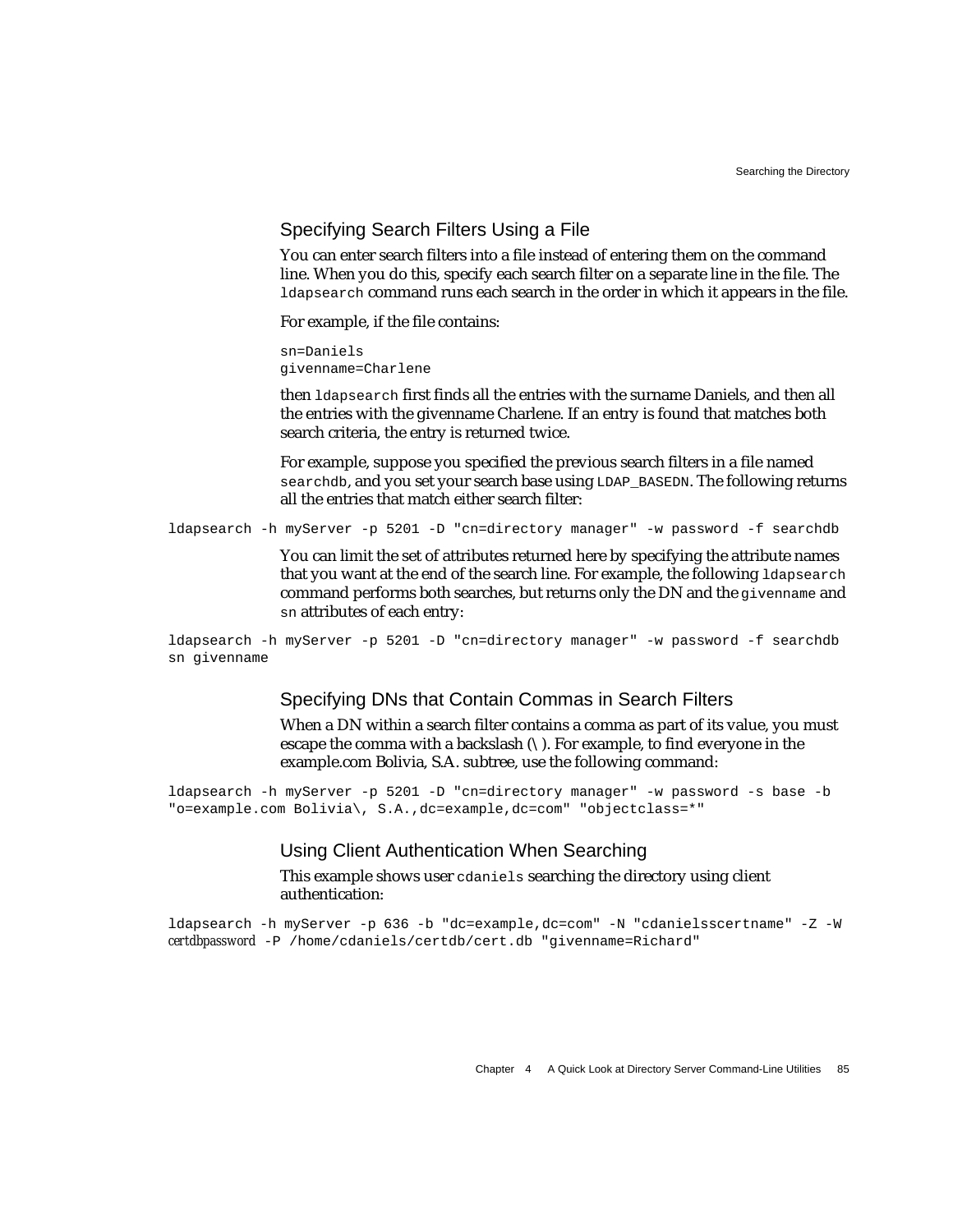### Specifying Search Filters Using a File

You can enter search filters into a file instead of entering them on the command line. When you do this, specify each search filter on a separate line in the file. The `ldapsearch` command runs each search in the order in which it appears in the file.

For example, if the file contains:

```
sn=Daniels
givenname=Charlene
```

then `ldapsearch` first finds all the entries with the surname Daniels, and then all the entries with the givenname Charlene. If an entry is found that matches both search criteria, the entry is returned twice.

For example, suppose you specified the previous search filters in a file named `searchdb`, and you set your search base using `LDAP_BASEDN`. The following returns all the entries that match either search filter:

```
ldapsearch -h myServer -p 5201 -D "cn=directory manager" -w password -f searchdb
```

You can limit the set of attributes returned here by specifying the attribute names that you want at the end of the search line. For example, the following `ldapsearch` command performs both searches, but returns only the DN and the `givenname` and `sn` attributes of each entry:

```
ldapsearch -h myServer -p 5201 -D "cn=directory manager" -w password -f searchdb
sn givenname
```

### Specifying DNs that Contain Commas in Search Filters

When a DN within a search filter contains a comma as part of its value, you must escape the comma with a backslash (\). For example, to find everyone in the example.com Bolivia, S.A. subtree, use the following command:

```
ldapsearch -h myServer -p 5201 -D "cn=directory manager" -w password -s base -b
"o=example.com Bolivia\, S.A.,dc=example,dc=com" "objectclass=*"
```

### Using Client Authentication When Searching

This example shows user `cdaniels` searching the directory using client authentication:

```
ldapsearch -h myServer -p 636 -b "dc=example,dc=com" -N "cdanielsscertname" -Z -W
certdbpassword -P /home/cdaniels/certdb/cert.db "givenname=Richard"
```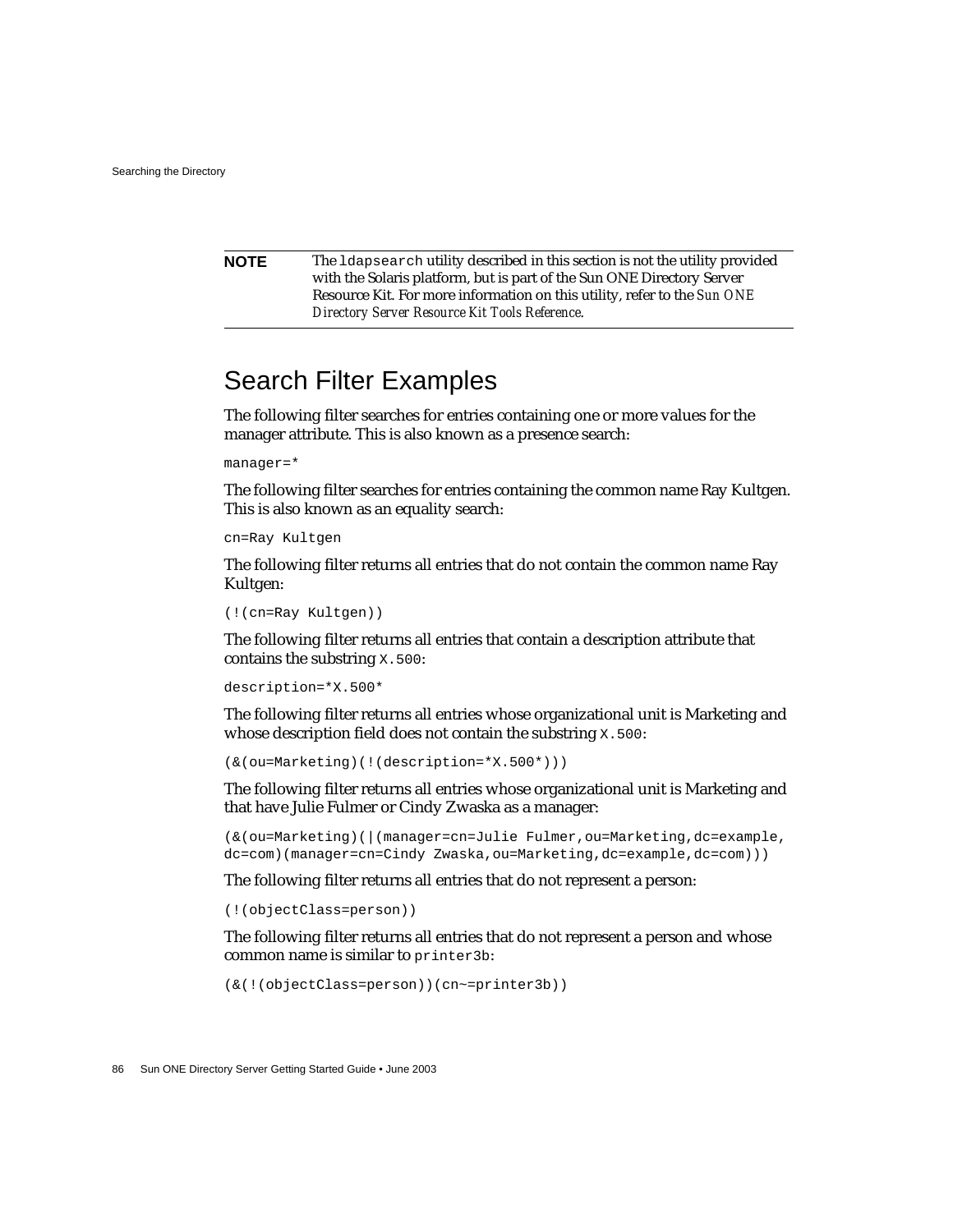> **NOTE** The `ldapsearch` utility described in this section is not the utility provided with the Solaris platform, but is part of the Sun ONE Directory Server Resource Kit. For more information on this utility, refer to the *Sun ONE Directory Server Resource Kit Tools Reference*.

## Search Filter Examples

The following filter searches for entries containing one or more values for the manager attribute. This is also known as a presence search:

```
manager=*
```

The following filter searches for entries containing the common name Ray Kultgen. This is also known as an equality search:

```
cn=Ray Kultgen
```

The following filter returns all entries that do not contain the common name Ray Kultgen:

```
(!(cn=Ray Kultgen))
```

The following filter returns all entries that contain a description attribute that contains the substring `X.500`:

```
description=*X.500*
```

The following filter returns all entries whose organizational unit is Marketing and whose description field does not contain the substring `X.500`:

```
(&(ou=Marketing)(!(description=*X.500*)))
```

The following filter returns all entries whose organizational unit is Marketing and that have Julie Fulmer or Cindy Zwaska as a manager:

```
(&(ou=Marketing)(|(manager=cn=Julie Fulmer,ou=Marketing,dc=example,
dc=com)(manager=cn=Cindy Zwaska,ou=Marketing,dc=example,dc=com)))
```

The following filter returns all entries that do not represent a person:

```
(!(objectClass=person))
```

The following filter returns all entries that do not represent a person and whose common name is similar to `printer3b`:

```
(&(!(objectClass=person))(cn~=printer3b))
```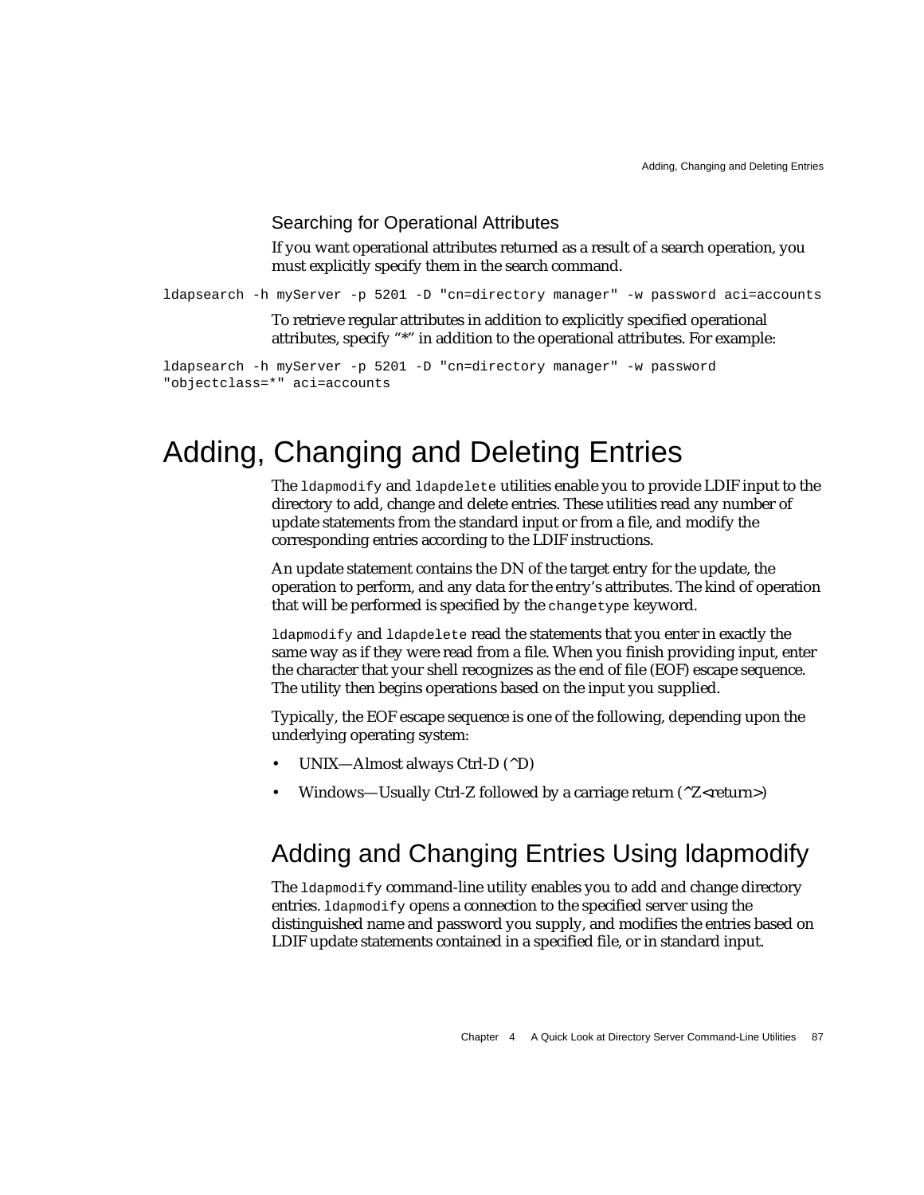### Searching for Operational Attributes

If you want operational attributes returned as a result of a search operation, you must explicitly specify them in the search command.

```
ldapsearch -h myServer -p 5201 -D "cn=directory manager" -w password aci=accounts
```

To retrieve regular attributes in addition to explicitly specified operational attributes, specify "*" in addition to the operational attributes. For example:

```
ldapsearch -h myServer -p 5201 -D "cn=directory manager" -w password
"objectclass=*" aci=accounts
```

# Adding, Changing and Deleting Entries

The `ldapmodify` and `ldapdelete` utilities enable you to provide LDIF input to the directory to add, change and delete entries. These utilities read any number of update statements from the standard input or from a file, and modify the corresponding entries according to the LDIF instructions.

An update statement contains the DN of the target entry for the update, the operation to perform, and any data for the entry's attributes. The kind of operation that will be performed is specified by the `changetype` keyword.

`ldapmodify` and `ldapdelete` read the statements that you enter in exactly the same way as if they were read from a file. When you finish providing input, enter the character that your shell recognizes as the end of file (EOF) escape sequence. The utility then begins operations based on the input you supplied.

Typically, the EOF escape sequence is one of the following, depending upon the underlying operating system:

- UNIX—Almost always Ctrl-D (^D)
- Windows—Usually Ctrl-Z followed by a carriage return (^Z<return>)

## Adding and Changing Entries Using ldapmodify

The `ldapmodify` command-line utility enables you to add and change directory entries. `ldapmodify` opens a connection to the specified server using the distinguished name and password you supply, and modifies the entries based on LDIF update statements contained in a specified file, or in standard input.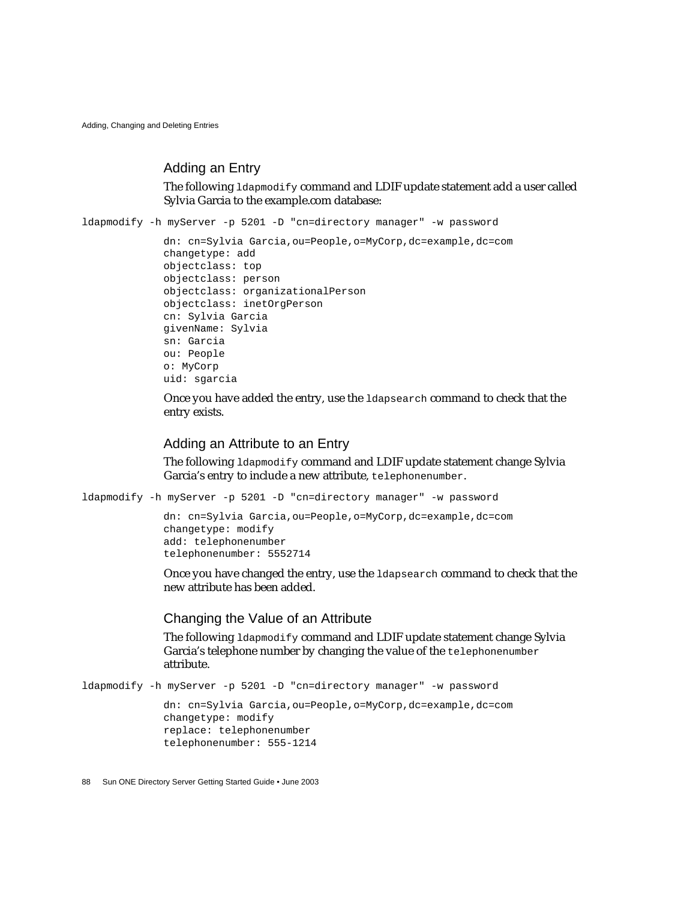## Adding an Entry

The following `ldapmodify` command and LDIF update statement add a user called Sylvia Garcia to the example.com database:

```
ldapmodify -h myServer -p 5201 -D "cn=directory manager" -w password
```

```
dn: cn=Sylvia Garcia,ou=People,o=MyCorp,dc=example,dc=com
changetype: add
objectclass: top
objectclass: person
objectclass: organizationalPerson
objectclass: inetOrgPerson
cn: Sylvia Garcia
givenName: Sylvia
sn: Garcia
ou: People
o: MyCorp
uid: sgarcia
```

Once you have added the entry, use the `ldapsearch` command to check that the entry exists.

## Adding an Attribute to an Entry

The following `ldapmodify` command and LDIF update statement change Sylvia Garcia's entry to include a new attribute, `telephonenumber`.

```
ldapmodify -h myServer -p 5201 -D "cn=directory manager" -w password
```

```
dn: cn=Sylvia Garcia,ou=People,o=MyCorp,dc=example,dc=com
changetype: modify
add: telephonenumber
telephonenumber: 5552714
```

Once you have changed the entry, use the `ldapsearch` command to check that the new attribute has been added.

## Changing the Value of an Attribute

The following `ldapmodify` command and LDIF update statement change Sylvia Garcia's telephone number by changing the value of the `telephonenumber` attribute.

```
ldapmodify -h myServer -p 5201 -D "cn=directory manager" -w password
```

```
dn: cn=Sylvia Garcia,ou=People,o=MyCorp,dc=example,dc=com
changetype: modify
replace: telephonenumber
telephonenumber: 555-1214
```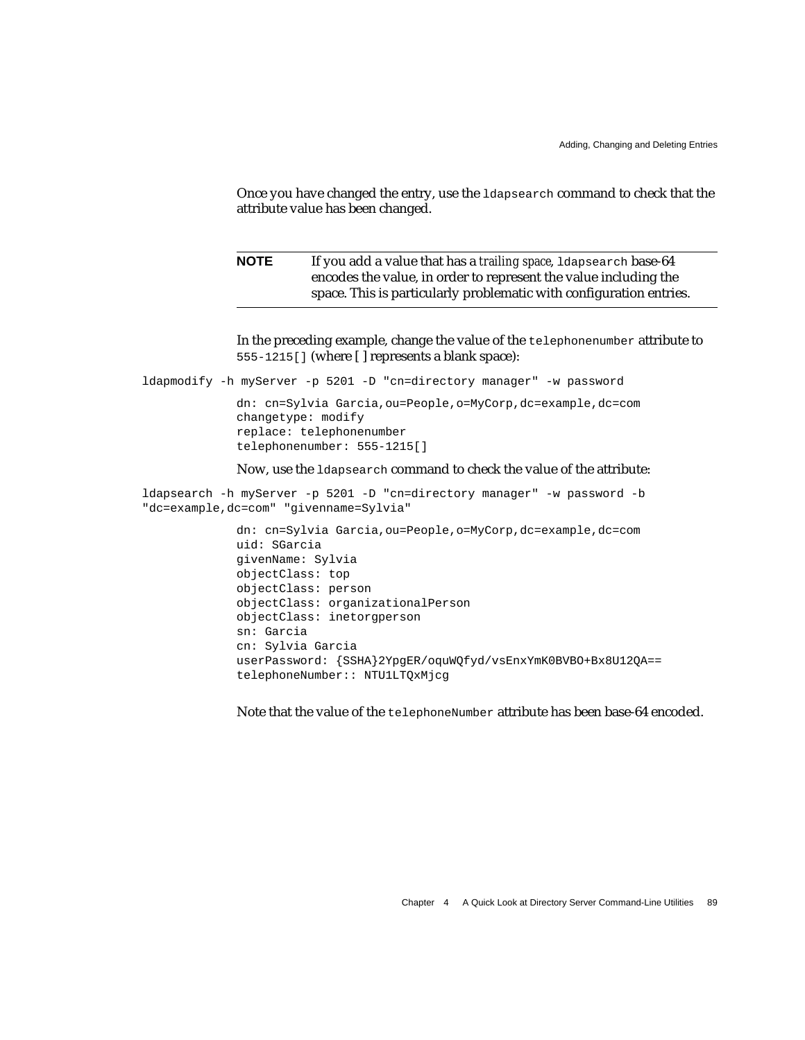Once you have changed the entry, use the `ldapsearch` command to check that the attribute value has been changed.

| **NOTE** | If you add a value that has a *trailing space*, `ldapsearch` base-64 encodes the value, in order to represent the value including the space. This is particularly problematic with configuration entries. |
|---|---|

In the preceding example, change the value of the `telephonenumber` attribute to `555-1215[]` (where [ ] represents a blank space):

```
ldapmodify -h myServer -p 5201 -D "cn=directory manager" -w password
```

```
dn: cn=Sylvia Garcia,ou=People,o=MyCorp,dc=example,dc=com
changetype: modify
replace: telephonenumber
telephonenumber: 555-1215[]
```

Now, use the `ldapsearch` command to check the value of the attribute:

```
ldapsearch -h myServer -p 5201 -D "cn=directory manager" -w password -b
"dc=example,dc=com" "givenname=Sylvia"
```

```
dn: cn=Sylvia Garcia,ou=People,o=MyCorp,dc=example,dc=com
uid: SGarcia
givenName: Sylvia
objectClass: top
objectClass: person
objectClass: organizationalPerson
objectClass: inetorgperson
sn: Garcia
cn: Sylvia Garcia
userPassword: {SSHA}2YpgER/oquWQfyd/vsEnxYmK0BVBO+Bx8U12QA==
telephoneNumber:: NTU1LTQxMjcg
```

Note that the value of the `telephoneNumber` attribute has been base-64 encoded.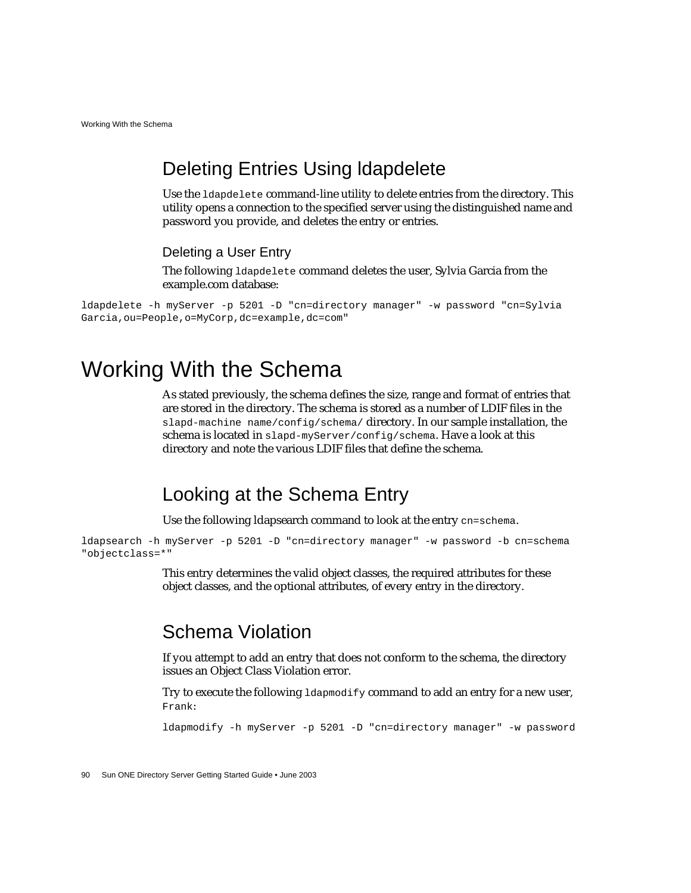## Deleting Entries Using ldapdelete

Use the `ldapdelete` command-line utility to delete entries from the directory. This utility opens a connection to the specified server using the distinguished name and password you provide, and deletes the entry or entries.

### Deleting a User Entry

The following `ldapdelete` command deletes the user, Sylvia Garcia from the example.com database:

```
ldapdelete -h myServer -p 5201 -D "cn=directory manager" -w password "cn=Sylvia
Garcia,ou=People,o=MyCorp,dc=example,dc=com"
```

# Working With the Schema

As stated previously, the schema defines the size, range and format of entries that are stored in the directory. The schema is stored as a number of LDIF files in the `slapd-machine name/config/schema/` directory. In our sample installation, the schema is located in `slapd-myServer/config/schema`. Have a look at this directory and note the various LDIF files that define the schema.

## Looking at the Schema Entry

Use the following ldapsearch command to look at the entry `cn=schema`.

```
ldapsearch -h myServer -p 5201 -D "cn=directory manager" -w password -b cn=schema
"objectclass=*"
```

This entry determines the valid object classes, the required attributes for these object classes, and the optional attributes, of every entry in the directory.

## Schema Violation

If you attempt to add an entry that does not conform to the schema, the directory issues an Object Class Violation error.

Try to execute the following `ldapmodify` command to add an entry for a new user, `Frank`:

```
ldapmodify -h myServer -p 5201 -D "cn=directory manager" -w password
```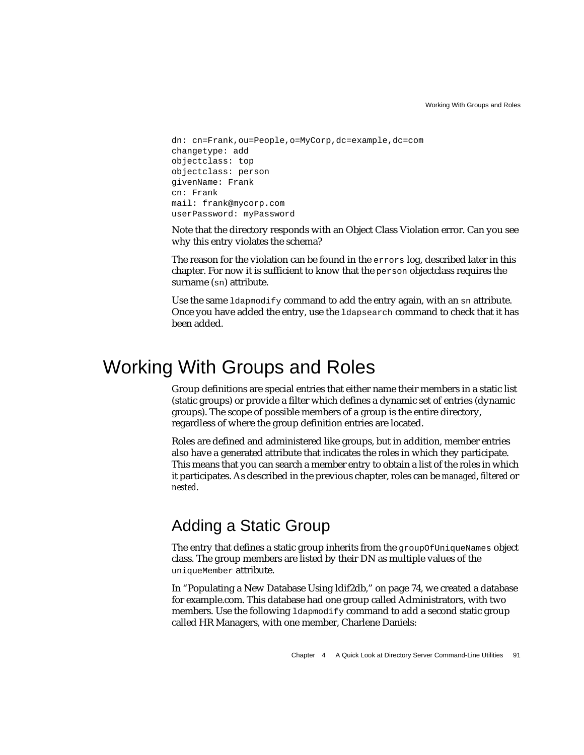```
dn: cn=Frank,ou=People,o=MyCorp,dc=example,dc=com
changetype: add
objectclass: top
objectclass: person
givenName: Frank
cn: Frank
mail: frank@mycorp.com
userPassword: myPassword
```

Note that the directory responds with an Object Class Violation error. Can you see why this entry violates the schema?

The reason for the violation can be found in the `errors` log, described later in this chapter. For now it is sufficient to know that the `person` objectclass requires the surname (`sn`) attribute.

Use the same `ldapmodify` command to add the entry again, with an `sn` attribute. Once you have added the entry, use the `ldapsearch` command to check that it has been added.

# Working With Groups and Roles

Group definitions are special entries that either name their members in a static list (static groups) or provide a filter which defines a dynamic set of entries (dynamic groups). The scope of possible members of a group is the entire directory, regardless of where the group definition entries are located.

Roles are defined and administered like groups, but in addition, member entries also have a generated attribute that indicates the roles in which they participate. This means that you can search a member entry to obtain a list of the roles in which it participates. As described in the previous chapter, roles can be *managed*, *filtered* or *nested*.

## Adding a Static Group

The entry that defines a static group inherits from the `groupOfUniqueNames` object class. The group members are listed by their DN as multiple values of the `uniqueMember` attribute.

In "Populating a New Database Using ldif2db," on page 74, we created a database for example.com. This database had one group called Administrators, with two members. Use the following `ldapmodify` command to add a second static group called HR Managers, with one member, Charlene Daniels: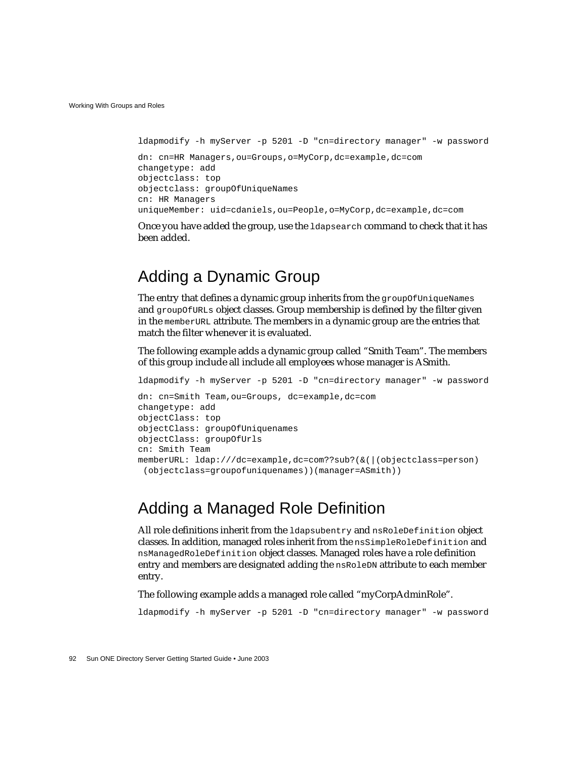```
ldapmodify -h myServer -p 5201 -D "cn=directory manager" -w password
```

```
dn: cn=HR Managers,ou=Groups,o=MyCorp,dc=example,dc=com
changetype: add
objectclass: top
objectclass: groupOfUniqueNames
cn: HR Managers
uniqueMember: uid=cdaniels,ou=People,o=MyCorp,dc=example,dc=com
```

Once you have added the group, use the `ldapsearch` command to check that it has been added.

## Adding a Dynamic Group

The entry that defines a dynamic group inherits from the `groupOfUniqueNames` and `groupOfURLs` object classes. Group membership is defined by the filter given in the `memberURL` attribute. The members in a dynamic group are the entries that match the filter whenever it is evaluated.

The following example adds a dynamic group called “Smith Team”. The members of this group include all include all employees whose manager is ASmith.

```
ldapmodify -h myServer -p 5201 -D "cn=directory manager" -w password
```

```
dn: cn=Smith Team,ou=Groups, dc=example,dc=com
changetype: add
objectClass: top
objectClass: groupOfUniquenames
objectClass: groupOfUrls
cn: Smith Team
memberURL: ldap:///dc=example,dc=com??sub?(&(|(objectclass=person)
 (objectclass=groupofuniquenames))(manager=ASmith))
```

## Adding a Managed Role Definition

All role definitions inherit from the `ldapsubentry` and `nsRoleDefinition` object classes. In addition, managed roles inherit from the `nsSimpleRoleDefinition` and `nsManagedRoleDefinition` object classes. Managed roles have a role definition entry and members are designated adding the `nsRoleDN` attribute to each member entry.

The following example adds a managed role called “myCorpAdminRole”.

```
ldapmodify -h myServer -p 5201 -D "cn=directory manager" -w password
```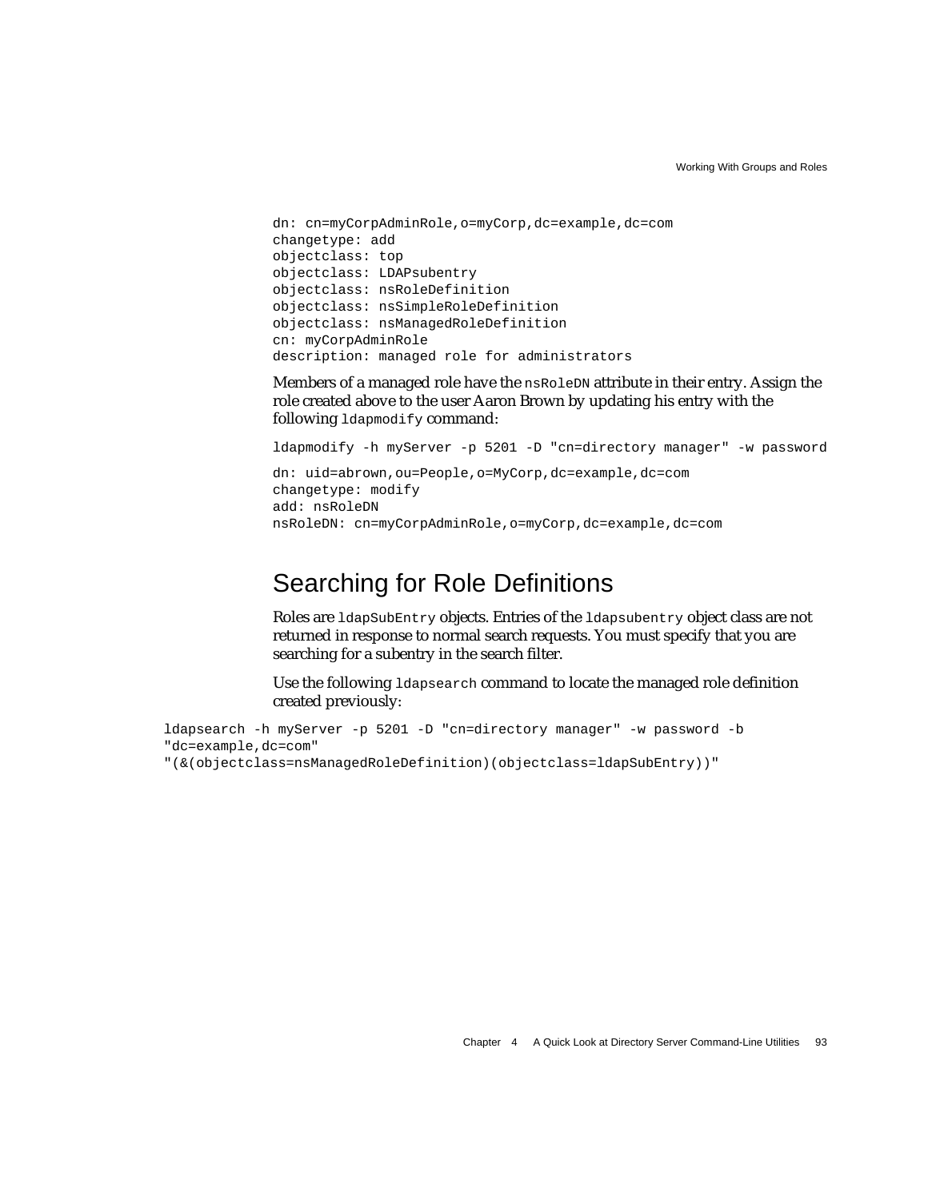```
dn: cn=myCorpAdminRole,o=myCorp,dc=example,dc=com
changetype: add
objectclass: top
objectclass: LDAPsubentry
objectclass: nsRoleDefinition
objectclass: nsSimpleRoleDefinition
objectclass: nsManagedRoleDefinition
cn: myCorpAdminRole
description: managed role for administrators
```

Members of a managed role have the `nsRoleDN` attribute in their entry. Assign the role created above to the user Aaron Brown by updating his entry with the following `ldapmodify` command:

```
ldapmodify -h myServer -p 5201 -D "cn=directory manager" -w password
```

```
dn: uid=abrown,ou=People,o=MyCorp,dc=example,dc=com
changetype: modify
add: nsRoleDN
nsRoleDN: cn=myCorpAdminRole,o=myCorp,dc=example,dc=com
```

## Searching for Role Definitions

Roles are `ldapSubEntry` objects. Entries of the `ldapsubentry` object class are not returned in response to normal search requests. You must specify that you are searching for a subentry in the search filter.

Use the following `ldapsearch` command to locate the managed role definition created previously:

```
ldapsearch -h myServer -p 5201 -D "cn=directory manager" -w password -b
"dc=example,dc=com"
"(&(objectclass=nsManagedRoleDefinition)(objectclass=ldapSubEntry))"
```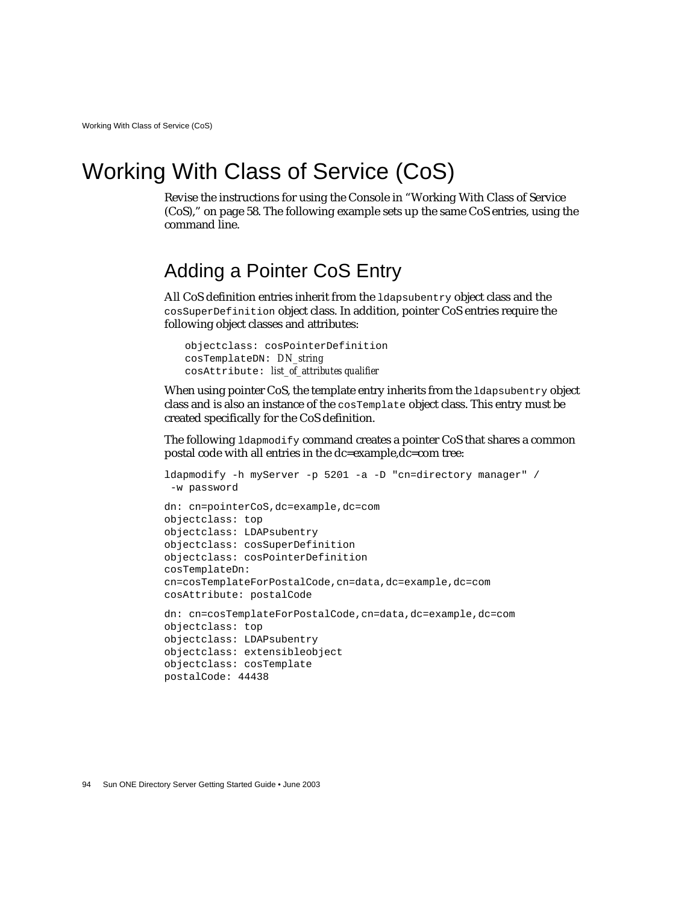# Working With Class of Service (CoS)

Revise the instructions for using the Console in "Working With Class of Service (CoS)," on page 58. The following example sets up the same CoS entries, using the command line.

## Adding a Pointer CoS Entry

All CoS definition entries inherit from the `ldapsubentry` object class and the `cosSuperDefinition` object class. In addition, pointer CoS entries require the following object classes and attributes:

```
objectclass: cosPointerDefinition
cosTemplateDN: DN_string
cosAttribute: list_of_attributes qualifier
```

When using pointer CoS, the template entry inherits from the `ldapsubentry` object class and is also an instance of the `cosTemplate` object class. This entry must be created specifically for the CoS definition.

The following `ldapmodify` command creates a pointer CoS that shares a common postal code with all entries in the dc=example,dc=com tree:

```
ldapmodify -h myServer -p 5201 -a -D "cn=directory manager" /
 -w password

dn: cn=pointerCoS,dc=example,dc=com
objectclass: top
objectclass: LDAPsubentry
objectclass: cosSuperDefinition
objectclass: cosPointerDefinition
cosTemplateDn:
cn=cosTemplateForPostalCode,cn=data,dc=example,dc=com
cosAttribute: postalCode

dn: cn=cosTemplateForPostalCode,cn=data,dc=example,dc=com
objectclass: top
objectclass: LDAPsubentry
objectclass: extensibleobject
objectclass: cosTemplate
postalCode: 44438
```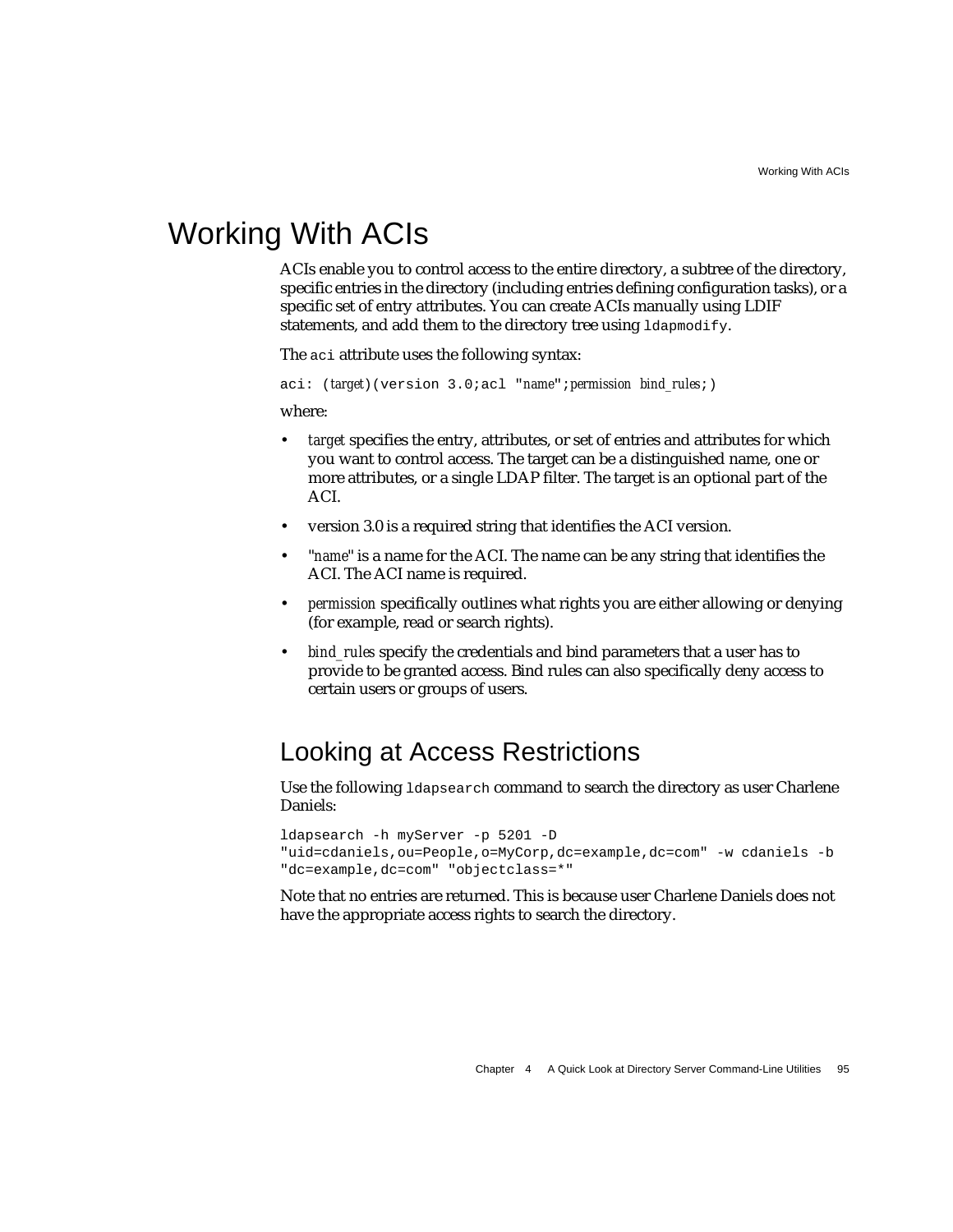# Working With ACIs

ACIs enable you to control access to the entire directory, a subtree of the directory, specific entries in the directory (including entries defining configuration tasks), or a specific set of entry attributes. You can create ACIs manually using LDIF statements, and add them to the directory tree using `ldapmodify`.

The `aci` attribute uses the following syntax:

```
aci: (target)(version 3.0;acl "name";permission bind_rules;)
```

where:

- *target* specifies the entry, attributes, or set of entries and attributes for which you want to control access. The target can be a distinguished name, one or more attributes, or a single LDAP filter. The target is an optional part of the ACI.
- version 3.0 is a required string that identifies the ACI version.
- *"name"* is a name for the ACI. The name can be any string that identifies the ACI. The ACI name is required.
- *permission* specifically outlines what rights you are either allowing or denying (for example, read or search rights).
- *bind_rules* specify the credentials and bind parameters that a user has to provide to be granted access. Bind rules can also specifically deny access to certain users or groups of users.

## Looking at Access Restrictions

Use the following `ldapsearch` command to search the directory as user Charlene Daniels:

```
ldapsearch -h myServer -p 5201 -D
"uid=cdaniels,ou=People,o=MyCorp,dc=example,dc=com" -w cdaniels -b
"dc=example,dc=com" "objectclass=*"
```

Note that no entries are returned. This is because user Charlene Daniels does not have the appropriate access rights to search the directory.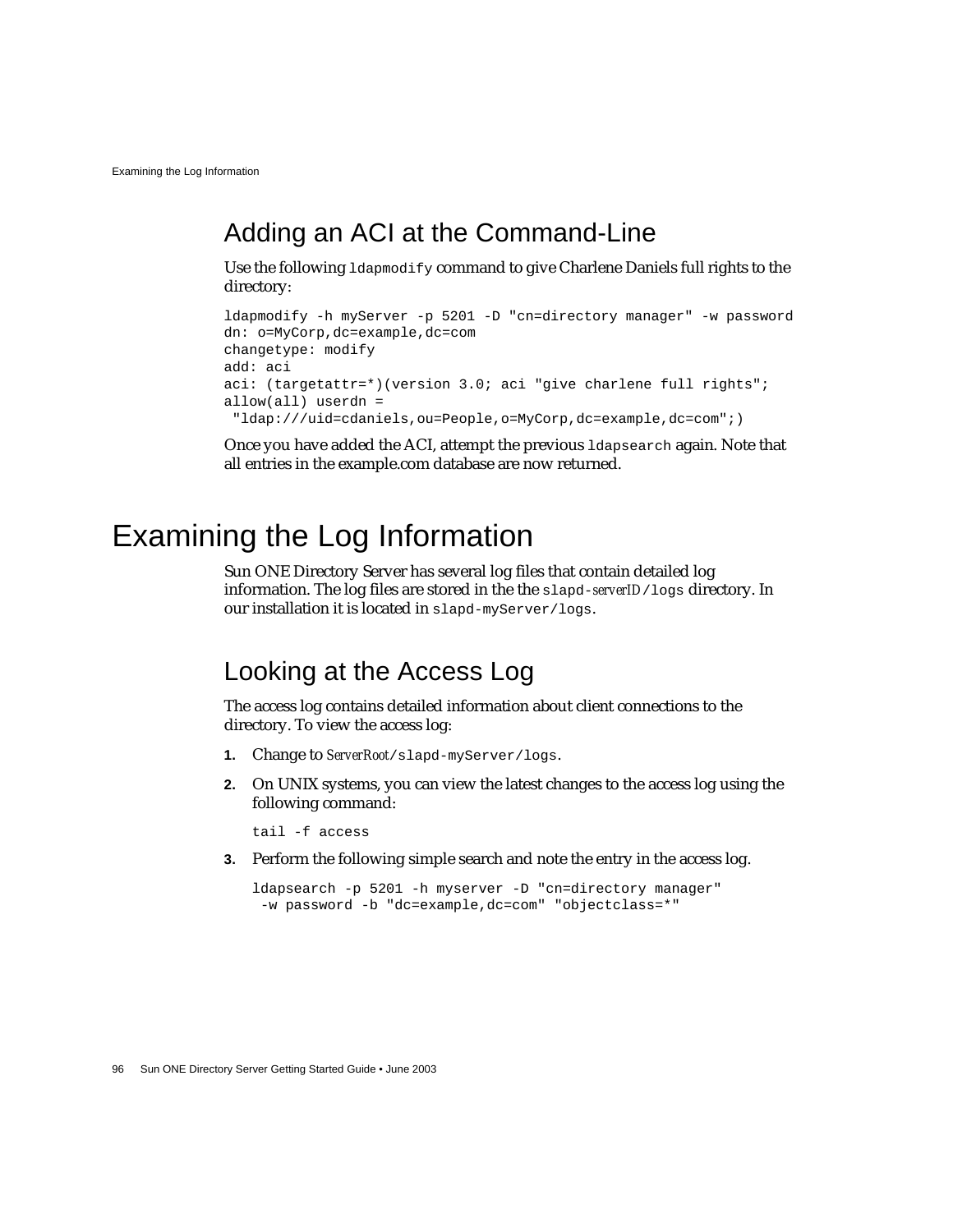## Adding an ACI at the Command-Line

Use the following `ldapmodify` command to give Charlene Daniels full rights to the directory:

```
ldapmodify -h myServer -p 5201 -D "cn=directory manager" -w password
dn: o=MyCorp,dc=example,dc=com
changetype: modify
add: aci
aci: (targetattr=*)(version 3.0; aci "give charlene full rights";
allow(all) userdn =
 "ldap:///uid=cdaniels,ou=People,o=MyCorp,dc=example,dc=com";)
```

Once you have added the ACI, attempt the previous `ldapsearch` again. Note that all entries in the example.com database are now returned.

# Examining the Log Information

Sun ONE Directory Server has several log files that contain detailed log information. The log files are stored in the the `slapd-`*serverID*`/logs` directory. In our installation it is located in `slapd-myServer/logs`.

## Looking at the Access Log

The access log contains detailed information about client connections to the directory. To view the access log:

1. Change to *ServerRoot*`/slapd-myServer/logs`.
2. On UNIX systems, you can view the latest changes to the access log using the following command:

   ```
   tail -f access
   ```

3. Perform the following simple search and note the entry in the access log.

   ```
   ldapsearch -p 5201 -h myserver -D "cn=directory manager"
    -w password -b "dc=example,dc=com" "objectclass=*"
   ```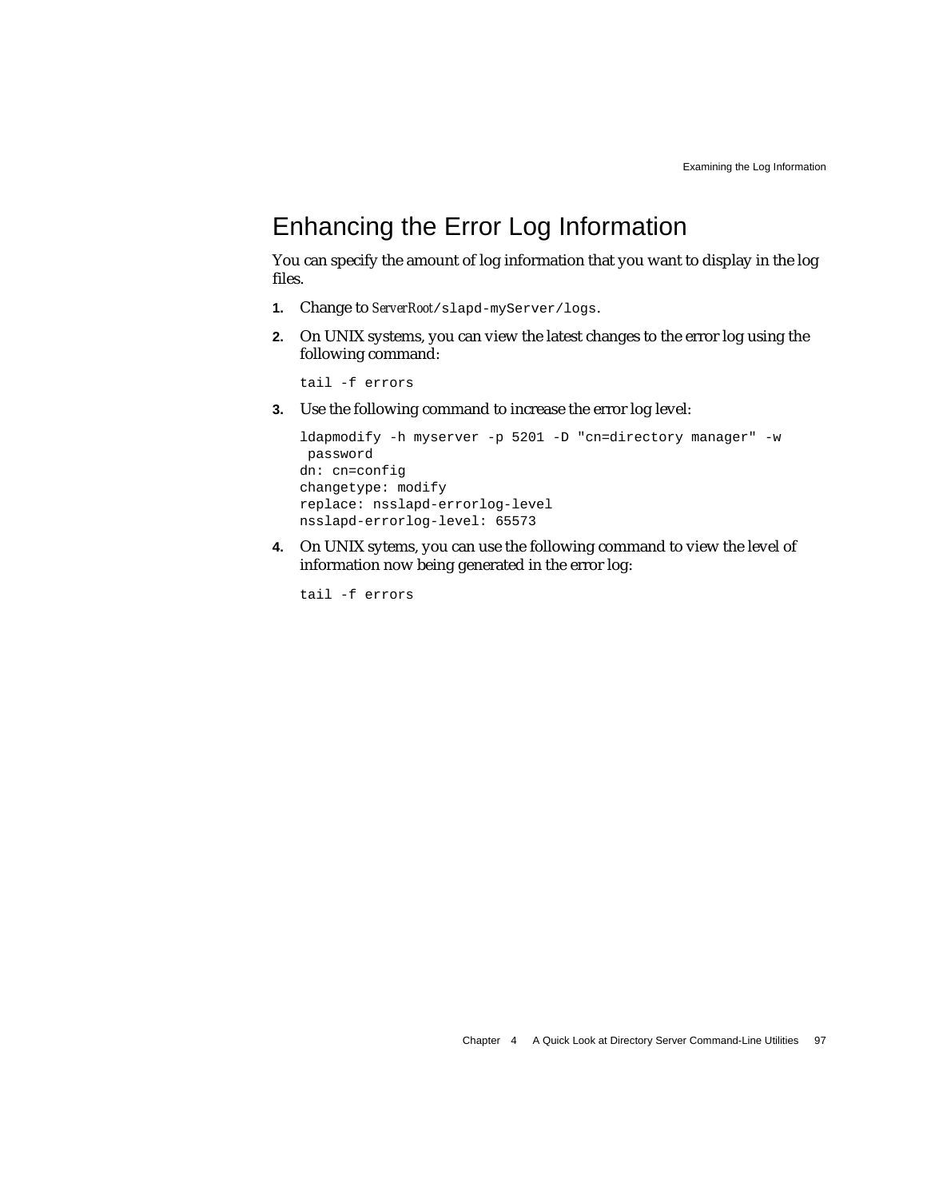## Enhancing the Error Log Information

You can specify the amount of log information that you want to display in the log files.

1. Change to *ServerRoot*`/slapd-myServer/logs`.

2. On UNIX systems, you can view the latest changes to the error log using the following command:

```
tail -f errors
```

3. Use the following command to increase the error log level:

```
ldapmodify -h myserver -p 5201 -D "cn=directory manager" -w
 password
dn: cn=config
changetype: modify
replace: nsslapd-errorlog-level
nsslapd-errorlog-level: 65573
```

4. On UNIX sytems, you can use the following command to view the level of information now being generated in the error log:

```
tail -f errors
```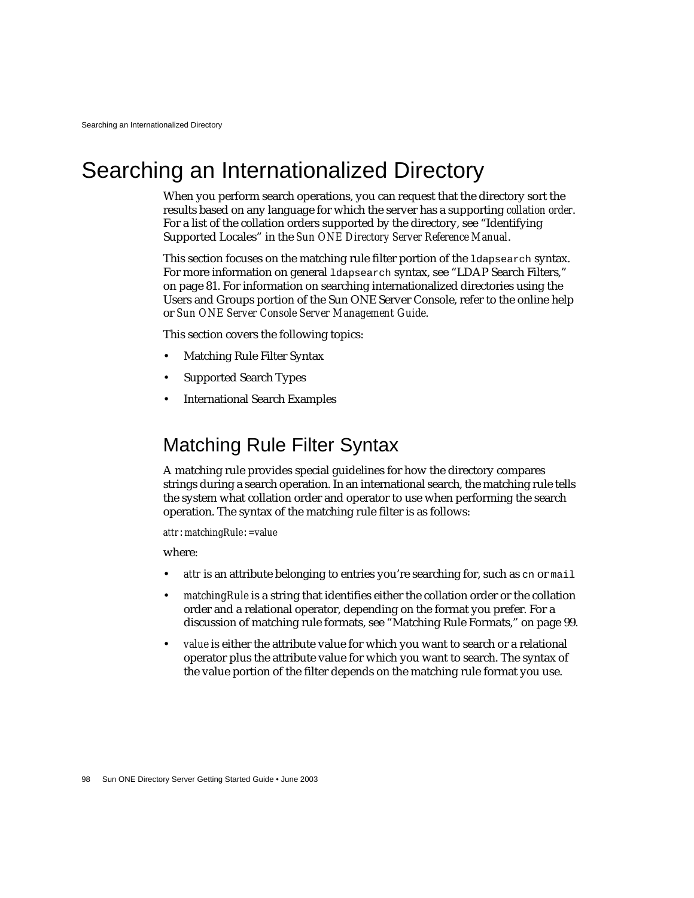# Searching an Internationalized Directory

When you perform search operations, you can request that the directory sort the results based on any language for which the server has a supporting *collation order*. For a list of the collation orders supported by the directory, see "Identifying Supported Locales" in the *Sun ONE Directory Server Reference Manual*.

This section focuses on the matching rule filter portion of the `ldapsearch` syntax. For more information on general `ldapsearch` syntax, see "LDAP Search Filters," on page 81. For information on searching internationalized directories using the Users and Groups portion of the Sun ONE Server Console, refer to the online help or *Sun ONE Server Console Server Management Guide*.

This section covers the following topics:

- Matching Rule Filter Syntax
- Supported Search Types
- International Search Examples

## Matching Rule Filter Syntax

A matching rule provides special guidelines for how the directory compares strings during a search operation. In an international search, the matching rule tells the system what collation order and operator to use when performing the search operation. The syntax of the matching rule filter is as follows:

*attr*`:`*matchingRule*`:=`*value*

where:

- *attr* is an attribute belonging to entries you're searching for, such as `cn` or `mail`
- *matchingRule* is a string that identifies either the collation order or the collation order and a relational operator, depending on the format you prefer. For a discussion of matching rule formats, see "Matching Rule Formats," on page 99.
- *value* is either the attribute value for which you want to search or a relational operator plus the attribute value for which you want to search. The syntax of the value portion of the filter depends on the matching rule format you use.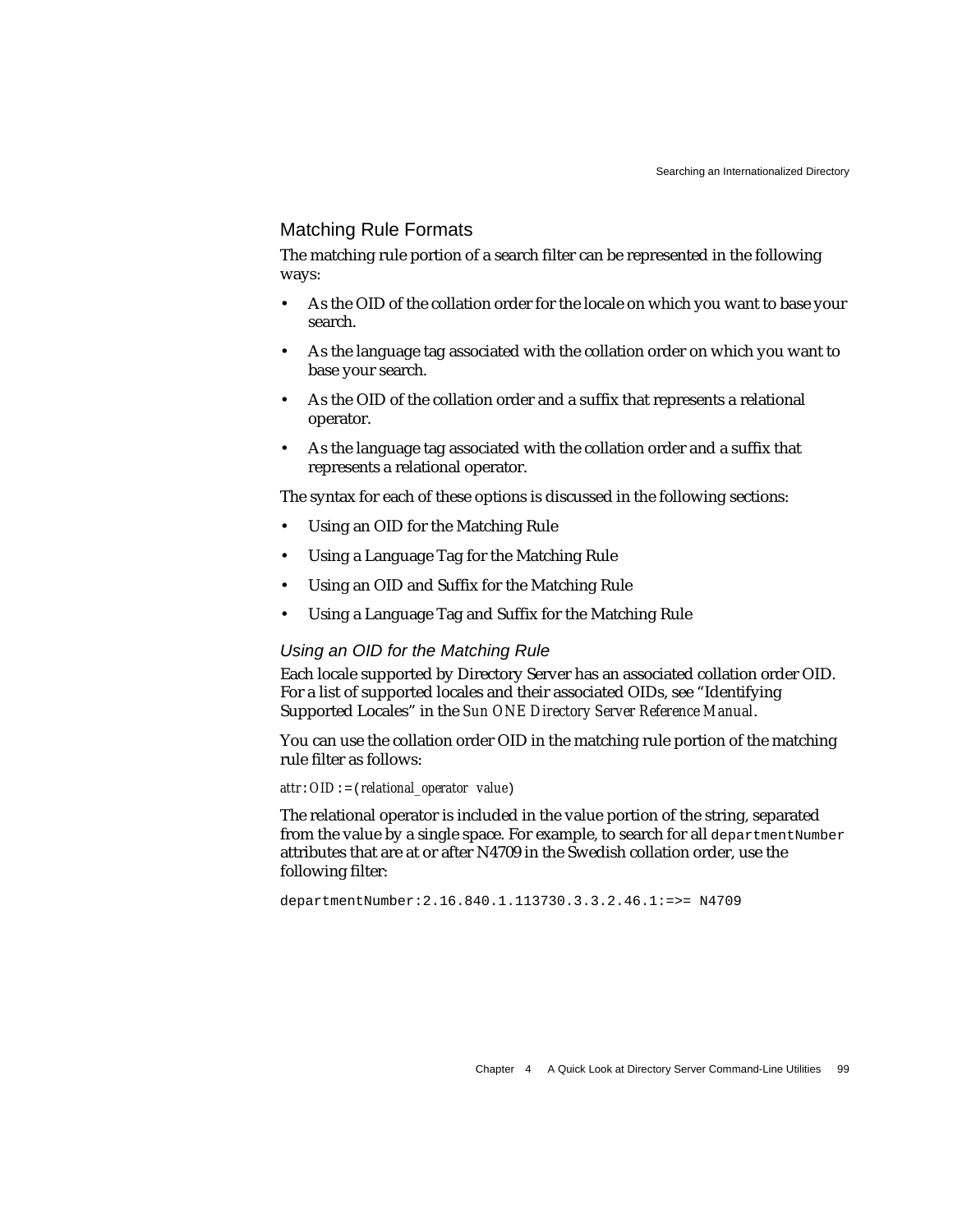## Matching Rule Formats

The matching rule portion of a search filter can be represented in the following ways:

- As the OID of the collation order for the locale on which you want to base your search.
- As the language tag associated with the collation order on which you want to base your search.
- As the OID of the collation order and a suffix that represents a relational operator.
- As the language tag associated with the collation order and a suffix that represents a relational operator.

The syntax for each of these options is discussed in the following sections:

- Using an OID for the Matching Rule
- Using a Language Tag for the Matching Rule
- Using an OID and Suffix for the Matching Rule
- Using a Language Tag and Suffix for the Matching Rule

### *Using an OID for the Matching Rule*

Each locale supported by Directory Server has an associated collation order OID. For a list of supported locales and their associated OIDs, see "Identifying Supported Locales" in the *Sun ONE Directory Server Reference Manual*.

You can use the collation order OID in the matching rule portion of the matching rule filter as follows:

*attr*:*OID*:=(*relational_operator value*)

The relational operator is included in the value portion of the string, separated from the value by a single space. For example, to search for all `departmentNumber` attributes that are at or after N4709 in the Swedish collation order, use the following filter:

```
departmentNumber:2.16.840.1.113730.3.3.2.46.1:=>= N4709
```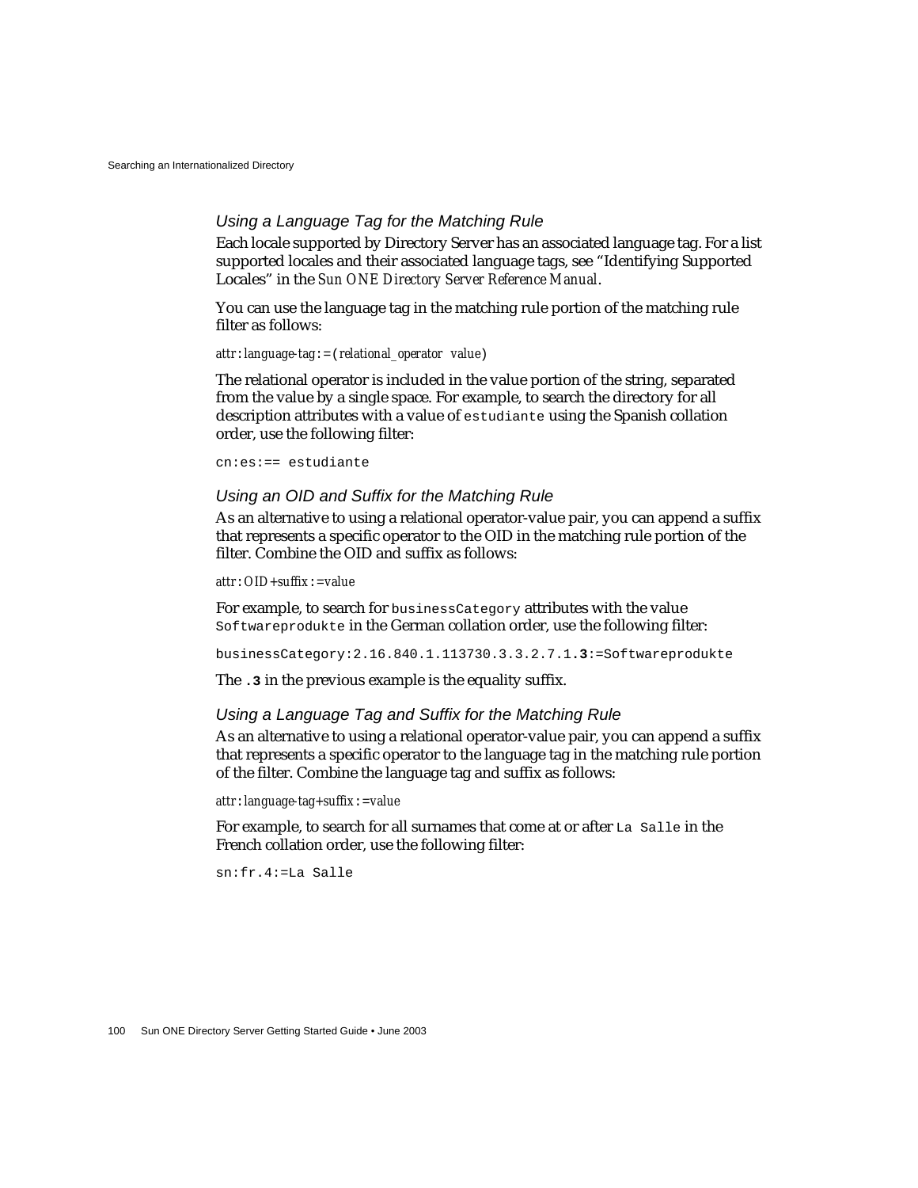### *Using a Language Tag for the Matching Rule*

Each locale supported by Directory Server has an associated language tag. For a list supported locales and their associated language tags, see "Identifying Supported Locales" in the *Sun ONE Directory Server Reference Manual*.

You can use the language tag in the matching rule portion of the matching rule filter as follows:

*attr*:*language-tag*:=(*relational_operator value*)

The relational operator is included in the value portion of the string, separated from the value by a single space. For example, to search the directory for all description attributes with a value of `estudiante` using the Spanish collation order, use the following filter:

```
cn:es:== estudiante
```

### *Using an OID and Suffix for the Matching Rule*

As an alternative to using a relational operator-value pair, you can append a suffix that represents a specific operator to the OID in the matching rule portion of the filter. Combine the OID and suffix as follows:

*attr*:*OID*+*suffix*:=*value*

For example, to search for `businessCategory` attributes with the value `Softwareprodukte` in the German collation order, use the following filter:

```
businessCategory:2.16.840.1.113730.3.3.2.7.1.3:=Softwareprodukte
```

The **`.3`** in the previous example is the equality suffix.

### *Using a Language Tag and Suffix for the Matching Rule*

As an alternative to using a relational operator-value pair, you can append a suffix that represents a specific operator to the language tag in the matching rule portion of the filter. Combine the language tag and suffix as follows:

*attr*:*language-tag*+*suffix*:=*value*

For example, to search for all surnames that come at or after `La Salle` in the French collation order, use the following filter:

```
sn:fr.4:=La Salle
```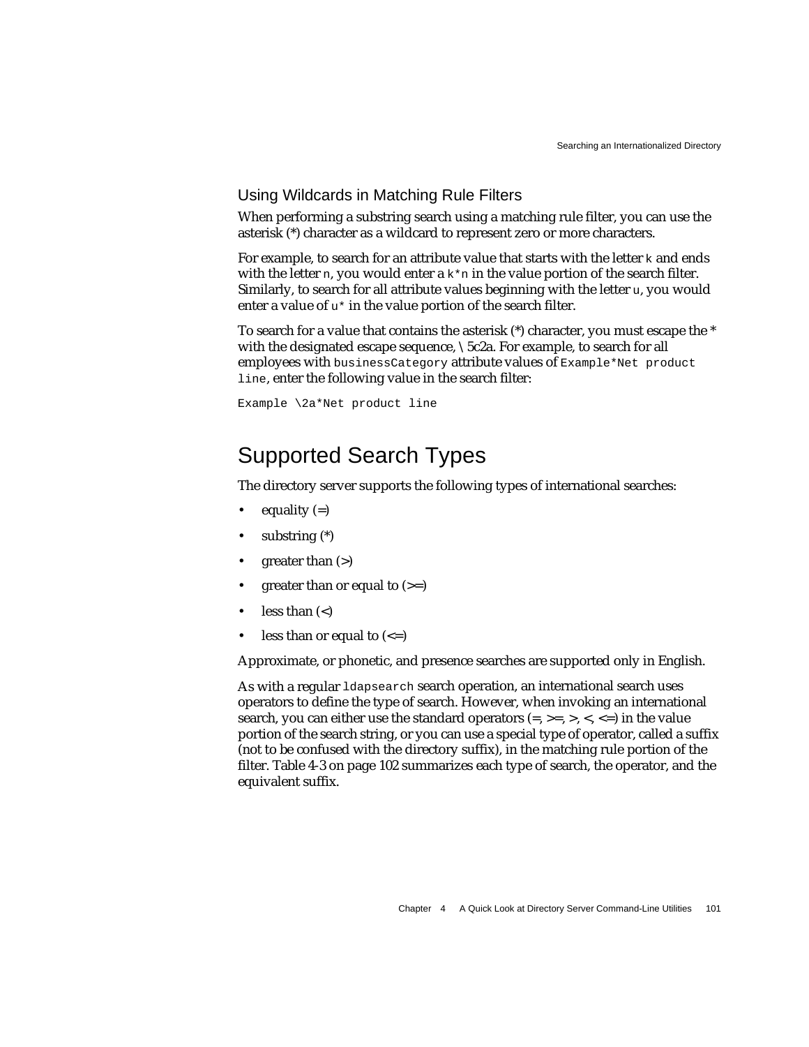### Using Wildcards in Matching Rule Filters

When performing a substring search using a matching rule filter, you can use the asterisk (*) character as a wildcard to represent zero or more characters.

For example, to search for an attribute value that starts with the letter `k` and ends with the letter `n`, you would enter a `k*n` in the value portion of the search filter. Similarly, to search for all attribute values beginning with the letter `u`, you would enter a value of `u*` in the value portion of the search filter.

To search for a value that contains the asterisk (*) character, you must escape the * with the designated escape sequence, \5c2a. For example, to search for all employees with `businessCategory` attribute values of `Example*Net product line`, enter the following value in the search filter:

```
Example \2a*Net product line
```

## Supported Search Types

The directory server supports the following types of international searches:

- equality (=)
- substring (*)
- greater than (>)
- greater than or equal to (>=)
- less than (<)
- less than or equal to (<=)

Approximate, or phonetic, and presence searches are supported only in English.

As with a regular `ldapsearch` search operation, an international search uses operators to define the type of search. However, when invoking an international search, you can either use the standard operators (=, >=, >, <, <=) in the value portion of the search string, or you can use a special type of operator, called a suffix (not to be confused with the directory suffix), in the matching rule portion of the filter. Table 4-3 on page 102 summarizes each type of search, the operator, and the equivalent suffix.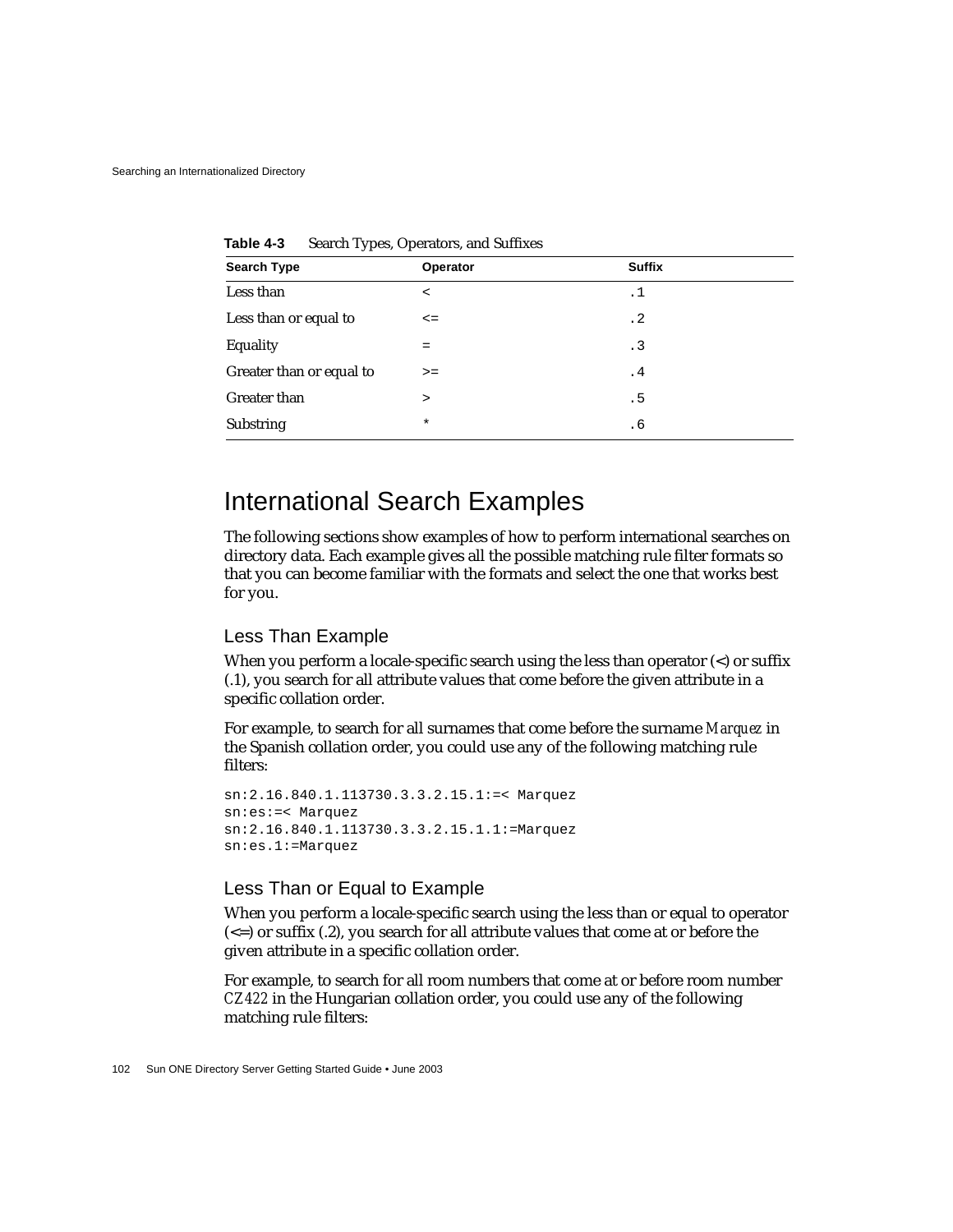**Table 4-3** Search Types, Operators, and Suffixes

| Search Type | Operator | Suffix |
|---|---|---|
| Less than | < | .1 |
| Less than or equal to | <= | .2 |
| Equality | = | .3 |
| Greater than or equal to | >= | .4 |
| Greater than | > | .5 |
| Substring | * | .6 |

## International Search Examples

The following sections show examples of how to perform international searches on directory data. Each example gives all the possible matching rule filter formats so that you can become familiar with the formats and select the one that works best for you.

### Less Than Example

When you perform a locale-specific search using the less than operator (<) or suffix (.1), you search for all attribute values that come before the given attribute in a specific collation order.

For example, to search for all surnames that come before the surname *Marquez* in the Spanish collation order, you could use any of the following matching rule filters:

```
sn:2.16.840.1.113730.3.3.2.15.1:=< Marquez
sn:es:=< Marquez
sn:2.16.840.1.113730.3.3.2.15.1.1:=Marquez
sn:es.1:=Marquez
```

### Less Than or Equal to Example

When you perform a locale-specific search using the less than or equal to operator (<=) or suffix (.2), you search for all attribute values that come at or before the given attribute in a specific collation order.

For example, to search for all room numbers that come at or before room number *CZ422* in the Hungarian collation order, you could use any of the following matching rule filters: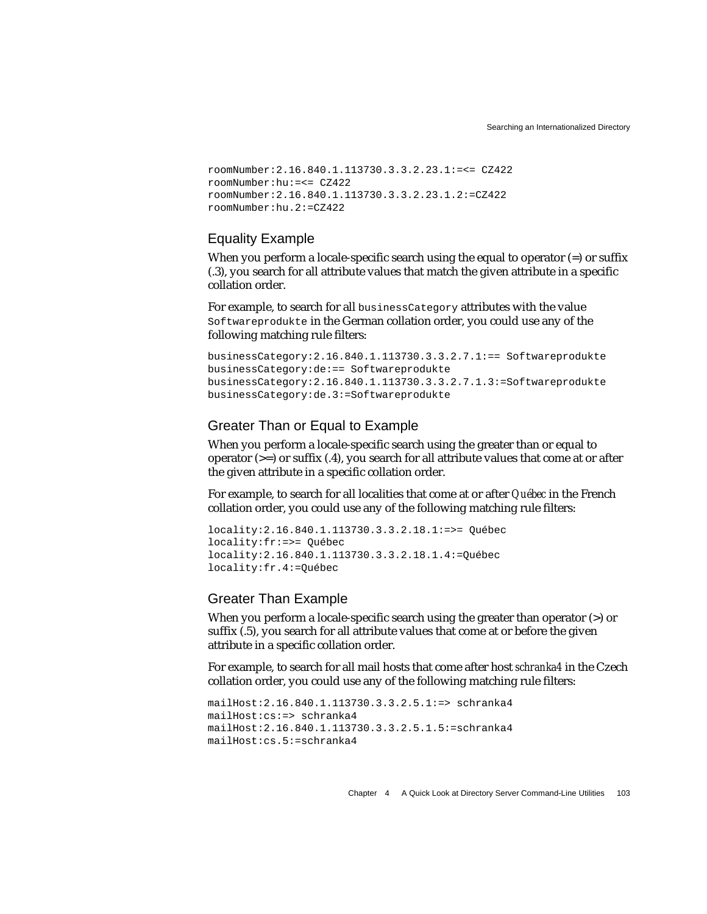```
roomNumber:2.16.840.1.113730.3.3.2.23.1:=<= CZ422
roomNumber:hu:=<= CZ422
roomNumber:2.16.840.1.113730.3.3.2.23.1.2:=CZ422
roomNumber:hu.2:=CZ422
```

### Equality Example

When you perform a locale-specific search using the equal to operator (=) or suffix (.3), you search for all attribute values that match the given attribute in a specific collation order.

For example, to search for all `businessCategory` attributes with the value `Softwareprodukte` in the German collation order, you could use any of the following matching rule filters:

```
businessCategory:2.16.840.1.113730.3.3.2.7.1:== Softwareprodukte
businessCategory:de:== Softwareprodukte
businessCategory:2.16.840.1.113730.3.3.2.7.1.3:=Softwareprodukte
businessCategory:de.3:=Softwareprodukte
```

### Greater Than or Equal to Example

When you perform a locale-specific search using the greater than or equal to operator (>=) or suffix (.4), you search for all attribute values that come at or after the given attribute in a specific collation order.

For example, to search for all localities that come at or after *Québec* in the French collation order, you could use any of the following matching rule filters:

```
locality:2.16.840.1.113730.3.3.2.18.1:=>= Québec
locality:fr:=>= Québec
locality:2.16.840.1.113730.3.3.2.18.1.4:=Québec
locality:fr.4:=Québec
```

### Greater Than Example

When you perform a locale-specific search using the greater than operator (>) or suffix (.5), you search for all attribute values that come at or before the given attribute in a specific collation order.

For example, to search for all mail hosts that come after host *schranka4* in the Czech collation order, you could use any of the following matching rule filters:

```
mailHost:2.16.840.1.113730.3.3.2.5.1:=> schranka4
mailHost:cs:=> schranka4
mailHost:2.16.840.1.113730.3.3.2.5.1.5:=schranka4
mailHost:cs.5:=schranka4
```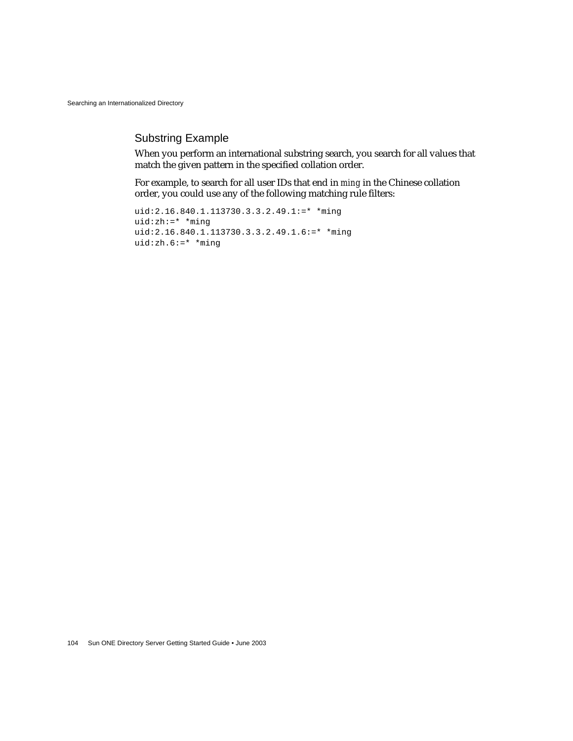## Substring Example

When you perform an international substring search, you search for all values that match the given pattern in the specified collation order.

For example, to search for all user IDs that end in *ming* in the Chinese collation order, you could use any of the following matching rule filters:

```
uid:2.16.840.1.113730.3.3.2.49.1:=* *ming
uid:zh:=* *ming
uid:2.16.840.1.113730.3.3.2.49.1.6:=* *ming
uid:zh.6:=* *ming
```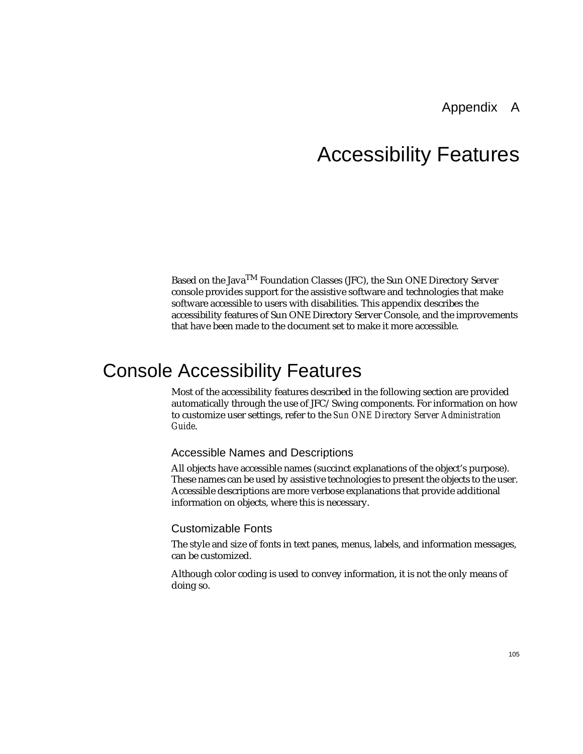Appendix A

# Accessibility Features

Based on the Java[TM] Foundation Classes (JFC), the Sun ONE Directory Server console provides support for the assistive software and technologies that make software accessible to users with disabilities. This appendix describes the accessibility features of Sun ONE Directory Server Console, and the improvements that have been made to the document set to make it more accessible.

## Console Accessibility Features

Most of the accessibility features described in the following section are provided automatically through the use of JFC/Swing components. For information on how to customize user settings, refer to the *Sun ONE Directory Server Administration Guide*.

### Accessible Names and Descriptions

All objects have accessible names (succinct explanations of the object's purpose). These names can be used by assistive technologies to present the objects to the user. Accessible descriptions are more verbose explanations that provide additional information on objects, where this is necessary.

### Customizable Fonts

The style and size of fonts in text panes, menus, labels, and information messages, can be customized.

Although color coding is used to convey information, it is not the only means of doing so.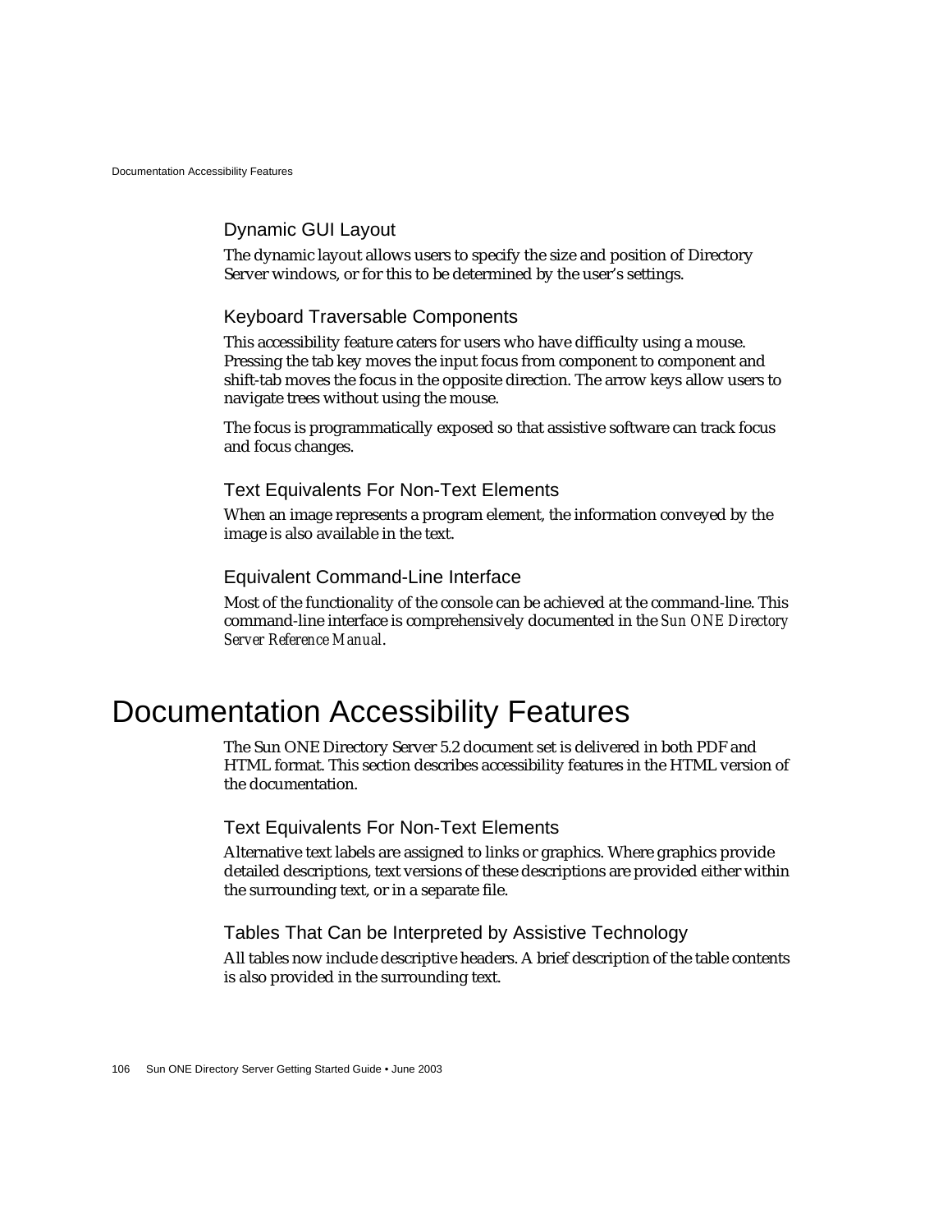### Dynamic GUI Layout

The dynamic layout allows users to specify the size and position of Directory Server windows, or for this to be determined by the user's settings.

### Keyboard Traversable Components

This accessibility feature caters for users who have difficulty using a mouse. Pressing the tab key moves the input focus from component to component and shift-tab moves the focus in the opposite direction. The arrow keys allow users to navigate trees without using the mouse.

The focus is programmatically exposed so that assistive software can track focus and focus changes.

### Text Equivalents For Non-Text Elements

When an image represents a program element, the information conveyed by the image is also available in the text.

### Equivalent Command-Line Interface

Most of the functionality of the console can be achieved at the command-line. This command-line interface is comprehensively documented in the *Sun ONE Directory Server Reference Manual*.

## Documentation Accessibility Features

The Sun ONE Directory Server 5.2 document set is delivered in both PDF and HTML format. This section describes accessibility features in the HTML version of the documentation.

### Text Equivalents For Non-Text Elements

Alternative text labels are assigned to links or graphics. Where graphics provide detailed descriptions, text versions of these descriptions are provided either within the surrounding text, or in a separate file.

### Tables That Can be Interpreted by Assistive Technology

All tables now include descriptive headers. A brief description of the table contents is also provided in the surrounding text.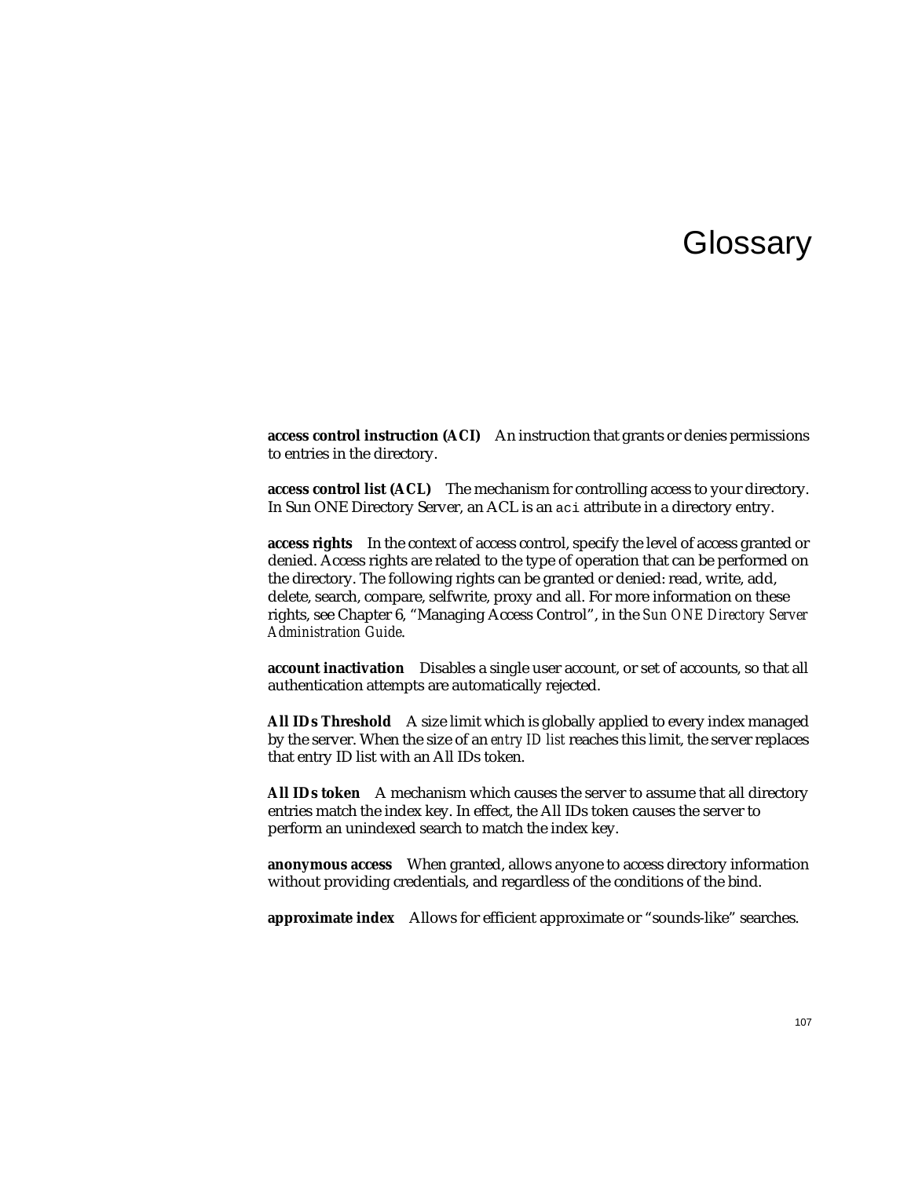# Glossary

**access control instruction (ACI)** An instruction that grants or denies permissions to entries in the directory.

**access control list (ACL)** The mechanism for controlling access to your directory. In Sun ONE Directory Server, an ACL is an `aci` attribute in a directory entry.

**access rights** In the context of access control, specify the level of access granted or denied. Access rights are related to the type of operation that can be performed on the directory. The following rights can be granted or denied: read, write, add, delete, search, compare, selfwrite, proxy and all. For more information on these rights, see Chapter 6, "Managing Access Control", in the *Sun ONE Directory Server Administration Guide*.

**account inactivation** Disables a single user account, or set of accounts, so that all authentication attempts are automatically rejected.

**All IDs Threshold** A size limit which is globally applied to every index managed by the server. When the size of an *entry ID list* reaches this limit, the server replaces that entry ID list with an All IDs token.

**All IDs token** A mechanism which causes the server to assume that all directory entries match the index key. In effect, the All IDs token causes the server to perform an unindexed search to match the index key.

**anonymous access** When granted, allows anyone to access directory information without providing credentials, and regardless of the conditions of the bind.

**approximate index** Allows for efficient approximate or "sounds-like" searches.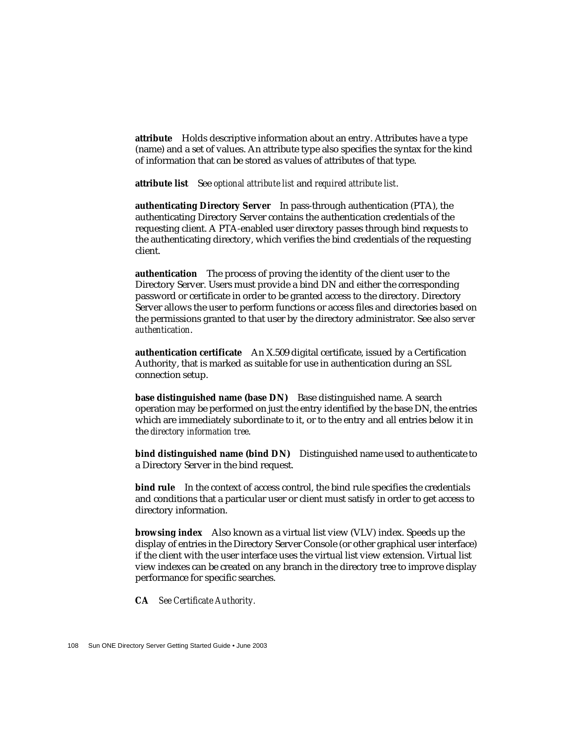**attribute** Holds descriptive information about an entry. Attributes have a type (name) and a set of values. An attribute type also specifies the syntax for the kind of information that can be stored as values of attributes of that type.

**attribute list** See *optional attribute list* and *required attribute list*.

**authenticating Directory Server** In pass-through authentication (PTA), the authenticating Directory Server contains the authentication credentials of the requesting client. A PTA-enabled user directory passes through bind requests to the authenticating directory, which verifies the bind credentials of the requesting client.

**authentication** The process of proving the identity of the client user to the Directory Server. Users must provide a bind DN and either the corresponding password or certificate in order to be granted access to the directory. Directory Server allows the user to perform functions or access files and directories based on the permissions granted to that user by the directory administrator. See also *server authentication*.

**authentication certificate** An X.509 digital certificate, issued by a Certification Authority, that is marked as suitable for use in authentication during an *SSL* connection setup.

**base distinguished name (base DN)** Base distinguished name. A search operation may be performed on just the entry identified by the base DN, the entries which are immediately subordinate to it, or to the entry and all entries below it in the *directory information tree*.

**bind distinguished name (bind DN)** Distinguished name used to authenticate to a Directory Server in the bind request.

**bind rule** In the context of access control, the bind rule specifies the credentials and conditions that a particular user or client must satisfy in order to get access to directory information.

**browsing index** Also known as a virtual list view (VLV) index. Speeds up the display of entries in the Directory Server Console (or other graphical user interface) if the client with the user interface uses the virtual list view extension. Virtual list view indexes can be created on any branch in the directory tree to improve display performance for specific searches.

**CA** *See Certificate Authority.*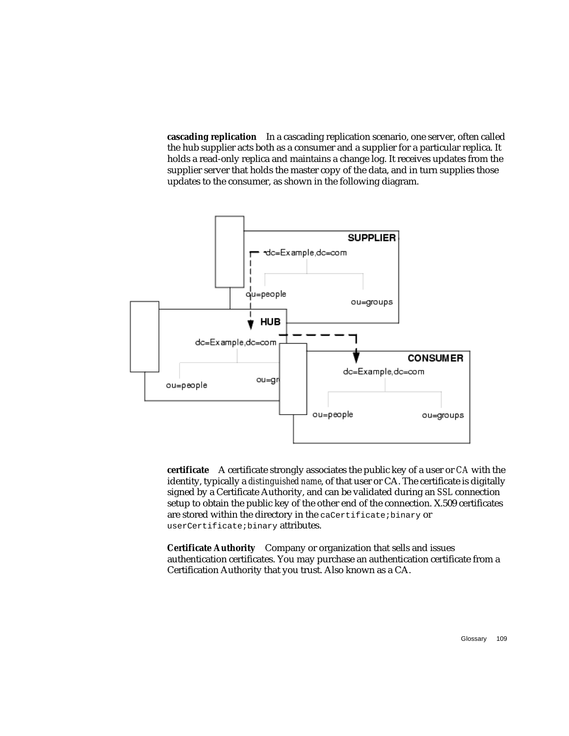**cascading replication** In a cascading replication scenario, one server, often called the hub supplier acts both as a consumer and a supplier for a particular replica. It holds a read-only replica and maintains a change log. It receives updates from the supplier server that holds the master copy of the data, and in turn supplies those updates to the consumer, as shown in the following diagram.

**certificate** A certificate strongly associates the public key of a user or *CA* with the identity, typically a *distinguished name*, of that user or CA. The certificate is digitally signed by a Certificate Authority, and can be validated during an *SSL* connection setup to obtain the public key of the other end of the connection. X.509 certificates are stored within the directory in the `caCertificate;binary` or `userCertificate;binary` attributes.

**Certificate Authority** Company or organization that sells and issues authentication certificates. You may purchase an authentication certificate from a Certification Authority that you trust. Also known as a CA.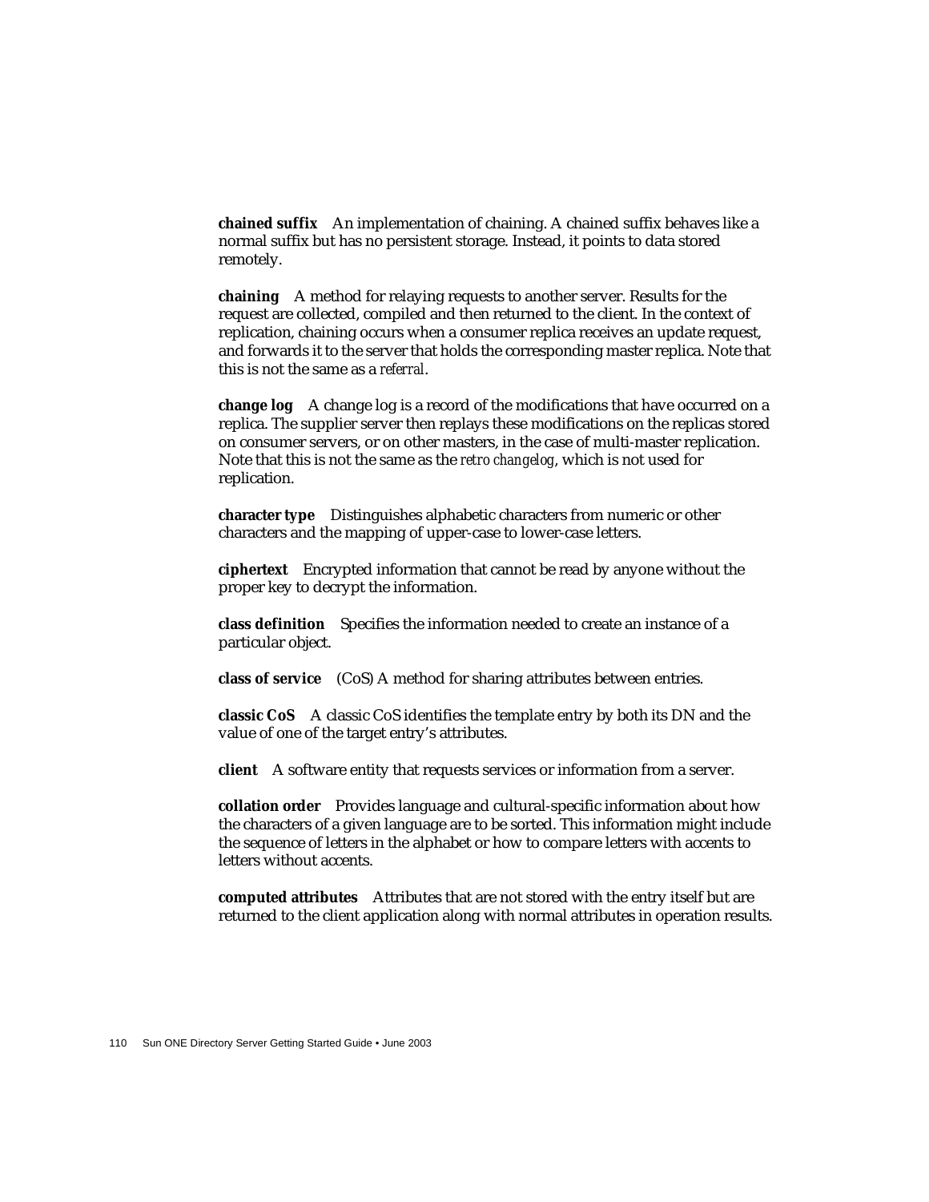**chained suffix** An implementation of chaining. A chained suffix behaves like a normal suffix but has no persistent storage. Instead, it points to data stored remotely.

**chaining** A method for relaying requests to another server. Results for the request are collected, compiled and then returned to the client. In the context of replication, chaining occurs when a consumer replica receives an update request, and forwards it to the server that holds the corresponding master replica. Note that this is not the same as a *referral*.

**change log** A change log is a record of the modifications that have occurred on a replica. The supplier server then replays these modifications on the replicas stored on consumer servers, or on other masters, in the case of multi-master replication. Note that this is not the same as the *retro changelog*, which is not used for replication.

**character type** Distinguishes alphabetic characters from numeric or other characters and the mapping of upper-case to lower-case letters.

**ciphertext** Encrypted information that cannot be read by anyone without the proper key to decrypt the information.

**class definition** Specifies the information needed to create an instance of a particular object.

**class of service** (CoS) A method for sharing attributes between entries.

**classic CoS** A classic CoS identifies the template entry by both its DN and the value of one of the target entry's attributes.

**client** A software entity that requests services or information from a server.

**collation order** Provides language and cultural-specific information about how the characters of a given language are to be sorted. This information might include the sequence of letters in the alphabet or how to compare letters with accents to letters without accents.

**computed attributes** Attributes that are not stored with the entry itself but are returned to the client application along with normal attributes in operation results.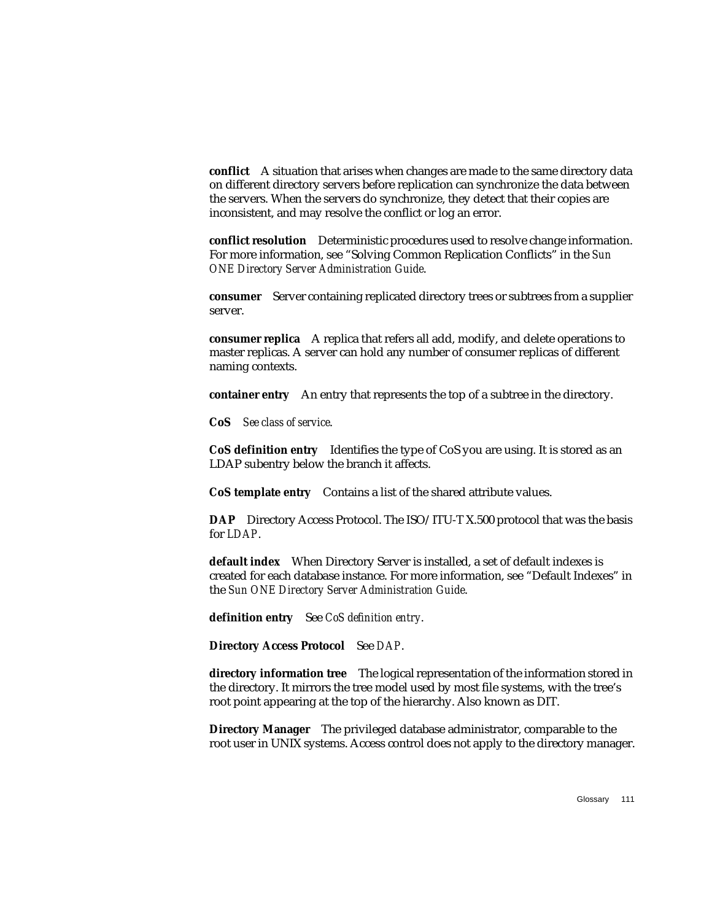**conflict** A situation that arises when changes are made to the same directory data on different directory servers before replication can synchronize the data between the servers. When the servers do synchronize, they detect that their copies are inconsistent, and may resolve the conflict or log an error.

**conflict resolution** Deterministic procedures used to resolve change information. For more information, see "Solving Common Replication Conflicts" in the *Sun ONE Directory Server Administration Guide*.

**consumer** Server containing replicated directory trees or subtrees from a supplier server.

**consumer replica** A replica that refers all add, modify, and delete operations to master replicas. A server can hold any number of consumer replicas of different naming contexts.

**container entry** An entry that represents the top of a subtree in the directory.

**CoS** *See class of service.*

**CoS definition entry** Identifies the type of CoS you are using. It is stored as an LDAP subentry below the branch it affects.

**CoS template entry** Contains a list of the shared attribute values.

**DAP** Directory Access Protocol. The ISO/ITU-T X.500 protocol that was the basis for *LDAP*.

**default index** When Directory Server is installed, a set of default indexes is created for each database instance. For more information, see "Default Indexes" in the *Sun ONE Directory Server Administration Guide*.

**definition entry** See *CoS definition entry*.

**Directory Access Protocol** See *DAP*.

**directory information tree** The logical representation of the information stored in the directory. It mirrors the tree model used by most file systems, with the tree's root point appearing at the top of the hierarchy. Also known as DIT.

**Directory Manager** The privileged database administrator, comparable to the root user in UNIX systems. Access control does not apply to the directory manager.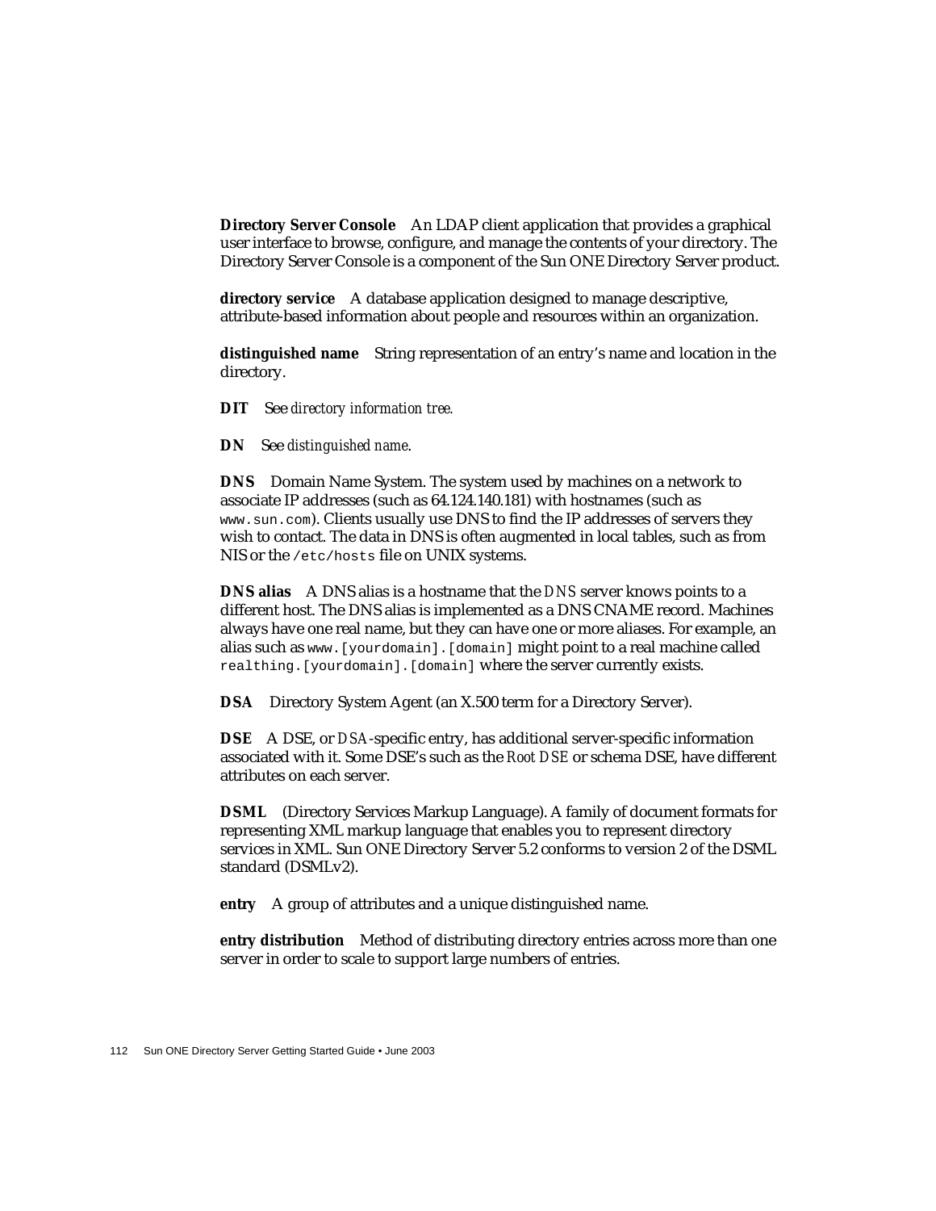**Directory Server Console**  An LDAP client application that provides a graphical user interface to browse, configure, and manage the contents of your directory. The Directory Server Console is a component of the Sun ONE Directory Server product.

**directory service**  A database application designed to manage descriptive, attribute-based information about people and resources within an organization.

**distinguished name**  String representation of an entry's name and location in the directory.

**DIT**  See *directory information tree.*

**DN**  See *distinguished name.*

**DNS**  Domain Name System. The system used by machines on a network to associate IP addresses (such as 64.124.140.181) with hostnames (such as `www.sun.com`). Clients usually use DNS to find the IP addresses of servers they wish to contact. The data in DNS is often augmented in local tables, such as from NIS or the `/etc/hosts` file on UNIX systems.

**DNS alias**  A DNS alias is a hostname that the *DNS* server knows points to a different host. The DNS alias is implemented as a DNS CNAME record. Machines always have one real name, but they can have one or more aliases. For example, an alias such as `www.[yourdomain].[domain]` might point to a real machine called `realthing.[yourdomain].[domain]` where the server currently exists.

**DSA**  Directory System Agent (an X.500 term for a Directory Server).

**DSE**  A DSE, or *DSA*-specific entry, has additional server-specific information associated with it. Some DSE's such as the *Root DSE* or schema DSE, have different attributes on each server.

**DSML**  (Directory Services Markup Language). A family of document formats for representing XML markup language that enables you to represent directory services in XML. Sun ONE Directory Server 5.2 conforms to version 2 of the DSML standard (DSMLv2).

**entry**  A group of attributes and a unique distinguished name.

**entry distribution**  Method of distributing directory entries across more than one server in order to scale to support large numbers of entries.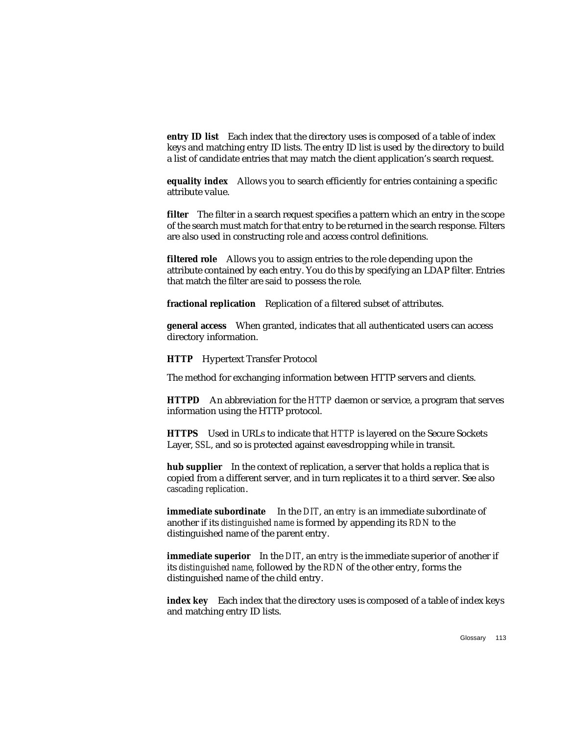**entry ID list** Each index that the directory uses is composed of a table of index keys and matching entry ID lists. The entry ID list is used by the directory to build a list of candidate entries that may match the client application's search request.

**equality index** Allows you to search efficiently for entries containing a specific attribute value.

**filter** The filter in a search request specifies a pattern which an entry in the scope of the search must match for that entry to be returned in the search response. Filters are also used in constructing role and access control definitions.

**filtered role** Allows you to assign entries to the role depending upon the attribute contained by each entry. You do this by specifying an LDAP filter. Entries that match the filter are said to possess the role.

**fractional replication** Replication of a filtered subset of attributes.

**general access** When granted, indicates that all authenticated users can access directory information.

**HTTP** Hypertext Transfer Protocol

The method for exchanging information between HTTP servers and clients.

**HTTPD** An abbreviation for the *HTTP* daemon or service, a program that serves information using the HTTP protocol.

**HTTPS** Used in URLs to indicate that *HTTP* is layered on the Secure Sockets Layer, *SSL*, and so is protected against eavesdropping while in transit.

**hub supplier** In the context of replication, a server that holds a replica that is copied from a different server, and in turn replicates it to a third server. See also *cascading replication*.

**immediate subordinate** In the *DIT*, an *entry* is an immediate subordinate of another if its *distinguished name* is formed by appending its *RDN* to the distinguished name of the parent entry.

**immediate superior** In the *DIT*, an *entry* is the immediate superior of another if its *distinguished name*, followed by the *RDN* of the other entry, forms the distinguished name of the child entry.

**index key** Each index that the directory uses is composed of a table of index keys and matching entry ID lists.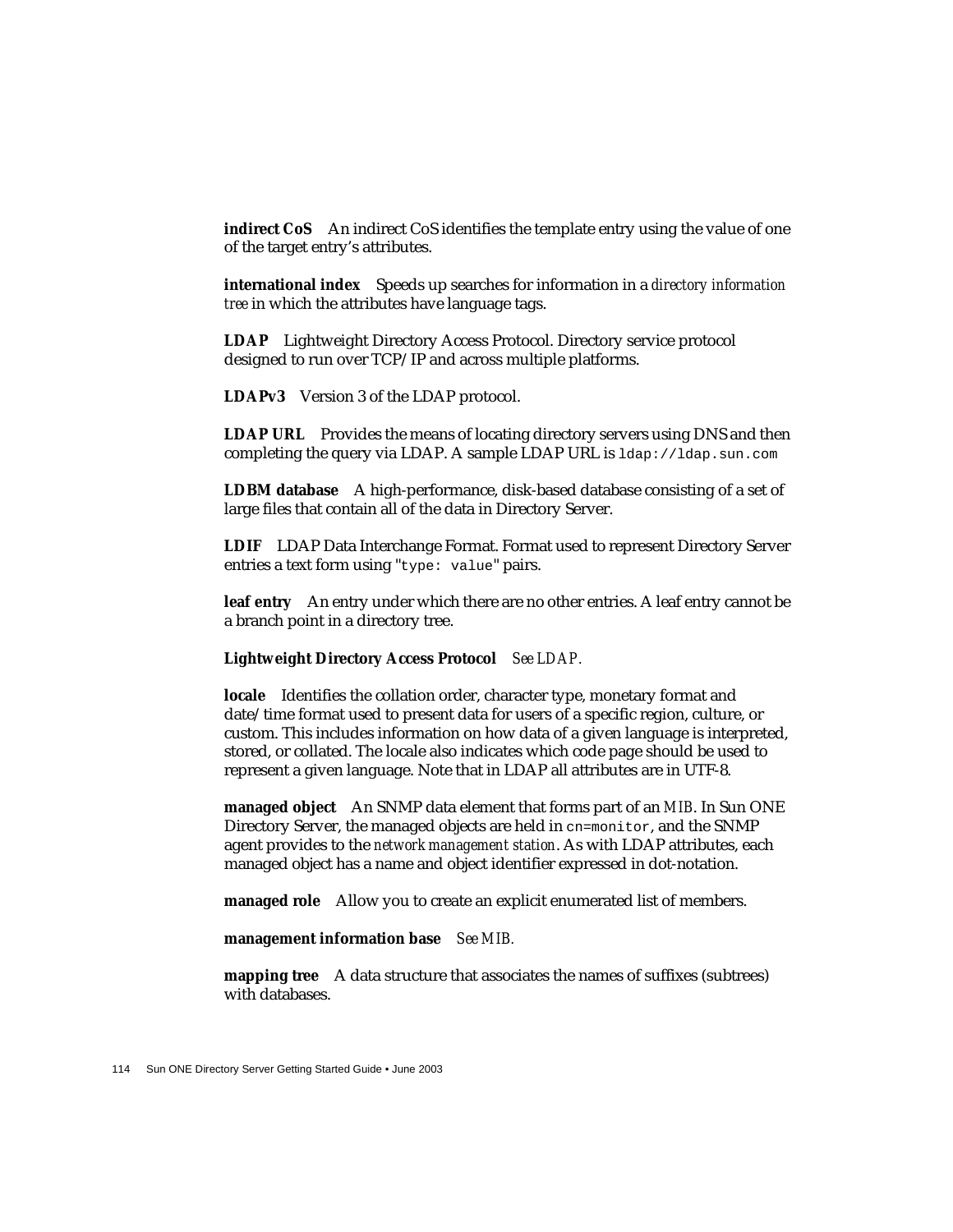**indirect CoS** An indirect CoS identifies the template entry using the value of one of the target entry's attributes.

**international index** Speeds up searches for information in a *directory information tree* in which the attributes have language tags.

**LDAP** Lightweight Directory Access Protocol. Directory service protocol designed to run over TCP/IP and across multiple platforms.

**LDAPv3** Version 3 of the LDAP protocol.

**LDAP URL** Provides the means of locating directory servers using DNS and then completing the query via LDAP. A sample LDAP URL is `ldap://ldap.sun.com`

**LDBM database** A high-performance, disk-based database consisting of a set of large files that contain all of the data in Directory Server.

**LDIF** LDAP Data Interchange Format. Format used to represent Directory Server entries a text form using "`type: value`" pairs.

**leaf entry** An entry under which there are no other entries. A leaf entry cannot be a branch point in a directory tree.

**Lightweight Directory Access Protocol** *See LDAP.*

**locale** Identifies the collation order, character type, monetary format and date/time format used to present data for users of a specific region, culture, or custom. This includes information on how data of a given language is interpreted, stored, or collated. The locale also indicates which code page should be used to represent a given language. Note that in LDAP all attributes are in UTF-8.

**managed object** An SNMP data element that forms part of an *MIB*. In Sun ONE Directory Server, the managed objects are held in `cn=monitor`, and the SNMP agent provides to the *network management station*. As with LDAP attributes, each managed object has a name and object identifier expressed in dot-notation.

**managed role** Allow you to create an explicit enumerated list of members.

**management information base** *See MIB.*

**mapping tree** A data structure that associates the names of suffixes (subtrees) with databases.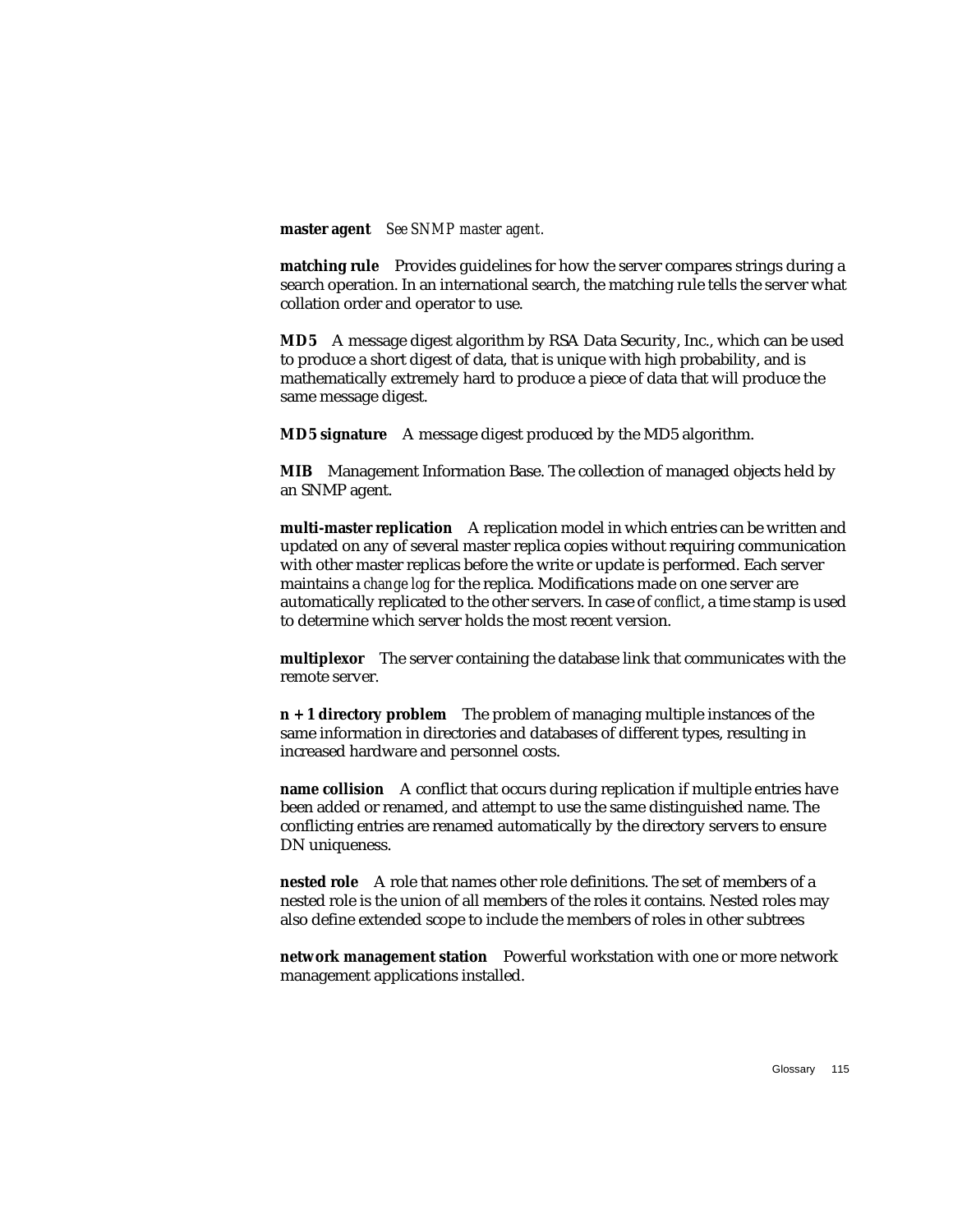**master agent** *See SNMP master agent.*

**matching rule** Provides guidelines for how the server compares strings during a search operation. In an international search, the matching rule tells the server what collation order and operator to use.

**MD5** A message digest algorithm by RSA Data Security, Inc., which can be used to produce a short digest of data, that is unique with high probability, and is mathematically extremely hard to produce a piece of data that will produce the same message digest.

**MD5 signature** A message digest produced by the MD5 algorithm.

**MIB** Management Information Base. The collection of managed objects held by an SNMP agent.

**multi-master replication** A replication model in which entries can be written and updated on any of several master replica copies without requiring communication with other master replicas before the write or update is performed. Each server maintains a *change log* for the replica. Modifications made on one server are automatically replicated to the other servers. In case of *conflict*, a time stamp is used to determine which server holds the most recent version.

**multiplexor** The server containing the database link that communicates with the remote server.

**n + 1 directory problem** The problem of managing multiple instances of the same information in directories and databases of different types, resulting in increased hardware and personnel costs.

**name collision** A conflict that occurs during replication if multiple entries have been added or renamed, and attempt to use the same distinguished name. The conflicting entries are renamed automatically by the directory servers to ensure DN uniqueness.

**nested role** A role that names other role definitions. The set of members of a nested role is the union of all members of the roles it contains. Nested roles may also define extended scope to include the members of roles in other subtrees

**network management station** Powerful workstation with one or more network management applications installed.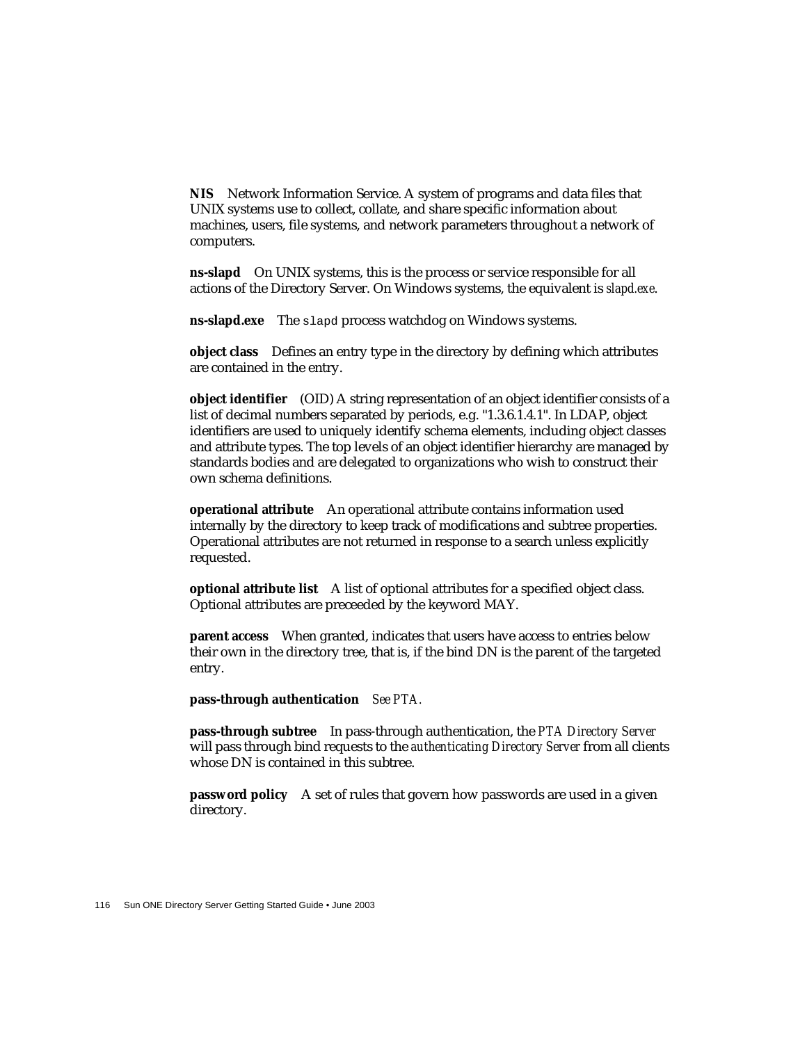**NIS** Network Information Service. A system of programs and data files that UNIX systems use to collect, collate, and share specific information about machines, users, file systems, and network parameters throughout a network of computers.

**ns-slapd** On UNIX systems, this is the process or service responsible for all actions of the Directory Server. On Windows systems, the equivalent is *slapd.exe*.

**ns-slapd.exe** The `slapd` process watchdog on Windows systems.

**object class** Defines an entry type in the directory by defining which attributes are contained in the entry.

**object identifier** (OID) A string representation of an object identifier consists of a list of decimal numbers separated by periods, e.g. "1.3.6.1.4.1". In LDAP, object identifiers are used to uniquely identify schema elements, including object classes and attribute types. The top levels of an object identifier hierarchy are managed by standards bodies and are delegated to organizations who wish to construct their own schema definitions.

**operational attribute** An operational attribute contains information used internally by the directory to keep track of modifications and subtree properties. Operational attributes are not returned in response to a search unless explicitly requested.

**optional attribute list** A list of optional attributes for a specified object class. Optional attributes are preceeded by the keyword MAY.

**parent access** When granted, indicates that users have access to entries below their own in the directory tree, that is, if the bind DN is the parent of the targeted entry.

**pass-through authentication** *See PTA.*

**pass-through subtree** In pass-through authentication, the *PTA Directory Server* will pass through bind requests to the *authenticating Directory Server* from all clients whose DN is contained in this subtree.

**password policy** A set of rules that govern how passwords are used in a given directory.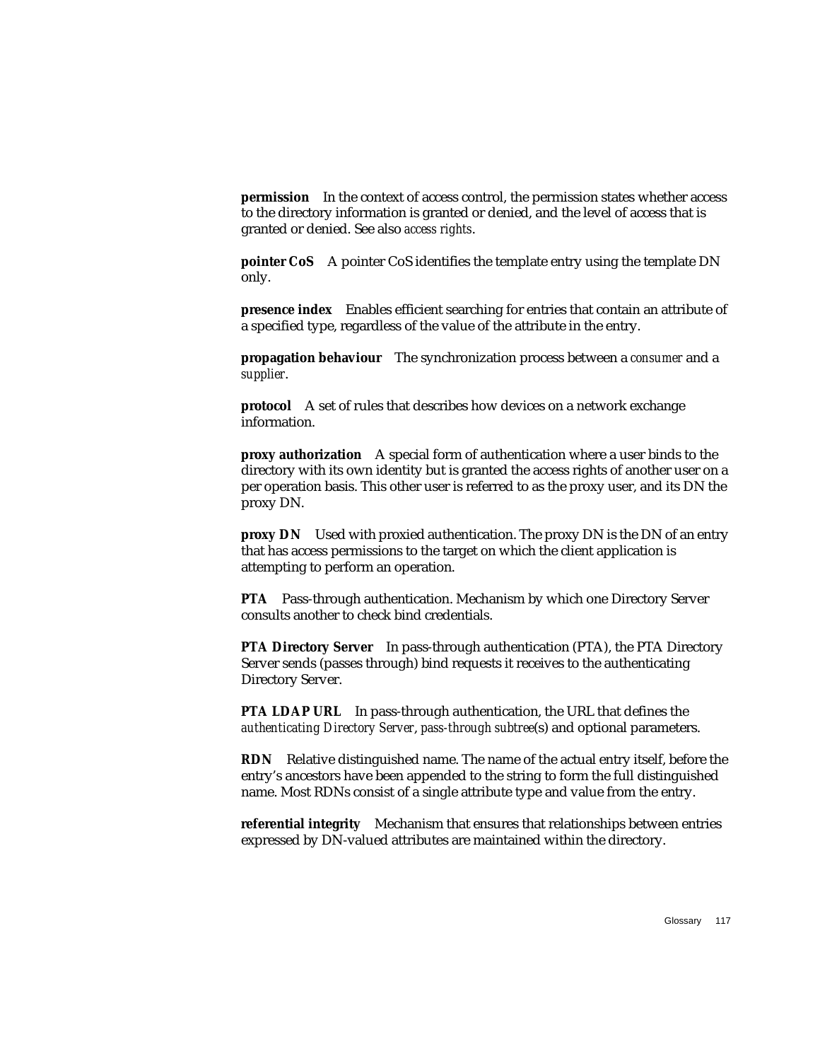**permission** In the context of access control, the permission states whether access to the directory information is granted or denied, and the level of access that is granted or denied. See also *access rights*.

**pointer CoS** A pointer CoS identifies the template entry using the template DN only.

**presence index** Enables efficient searching for entries that contain an attribute of a specified type, regardless of the value of the attribute in the entry.

**propagation behaviour** The synchronization process between a *consumer* and a *supplier*.

**protocol** A set of rules that describes how devices on a network exchange information.

**proxy authorization** A special form of authentication where a user binds to the directory with its own identity but is granted the access rights of another user on a per operation basis. This other user is referred to as the proxy user, and its DN the proxy DN.

**proxy DN** Used with proxied authentication. The proxy DN is the DN of an entry that has access permissions to the target on which the client application is attempting to perform an operation.

**PTA** Pass-through authentication. Mechanism by which one Directory Server consults another to check bind credentials.

**PTA Directory Server** In pass-through authentication (PTA), the PTA Directory Server sends (passes through) bind requests it receives to the authenticating Directory Server.

**PTA LDAP URL** In pass-through authentication, the URL that defines the *authenticating Directory Server*, *pass-through subtree*(s) and optional parameters.

**RDN** Relative distinguished name. The name of the actual entry itself, before the entry's ancestors have been appended to the string to form the full distinguished name. Most RDNs consist of a single attribute type and value from the entry.

**referential integrity** Mechanism that ensures that relationships between entries expressed by DN-valued attributes are maintained within the directory.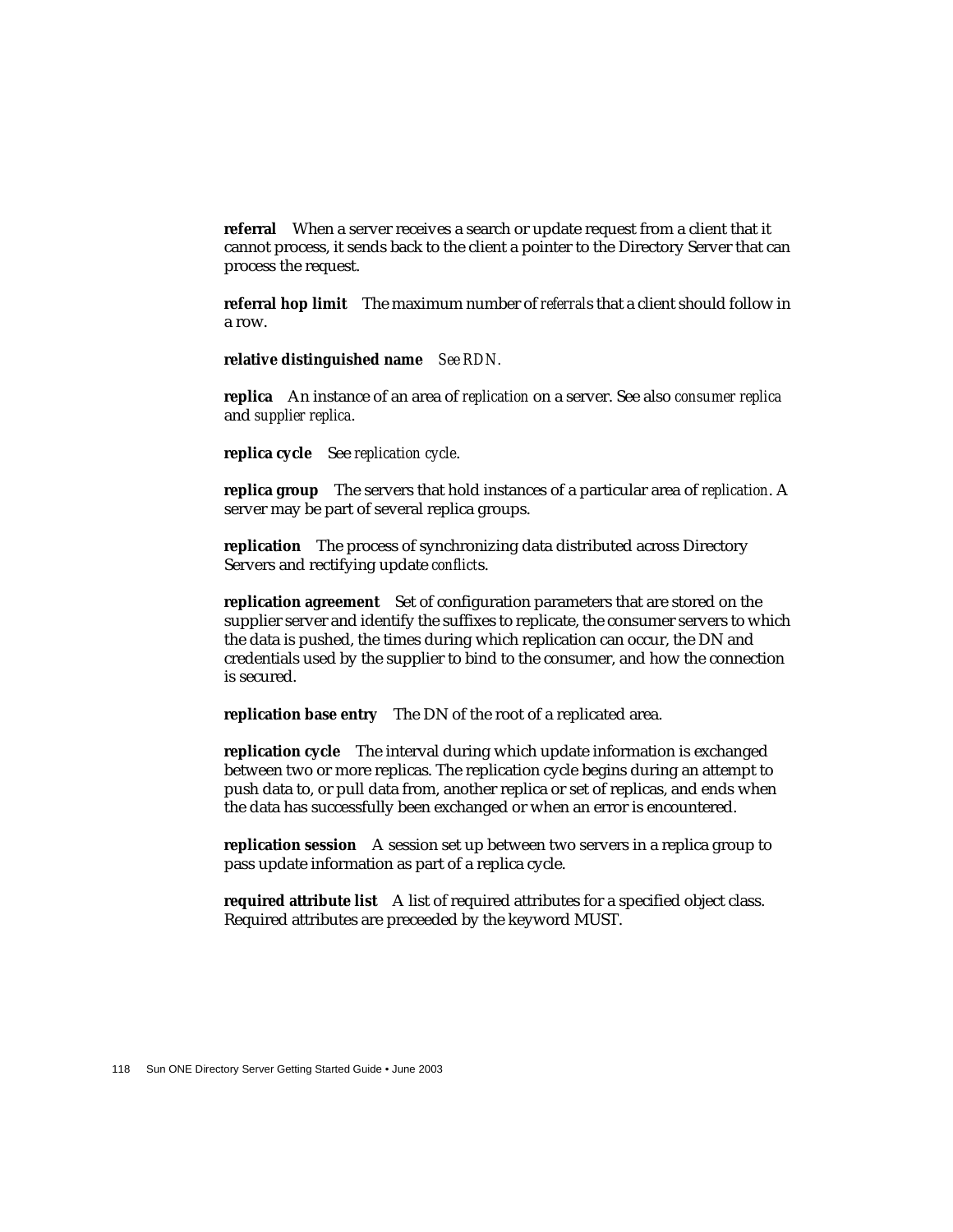**referral** When a server receives a search or update request from a client that it cannot process, it sends back to the client a pointer to the Directory Server that can process the request.

**referral hop limit** The maximum number of *referral*s that a client should follow in a row.

**relative distinguished name** *See RDN.*

**replica** An instance of an area of *replication* on a server. See also *consumer replica* and *supplier replica*.

**replica cycle** See *replication cycle*.

**replica group** The servers that hold instances of a particular area of *replication*. A server may be part of several replica groups.

**replication** The process of synchronizing data distributed across Directory Servers and rectifying update *conflict*s.

**replication agreement** Set of configuration parameters that are stored on the supplier server and identify the suffixes to replicate, the consumer servers to which the data is pushed, the times during which replication can occur, the DN and credentials used by the supplier to bind to the consumer, and how the connection is secured.

**replication base entry** The DN of the root of a replicated area.

**replication cycle** The interval during which update information is exchanged between two or more replicas. The replication cycle begins during an attempt to push data to, or pull data from, another replica or set of replicas, and ends when the data has successfully been exchanged or when an error is encountered.

**replication session** A session set up between two servers in a replica group to pass update information as part of a replica cycle.

**required attribute list** A list of required attributes for a specified object class. Required attributes are preceeded by the keyword MUST.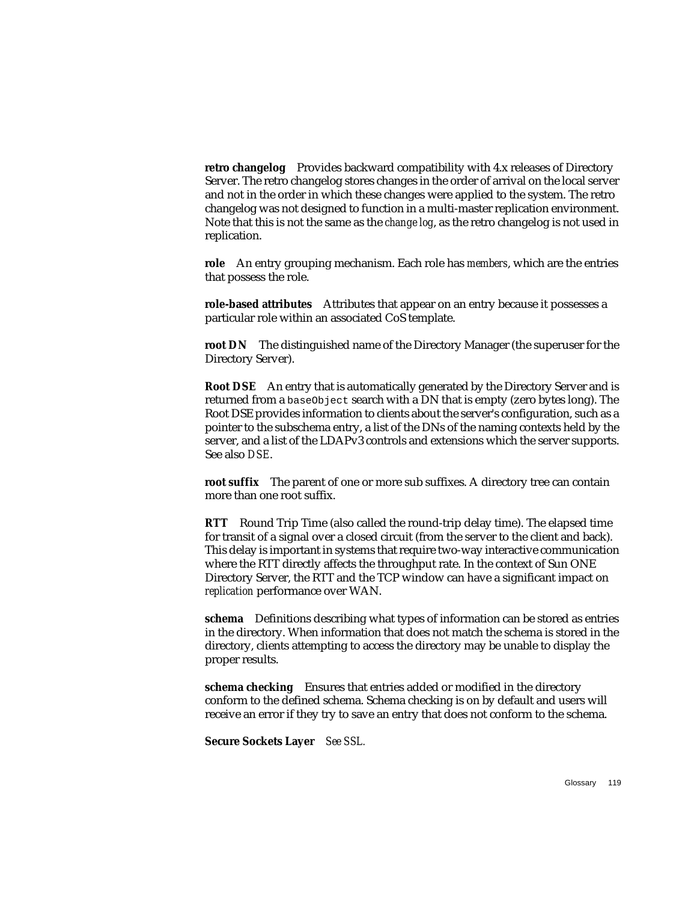**retro changelog** Provides backward compatibility with 4.x releases of Directory Server. The retro changelog stores changes in the order of arrival on the local server and not in the order in which these changes were applied to the system. The retro changelog was not designed to function in a multi-master replication environment. Note that this is not the same as the *change log*, as the retro changelog is not used in replication.

**role** An entry grouping mechanism. Each role has *members*, which are the entries that possess the role.

**role-based attributes** Attributes that appear on an entry because it possesses a particular role within an associated CoS template.

**root DN** The distinguished name of the Directory Manager (the superuser for the Directory Server).

**Root DSE** An entry that is automatically generated by the Directory Server and is returned from a `baseObject` search with a DN that is empty (zero bytes long). The Root DSE provides information to clients about the server's configuration, such as a pointer to the subschema entry, a list of the DNs of the naming contexts held by the server, and a list of the LDAPv3 controls and extensions which the server supports. See also *DSE*.

**root suffix** The parent of one or more sub suffixes. A directory tree can contain more than one root suffix.

**RTT** Round Trip Time (also called the round-trip delay time). The elapsed time for transit of a signal over a closed circuit (from the server to the client and back). This delay is important in systems that require two-way interactive communication where the RTT directly affects the throughput rate. In the context of Sun ONE Directory Server, the RTT and the TCP window can have a significant impact on *replication* performance over WAN.

**schema** Definitions describing what types of information can be stored as entries in the directory. When information that does not match the schema is stored in the directory, clients attempting to access the directory may be unable to display the proper results.

**schema checking** Ensures that entries added or modified in the directory conform to the defined schema. Schema checking is on by default and users will receive an error if they try to save an entry that does not conform to the schema.

**Secure Sockets Layer** *See SSL.*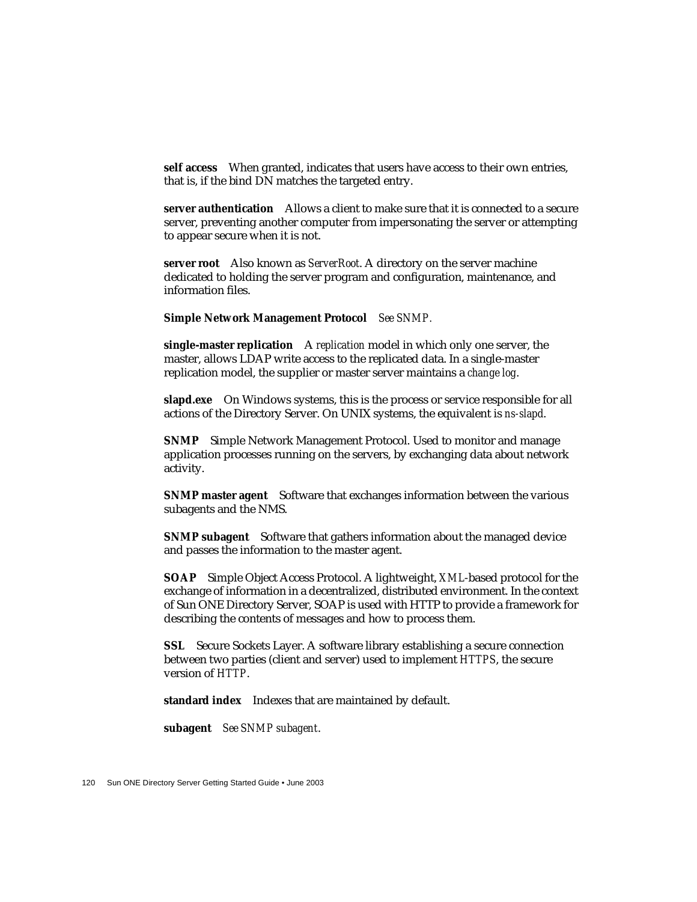**self access** When granted, indicates that users have access to their own entries, that is, if the bind DN matches the targeted entry.

**server authentication** Allows a client to make sure that it is connected to a secure server, preventing another computer from impersonating the server or attempting to appear secure when it is not.

**server root** Also known as *ServerRoot*. A directory on the server machine dedicated to holding the server program and configuration, maintenance, and information files.

**Simple Network Management Protocol** *See SNMP.*

**single-master replication** A *replication* model in which only one server, the master, allows LDAP write access to the replicated data. In a single-master replication model, the supplier or master server maintains a *change log*.

**slapd.exe** On Windows systems, this is the process or service responsible for all actions of the Directory Server. On UNIX systems, the equivalent is *ns-slapd*.

**SNMP** Simple Network Management Protocol. Used to monitor and manage application processes running on the servers, by exchanging data about network activity.

**SNMP master agent** Software that exchanges information between the various subagents and the NMS.

**SNMP subagent** Software that gathers information about the managed device and passes the information to the master agent.

**SOAP** Simple Object Access Protocol. A lightweight, *XML*-based protocol for the exchange of information in a decentralized, distributed environment. In the context of Sun ONE Directory Server, SOAP is used with HTTP to provide a framework for describing the contents of messages and how to process them.

**SSL** Secure Sockets Layer. A software library establishing a secure connection between two parties (client and server) used to implement *HTTPS*, the secure version of *HTTP*.

**standard index** Indexes that are maintained by default.

**subagent** *See SNMP subagent*.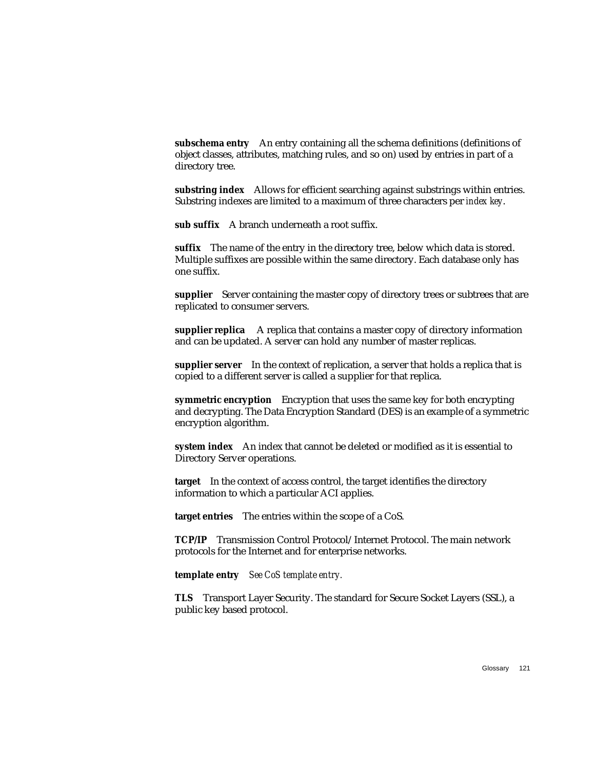**subschema entry** An entry containing all the schema definitions (definitions of object classes, attributes, matching rules, and so on) used by entries in part of a directory tree.

**substring index** Allows for efficient searching against substrings within entries. Substring indexes are limited to a maximum of three characters per *index key*.

**sub suffix** A branch underneath a root suffix.

**suffix** The name of the entry in the directory tree, below which data is stored. Multiple suffixes are possible within the same directory. Each database only has one suffix.

**supplier** Server containing the master copy of directory trees or subtrees that are replicated to consumer servers.

**supplier replica** A replica that contains a master copy of directory information and can be updated. A server can hold any number of master replicas.

**supplier server** In the context of replication, a server that holds a replica that is copied to a different server is called a supplier for that replica.

**symmetric encryption** Encryption that uses the same key for both encrypting and decrypting. The Data Encryption Standard (DES) is an example of a symmetric encryption algorithm.

**system index** An index that cannot be deleted or modified as it is essential to Directory Server operations.

**target** In the context of access control, the target identifies the directory information to which a particular ACI applies.

**target entries** The entries within the scope of a CoS.

**TCP/IP** Transmission Control Protocol/Internet Protocol. The main network protocols for the Internet and for enterprise networks.

**template entry** *See CoS template entry.*

**TLS** Transport Layer Security. The standard for Secure Socket Layers (SSL), a public key based protocol.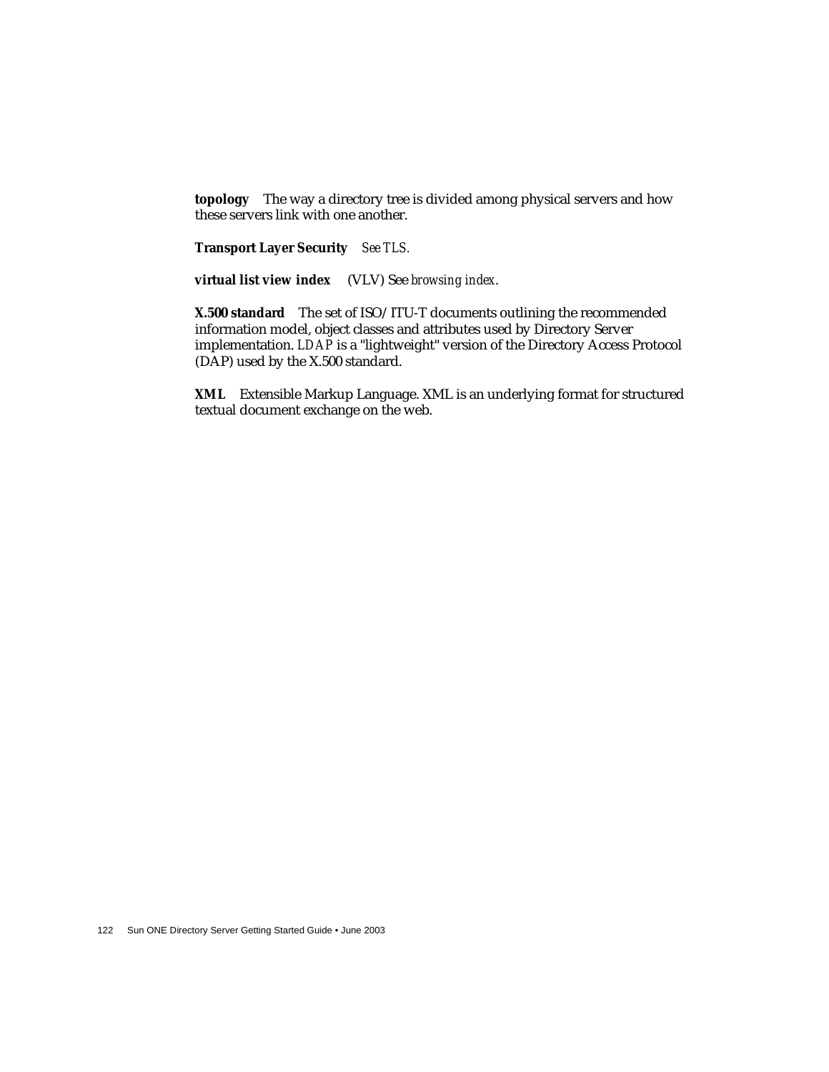**topology** The way a directory tree is divided among physical servers and how these servers link with one another.

**Transport Layer Security** *See TLS.*

**virtual list view index** (VLV) See *browsing index*.

**X.500 standard** The set of ISO/ITU-T documents outlining the recommended information model, object classes and attributes used by Directory Server implementation. *LDAP* is a "lightweight" version of the Directory Access Protocol (DAP) used by the X.500 standard.

**XML** Extensible Markup Language. XML is an underlying format for structured textual document exchange on the web.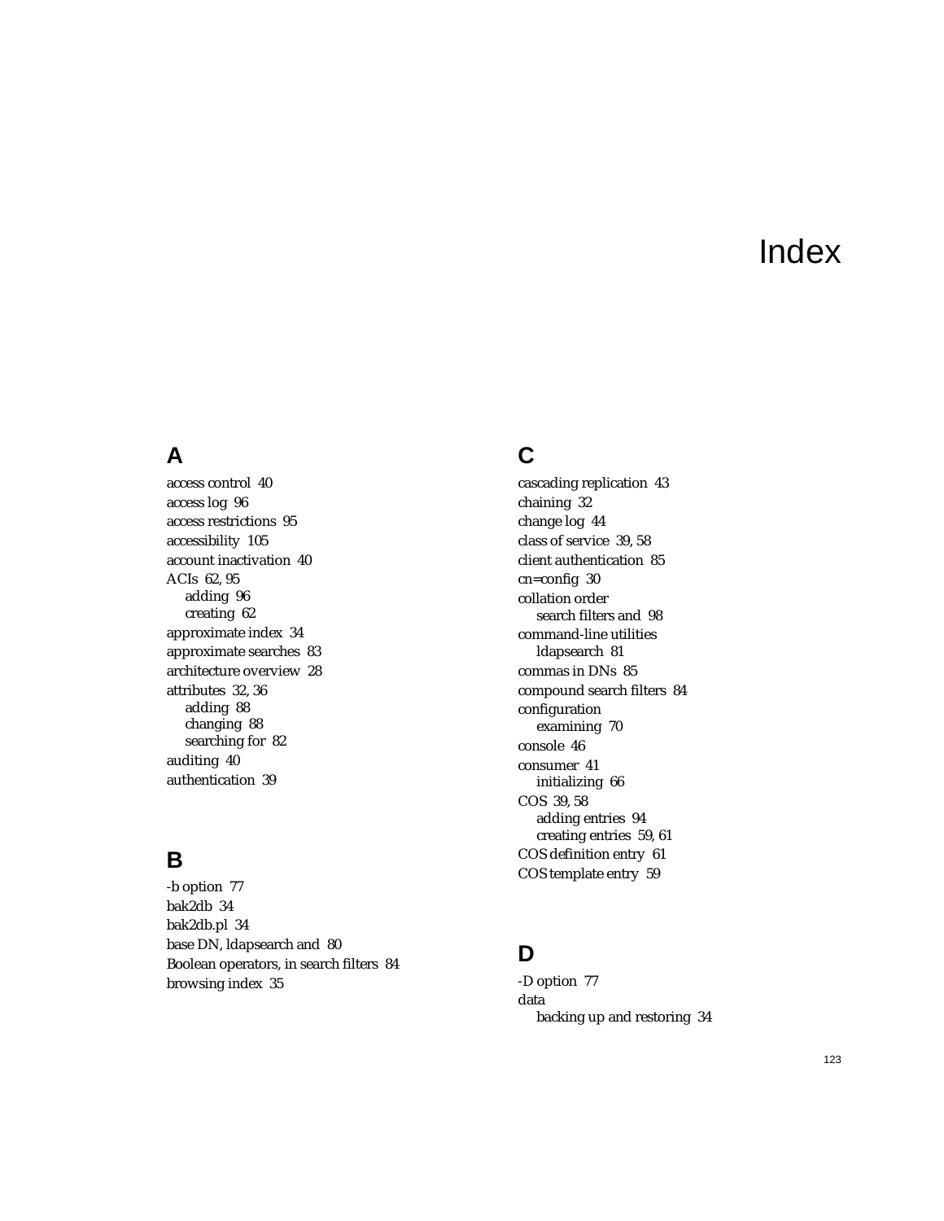# Index

## A

access control 40
access log 96
access restrictions 95
accessibility 105
account inactivation 40
ACIs 62, 95
  adding 96
  creating 62
approximate index 34
approximate searches 83
architecture overview 28
attributes 32, 36
  adding 88
  changing 88
  searching for 82
auditing 40
authentication 39

## B

-b option 77
bak2db 34
bak2db.pl 34
base DN, ldapsearch and 80
Boolean operators, in search filters 84
browsing index 35

## C

cascading replication 43
chaining 32
change log 44
class of service 39, 58
client authentication 85
cn=config 30
collation order
  search filters and 98
command-line utilities
  ldapsearch 81
commas in DNs 85
compound search filters 84
configuration
  examining 70
console 46
consumer 41
  initializing 66
COS 39, 58
  adding entries 94
  creating entries 59, 61
COS definition entry 61
COS template entry 59

## D

-D option 77
data
  backing up and restoring 34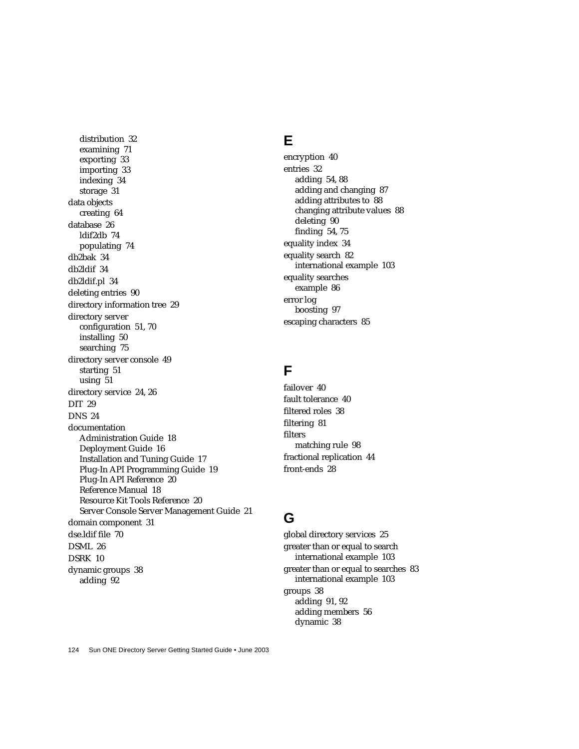distribution 32
examining 71
exporting 33
importing 33
indexing 34
storage 31

data objects
  creating 64

database 26
  ldif2db 74
  populating 74

db2bak 34

db2ldif 34

db2ldif.pl 34

deleting entries 90

directory information tree 29

directory server
  configuration 51, 70
  installing 50
  searching 75

directory server console 49
  starting 51
  using 51

directory service 24, 26

DIT 29

DNS 24

documentation
  Administration Guide 18
  Deployment Guide 16
  Installation and Tuning Guide 17
  Plug-In API Programming Guide 19
  Plug-In API Reference 20
  Reference Manual 18
  Resource Kit Tools Reference 20
  Server Console Server Management Guide 21

domain component 31

dse.ldif file 70

DSML 26

DSRK 10

dynamic groups 38
  adding 92

## E

encryption 40

entries 32
  adding 54, 88
  adding and changing 87
  adding attributes to 88
  changing attribute values 88
  deleting 90
  finding 54, 75

equality index 34

equality search 82
  international example 103

equality searches
  example 86

error log
  boosting 97

escaping characters 85

## F

failover 40

fault tolerance 40

filtered roles 38

filtering 81

filters
  matching rule 98

fractional replication 44

front-ends 28

## G

global directory services 25

greater than or equal to search
  international example 103

greater than or equal to searches 83
  international example 103

groups 38
  adding 91, 92
  adding members 56
  dynamic 38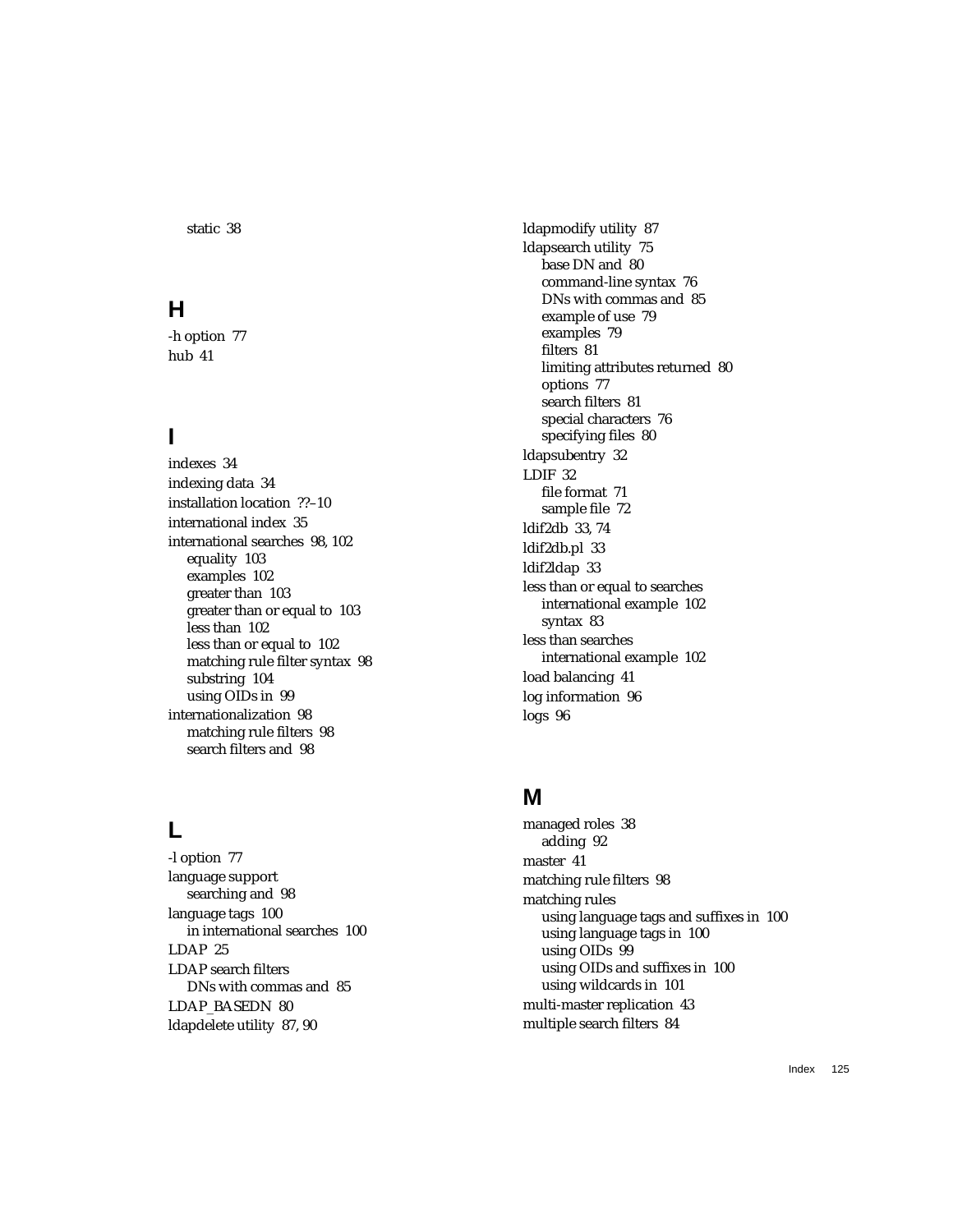static 38

## H

-h option 77
hub 41

## I

indexes 34
indexing data 34
installation location ??–10
international index 35
international searches 98, 102
    equality 103
    examples 102
    greater than 103
    greater than or equal to 103
    less than 102
    less than or equal to 102
    matching rule filter syntax 98
    substring 104
    using OIDs in 99
internationalization 98
    matching rule filters 98
    search filters and 98

## L

-l option 77
language support
    searching and 98
language tags 100
    in international searches 100
LDAP 25
LDAP search filters
    DNs with commas and 85
LDAP_BASEDN 80
ldapdelete utility 87, 90
ldapmodify utility 87
ldapsearch utility 75
    base DN and 80
    command-line syntax 76
    DNs with commas and 85
    example of use 79
    examples 79
    filters 81
    limiting attributes returned 80
    options 77
    search filters 81
    special characters 76
    specifying files 80
ldapsubentry 32
LDIF 32
    file format 71
    sample file 72
ldif2db 33, 74
ldif2db.pl 33
ldif2ldap 33
less than or equal to searches
    international example 102
    syntax 83
less than searches
    international example 102
load balancing 41
log information 96
logs 96

## M

managed roles 38
    adding 92
master 41
matching rule filters 98
matching rules
    using language tags and suffixes in 100
    using language tags in 100
    using OIDs 99
    using OIDs and suffixes in 100
    using wildcards in 101
multi-master replication 43
multiple search filters 84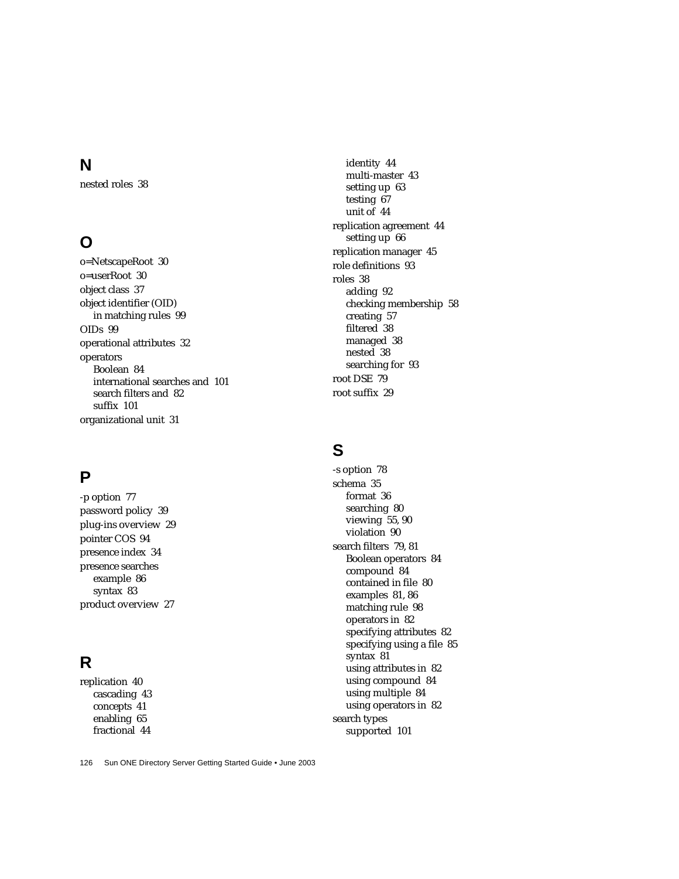## N

nested roles 38

## O

o=NetscapeRoot 30
o=userRoot 30
object class 37
object identifier (OID)
- in matching rules 99

OIDs 99
operational attributes 32
operators
- Boolean 84
- international searches and 101
- search filters and 82
- suffix 101

organizational unit 31

## P

-p option 77
password policy 39
plug-ins overview 29
pointer COS 94
presence index 34
presence searches
- example 86
- syntax 83

product overview 27

## R

replication 40
- cascading 43
- concepts 41
- enabling 65
- fractional 44
- identity 44
- multi-master 43
- setting up 63
- testing 67
- unit of 44

replication agreement 44
- setting up 66

replication manager 45
role definitions 93
roles 38
- adding 92
- checking membership 58
- creating 57
- filtered 38
- managed 38
- nested 38
- searching for 93

root DSE 79
root suffix 29

## S

-s option 78
schema 35
- format 36
- searching 80
- viewing 55, 90
- violation 90

search filters 79, 81
- Boolean operators 84
- compound 84
- contained in file 80
- examples 81, 86
- matching rule 98
- operators in 82
- specifying attributes 82
- specifying using a file 85
- syntax 81
- using attributes in 82
- using compound 84
- using multiple 84
- using operators in 82

search types
- supported 101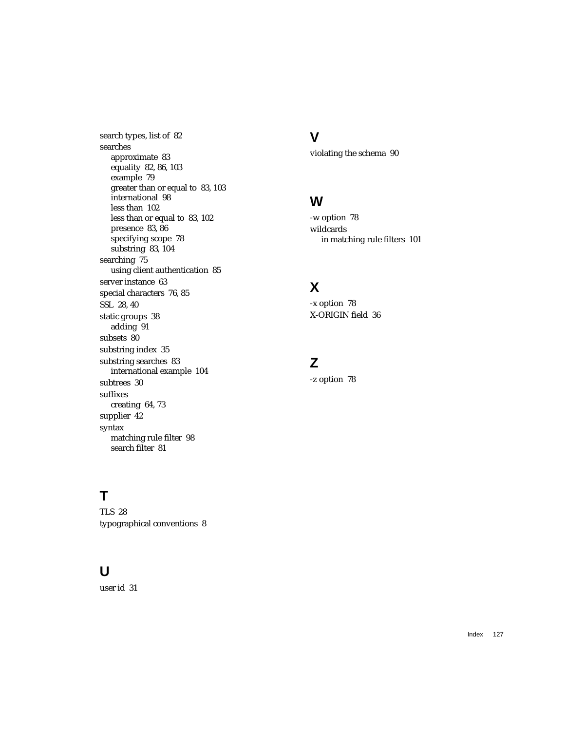search types, list of 82
searches
  approximate 83
  equality 82, 86, 103
  example 79
  greater than or equal to 83, 103
  international 98
  less than 102
  less than or equal to 83, 102
  presence 83, 86
  specifying scope 78
  substring 83, 104
searching 75
  using client authentication 85
server instance 63
special characters 76, 85
SSL 28, 40
static groups 38
  adding 91
subsets 80
substring index 35
substring searches 83
  international example 104
subtrees 30
suffixes
  creating 64, 73
supplier 42
syntax
  matching rule filter 98
  search filter 81

## T

TLS 28
typographical conventions 8

## U

user id 31

## V

violating the schema 90

## W

-w option 78
wildcards
  in matching rule filters 101

## X

-x option 78
X-ORIGIN field 36

## Z

-z option 78